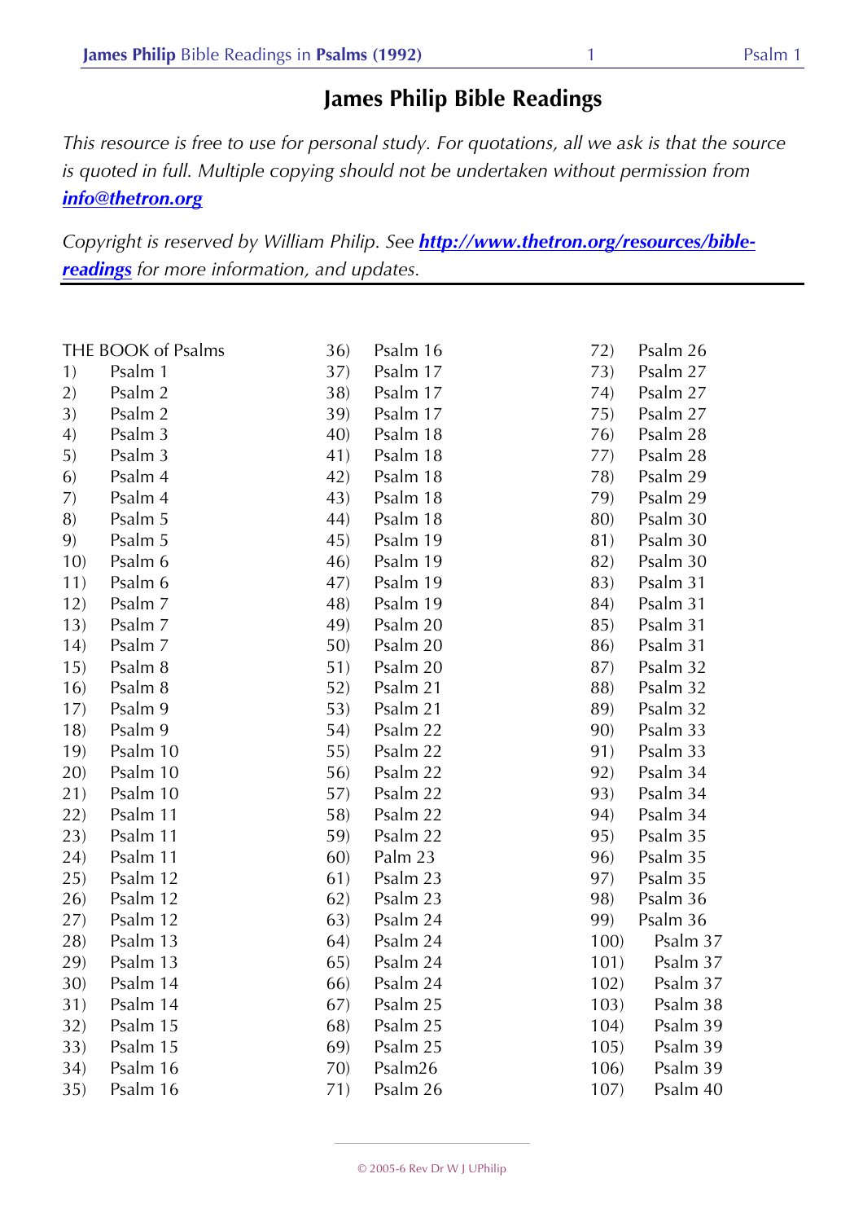# James Philip Bible Readings

*This resource is free to use for personal study. For quotations, all we ask is that the source is quoted in full. Multiple copying should not be undertaken without permission from* ***info@thetron.org***

*Copyright is reserved by William Philip. See* ***http://www.thetron.org/resources/bible-readings*** *for more information, and updates.*

THE BOOK of Psalms

1) Psalm 1
2) Psalm 2
3) Psalm 2
4) Psalm 3
5) Psalm 3
6) Psalm 4
7) Psalm 4
8) Psalm 5
9) Psalm 5
10) Psalm 6
11) Psalm 6
12) Psalm 7
13) Psalm 7
14) Psalm 7
15) Psalm 8
16) Psalm 8
17) Psalm 9
18) Psalm 9
19) Psalm 10
20) Psalm 10
21) Psalm 10
22) Psalm 11
23) Psalm 11
24) Psalm 11
25) Psalm 12
26) Psalm 12
27) Psalm 12
28) Psalm 13
29) Psalm 13
30) Psalm 14
31) Psalm 14
32) Psalm 15
33) Psalm 15
34) Psalm 16
35) Psalm 16
36) Psalm 16
37) Psalm 17
38) Psalm 17
39) Psalm 17
40) Psalm 18
41) Psalm 18
42) Psalm 18
43) Psalm 18
44) Psalm 18
45) Psalm 19
46) Psalm 19
47) Psalm 19
48) Psalm 19
49) Psalm 20
50) Psalm 20
51) Psalm 20
52) Psalm 21
53) Psalm 21
54) Psalm 22
55) Psalm 22
56) Psalm 22
57) Psalm 22
58) Psalm 22
59) Psalm 22
60) Palm 23
61) Psalm 23
62) Psalm 23
63) Psalm 24
64) Psalm 24
65) Psalm 24
66) Psalm 24
67) Psalm 25
68) Psalm 25
69) Psalm 25
70) Psalm26
71) Psalm 26
72) Psalm 26
73) Psalm 27
74) Psalm 27
75) Psalm 27
76) Psalm 28
77) Psalm 28
78) Psalm 29
79) Psalm 29
80) Psalm 30
81) Psalm 30
82) Psalm 30
83) Psalm 31
84) Psalm 31
85) Psalm 31
86) Psalm 31
87) Psalm 32
88) Psalm 32
89) Psalm 32
90) Psalm 33
91) Psalm 33
92) Psalm 34
93) Psalm 34
94) Psalm 34
95) Psalm 35
96) Psalm 35
97) Psalm 35
98) Psalm 36
99) Psalm 36
100) Psalm 37
101) Psalm 37
102) Psalm 37
103) Psalm 38
104) Psalm 39
105) Psalm 39
106) Psalm 39
107) Psalm 40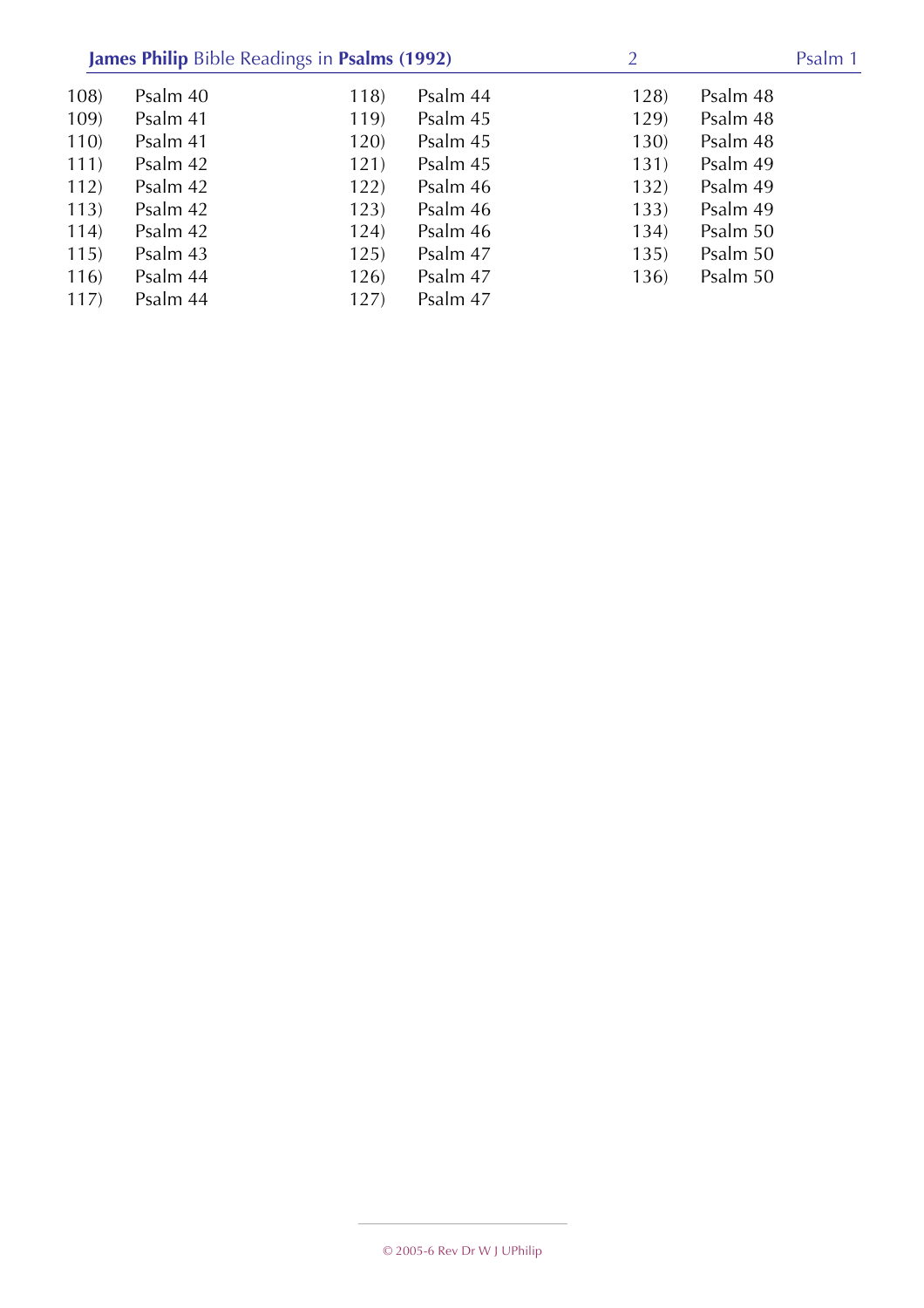108) Psalm 40
109) Psalm 41
110) Psalm 41
111) Psalm 42
112) Psalm 42
113) Psalm 42
114) Psalm 42
115) Psalm 43
116) Psalm 44
117) Psalm 44
118) Psalm 44
119) Psalm 45
120) Psalm 45
121) Psalm 45
122) Psalm 46
123) Psalm 46
124) Psalm 46
125) Psalm 47
126) Psalm 47
127) Psalm 47
128) Psalm 48
129) Psalm 48
130) Psalm 48
131) Psalm 49
132) Psalm 49
133) Psalm 49
134) Psalm 50
135) Psalm 50
136) Psalm 50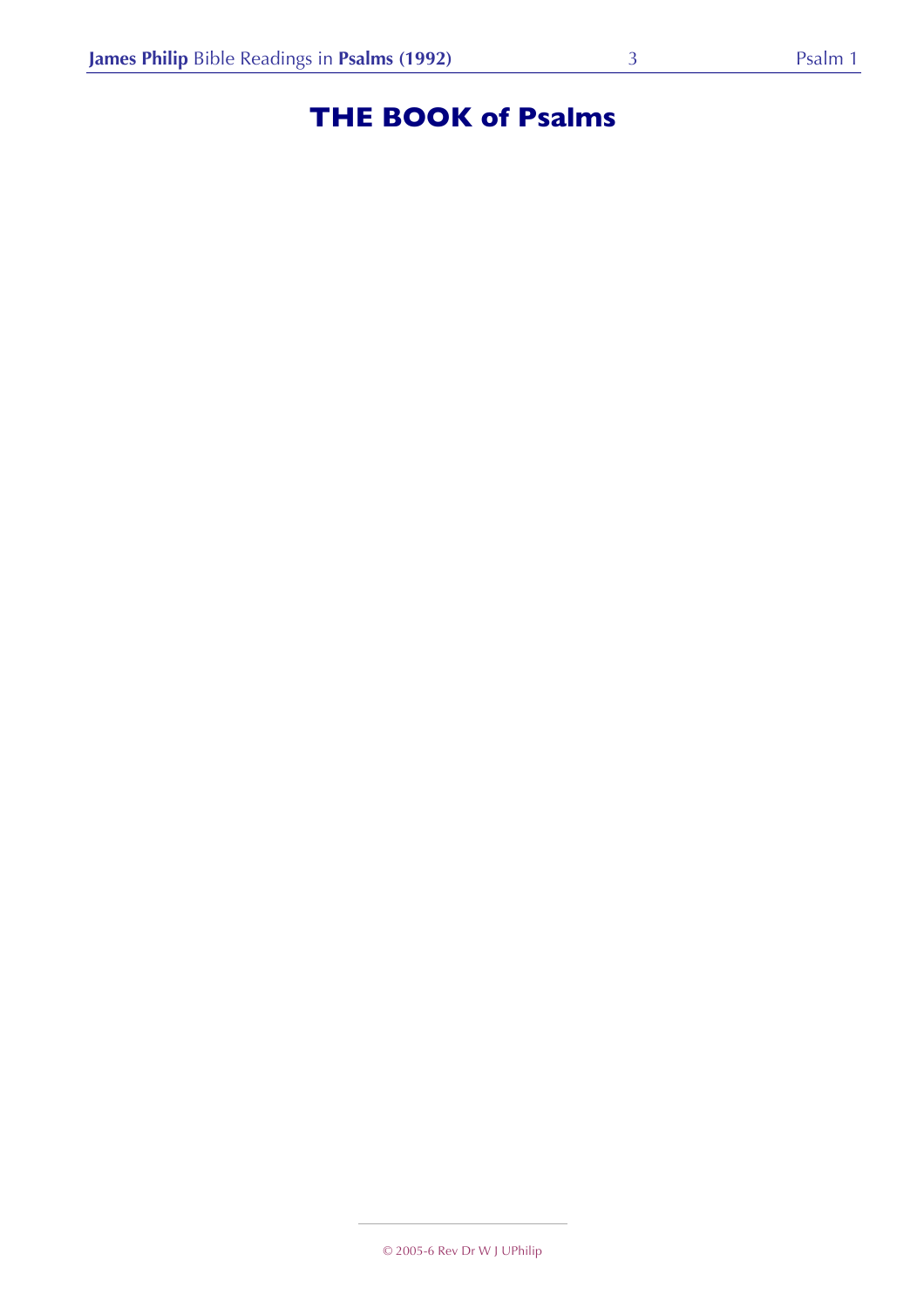# THE BOOK of Psalms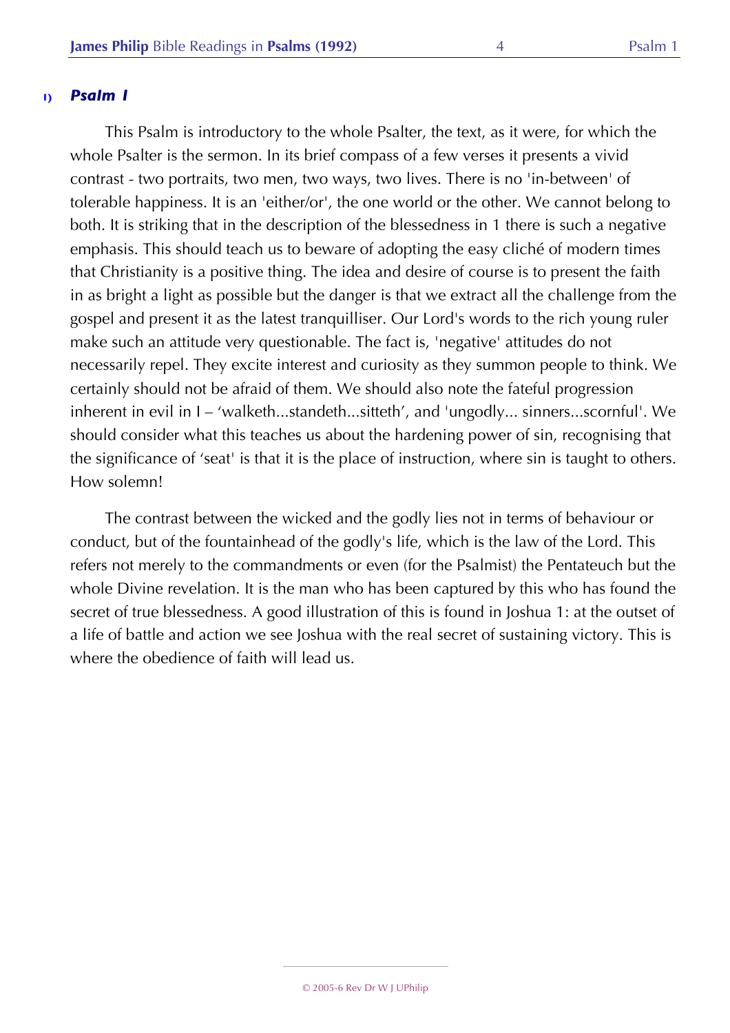## 1) *Psalm 1*

This Psalm is introductory to the whole Psalter, the text, as it were, for which the whole Psalter is the sermon. In its brief compass of a few verses it presents a vivid contrast - two portraits, two men, two ways, two lives. There is no 'in-between' of tolerable happiness. It is an 'either/or', the one world or the other. We cannot belong to both. It is striking that in the description of the blessedness in 1 there is such a negative emphasis. This should teach us to beware of adopting the easy cliché of modern times that Christianity is a positive thing. The idea and desire of course is to present the faith in as bright a light as possible but the danger is that we extract all the challenge from the gospel and present it as the latest tranquilliser. Our Lord's words to the rich young ruler make such an attitude very questionable. The fact is, 'negative' attitudes do not necessarily repel. They excite interest and curiosity as they summon people to think. We certainly should not be afraid of them. We should also note the fateful progression inherent in evil in I – 'walketh...standeth...sitteth', and 'ungodly... sinners...scornful'. We should consider what this teaches us about the hardening power of sin, recognising that the significance of 'seat' is that it is the place of instruction, where sin is taught to others. How solemn!

The contrast between the wicked and the godly lies not in terms of behaviour or conduct, but of the fountainhead of the godly's life, which is the law of the Lord. This refers not merely to the commandments or even (for the Psalmist) the Pentateuch but the whole Divine revelation. It is the man who has been captured by this who has found the secret of true blessedness. A good illustration of this is found in Joshua 1: at the outset of a life of battle and action we see Joshua with the real secret of sustaining victory. This is where the obedience of faith will lead us.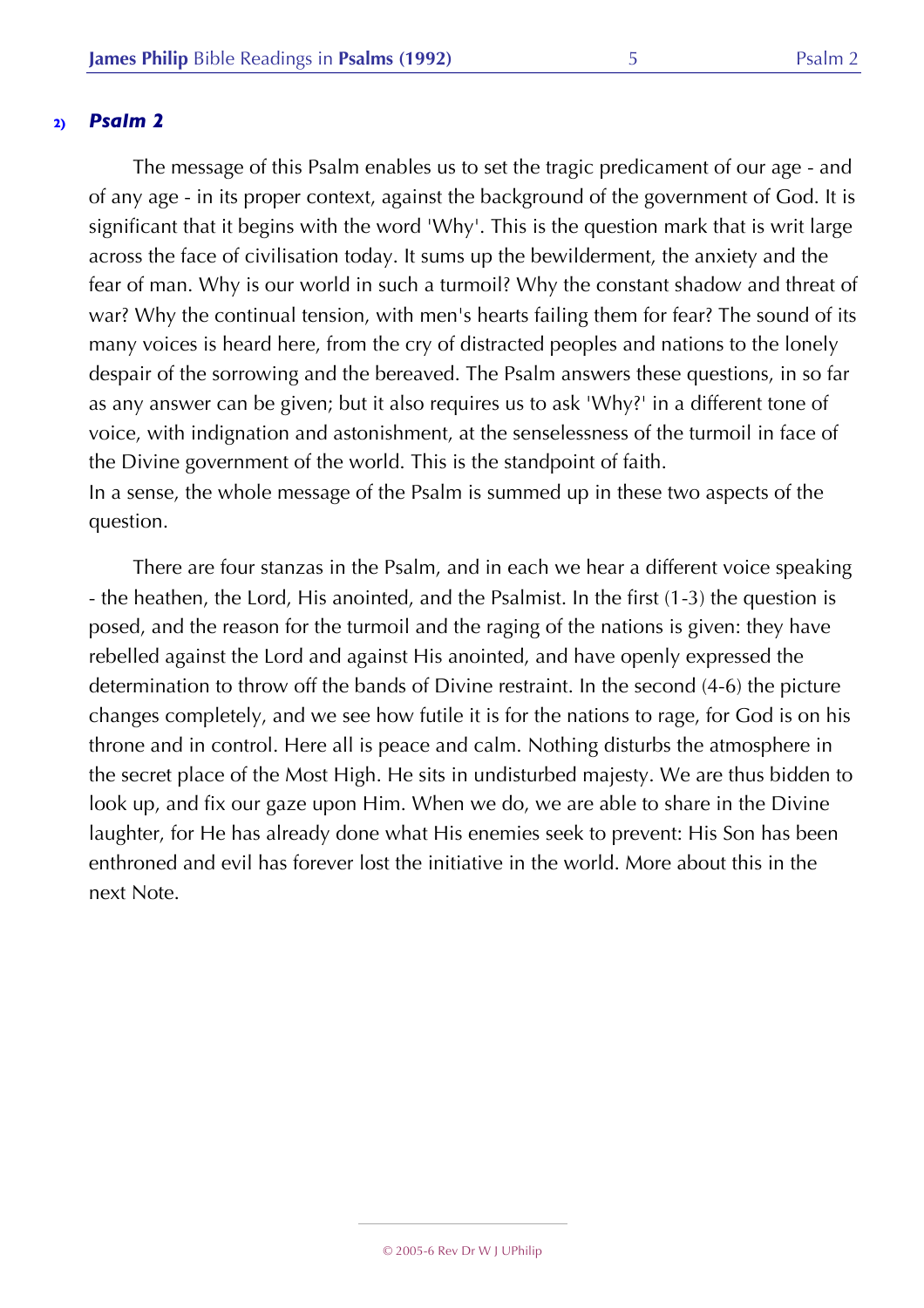## 2) *Psalm 2*

The message of this Psalm enables us to set the tragic predicament of our age - and of any age - in its proper context, against the background of the government of God. It is significant that it begins with the word 'Why'. This is the question mark that is writ large across the face of civilisation today. It sums up the bewilderment, the anxiety and the fear of man. Why is our world in such a turmoil? Why the constant shadow and threat of war? Why the continual tension, with men's hearts failing them for fear? The sound of its many voices is heard here, from the cry of distracted peoples and nations to the lonely despair of the sorrowing and the bereaved. The Psalm answers these questions, in so far as any answer can be given; but it also requires us to ask 'Why?' in a different tone of voice, with indignation and astonishment, at the senselessness of the turmoil in face of the Divine government of the world. This is the standpoint of faith.
In a sense, the whole message of the Psalm is summed up in these two aspects of the question.

There are four stanzas in the Psalm, and in each we hear a different voice speaking - the heathen, the Lord, His anointed, and the Psalmist. In the first (1-3) the question is posed, and the reason for the turmoil and the raging of the nations is given: they have rebelled against the Lord and against His anointed, and have openly expressed the determination to throw off the bands of Divine restraint. In the second (4-6) the picture changes completely, and we see how futile it is for the nations to rage, for God is on his throne and in control. Here all is peace and calm. Nothing disturbs the atmosphere in the secret place of the Most High. He sits in undisturbed majesty. We are thus bidden to look up, and fix our gaze upon Him. When we do, we are able to share in the Divine laughter, for He has already done what His enemies seek to prevent: His Son has been enthroned and evil has forever lost the initiative in the world. More about this in the next Note.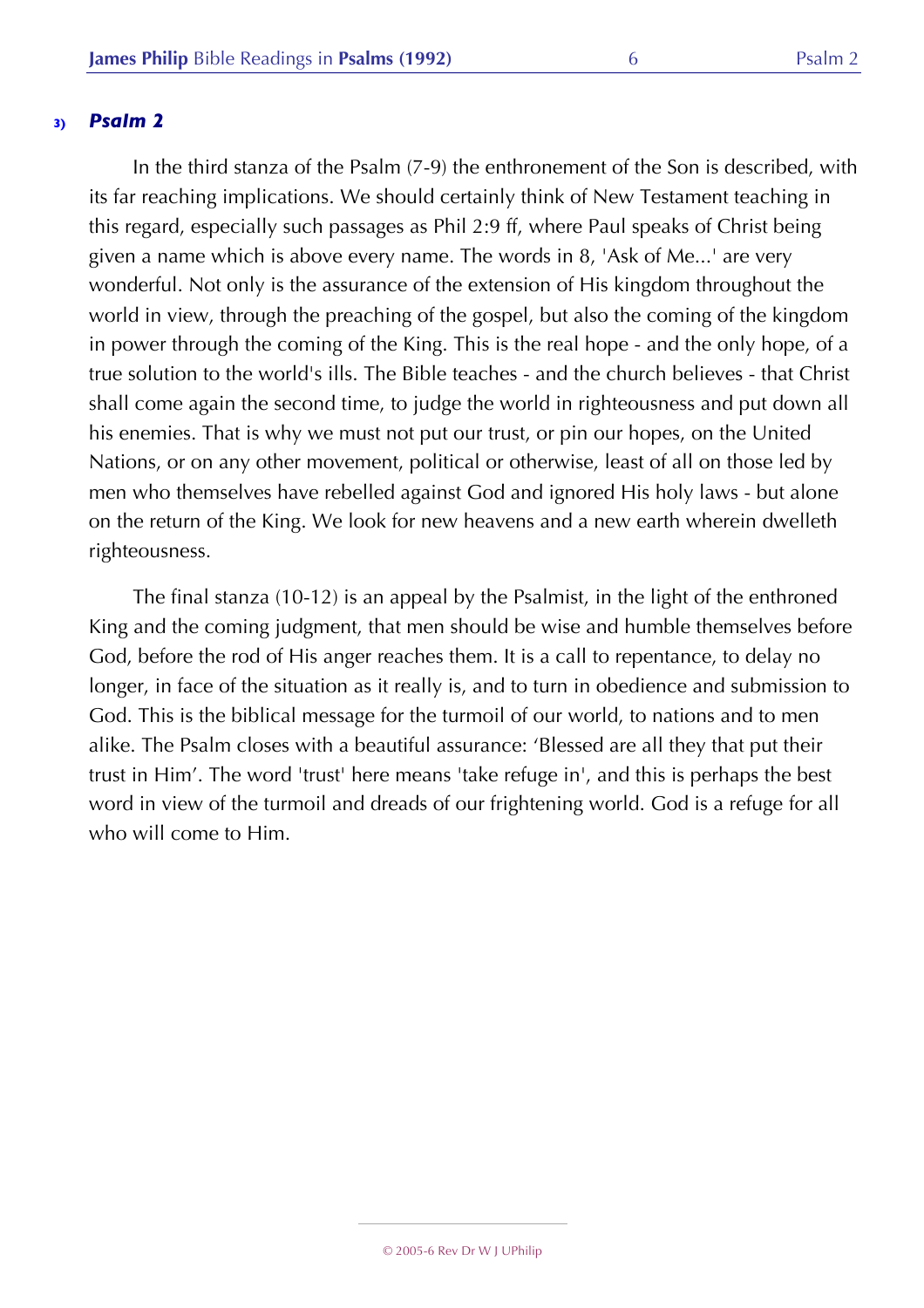### 3) *Psalm 2*

In the third stanza of the Psalm (7-9) the enthronement of the Son is described, with its far reaching implications. We should certainly think of New Testament teaching in this regard, especially such passages as Phil 2:9 ff, where Paul speaks of Christ being given a name which is above every name. The words in 8, 'Ask of Me...' are very wonderful. Not only is the assurance of the extension of His kingdom throughout the world in view, through the preaching of the gospel, but also the coming of the kingdom in power through the coming of the King. This is the real hope - and the only hope, of a true solution to the world's ills. The Bible teaches - and the church believes - that Christ shall come again the second time, to judge the world in righteousness and put down all his enemies. That is why we must not put our trust, or pin our hopes, on the United Nations, or on any other movement, political or otherwise, least of all on those led by men who themselves have rebelled against God and ignored His holy laws - but alone on the return of the King. We look for new heavens and a new earth wherein dwelleth righteousness.

The final stanza (10-12) is an appeal by the Psalmist, in the light of the enthroned King and the coming judgment, that men should be wise and humble themselves before God, before the rod of His anger reaches them. It is a call to repentance, to delay no longer, in face of the situation as it really is, and to turn in obedience and submission to God. This is the biblical message for the turmoil of our world, to nations and to men alike. The Psalm closes with a beautiful assurance: 'Blessed are all they that put their trust in Him'. The word 'trust' here means 'take refuge in', and this is perhaps the best word in view of the turmoil and dreads of our frightening world. God is a refuge for all who will come to Him.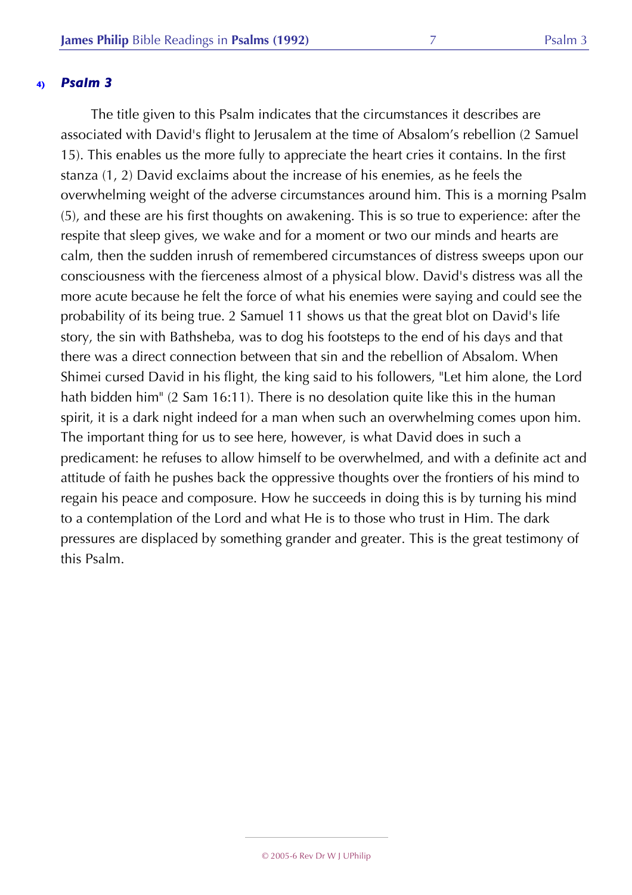#### 4) *Psalm 3*

The title given to this Psalm indicates that the circumstances it describes are associated with David's flight to Jerusalem at the time of Absalom's rebellion (2 Samuel 15). This enables us the more fully to appreciate the heart cries it contains. In the first stanza (1, 2) David exclaims about the increase of his enemies, as he feels the overwhelming weight of the adverse circumstances around him. This is a morning Psalm (5), and these are his first thoughts on awakening. This is so true to experience: after the respite that sleep gives, we wake and for a moment or two our minds and hearts are calm, then the sudden inrush of remembered circumstances of distress sweeps upon our consciousness with the fierceness almost of a physical blow. David's distress was all the more acute because he felt the force of what his enemies were saying and could see the probability of its being true. 2 Samuel 11 shows us that the great blot on David's life story, the sin with Bathsheba, was to dog his footsteps to the end of his days and that there was a direct connection between that sin and the rebellion of Absalom. When Shimei cursed David in his flight, the king said to his followers, "Let him alone, the Lord hath bidden him" (2 Sam 16:11). There is no desolation quite like this in the human spirit, it is a dark night indeed for a man when such an overwhelming comes upon him. The important thing for us to see here, however, is what David does in such a predicament: he refuses to allow himself to be overwhelmed, and with a definite act and attitude of faith he pushes back the oppressive thoughts over the frontiers of his mind to regain his peace and composure. How he succeeds in doing this is by turning his mind to a contemplation of the Lord and what He is to those who trust in Him. The dark pressures are displaced by something grander and greater. This is the great testimony of this Psalm.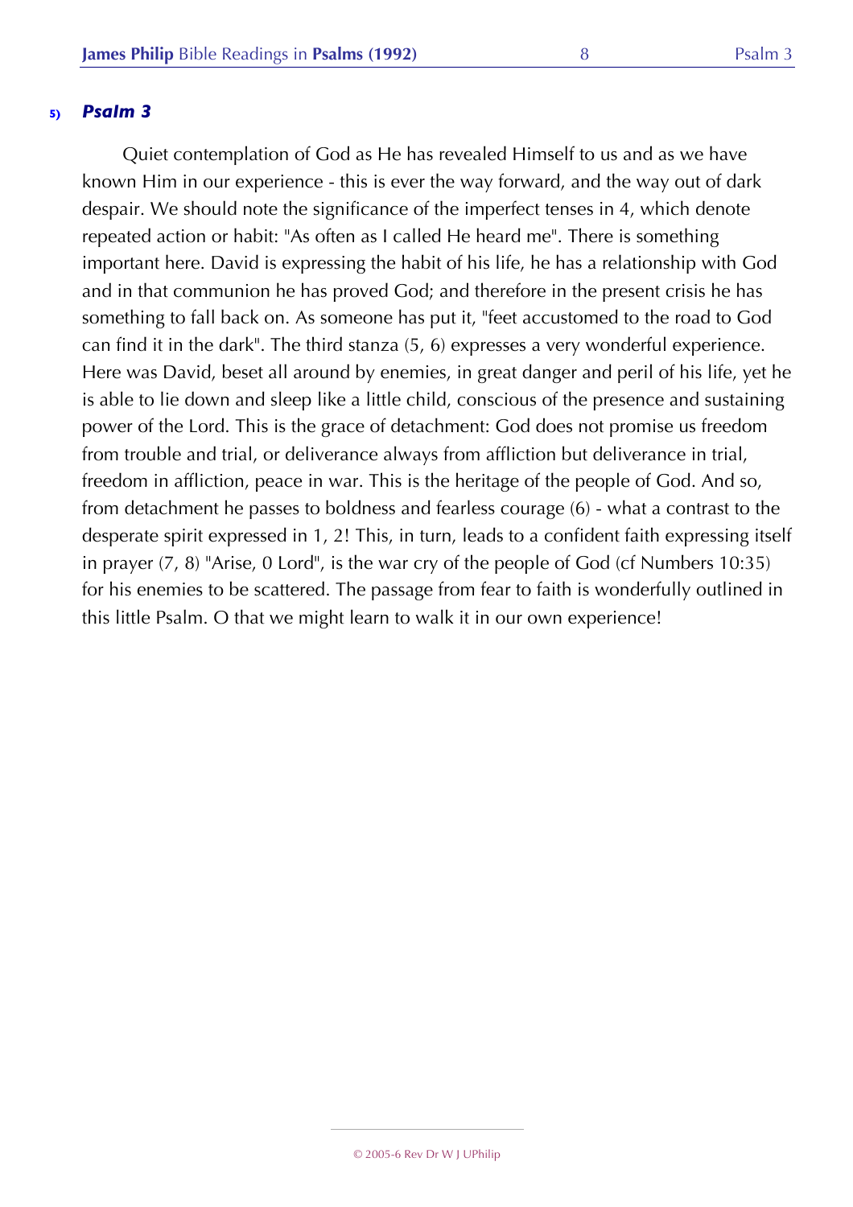## 5) *Psalm 3*

Quiet contemplation of God as He has revealed Himself to us and as we have known Him in our experience - this is ever the way forward, and the way out of dark despair. We should note the significance of the imperfect tenses in 4, which denote repeated action or habit: "As often as I called He heard me". There is something important here. David is expressing the habit of his life, he has a relationship with God and in that communion he has proved God; and therefore in the present crisis he has something to fall back on. As someone has put it, "feet accustomed to the road to God can find it in the dark". The third stanza (5, 6) expresses a very wonderful experience. Here was David, beset all around by enemies, in great danger and peril of his life, yet he is able to lie down and sleep like a little child, conscious of the presence and sustaining power of the Lord. This is the grace of detachment: God does not promise us freedom from trouble and trial, or deliverance always from affliction but deliverance in trial, freedom in affliction, peace in war. This is the heritage of the people of God. And so, from detachment he passes to boldness and fearless courage (6) - what a contrast to the desperate spirit expressed in 1, 2! This, in turn, leads to a confident faith expressing itself in prayer (7, 8) "Arise, 0 Lord", is the war cry of the people of God (cf Numbers 10:35) for his enemies to be scattered. The passage from fear to faith is wonderfully outlined in this little Psalm. O that we might learn to walk it in our own experience!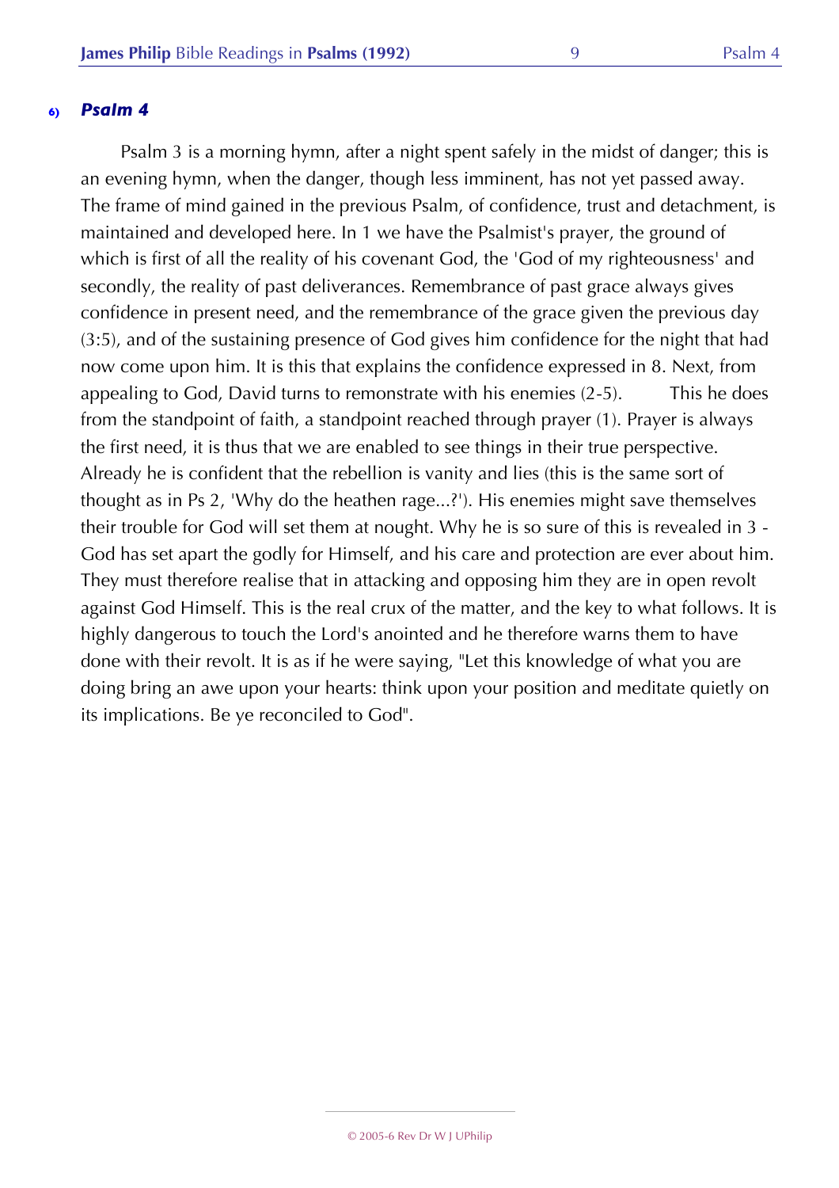## 6) *Psalm 4*

Psalm 3 is a morning hymn, after a night spent safely in the midst of danger; this is an evening hymn, when the danger, though less imminent, has not yet passed away. The frame of mind gained in the previous Psalm, of confidence, trust and detachment, is maintained and developed here. In 1 we have the Psalmist's prayer, the ground of which is first of all the reality of his covenant God, the 'God of my righteousness' and secondly, the reality of past deliverances. Remembrance of past grace always gives confidence in present need, and the remembrance of the grace given the previous day (3:5), and of the sustaining presence of God gives him confidence for the night that had now come upon him. It is this that explains the confidence expressed in 8. Next, from appealing to God, David turns to remonstrate with his enemies (2-5). This he does from the standpoint of faith, a standpoint reached through prayer (1). Prayer is always the first need, it is thus that we are enabled to see things in their true perspective. Already he is confident that the rebellion is vanity and lies (this is the same sort of thought as in Ps 2, 'Why do the heathen rage...?'). His enemies might save themselves their trouble for God will set them at nought. Why he is so sure of this is revealed in 3 - God has set apart the godly for Himself, and his care and protection are ever about him. They must therefore realise that in attacking and opposing him they are in open revolt against God Himself. This is the real crux of the matter, and the key to what follows. It is highly dangerous to touch the Lord's anointed and he therefore warns them to have done with their revolt. It is as if he were saying, "Let this knowledge of what you are doing bring an awe upon your hearts: think upon your position and meditate quietly on its implications. Be ye reconciled to God".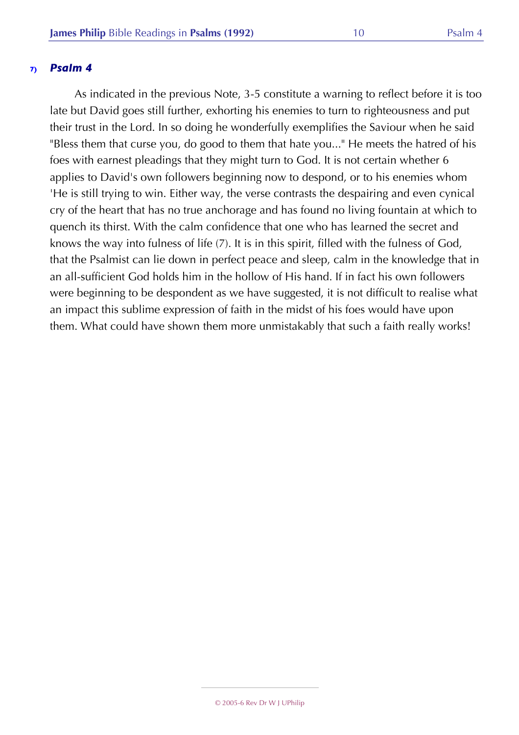### 7) *Psalm 4*

As indicated in the previous Note, 3-5 constitute a warning to reflect before it is too late but David goes still further, exhorting his enemies to turn to righteousness and put their trust in the Lord. In so doing he wonderfully exemplifies the Saviour when he said "Bless them that curse you, do good to them that hate you..." He meets the hatred of his foes with earnest pleadings that they might turn to God. It is not certain whether 6 applies to David's own followers beginning now to despond, or to his enemies whom 'He is still trying to win. Either way, the verse contrasts the despairing and even cynical cry of the heart that has no true anchorage and has found no living fountain at which to quench its thirst. With the calm confidence that one who has learned the secret and knows the way into fulness of life (7). It is in this spirit, filled with the fulness of God, that the Psalmist can lie down in perfect peace and sleep, calm in the knowledge that in an all-sufficient God holds him in the hollow of His hand. If in fact his own followers were beginning to be despondent as we have suggested, it is not difficult to realise what an impact this sublime expression of faith in the midst of his foes would have upon them. What could have shown them more unmistakably that such a faith really works!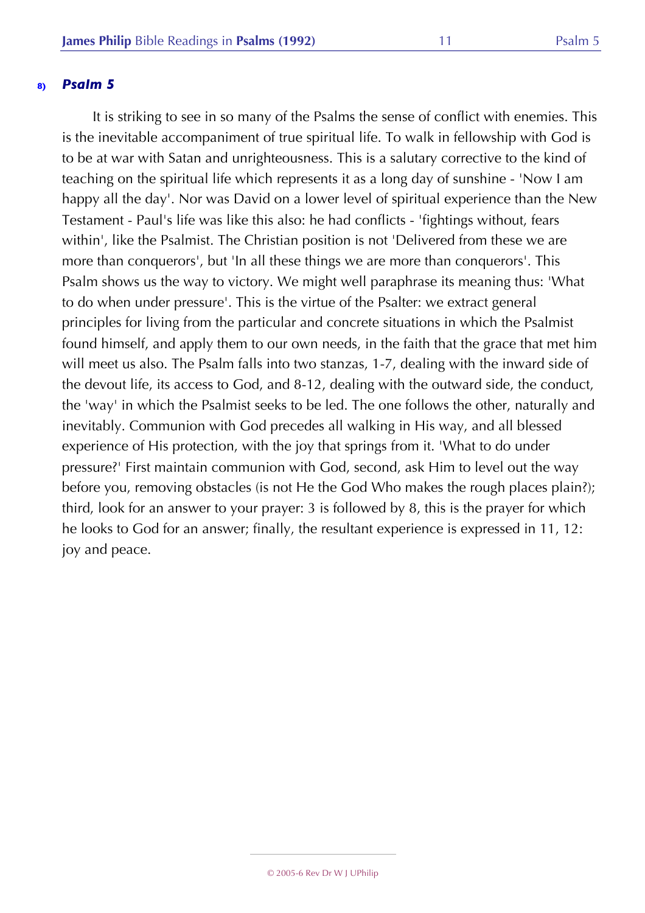## 8) *Psalm 5*

It is striking to see in so many of the Psalms the sense of conflict with enemies. This is the inevitable accompaniment of true spiritual life. To walk in fellowship with God is to be at war with Satan and unrighteousness. This is a salutary corrective to the kind of teaching on the spiritual life which represents it as a long day of sunshine - 'Now I am happy all the day'. Nor was David on a lower level of spiritual experience than the New Testament - Paul's life was like this also: he had conflicts - 'fightings without, fears within', like the Psalmist. The Christian position is not 'Delivered from these we are more than conquerors', but 'In all these things we are more than conquerors'. This Psalm shows us the way to victory. We might well paraphrase its meaning thus: 'What to do when under pressure'. This is the virtue of the Psalter: we extract general principles for living from the particular and concrete situations in which the Psalmist found himself, and apply them to our own needs, in the faith that the grace that met him will meet us also. The Psalm falls into two stanzas, 1-7, dealing with the inward side of the devout life, its access to God, and 8-12, dealing with the outward side, the conduct, the 'way' in which the Psalmist seeks to be led. The one follows the other, naturally and inevitably. Communion with God precedes all walking in His way, and all blessed experience of His protection, with the joy that springs from it. 'What to do under pressure?' First maintain communion with God, second, ask Him to level out the way before you, removing obstacles (is not He the God Who makes the rough places plain?); third, look for an answer to your prayer: 3 is followed by 8, this is the prayer for which he looks to God for an answer; finally, the resultant experience is expressed in 11, 12: joy and peace.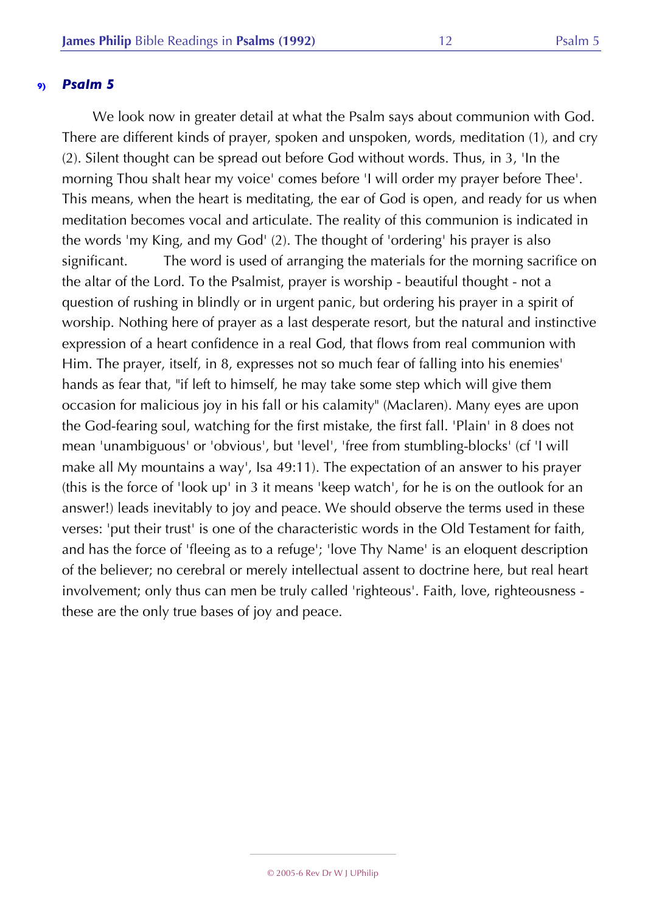### 9) *Psalm 5*

We look now in greater detail at what the Psalm says about communion with God. There are different kinds of prayer, spoken and unspoken, words, meditation (1), and cry (2). Silent thought can be spread out before God without words. Thus, in 3, 'In the morning Thou shalt hear my voice' comes before 'I will order my prayer before Thee'. This means, when the heart is meditating, the ear of God is open, and ready for us when meditation becomes vocal and articulate. The reality of this communion is indicated in the words 'my King, and my God' (2). The thought of 'ordering' his prayer is also significant. The word is used of arranging the materials for the morning sacrifice on the altar of the Lord. To the Psalmist, prayer is worship - beautiful thought - not a question of rushing in blindly or in urgent panic, but ordering his prayer in a spirit of worship. Nothing here of prayer as a last desperate resort, but the natural and instinctive expression of a heart confidence in a real God, that flows from real communion with Him. The prayer, itself, in 8, expresses not so much fear of falling into his enemies' hands as fear that, "if left to himself, he may take some step which will give them occasion for malicious joy in his fall or his calamity" (Maclaren). Many eyes are upon the God-fearing soul, watching for the first mistake, the first fall. 'Plain' in 8 does not mean 'unambiguous' or 'obvious', but 'level', 'free from stumbling-blocks' (cf 'I will make all My mountains a way', Isa 49:11). The expectation of an answer to his prayer (this is the force of 'look up' in 3 it means 'keep watch', for he is on the outlook for an answer!) leads inevitably to joy and peace. We should observe the terms used in these verses: 'put their trust' is one of the characteristic words in the Old Testament for faith, and has the force of 'fleeing as to a refuge'; 'love Thy Name' is an eloquent description of the believer; no cerebral or merely intellectual assent to doctrine here, but real heart involvement; only thus can men be truly called 'righteous'. Faith, love, righteousness - these are the only true bases of joy and peace.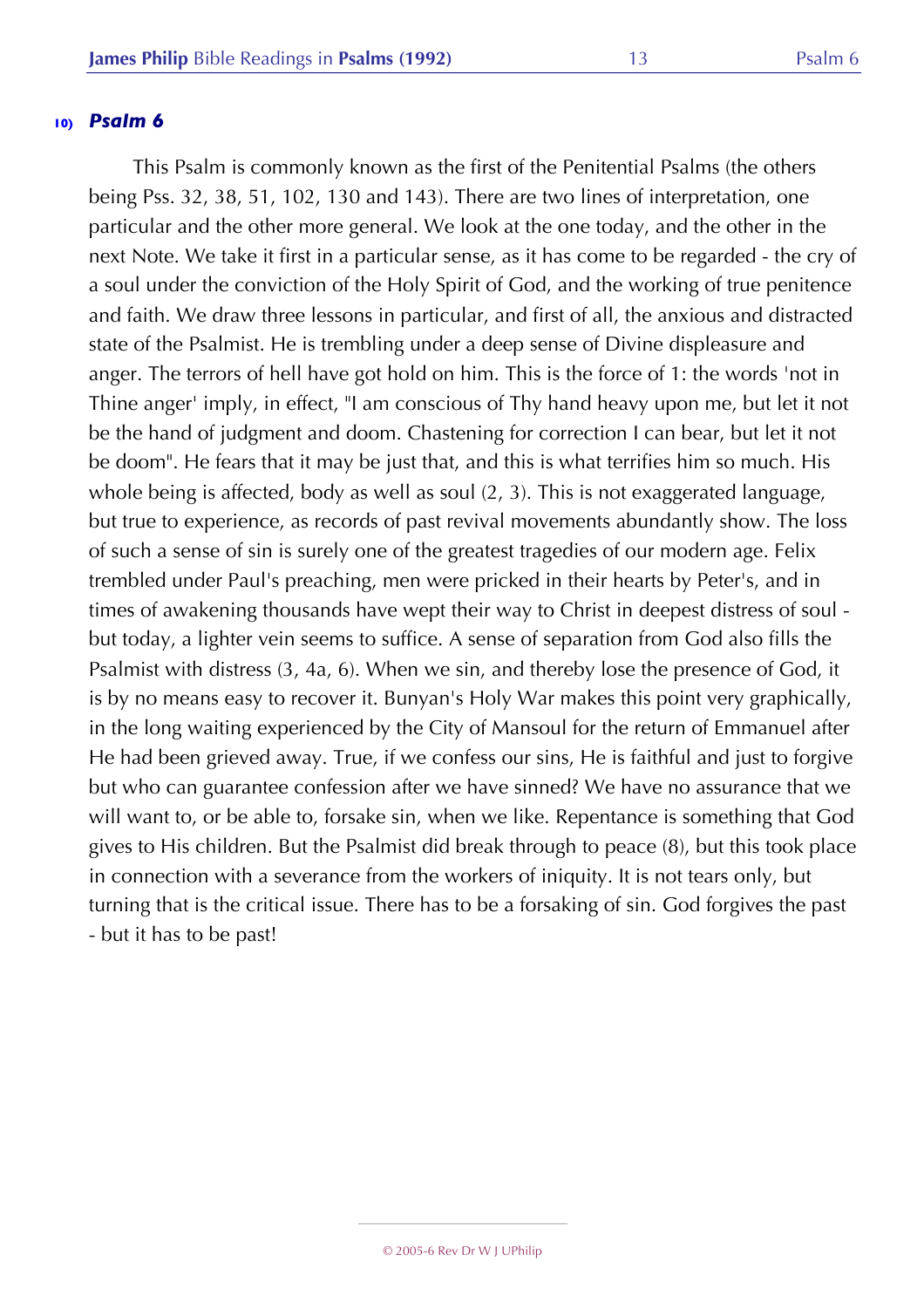## 10) *Psalm 6*

This Psalm is commonly known as the first of the Penitential Psalms (the others being Pss. 32, 38, 51, 102, 130 and 143). There are two lines of interpretation, one particular and the other more general. We look at the one today, and the other in the next Note. We take it first in a particular sense, as it has come to be regarded - the cry of a soul under the conviction of the Holy Spirit of God, and the working of true penitence and faith. We draw three lessons in particular, and first of all, the anxious and distracted state of the Psalmist. He is trembling under a deep sense of Divine displeasure and anger. The terrors of hell have got hold on him. This is the force of 1: the words 'not in Thine anger' imply, in effect, "I am conscious of Thy hand heavy upon me, but let it not be the hand of judgment and doom. Chastening for correction I can bear, but let it not be doom". He fears that it may be just that, and this is what terrifies him so much. His whole being is affected, body as well as soul (2, 3). This is not exaggerated language, but true to experience, as records of past revival movements abundantly show. The loss of such a sense of sin is surely one of the greatest tragedies of our modern age. Felix trembled under Paul's preaching, men were pricked in their hearts by Peter's, and in times of awakening thousands have wept their way to Christ in deepest distress of soul - but today, a lighter vein seems to suffice. A sense of separation from God also fills the Psalmist with distress (3, 4a, 6). When we sin, and thereby lose the presence of God, it is by no means easy to recover it. Bunyan's Holy War makes this point very graphically, in the long waiting experienced by the City of Mansoul for the return of Emmanuel after He had been grieved away. True, if we confess our sins, He is faithful and just to forgive but who can guarantee confession after we have sinned? We have no assurance that we will want to, or be able to, forsake sin, when we like. Repentance is something that God gives to His children. But the Psalmist did break through to peace (8), but this took place in connection with a severance from the workers of iniquity. It is not tears only, but turning that is the critical issue. There has to be a forsaking of sin. God forgives the past - but it has to be past!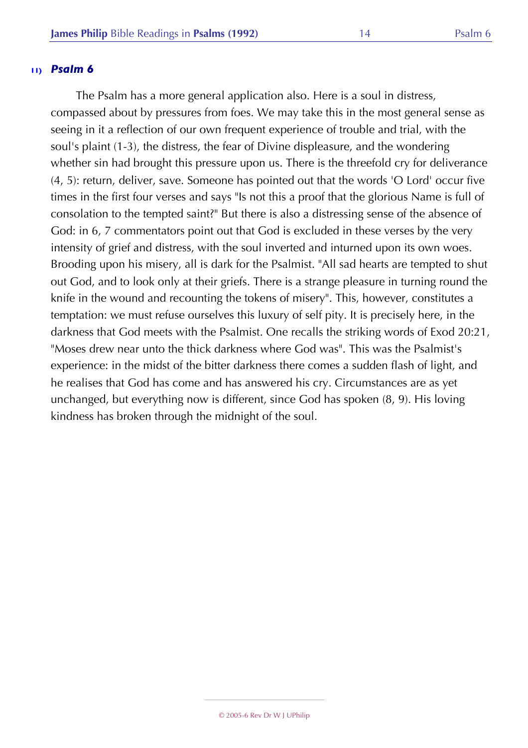### 11) *Psalm 6*

The Psalm has a more general application also. Here is a soul in distress, compassed about by pressures from foes. We may take this in the most general sense as seeing in it a reflection of our own frequent experience of trouble and trial, with the soul's plaint (1-3), the distress, the fear of Divine displeasure, and the wondering whether sin had brought this pressure upon us. There is the threefold cry for deliverance (4, 5): return, deliver, save. Someone has pointed out that the words 'O Lord' occur five times in the first four verses and says "Is not this a proof that the glorious Name is full of consolation to the tempted saint?" But there is also a distressing sense of the absence of God: in 6, 7 commentators point out that God is excluded in these verses by the very intensity of grief and distress, with the soul inverted and inturned upon its own woes. Brooding upon his misery, all is dark for the Psalmist. "All sad hearts are tempted to shut out God, and to look only at their griefs. There is a strange pleasure in turning round the knife in the wound and recounting the tokens of misery". This, however, constitutes a temptation: we must refuse ourselves this luxury of self pity. It is precisely here, in the darkness that God meets with the Psalmist. One recalls the striking words of Exod 20:21, "Moses drew near unto the thick darkness where God was". This was the Psalmist's experience: in the midst of the bitter darkness there comes a sudden flash of light, and he realises that God has come and has answered his cry. Circumstances are as yet unchanged, but everything now is different, since God has spoken (8, 9). His loving kindness has broken through the midnight of the soul.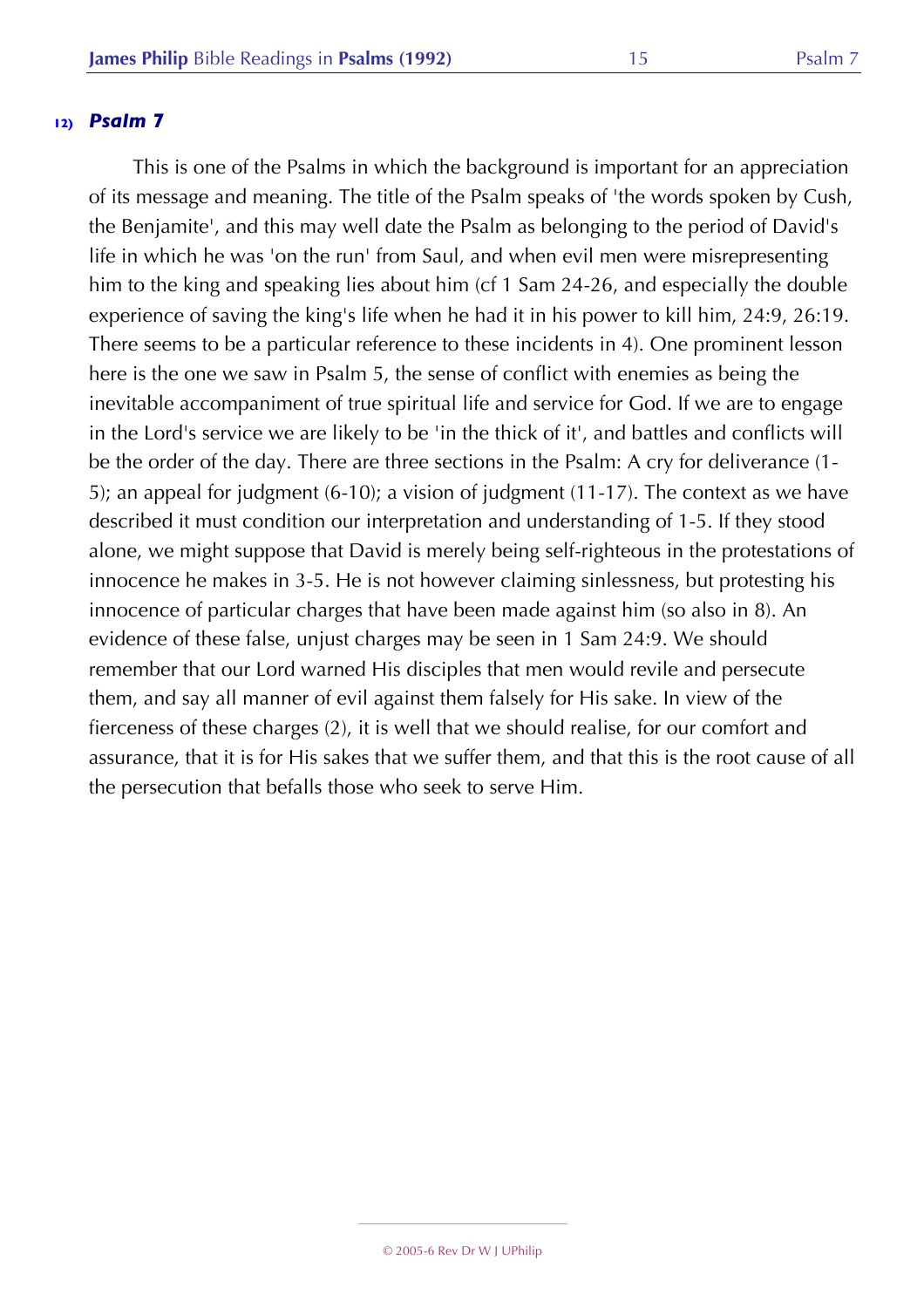## 12) *Psalm 7*

This is one of the Psalms in which the background is important for an appreciation of its message and meaning. The title of the Psalm speaks of 'the words spoken by Cush, the Benjamite', and this may well date the Psalm as belonging to the period of David's life in which he was 'on the run' from Saul, and when evil men were misrepresenting him to the king and speaking lies about him (cf 1 Sam 24-26, and especially the double experience of saving the king's life when he had it in his power to kill him, 24:9, 26:19. There seems to be a particular reference to these incidents in 4). One prominent lesson here is the one we saw in Psalm 5, the sense of conflict with enemies as being the inevitable accompaniment of true spiritual life and service for God. If we are to engage in the Lord's service we are likely to be 'in the thick of it', and battles and conflicts will be the order of the day. There are three sections in the Psalm: A cry for deliverance (1-5); an appeal for judgment (6-10); a vision of judgment (11-17). The context as we have described it must condition our interpretation and understanding of 1-5. If they stood alone, we might suppose that David is merely being self-righteous in the protestations of innocence he makes in 3-5. He is not however claiming sinlessness, but protesting his innocence of particular charges that have been made against him (so also in 8). An evidence of these false, unjust charges may be seen in 1 Sam 24:9. We should remember that our Lord warned His disciples that men would revile and persecute them, and say all manner of evil against them falsely for His sake. In view of the fierceness of these charges (2), it is well that we should realise, for our comfort and assurance, that it is for His sakes that we suffer them, and that this is the root cause of all the persecution that befalls those who seek to serve Him.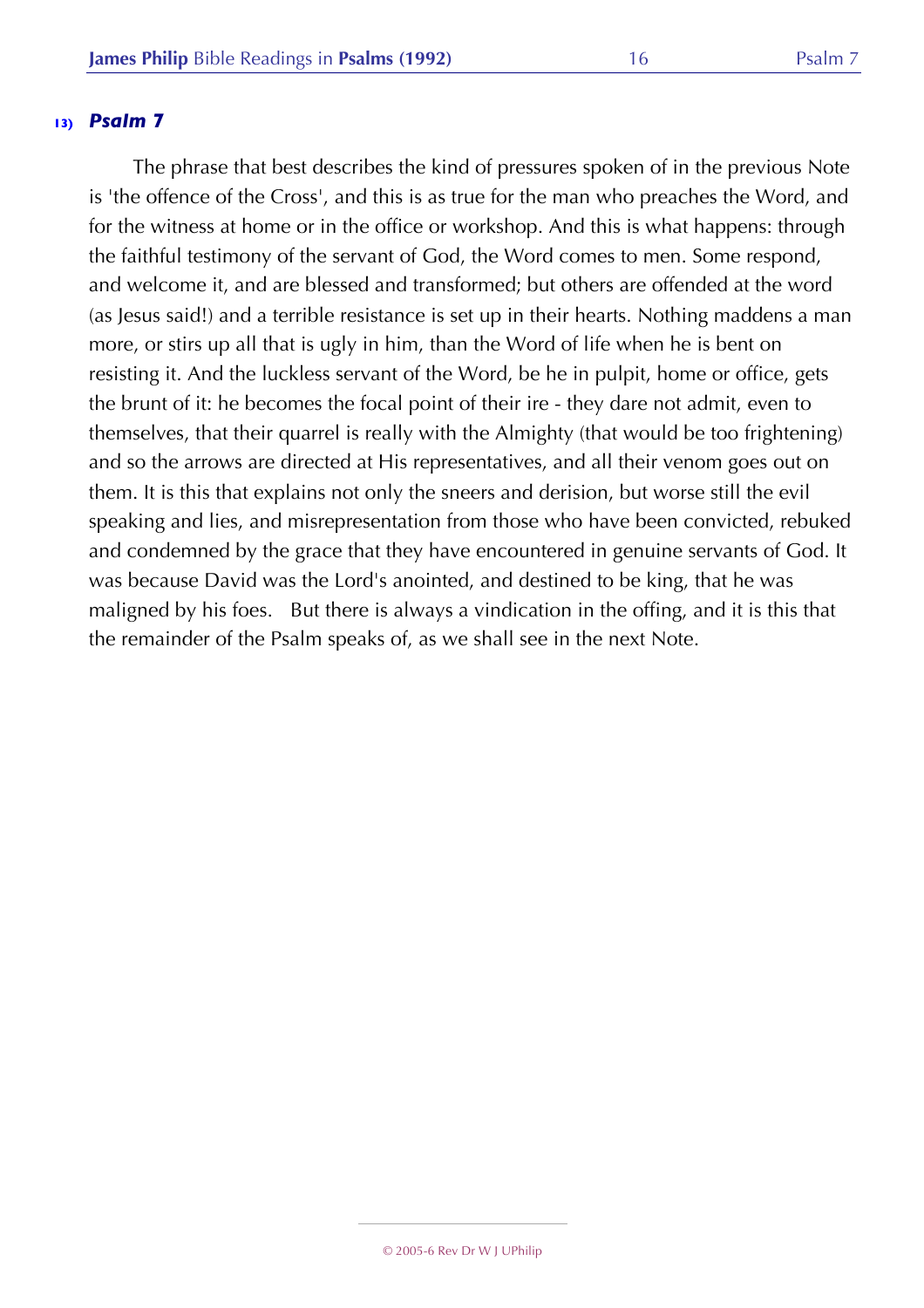## 13) *Psalm 7*

The phrase that best describes the kind of pressures spoken of in the previous Note is 'the offence of the Cross', and this is as true for the man who preaches the Word, and for the witness at home or in the office or workshop. And this is what happens: through the faithful testimony of the servant of God, the Word comes to men. Some respond, and welcome it, and are blessed and transformed; but others are offended at the word (as Jesus said!) and a terrible resistance is set up in their hearts. Nothing maddens a man more, or stirs up all that is ugly in him, than the Word of life when he is bent on resisting it. And the luckless servant of the Word, be he in pulpit, home or office, gets the brunt of it: he becomes the focal point of their ire - they dare not admit, even to themselves, that their quarrel is really with the Almighty (that would be too frightening) and so the arrows are directed at His representatives, and all their venom goes out on them. It is this that explains not only the sneers and derision, but worse still the evil speaking and lies, and misrepresentation from those who have been convicted, rebuked and condemned by the grace that they have encountered in genuine servants of God. It was because David was the Lord's anointed, and destined to be king, that he was maligned by his foes. But there is always a vindication in the offing, and it is this that the remainder of the Psalm speaks of, as we shall see in the next Note.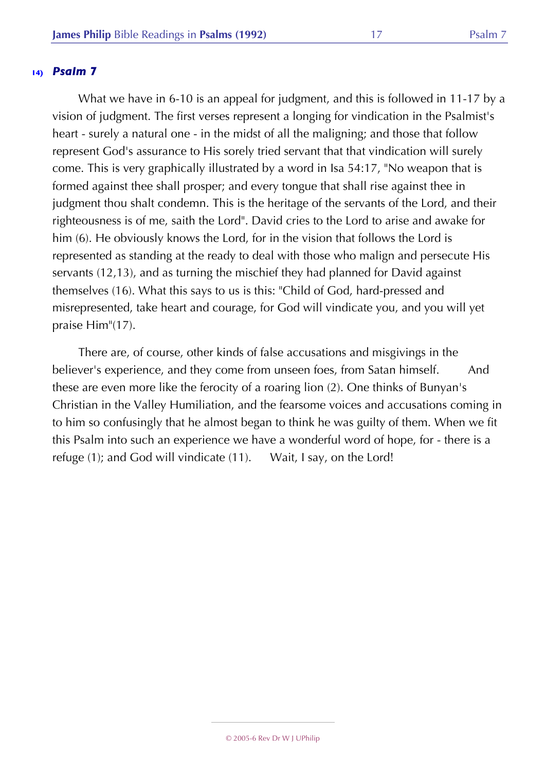## 14) *Psalm 7*

What we have in 6-10 is an appeal for judgment, and this is followed in 11-17 by a vision of judgment. The first verses represent a longing for vindication in the Psalmist's heart - surely a natural one - in the midst of all the maligning; and those that follow represent God's assurance to His sorely tried servant that that vindication will surely come. This is very graphically illustrated by a word in Isa 54:17, "No weapon that is formed against thee shall prosper; and every tongue that shall rise against thee in judgment thou shalt condemn. This is the heritage of the servants of the Lord, and their righteousness is of me, saith the Lord". David cries to the Lord to arise and awake for him (6). He obviously knows the Lord, for in the vision that follows the Lord is represented as standing at the ready to deal with those who malign and persecute His servants (12,13), and as turning the mischief they had planned for David against themselves (16). What this says to us is this: "Child of God, hard-pressed and misrepresented, take heart and courage, for God will vindicate you, and you will yet praise Him"(17).

There are, of course, other kinds of false accusations and misgivings in the believer's experience, and they come from unseen foes, from Satan himself. And these are even more like the ferocity of a roaring lion (2). One thinks of Bunyan's Christian in the Valley Humiliation, and the fearsome voices and accusations coming in to him so confusingly that he almost began to think he was guilty of them. When we fit this Psalm into such an experience we have a wonderful word of hope, for - there is a refuge (1); and God will vindicate (11). Wait, I say, on the Lord!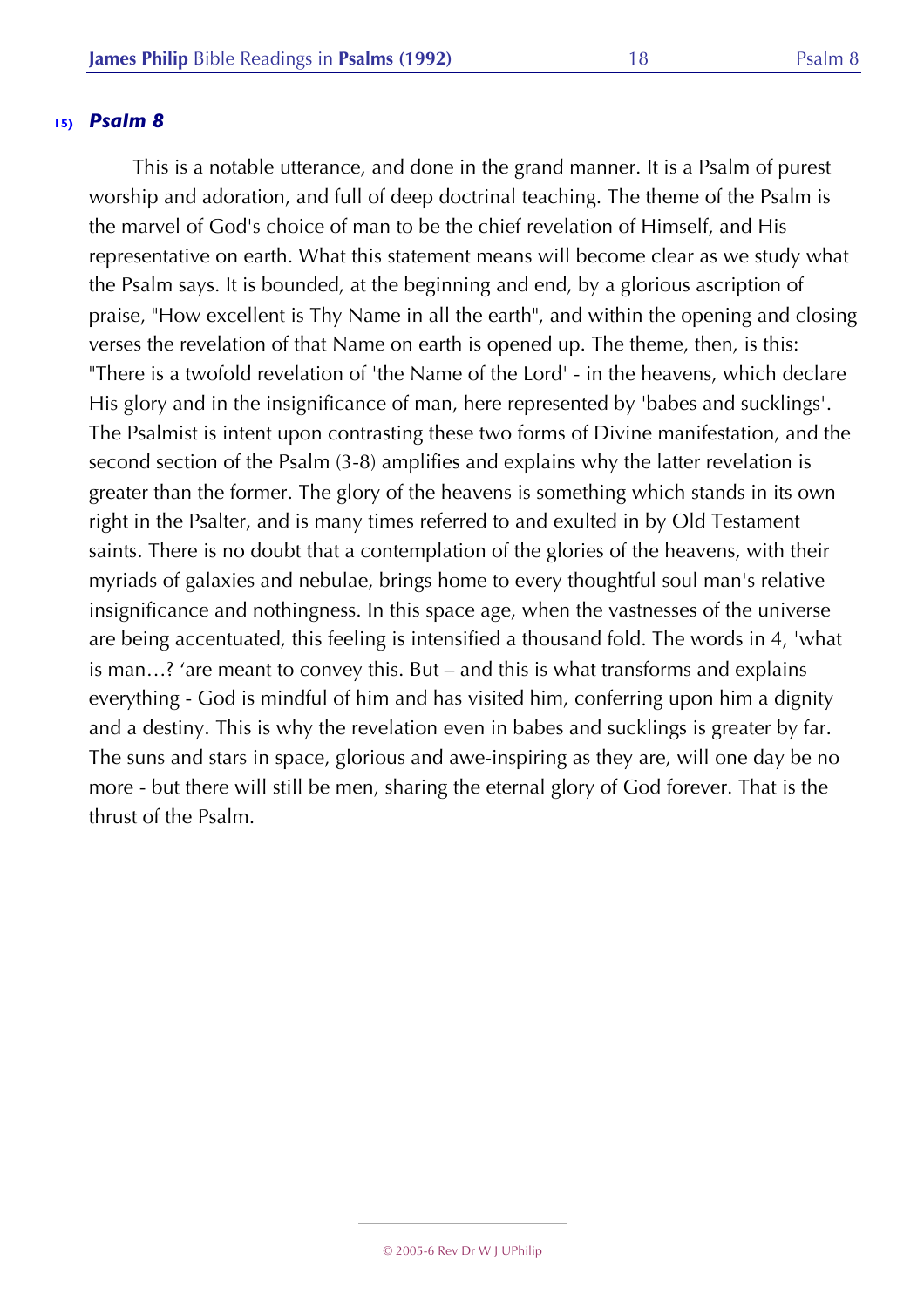## 15) *Psalm 8*

This is a notable utterance, and done in the grand manner. It is a Psalm of purest worship and adoration, and full of deep doctrinal teaching. The theme of the Psalm is the marvel of God's choice of man to be the chief revelation of Himself, and His representative on earth. What this statement means will become clear as we study what the Psalm says. It is bounded, at the beginning and end, by a glorious ascription of praise, "How excellent is Thy Name in all the earth", and within the opening and closing verses the revelation of that Name on earth is opened up. The theme, then, is this: "There is a twofold revelation of 'the Name of the Lord' - in the heavens, which declare His glory and in the insignificance of man, here represented by 'babes and sucklings'. The Psalmist is intent upon contrasting these two forms of Divine manifestation, and the second section of the Psalm (3-8) amplifies and explains why the latter revelation is greater than the former. The glory of the heavens is something which stands in its own right in the Psalter, and is many times referred to and exulted in by Old Testament saints. There is no doubt that a contemplation of the glories of the heavens, with their myriads of galaxies and nebulae, brings home to every thoughtful soul man's relative insignificance and nothingness. In this space age, when the vastnesses of the universe are being accentuated, this feeling is intensified a thousand fold. The words in 4, 'what is man…? 'are meant to convey this. But – and this is what transforms and explains everything - God is mindful of him and has visited him, conferring upon him a dignity and a destiny. This is why the revelation even in babes and sucklings is greater by far. The suns and stars in space, glorious and awe-inspiring as they are, will one day be no more - but there will still be men, sharing the eternal glory of God forever. That is the thrust of the Psalm.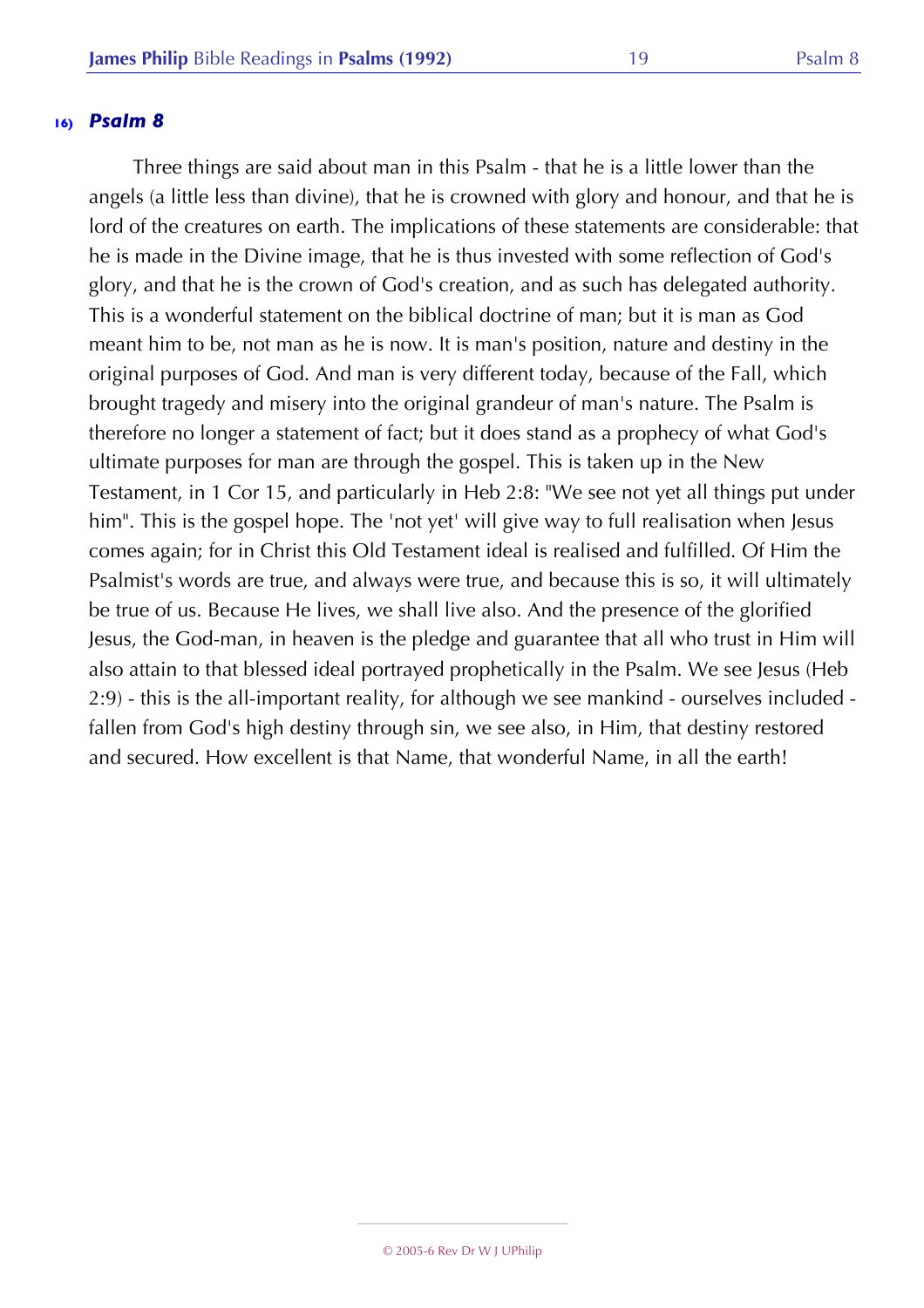### 16) *Psalm 8*

Three things are said about man in this Psalm - that he is a little lower than the angels (a little less than divine), that he is crowned with glory and honour, and that he is lord of the creatures on earth. The implications of these statements are considerable: that he is made in the Divine image, that he is thus invested with some reflection of God's glory, and that he is the crown of God's creation, and as such has delegated authority. This is a wonderful statement on the biblical doctrine of man; but it is man as God meant him to be, not man as he is now. It is man's position, nature and destiny in the original purposes of God. And man is very different today, because of the Fall, which brought tragedy and misery into the original grandeur of man's nature. The Psalm is therefore no longer a statement of fact; but it does stand as a prophecy of what God's ultimate purposes for man are through the gospel. This is taken up in the New Testament, in 1 Cor 15, and particularly in Heb 2:8: "We see not yet all things put under him". This is the gospel hope. The 'not yet' will give way to full realisation when Jesus comes again; for in Christ this Old Testament ideal is realised and fulfilled. Of Him the Psalmist's words are true, and always were true, and because this is so, it will ultimately be true of us. Because He lives, we shall live also. And the presence of the glorified Jesus, the God-man, in heaven is the pledge and guarantee that all who trust in Him will also attain to that blessed ideal portrayed prophetically in the Psalm. We see Jesus (Heb 2:9) - this is the all-important reality, for although we see mankind - ourselves included - fallen from God's high destiny through sin, we see also, in Him, that destiny restored and secured. How excellent is that Name, that wonderful Name, in all the earth!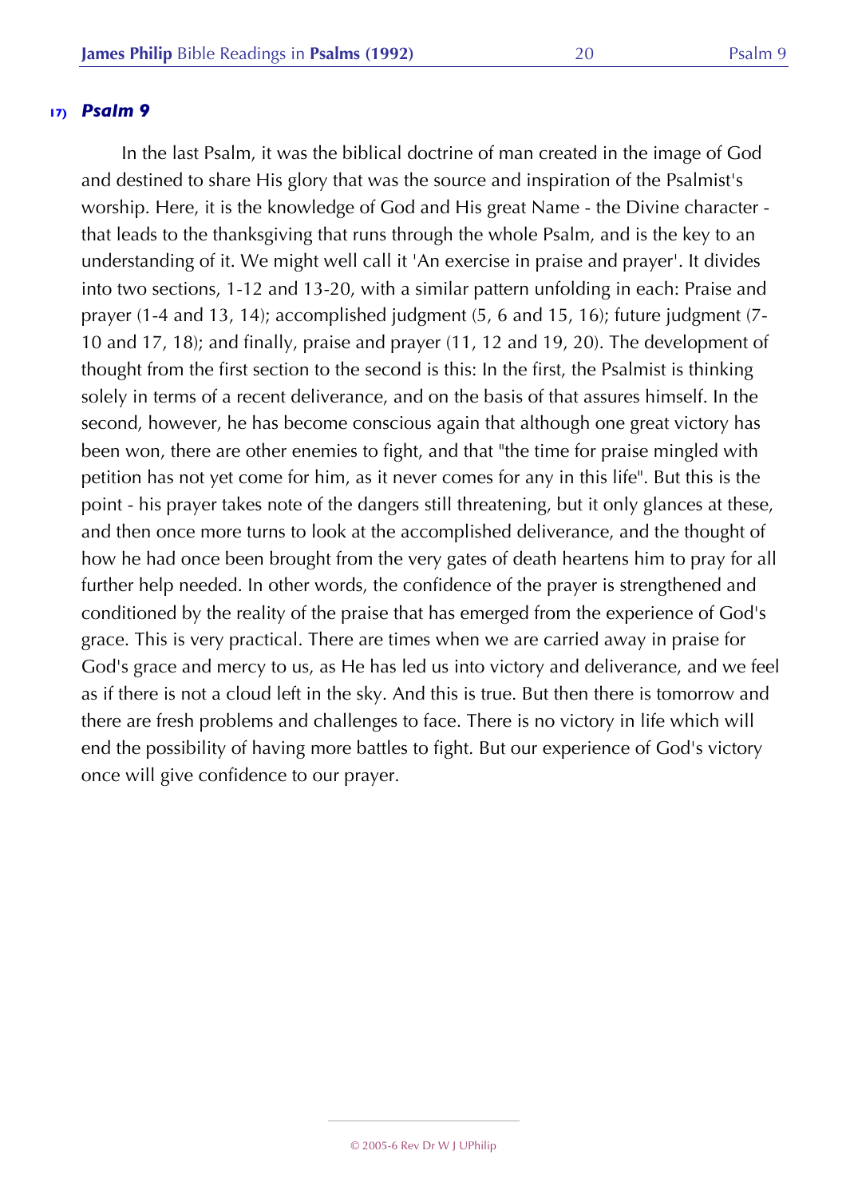## 17) *Psalm 9*

In the last Psalm, it was the biblical doctrine of man created in the image of God and destined to share His glory that was the source and inspiration of the Psalmist's worship. Here, it is the knowledge of God and His great Name - the Divine character - that leads to the thanksgiving that runs through the whole Psalm, and is the key to an understanding of it. We might well call it 'An exercise in praise and prayer'. It divides into two sections, 1-12 and 13-20, with a similar pattern unfolding in each: Praise and prayer (1-4 and 13, 14); accomplished judgment (5, 6 and 15, 16); future judgment (7-10 and 17, 18); and finally, praise and prayer (11, 12 and 19, 20). The development of thought from the first section to the second is this: In the first, the Psalmist is thinking solely in terms of a recent deliverance, and on the basis of that assures himself. In the second, however, he has become conscious again that although one great victory has been won, there are other enemies to fight, and that "the time for praise mingled with petition has not yet come for him, as it never comes for any in this life". But this is the point - his prayer takes note of the dangers still threatening, but it only glances at these, and then once more turns to look at the accomplished deliverance, and the thought of how he had once been brought from the very gates of death heartens him to pray for all further help needed. In other words, the confidence of the prayer is strengthened and conditioned by the reality of the praise that has emerged from the experience of God's grace. This is very practical. There are times when we are carried away in praise for God's grace and mercy to us, as He has led us into victory and deliverance, and we feel as if there is not a cloud left in the sky. And this is true. But then there is tomorrow and there are fresh problems and challenges to face. There is no victory in life which will end the possibility of having more battles to fight. But our experience of God's victory once will give confidence to our prayer.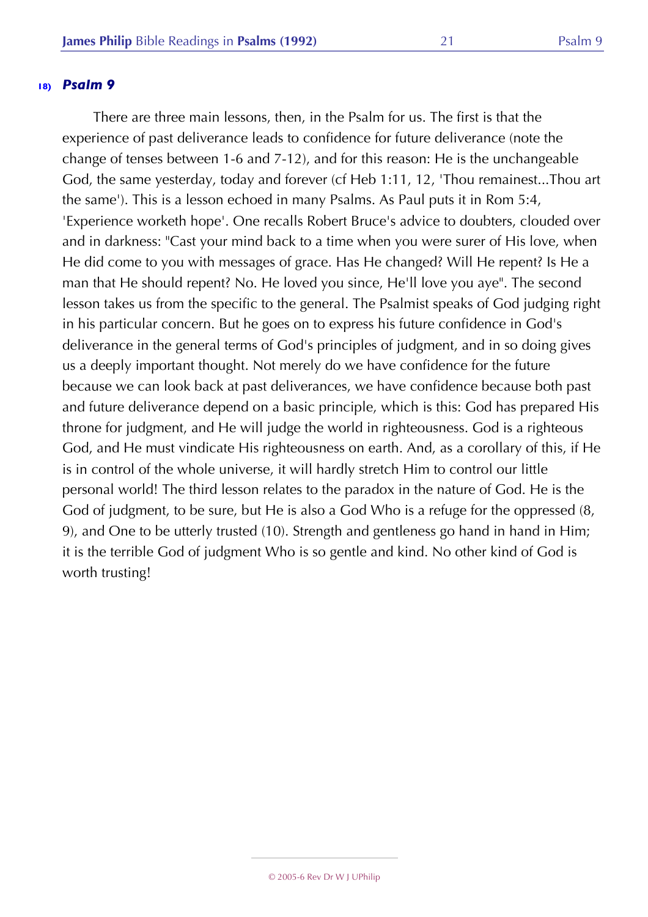## 18) *Psalm 9*

There are three main lessons, then, in the Psalm for us. The first is that the experience of past deliverance leads to confidence for future deliverance (note the change of tenses between 1-6 and 7-12), and for this reason: He is the unchangeable God, the same yesterday, today and forever (cf Heb 1:11, 12, 'Thou remainest...Thou art the same'). This is a lesson echoed in many Psalms. As Paul puts it in Rom 5:4, 'Experience worketh hope'. One recalls Robert Bruce's advice to doubters, clouded over and in darkness: "Cast your mind back to a time when you were surer of His love, when He did come to you with messages of grace. Has He changed? Will He repent? Is He a man that He should repent? No. He loved you since, He'll love you aye". The second lesson takes us from the specific to the general. The Psalmist speaks of God judging right in his particular concern. But he goes on to express his future confidence in God's deliverance in the general terms of God's principles of judgment, and in so doing gives us a deeply important thought. Not merely do we have confidence for the future because we can look back at past deliverances, we have confidence because both past and future deliverance depend on a basic principle, which is this: God has prepared His throne for judgment, and He will judge the world in righteousness. God is a righteous God, and He must vindicate His righteousness on earth. And, as a corollary of this, if He is in control of the whole universe, it will hardly stretch Him to control our little personal world! The third lesson relates to the paradox in the nature of God. He is the God of judgment, to be sure, but He is also a God Who is a refuge for the oppressed (8, 9), and One to be utterly trusted (10). Strength and gentleness go hand in hand in Him; it is the terrible God of judgment Who is so gentle and kind. No other kind of God is worth trusting!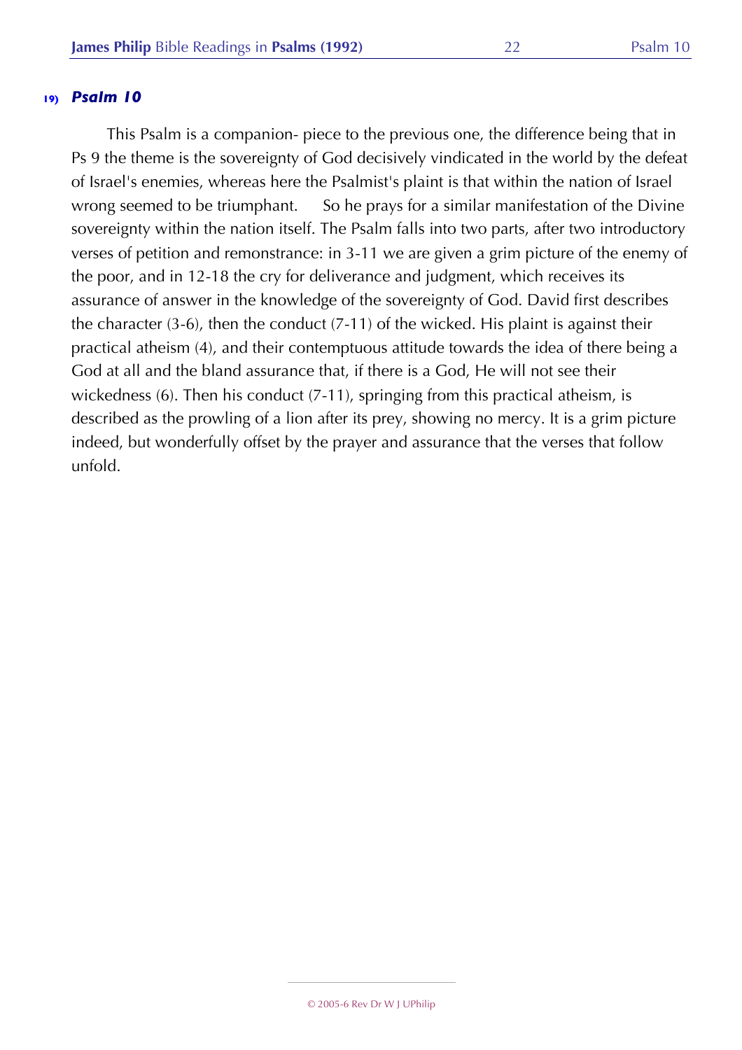## 19) *Psalm 10*

This Psalm is a companion- piece to the previous one, the difference being that in Ps 9 the theme is the sovereignty of God decisively vindicated in the world by the defeat of Israel's enemies, whereas here the Psalmist's plaint is that within the nation of Israel wrong seemed to be triumphant. So he prays for a similar manifestation of the Divine sovereignty within the nation itself. The Psalm falls into two parts, after two introductory verses of petition and remonstrance: in 3-11 we are given a grim picture of the enemy of the poor, and in 12-18 the cry for deliverance and judgment, which receives its assurance of answer in the knowledge of the sovereignty of God. David first describes the character (3-6), then the conduct (7-11) of the wicked. His plaint is against their practical atheism (4), and their contemptuous attitude towards the idea of there being a God at all and the bland assurance that, if there is a God, He will not see their wickedness (6). Then his conduct (7-11), springing from this practical atheism, is described as the prowling of a lion after its prey, showing no mercy. It is a grim picture indeed, but wonderfully offset by the prayer and assurance that the verses that follow unfold.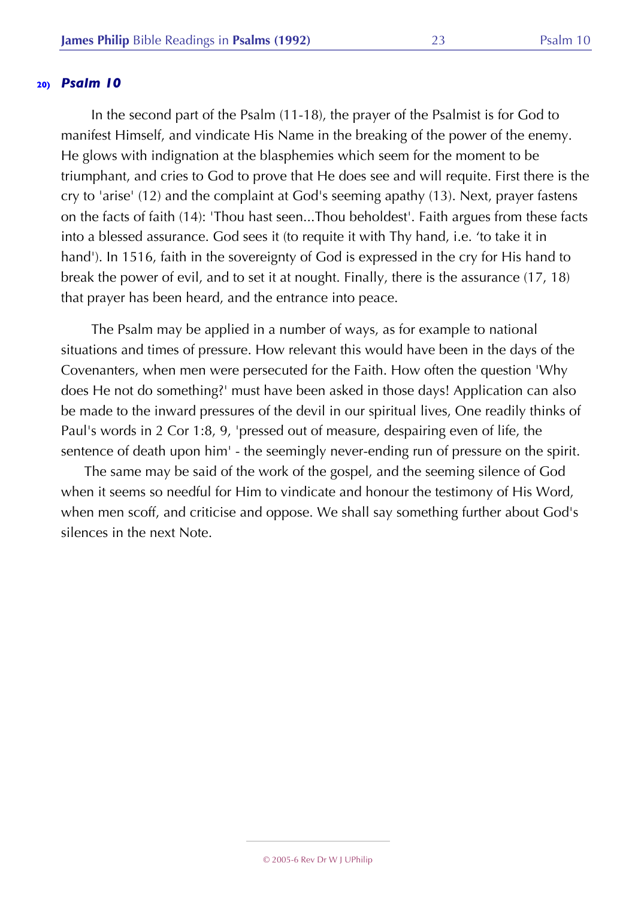## 20) *Psalm 10*

In the second part of the Psalm (11-18), the prayer of the Psalmist is for God to manifest Himself, and vindicate His Name in the breaking of the power of the enemy. He glows with indignation at the blasphemies which seem for the moment to be triumphant, and cries to God to prove that He does see and will requite. First there is the cry to 'arise' (12) and the complaint at God's seeming apathy (13). Next, prayer fastens on the facts of faith (14): 'Thou hast seen...Thou beholdest'. Faith argues from these facts into a blessed assurance. God sees it (to requite it with Thy hand, i.e. 'to take it in hand'). In 1516, faith in the sovereignty of God is expressed in the cry for His hand to break the power of evil, and to set it at nought. Finally, there is the assurance (17, 18) that prayer has been heard, and the entrance into peace.

The Psalm may be applied in a number of ways, as for example to national situations and times of pressure. How relevant this would have been in the days of the Covenanters, when men were persecuted for the Faith. How often the question 'Why does He not do something?' must have been asked in those days! Application can also be made to the inward pressures of the devil in our spiritual lives, One readily thinks of Paul's words in 2 Cor 1:8, 9, 'pressed out of measure, despairing even of life, the sentence of death upon him' - the seemingly never-ending run of pressure on the spirit.

The same may be said of the work of the gospel, and the seeming silence of God when it seems so needful for Him to vindicate and honour the testimony of His Word, when men scoff, and criticise and oppose. We shall say something further about God's silences in the next Note.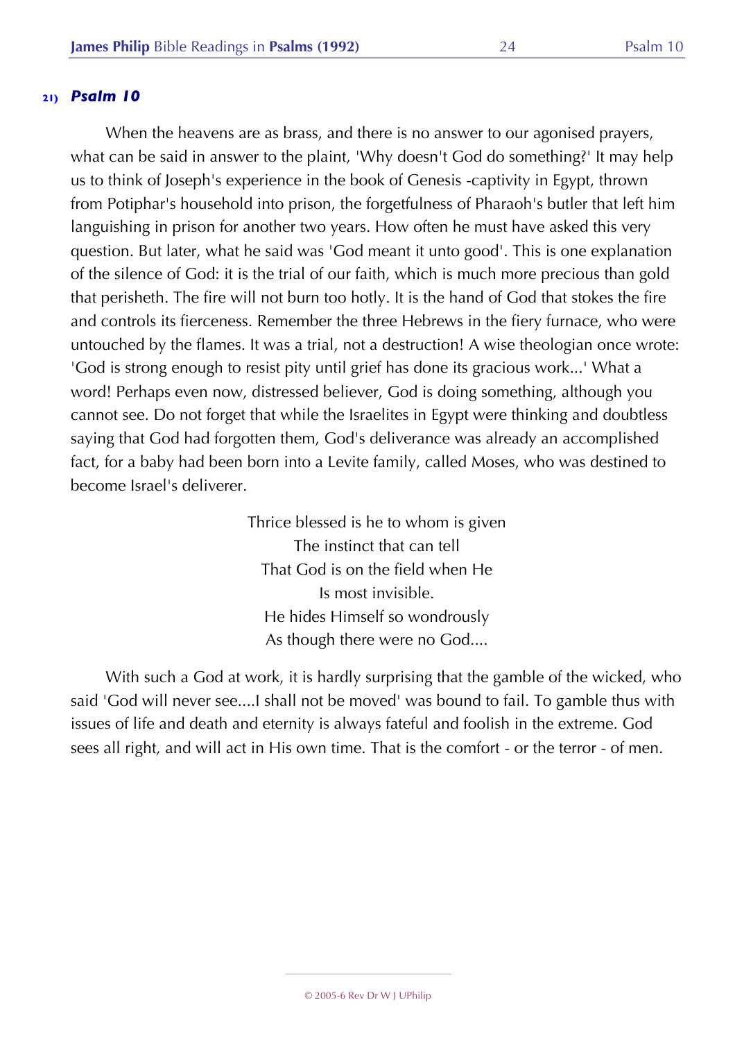### 21) *Psalm 10*

When the heavens are as brass, and there is no answer to our agonised prayers, what can be said in answer to the plaint, 'Why doesn't God do something?' It may help us to think of Joseph's experience in the book of Genesis -captivity in Egypt, thrown from Potiphar's household into prison, the forgetfulness of Pharaoh's butler that left him languishing in prison for another two years. How often he must have asked this very question. But later, what he said was 'God meant it unto good'. This is one explanation of the silence of God: it is the trial of our faith, which is much more precious than gold that perisheth. The fire will not burn too hotly. It is the hand of God that stokes the fire and controls its fierceness. Remember the three Hebrews in the fiery furnace, who were untouched by the flames. It was a trial, not a destruction! A wise theologian once wrote: 'God is strong enough to resist pity until grief has done its gracious work...' What a word! Perhaps even now, distressed believer, God is doing something, although you cannot see. Do not forget that while the Israelites in Egypt were thinking and doubtless saying that God had forgotten them, God's deliverance was already an accomplished fact, for a baby had been born into a Levite family, called Moses, who was destined to become Israel's deliverer.

Thrice blessed is he to whom is given  
The instinct that can tell  
That God is on the field when He  
Is most invisible.  
He hides Himself so wondrously  
As though there were no God....

With such a God at work, it is hardly surprising that the gamble of the wicked, who said 'God will never see....I shall not be moved' was bound to fail. To gamble thus with issues of life and death and eternity is always fateful and foolish in the extreme. God sees all right, and will act in His own time. That is the comfort - or the terror - of men.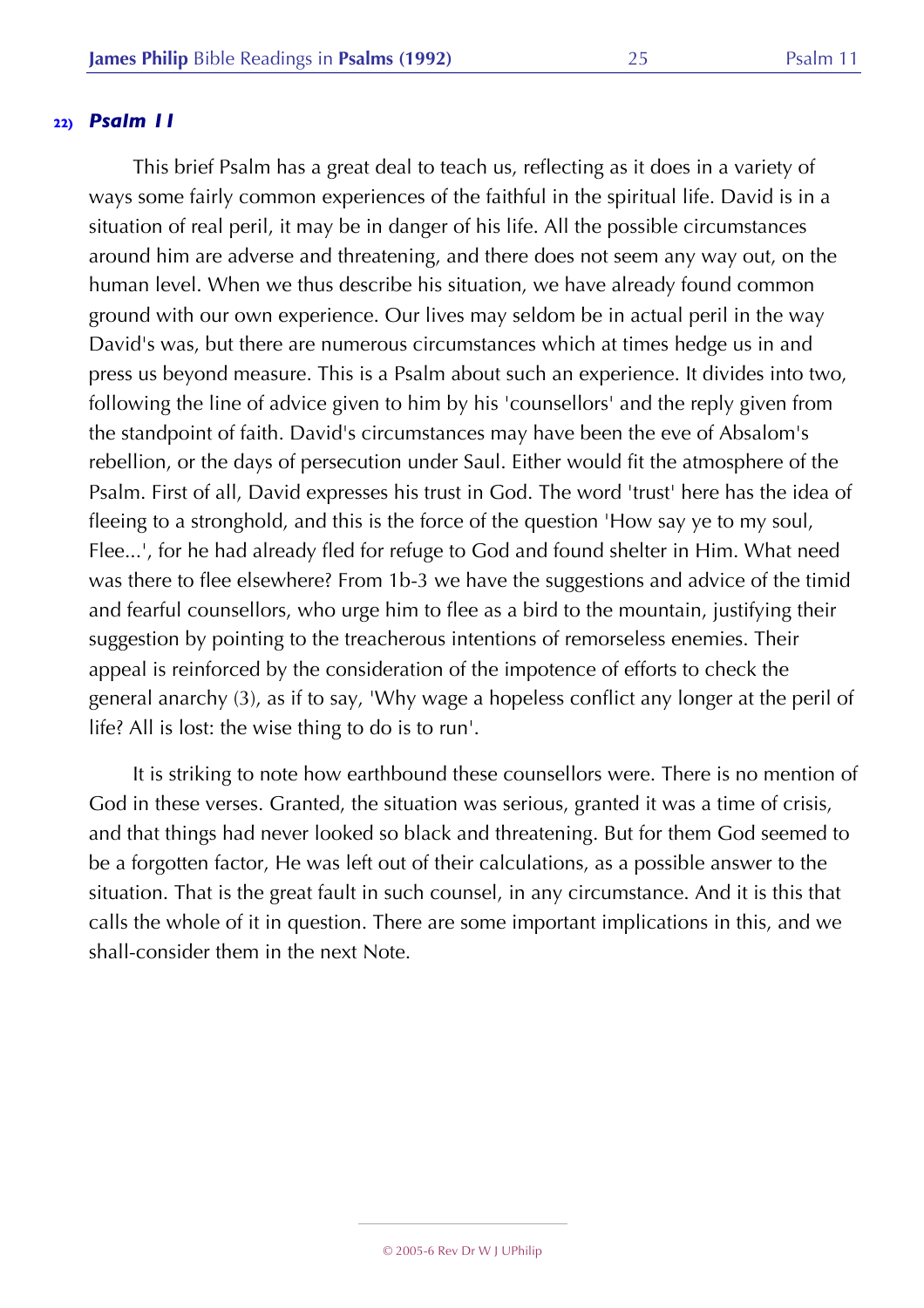## 22) *Psalm 11*

This brief Psalm has a great deal to teach us, reflecting as it does in a variety of ways some fairly common experiences of the faithful in the spiritual life. David is in a situation of real peril, it may be in danger of his life. All the possible circumstances around him are adverse and threatening, and there does not seem any way out, on the human level. When we thus describe his situation, we have already found common ground with our own experience. Our lives may seldom be in actual peril in the way David's was, but there are numerous circumstances which at times hedge us in and press us beyond measure. This is a Psalm about such an experience. It divides into two, following the line of advice given to him by his 'counsellors' and the reply given from the standpoint of faith. David's circumstances may have been the eve of Absalom's rebellion, or the days of persecution under Saul. Either would fit the atmosphere of the Psalm. First of all, David expresses his trust in God. The word 'trust' here has the idea of fleeing to a stronghold, and this is the force of the question 'How say ye to my soul, Flee...', for he had already fled for refuge to God and found shelter in Him. What need was there to flee elsewhere? From 1b-3 we have the suggestions and advice of the timid and fearful counsellors, who urge him to flee as a bird to the mountain, justifying their suggestion by pointing to the treacherous intentions of remorseless enemies. Their appeal is reinforced by the consideration of the impotence of efforts to check the general anarchy (3), as if to say, 'Why wage a hopeless conflict any longer at the peril of life? All is lost: the wise thing to do is to run'.

It is striking to note how earthbound these counsellors were. There is no mention of God in these verses. Granted, the situation was serious, granted it was a time of crisis, and that things had never looked so black and threatening. But for them God seemed to be a forgotten factor, He was left out of their calculations, as a possible answer to the situation. That is the great fault in such counsel, in any circumstance. And it is this that calls the whole of it in question. There are some important implications in this, and we shall-consider them in the next Note.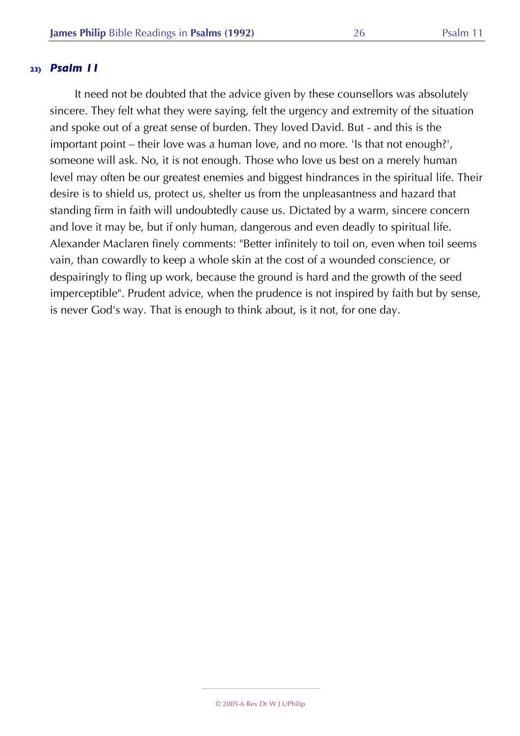### 23) *Psalm 11*

It need not be doubted that the advice given by these counsellors was absolutely sincere. They felt what they were saying, felt the urgency and extremity of the situation and spoke out of a great sense of burden. They loved David. But - and this is the important point – their love was a human love, and no more. 'Is that not enough?', someone will ask. No, it is not enough. Those who love us best on a merely human level may often be our greatest enemies and biggest hindrances in the spiritual life. Their desire is to shield us, protect us, shelter us from the unpleasantness and hazard that standing firm in faith will undoubtedly cause us. Dictated by a warm, sincere concern and love it may be, but if only human, dangerous and even deadly to spiritual life. Alexander Maclaren finely comments: "Better infinitely to toil on, even when toil seems vain, than cowardly to keep a whole skin at the cost of a wounded conscience, or despairingly to fling up work, because the ground is hard and the growth of the seed imperceptible". Prudent advice, when the prudence is not inspired by faith but by sense, is never God's way. That is enough to think about, is it not, for one day.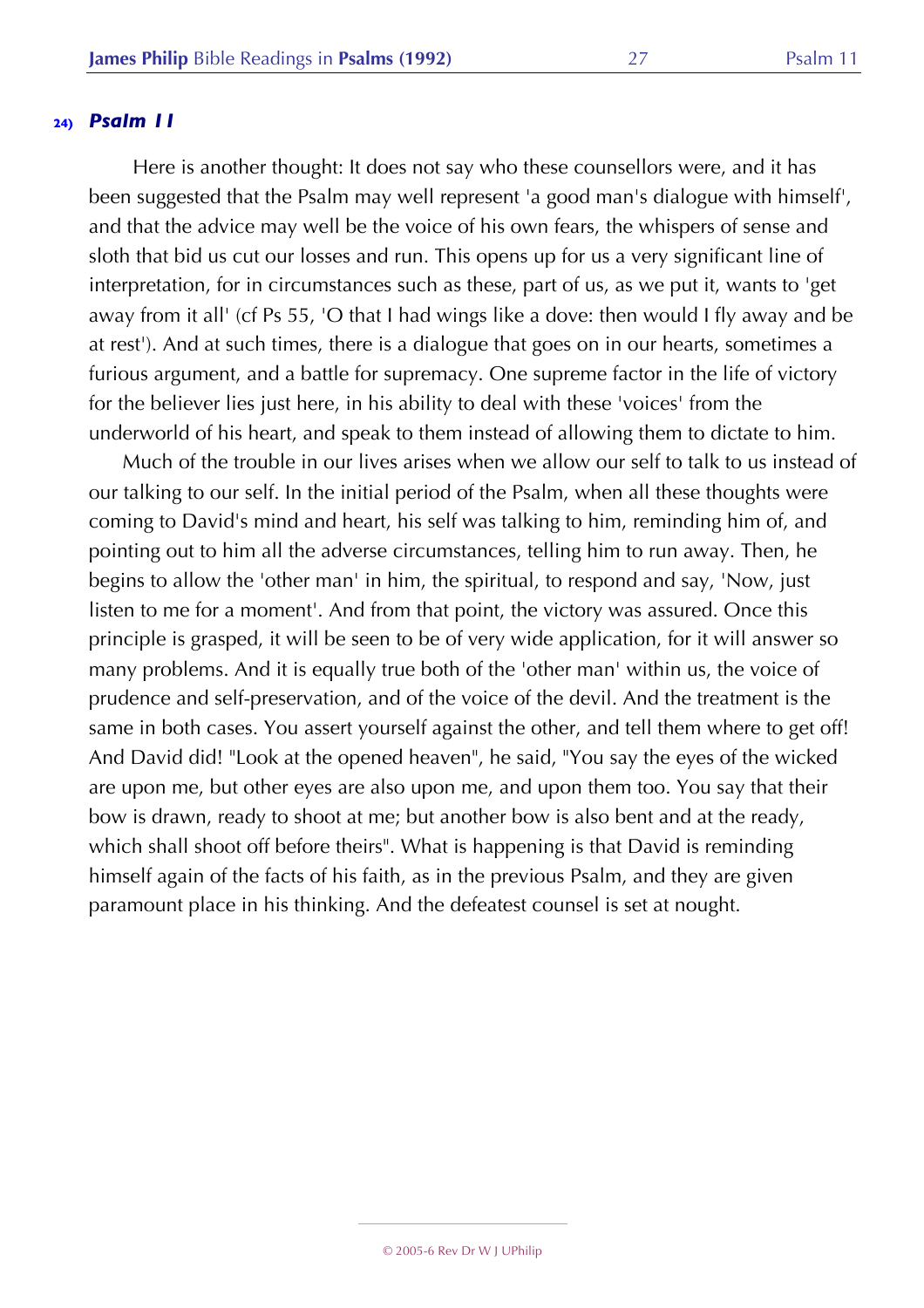## 24) *Psalm 11*

Here is another thought: It does not say who these counsellors were, and it has been suggested that the Psalm may well represent 'a good man's dialogue with himself', and that the advice may well be the voice of his own fears, the whispers of sense and sloth that bid us cut our losses and run. This opens up for us a very significant line of interpretation, for in circumstances such as these, part of us, as we put it, wants to 'get away from it all' (cf Ps 55, 'O that I had wings like a dove: then would I fly away and be at rest'). And at such times, there is a dialogue that goes on in our hearts, sometimes a furious argument, and a battle for supremacy. One supreme factor in the life of victory for the believer lies just here, in his ability to deal with these 'voices' from the underworld of his heart, and speak to them instead of allowing them to dictate to him.

Much of the trouble in our lives arises when we allow our self to talk to us instead of our talking to our self. In the initial period of the Psalm, when all these thoughts were coming to David's mind and heart, his self was talking to him, reminding him of, and pointing out to him all the adverse circumstances, telling him to run away. Then, he begins to allow the 'other man' in him, the spiritual, to respond and say, 'Now, just listen to me for a moment'. And from that point, the victory was assured. Once this principle is grasped, it will be seen to be of very wide application, for it will answer so many problems. And it is equally true both of the 'other man' within us, the voice of prudence and self-preservation, and of the voice of the devil. And the treatment is the same in both cases. You assert yourself against the other, and tell them where to get off! And David did! "Look at the opened heaven", he said, "You say the eyes of the wicked are upon me, but other eyes are also upon me, and upon them too. You say that their bow is drawn, ready to shoot at me; but another bow is also bent and at the ready, which shall shoot off before theirs". What is happening is that David is reminding himself again of the facts of his faith, as in the previous Psalm, and they are given paramount place in his thinking. And the defeatest counsel is set at nought.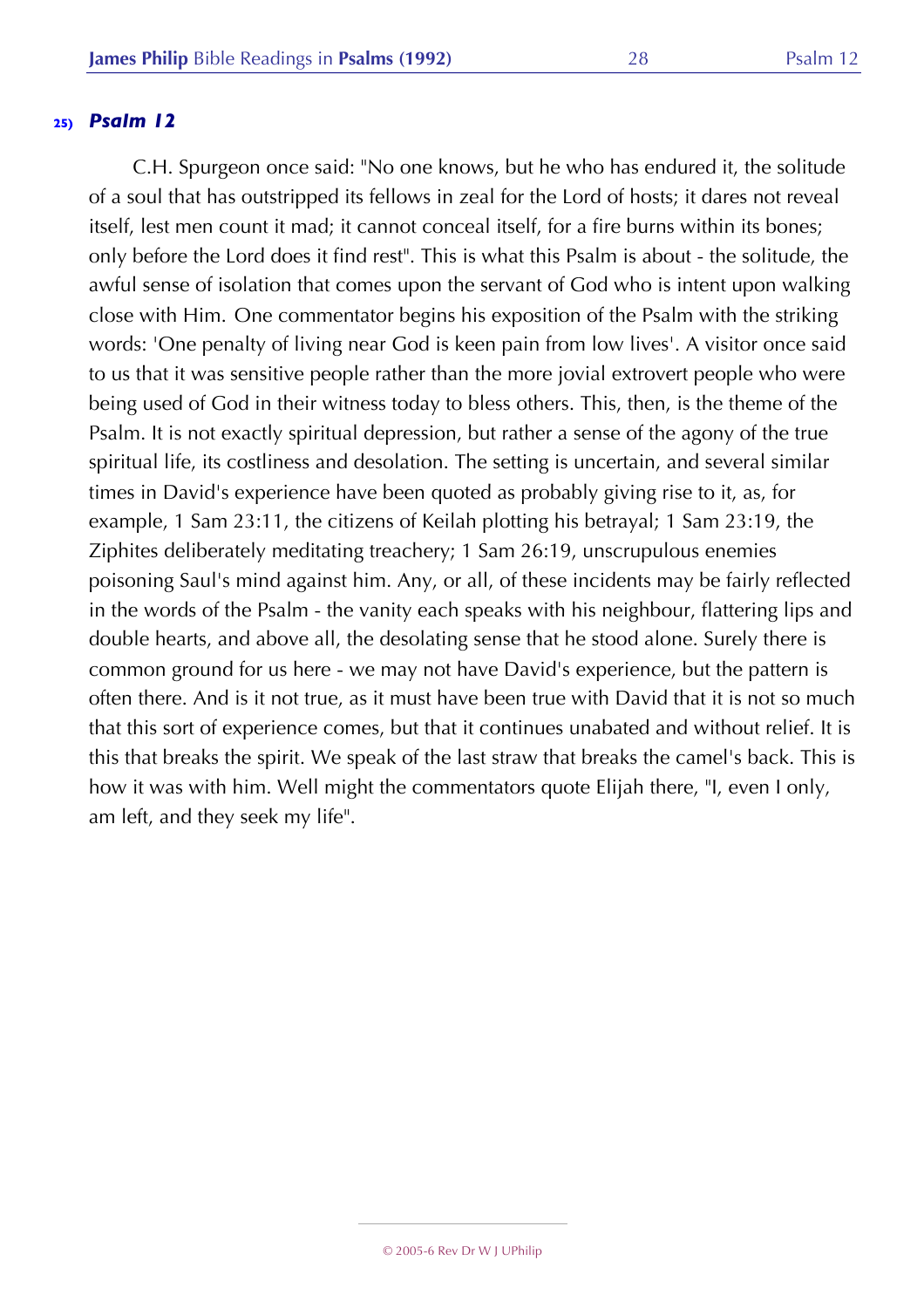## 25) *Psalm 12*

C.H. Spurgeon once said: "No one knows, but he who has endured it, the solitude of a soul that has outstripped its fellows in zeal for the Lord of hosts; it dares not reveal itself, lest men count it mad; it cannot conceal itself, for a fire burns within its bones; only before the Lord does it find rest". This is what this Psalm is about - the solitude, the awful sense of isolation that comes upon the servant of God who is intent upon walking close with Him. One commentator begins his exposition of the Psalm with the striking words: 'One penalty of living near God is keen pain from low lives'. A visitor once said to us that it was sensitive people rather than the more jovial extrovert people who were being used of God in their witness today to bless others. This, then, is the theme of the Psalm. It is not exactly spiritual depression, but rather a sense of the agony of the true spiritual life, its costliness and desolation. The setting is uncertain, and several similar times in David's experience have been quoted as probably giving rise to it, as, for example, 1 Sam 23:11, the citizens of Keilah plotting his betrayal; 1 Sam 23:19, the Ziphites deliberately meditating treachery; 1 Sam 26:19, unscrupulous enemies poisoning Saul's mind against him. Any, or all, of these incidents may be fairly reflected in the words of the Psalm - the vanity each speaks with his neighbour, flattering lips and double hearts, and above all, the desolating sense that he stood alone. Surely there is common ground for us here - we may not have David's experience, but the pattern is often there. And is it not true, as it must have been true with David that it is not so much that this sort of experience comes, but that it continues unabated and without relief. It is this that breaks the spirit. We speak of the last straw that breaks the camel's back. This is how it was with him. Well might the commentators quote Elijah there, "I, even I only, am left, and they seek my life".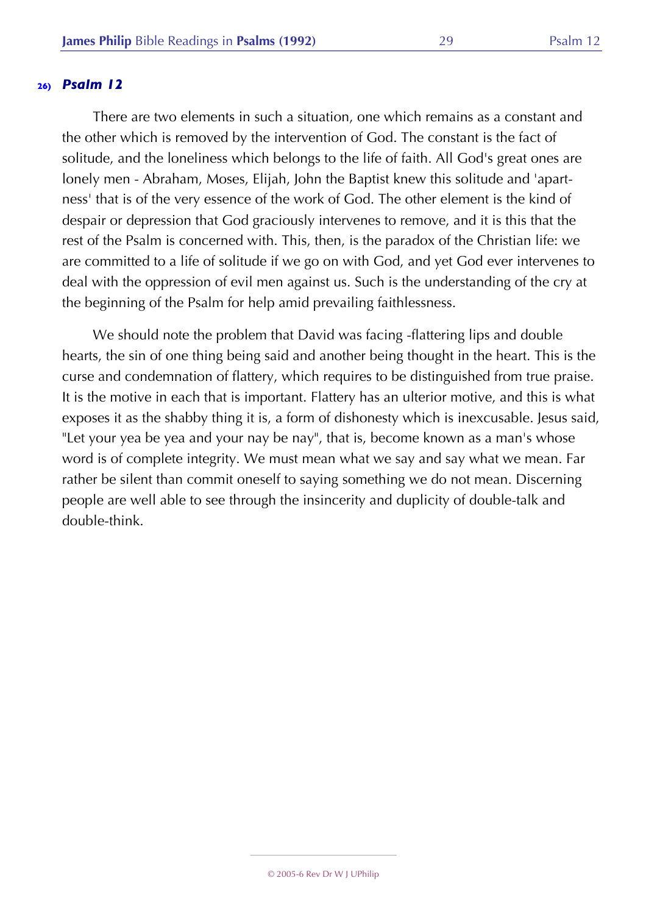### 26) *Psalm 12*

There are two elements in such a situation, one which remains as a constant and the other which is removed by the intervention of God. The constant is the fact of solitude, and the loneliness which belongs to the life of faith. All God's great ones are lonely men - Abraham, Moses, Elijah, John the Baptist knew this solitude and 'apart-ness' that is of the very essence of the work of God. The other element is the kind of despair or depression that God graciously intervenes to remove, and it is this that the rest of the Psalm is concerned with. This, then, is the paradox of the Christian life: we are committed to a life of solitude if we go on with God, and yet God ever intervenes to deal with the oppression of evil men against us. Such is the understanding of the cry at the beginning of the Psalm for help amid prevailing faithlessness.

We should note the problem that David was facing -flattering lips and double hearts, the sin of one thing being said and another being thought in the heart. This is the curse and condemnation of flattery, which requires to be distinguished from true praise. It is the motive in each that is important. Flattery has an ulterior motive, and this is what exposes it as the shabby thing it is, a form of dishonesty which is inexcusable. Jesus said, "Let your yea be yea and your nay be nay", that is, become known as a man's whose word is of complete integrity. We must mean what we say and say what we mean. Far rather be silent than commit oneself to saying something we do not mean. Discerning people are well able to see through the insincerity and duplicity of double-talk and double-think.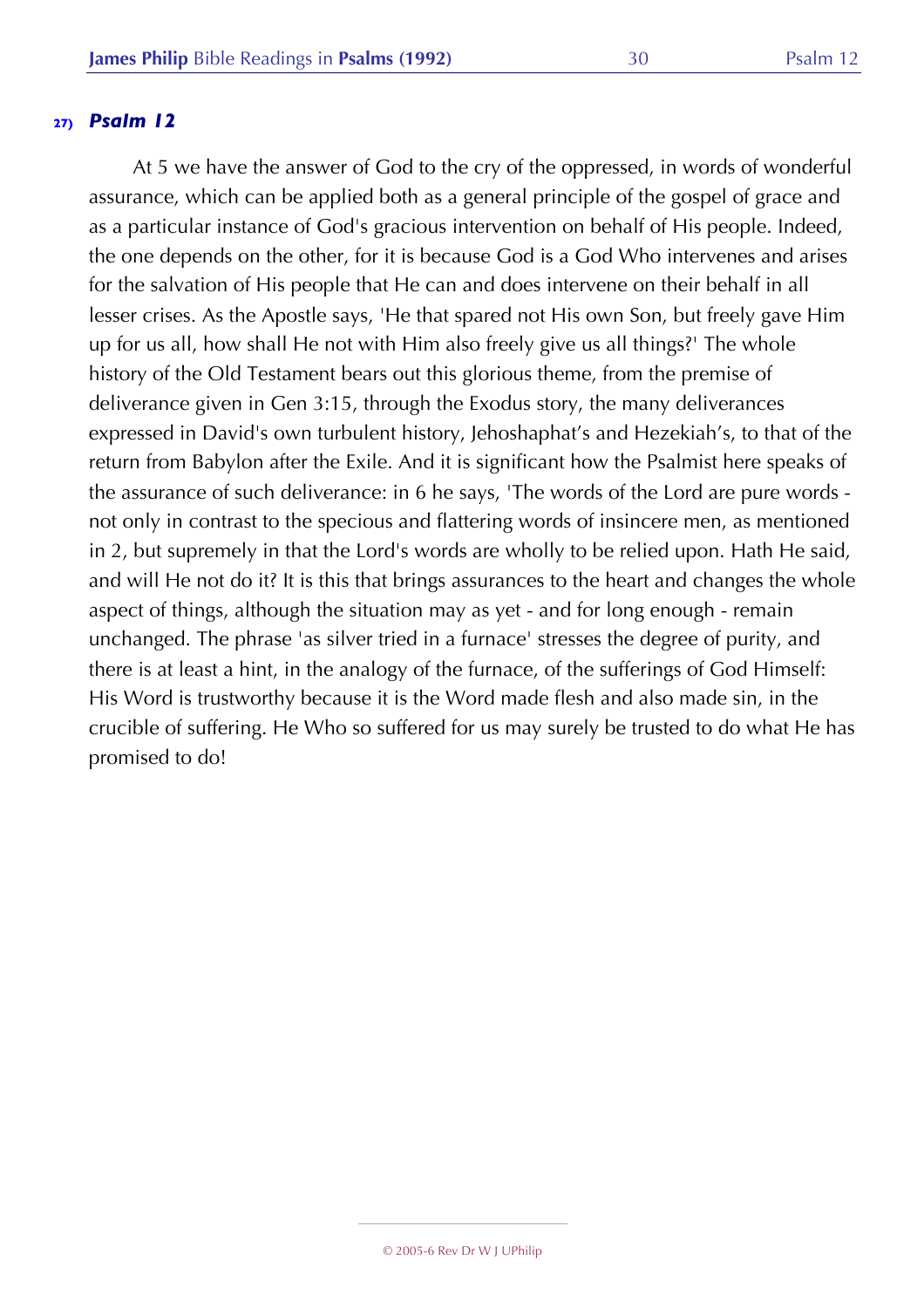## 27) *Psalm 12*

At 5 we have the answer of God to the cry of the oppressed, in words of wonderful assurance, which can be applied both as a general principle of the gospel of grace and as a particular instance of God's gracious intervention on behalf of His people. Indeed, the one depends on the other, for it is because God is a God Who intervenes and arises for the salvation of His people that He can and does intervene on their behalf in all lesser crises. As the Apostle says, 'He that spared not His own Son, but freely gave Him up for us all, how shall He not with Him also freely give us all things?' The whole history of the Old Testament bears out this glorious theme, from the premise of deliverance given in Gen 3:15, through the Exodus story, the many deliverances expressed in David's own turbulent history, Jehoshaphat's and Hezekiah's, to that of the return from Babylon after the Exile. And it is significant how the Psalmist here speaks of the assurance of such deliverance: in 6 he says, 'The words of the Lord are pure words - not only in contrast to the specious and flattering words of insincere men, as mentioned in 2, but supremely in that the Lord's words are wholly to be relied upon. Hath He said, and will He not do it? It is this that brings assurances to the heart and changes the whole aspect of things, although the situation may as yet - and for long enough - remain unchanged. The phrase 'as silver tried in a furnace' stresses the degree of purity, and there is at least a hint, in the analogy of the furnace, of the sufferings of God Himself: His Word is trustworthy because it is the Word made flesh and also made sin, in the crucible of suffering. He Who so suffered for us may surely be trusted to do what He has promised to do!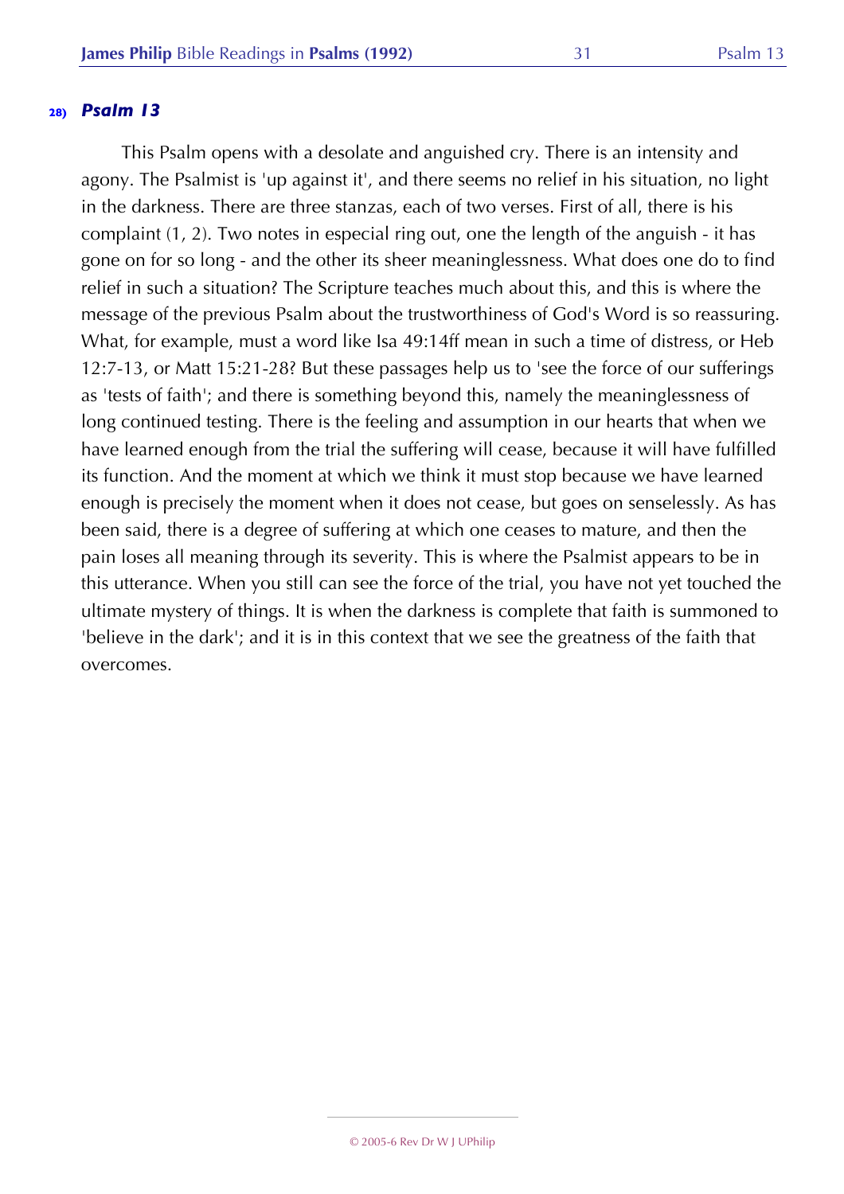## 28) *Psalm 13*

This Psalm opens with a desolate and anguished cry. There is an intensity and agony. The Psalmist is 'up against it', and there seems no relief in his situation, no light in the darkness. There are three stanzas, each of two verses. First of all, there is his complaint (1, 2). Two notes in especial ring out, one the length of the anguish - it has gone on for so long - and the other its sheer meaninglessness. What does one do to find relief in such a situation? The Scripture teaches much about this, and this is where the message of the previous Psalm about the trustworthiness of God's Word is so reassuring. What, for example, must a word like Isa 49:14ff mean in such a time of distress, or Heb 12:7-13, or Matt 15:21-28? But these passages help us to 'see the force of our sufferings as 'tests of faith'; and there is something beyond this, namely the meaninglessness of long continued testing. There is the feeling and assumption in our hearts that when we have learned enough from the trial the suffering will cease, because it will have fulfilled its function. And the moment at which we think it must stop because we have learned enough is precisely the moment when it does not cease, but goes on senselessly. As has been said, there is a degree of suffering at which one ceases to mature, and then the pain loses all meaning through its severity. This is where the Psalmist appears to be in this utterance. When you still can see the force of the trial, you have not yet touched the ultimate mystery of things. It is when the darkness is complete that faith is summoned to 'believe in the dark'; and it is in this context that we see the greatness of the faith that overcomes.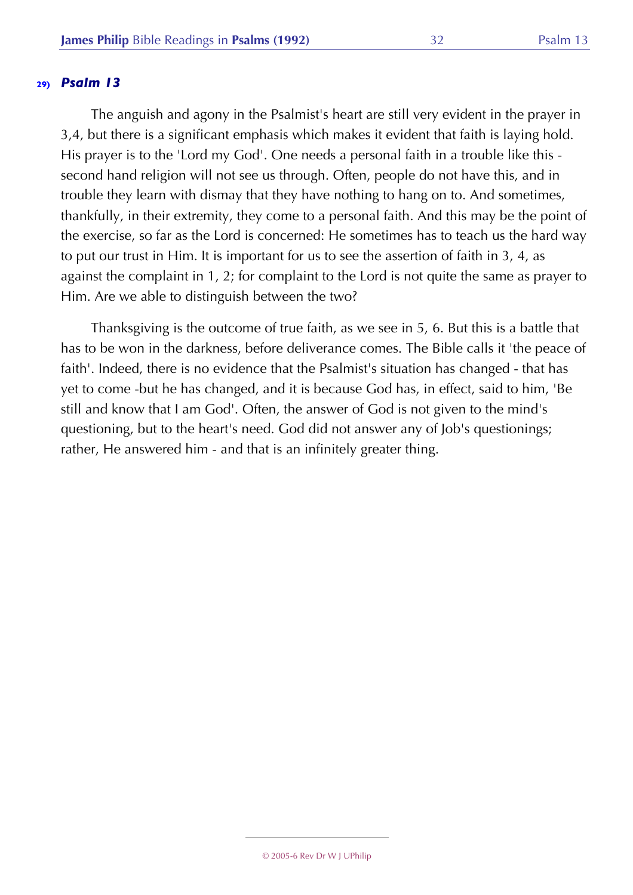## 29) *Psalm 13*

The anguish and agony in the Psalmist's heart are still very evident in the prayer in 3,4, but there is a significant emphasis which makes it evident that faith is laying hold. His prayer is to the 'Lord my God'. One needs a personal faith in a trouble like this - second hand religion will not see us through. Often, people do not have this, and in trouble they learn with dismay that they have nothing to hang on to. And sometimes, thankfully, in their extremity, they come to a personal faith. And this may be the point of the exercise, so far as the Lord is concerned: He sometimes has to teach us the hard way to put our trust in Him. It is important for us to see the assertion of faith in 3, 4, as against the complaint in 1, 2; for complaint to the Lord is not quite the same as prayer to Him. Are we able to distinguish between the two?

Thanksgiving is the outcome of true faith, as we see in 5, 6. But this is a battle that has to be won in the darkness, before deliverance comes. The Bible calls it 'the peace of faith'. Indeed, there is no evidence that the Psalmist's situation has changed - that has yet to come -but he has changed, and it is because God has, in effect, said to him, 'Be still and know that I am God'. Often, the answer of God is not given to the mind's questioning, but to the heart's need. God did not answer any of Job's questionings; rather, He answered him - and that is an infinitely greater thing.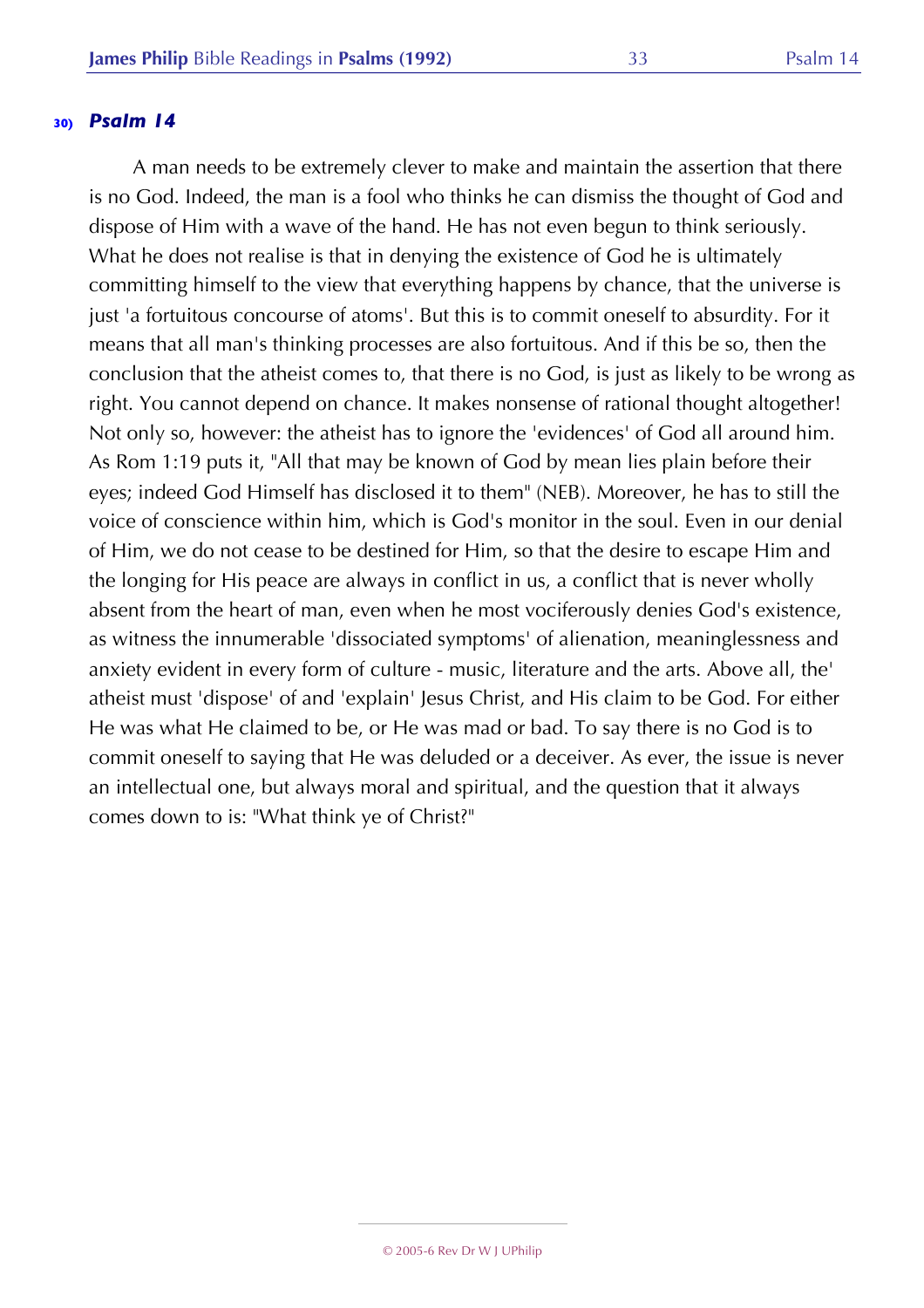### 30) *Psalm 14*

A man needs to be extremely clever to make and maintain the assertion that there is no God. Indeed, the man is a fool who thinks he can dismiss the thought of God and dispose of Him with a wave of the hand. He has not even begun to think seriously. What he does not realise is that in denying the existence of God he is ultimately committing himself to the view that everything happens by chance, that the universe is just 'a fortuitous concourse of atoms'. But this is to commit oneself to absurdity. For it means that all man's thinking processes are also fortuitous. And if this be so, then the conclusion that the atheist comes to, that there is no God, is just as likely to be wrong as right. You cannot depend on chance. It makes nonsense of rational thought altogether! Not only so, however: the atheist has to ignore the 'evidences' of God all around him. As Rom 1:19 puts it, "All that may be known of God by mean lies plain before their eyes; indeed God Himself has disclosed it to them" (NEB). Moreover, he has to still the voice of conscience within him, which is God's monitor in the soul. Even in our denial of Him, we do not cease to be destined for Him, so that the desire to escape Him and the longing for His peace are always in conflict in us, a conflict that is never wholly absent from the heart of man, even when he most vociferously denies God's existence, as witness the innumerable 'dissociated symptoms' of alienation, meaninglessness and anxiety evident in every form of culture - music, literature and the arts. Above all, the' atheist must 'dispose' of and 'explain' Jesus Christ, and His claim to be God. For either He was what He claimed to be, or He was mad or bad. To say there is no God is to commit oneself to saying that He was deluded or a deceiver. As ever, the issue is never an intellectual one, but always moral and spiritual, and the question that it always comes down to is: "What think ye of Christ?"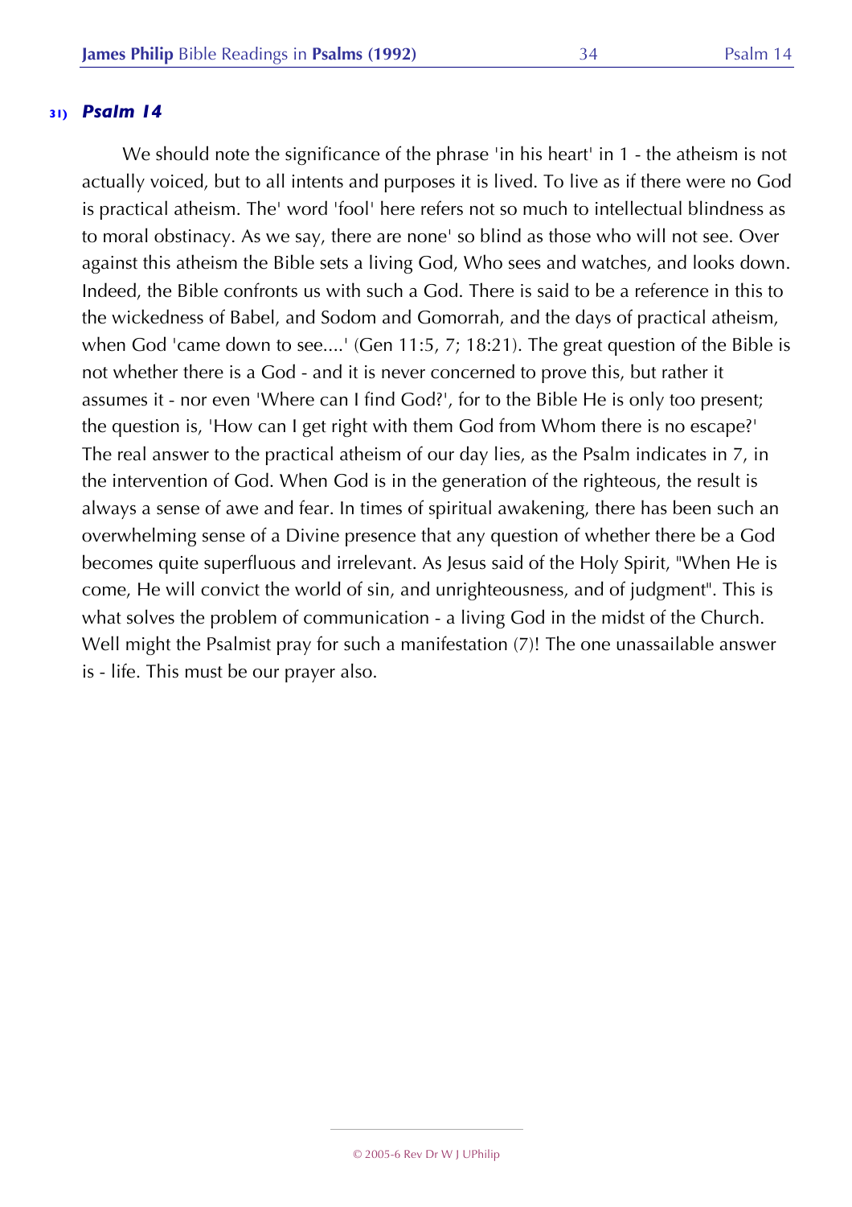### 31) *Psalm 14*

We should note the significance of the phrase 'in his heart' in 1 - the atheism is not actually voiced, but to all intents and purposes it is lived. To live as if there were no God is practical atheism. The' word 'fool' here refers not so much to intellectual blindness as to moral obstinacy. As we say, there are none' so blind as those who will not see. Over against this atheism the Bible sets a living God, Who sees and watches, and looks down. Indeed, the Bible confronts us with such a God. There is said to be a reference in this to the wickedness of Babel, and Sodom and Gomorrah, and the days of practical atheism, when God 'came down to see....' (Gen 11:5, 7; 18:21). The great question of the Bible is not whether there is a God - and it is never concerned to prove this, but rather it assumes it - nor even 'Where can I find God?', for to the Bible He is only too present; the question is, 'How can I get right with them God from Whom there is no escape?' The real answer to the practical atheism of our day lies, as the Psalm indicates in 7, in the intervention of God. When God is in the generation of the righteous, the result is always a sense of awe and fear. In times of spiritual awakening, there has been such an overwhelming sense of a Divine presence that any question of whether there be a God becomes quite superfluous and irrelevant. As Jesus said of the Holy Spirit, "When He is come, He will convict the world of sin, and unrighteousness, and of judgment". This is what solves the problem of communication - a living God in the midst of the Church. Well might the Psalmist pray for such a manifestation (7)! The one unassailable answer is - life. This must be our prayer also.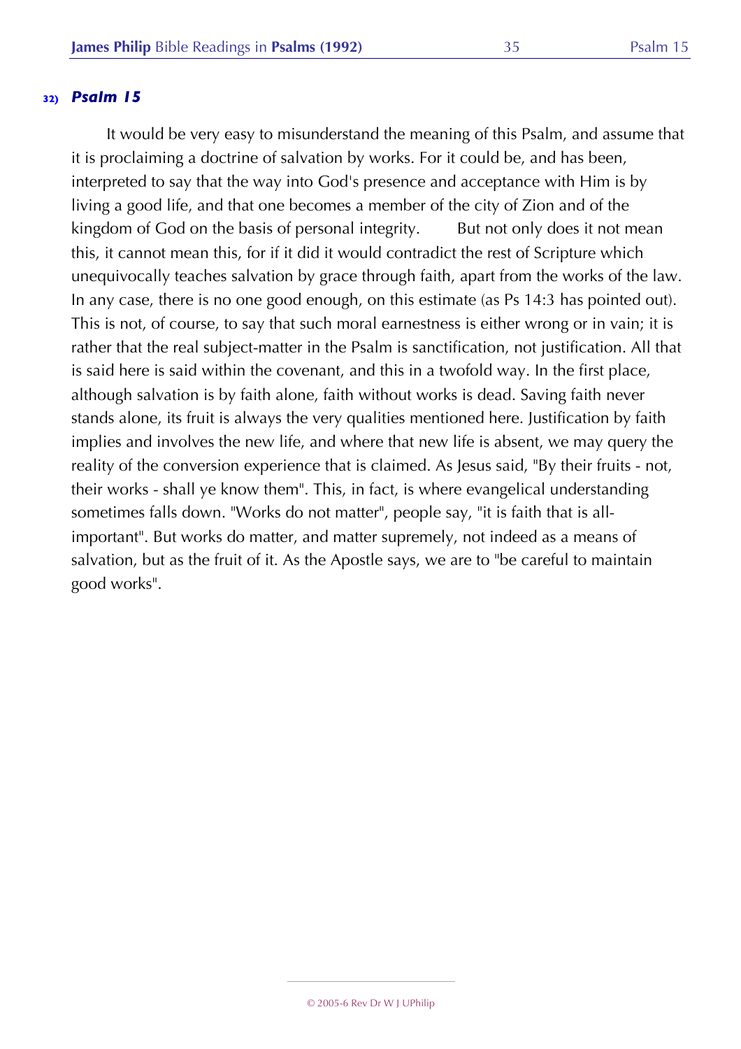## 32) *Psalm 15*

It would be very easy to misunderstand the meaning of this Psalm, and assume that it is proclaiming a doctrine of salvation by works. For it could be, and has been, interpreted to say that the way into God's presence and acceptance with Him is by living a good life, and that one becomes a member of the city of Zion and of the kingdom of God on the basis of personal integrity. But not only does it not mean this, it cannot mean this, for if it did it would contradict the rest of Scripture which unequivocally teaches salvation by grace through faith, apart from the works of the law. In any case, there is no one good enough, on this estimate (as Ps 14:3 has pointed out). This is not, of course, to say that such moral earnestness is either wrong or in vain; it is rather that the real subject-matter in the Psalm is sanctification, not justification. All that is said here is said within the covenant, and this in a twofold way. In the first place, although salvation is by faith alone, faith without works is dead. Saving faith never stands alone, its fruit is always the very qualities mentioned here. Justification by faith implies and involves the new life, and where that new life is absent, we may query the reality of the conversion experience that is claimed. As Jesus said, "By their fruits - not, their works - shall ye know them". This, in fact, is where evangelical understanding sometimes falls down. "Works do not matter", people say, "it is faith that is all-important". But works do matter, and matter supremely, not indeed as a means of salvation, but as the fruit of it. As the Apostle says, we are to "be careful to maintain good works".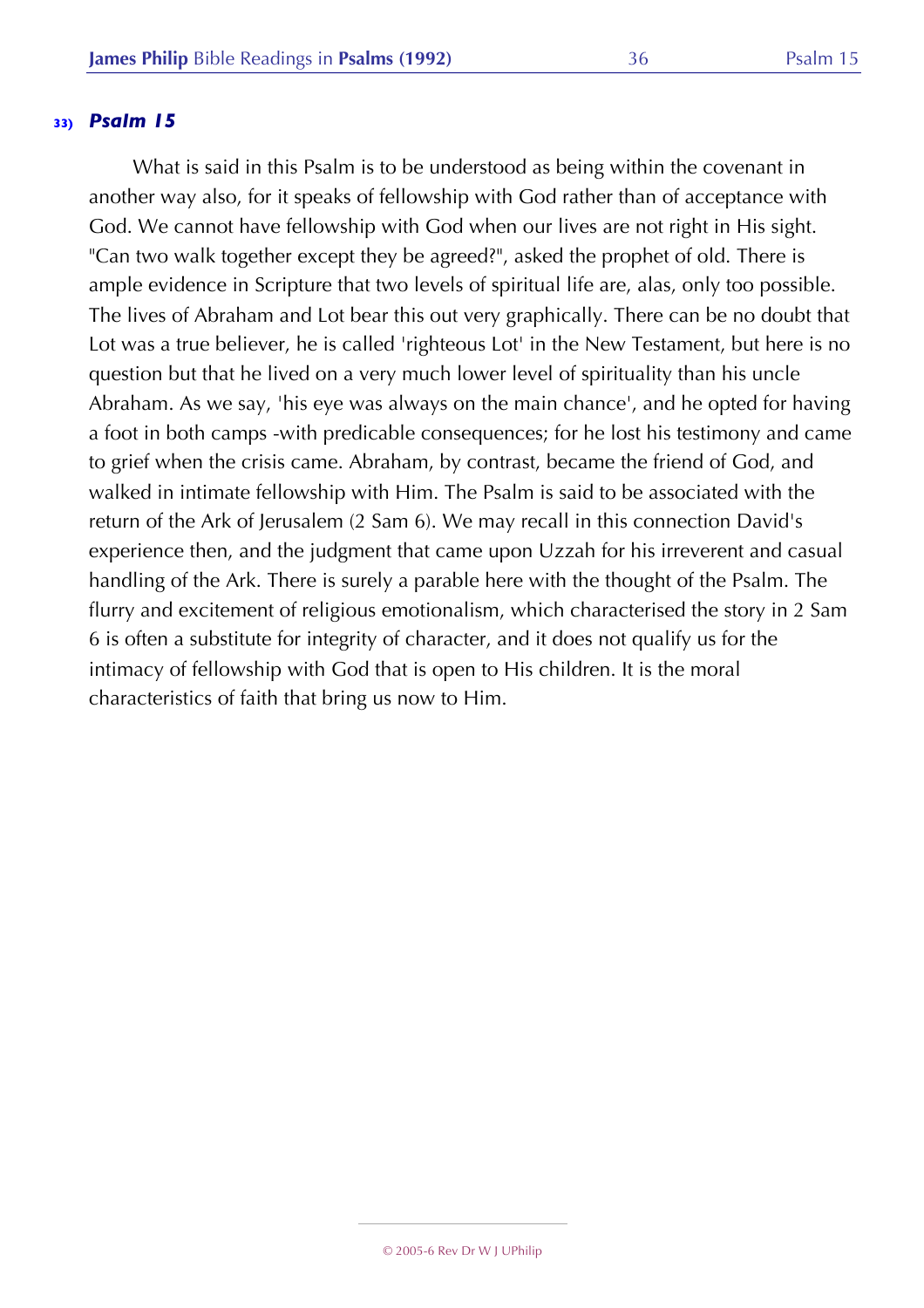### 33) *Psalm 15*

What is said in this Psalm is to be understood as being within the covenant in another way also, for it speaks of fellowship with God rather than of acceptance with God. We cannot have fellowship with God when our lives are not right in His sight. "Can two walk together except they be agreed?", asked the prophet of old. There is ample evidence in Scripture that two levels of spiritual life are, alas, only too possible. The lives of Abraham and Lot bear this out very graphically. There can be no doubt that Lot was a true believer, he is called 'righteous Lot' in the New Testament, but here is no question but that he lived on a very much lower level of spirituality than his uncle Abraham. As we say, 'his eye was always on the main chance', and he opted for having a foot in both camps -with predicable consequences; for he lost his testimony and came to grief when the crisis came. Abraham, by contrast, became the friend of God, and walked in intimate fellowship with Him. The Psalm is said to be associated with the return of the Ark of Jerusalem (2 Sam 6). We may recall in this connection David's experience then, and the judgment that came upon Uzzah for his irreverent and casual handling of the Ark. There is surely a parable here with the thought of the Psalm. The flurry and excitement of religious emotionalism, which characterised the story in 2 Sam 6 is often a substitute for integrity of character, and it does not qualify us for the intimacy of fellowship with God that is open to His children. It is the moral characteristics of faith that bring us now to Him.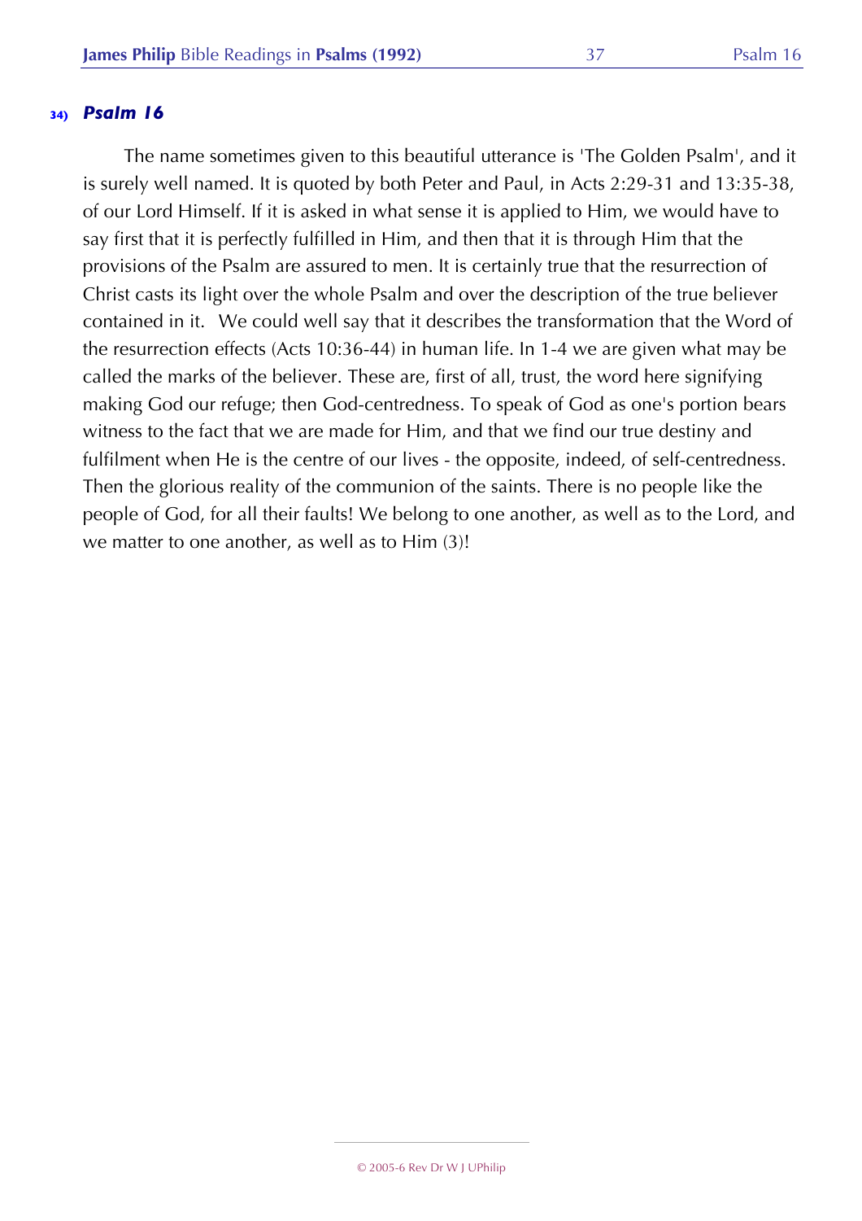### 34) *Psalm 16*

The name sometimes given to this beautiful utterance is 'The Golden Psalm', and it is surely well named. It is quoted by both Peter and Paul, in Acts 2:29-31 and 13:35-38, of our Lord Himself. If it is asked in what sense it is applied to Him, we would have to say first that it is perfectly fulfilled in Him, and then that it is through Him that the provisions of the Psalm are assured to men. It is certainly true that the resurrection of Christ casts its light over the whole Psalm and over the description of the true believer contained in it. We could well say that it describes the transformation that the Word of the resurrection effects (Acts 10:36-44) in human life. In 1-4 we are given what may be called the marks of the believer. These are, first of all, trust, the word here signifying making God our refuge; then God-centredness. To speak of God as one's portion bears witness to the fact that we are made for Him, and that we find our true destiny and fulfilment when He is the centre of our lives - the opposite, indeed, of self-centredness. Then the glorious reality of the communion of the saints. There is no people like the people of God, for all their faults! We belong to one another, as well as to the Lord, and we matter to one another, as well as to Him (3)!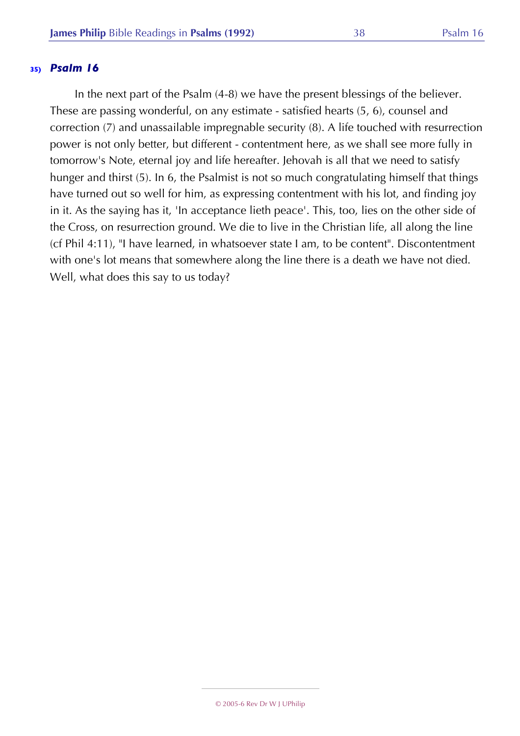### 35) *Psalm 16*

In the next part of the Psalm (4-8) we have the present blessings of the believer. These are passing wonderful, on any estimate - satisfied hearts (5, 6), counsel and correction (7) and unassailable impregnable security (8). A life touched with resurrection power is not only better, but different - contentment here, as we shall see more fully in tomorrow's Note, eternal joy and life hereafter. Jehovah is all that we need to satisfy hunger and thirst (5). In 6, the Psalmist is not so much congratulating himself that things have turned out so well for him, as expressing contentment with his lot, and finding joy in it. As the saying has it, 'In acceptance lieth peace'. This, too, lies on the other side of the Cross, on resurrection ground. We die to live in the Christian life, all along the line (cf Phil 4:11), "I have learned, in whatsoever state I am, to be content". Discontentment with one's lot means that somewhere along the line there is a death we have not died. Well, what does this say to us today?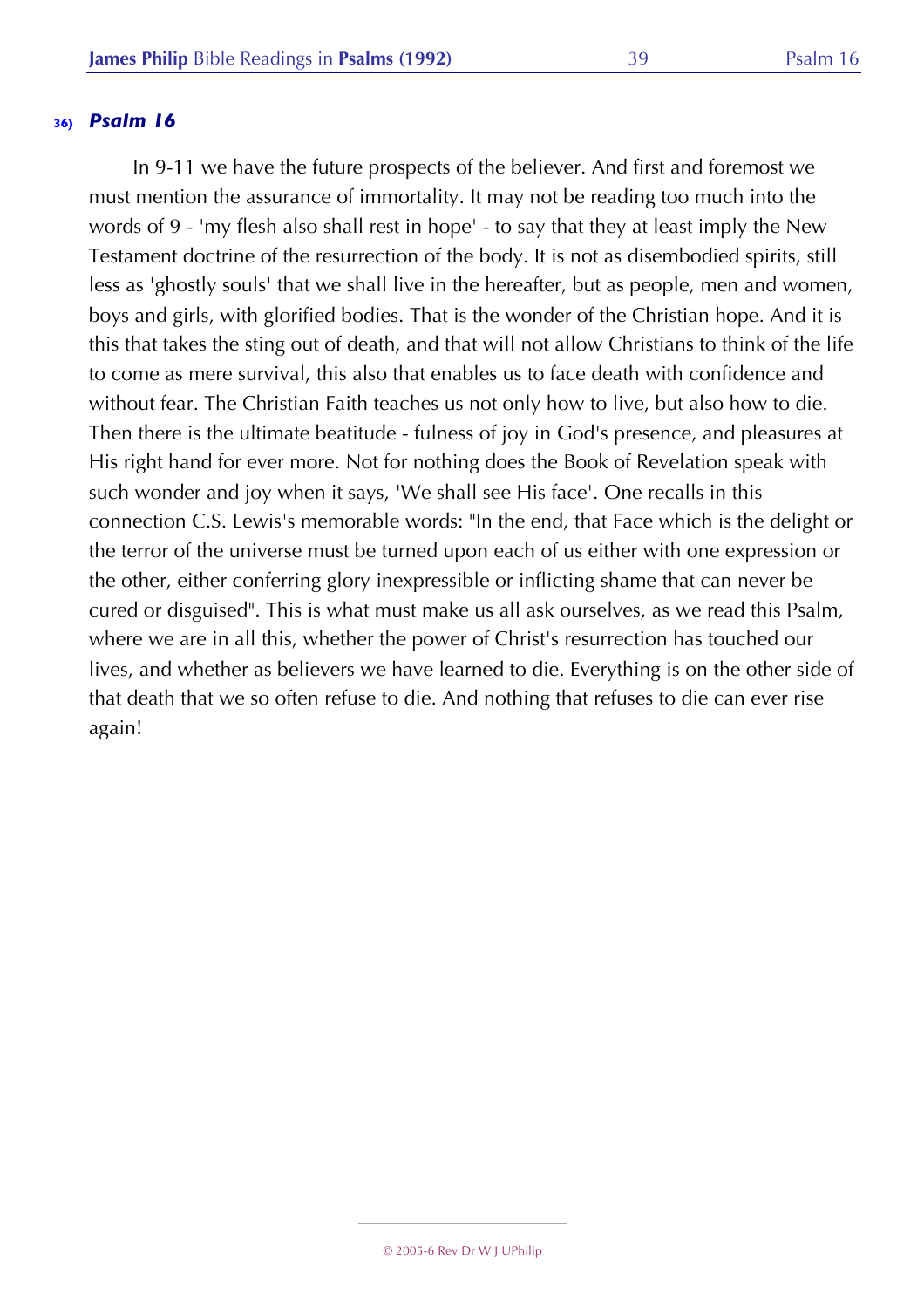### 36) *Psalm 16*

In 9-11 we have the future prospects of the believer. And first and foremost we must mention the assurance of immortality. It may not be reading too much into the words of 9 - 'my flesh also shall rest in hope' - to say that they at least imply the New Testament doctrine of the resurrection of the body. It is not as disembodied spirits, still less as 'ghostly souls' that we shall live in the hereafter, but as people, men and women, boys and girls, with glorified bodies. That is the wonder of the Christian hope. And it is this that takes the sting out of death, and that will not allow Christians to think of the life to come as mere survival, this also that enables us to face death with confidence and without fear. The Christian Faith teaches us not only how to live, but also how to die. Then there is the ultimate beatitude - fulness of joy in God's presence, and pleasures at His right hand for ever more. Not for nothing does the Book of Revelation speak with such wonder and joy when it says, 'We shall see His face'. One recalls in this connection C.S. Lewis's memorable words: "In the end, that Face which is the delight or the terror of the universe must be turned upon each of us either with one expression or the other, either conferring glory inexpressible or inflicting shame that can never be cured or disguised". This is what must make us all ask ourselves, as we read this Psalm, where we are in all this, whether the power of Christ's resurrection has touched our lives, and whether as believers we have learned to die. Everything is on the other side of that death that we so often refuse to die. And nothing that refuses to die can ever rise again!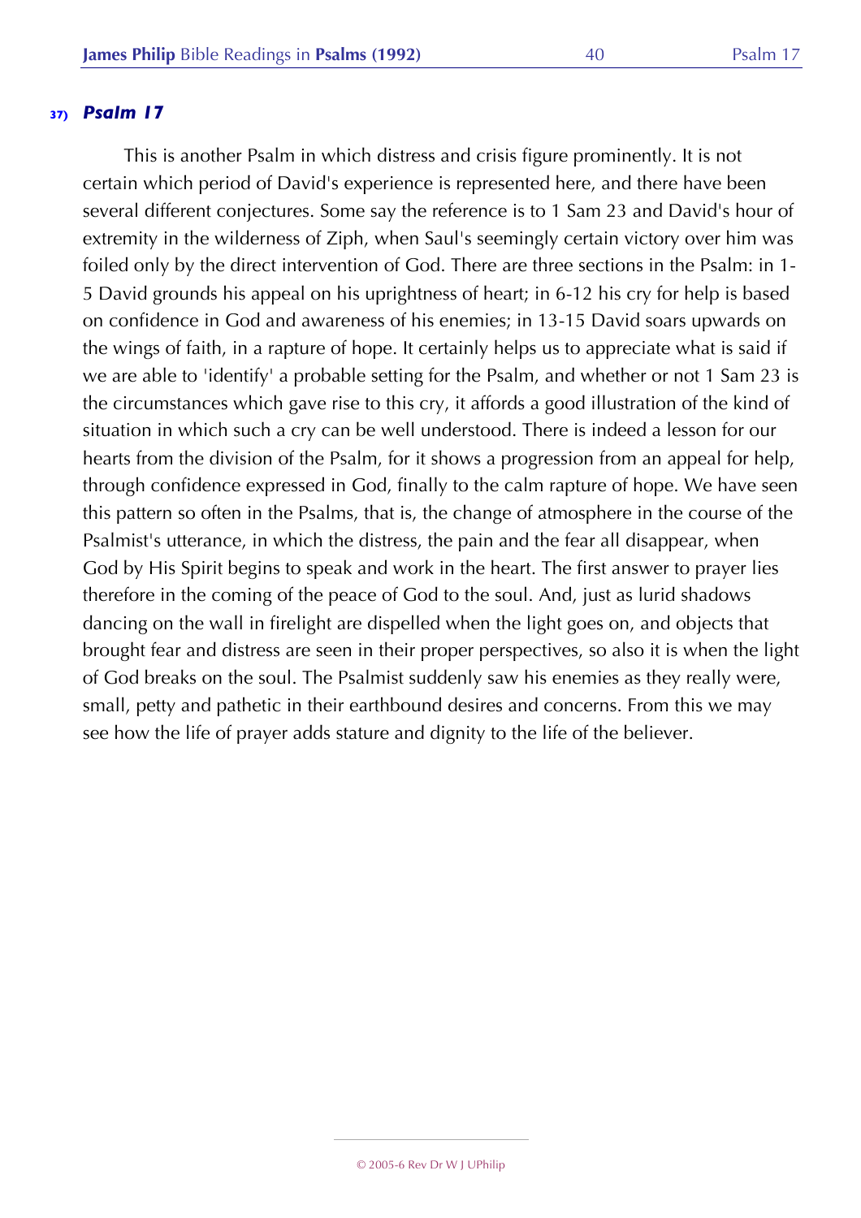## 37) *Psalm 17*

This is another Psalm in which distress and crisis figure prominently. It is not certain which period of David's experience is represented here, and there have been several different conjectures. Some say the reference is to 1 Sam 23 and David's hour of extremity in the wilderness of Ziph, when Saul's seemingly certain victory over him was foiled only by the direct intervention of God. There are three sections in the Psalm: in 1-5 David grounds his appeal on his uprightness of heart; in 6-12 his cry for help is based on confidence in God and awareness of his enemies; in 13-15 David soars upwards on the wings of faith, in a rapture of hope. It certainly helps us to appreciate what is said if we are able to 'identify' a probable setting for the Psalm, and whether or not 1 Sam 23 is the circumstances which gave rise to this cry, it affords a good illustration of the kind of situation in which such a cry can be well understood. There is indeed a lesson for our hearts from the division of the Psalm, for it shows a progression from an appeal for help, through confidence expressed in God, finally to the calm rapture of hope. We have seen this pattern so often in the Psalms, that is, the change of atmosphere in the course of the Psalmist's utterance, in which the distress, the pain and the fear all disappear, when God by His Spirit begins to speak and work in the heart. The first answer to prayer lies therefore in the coming of the peace of God to the soul. And, just as lurid shadows dancing on the wall in firelight are dispelled when the light goes on, and objects that brought fear and distress are seen in their proper perspectives, so also it is when the light of God breaks on the soul. The Psalmist suddenly saw his enemies as they really were, small, petty and pathetic in their earthbound desires and concerns. From this we may see how the life of prayer adds stature and dignity to the life of the believer.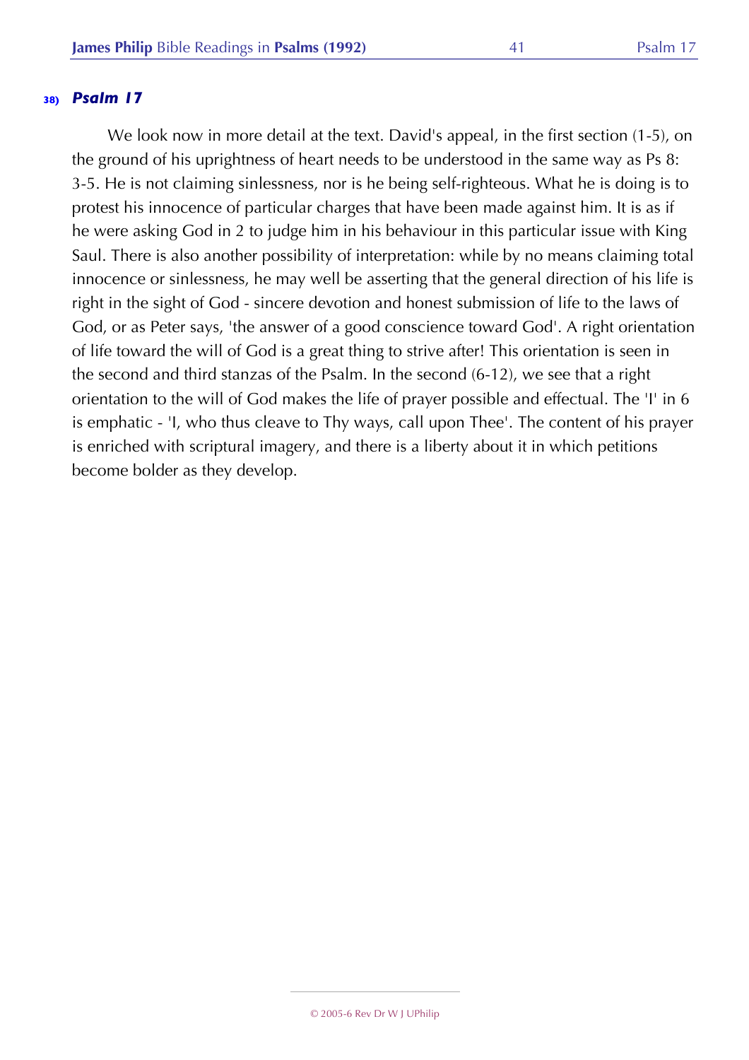## 38) *Psalm 17*

We look now in more detail at the text. David's appeal, in the first section (1-5), on the ground of his uprightness of heart needs to be understood in the same way as Ps 8: 3-5. He is not claiming sinlessness, nor is he being self-righteous. What he is doing is to protest his innocence of particular charges that have been made against him. It is as if he were asking God in 2 to judge him in his behaviour in this particular issue with King Saul. There is also another possibility of interpretation: while by no means claiming total innocence or sinlessness, he may well be asserting that the general direction of his life is right in the sight of God - sincere devotion and honest submission of life to the laws of God, or as Peter says, 'the answer of a good conscience toward God'. A right orientation of life toward the will of God is a great thing to strive after! This orientation is seen in the second and third stanzas of the Psalm. In the second (6-12), we see that a right orientation to the will of God makes the life of prayer possible and effectual. The 'I' in 6 is emphatic - 'I, who thus cleave to Thy ways, call upon Thee'. The content of his prayer is enriched with scriptural imagery, and there is a liberty about it in which petitions become bolder as they develop.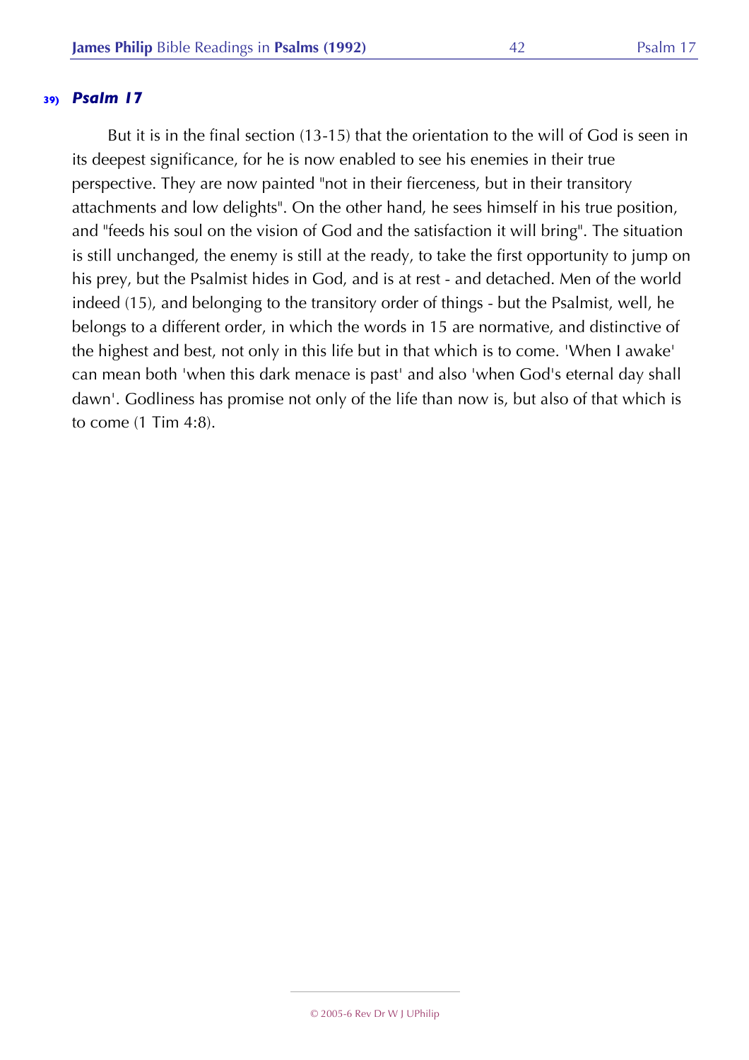#### 39) *Psalm 17*

But it is in the final section (13-15) that the orientation to the will of God is seen in its deepest significance, for he is now enabled to see his enemies in their true perspective. They are now painted "not in their fierceness, but in their transitory attachments and low delights". On the other hand, he sees himself in his true position, and "feeds his soul on the vision of God and the satisfaction it will bring". The situation is still unchanged, the enemy is still at the ready, to take the first opportunity to jump on his prey, but the Psalmist hides in God, and is at rest - and detached. Men of the world indeed (15), and belonging to the transitory order of things - but the Psalmist, well, he belongs to a different order, in which the words in 15 are normative, and distinctive of the highest and best, not only in this life but in that which is to come. 'When I awake' can mean both 'when this dark menace is past' and also 'when God's eternal day shall dawn'. Godliness has promise not only of the life than now is, but also of that which is to come (1 Tim 4:8).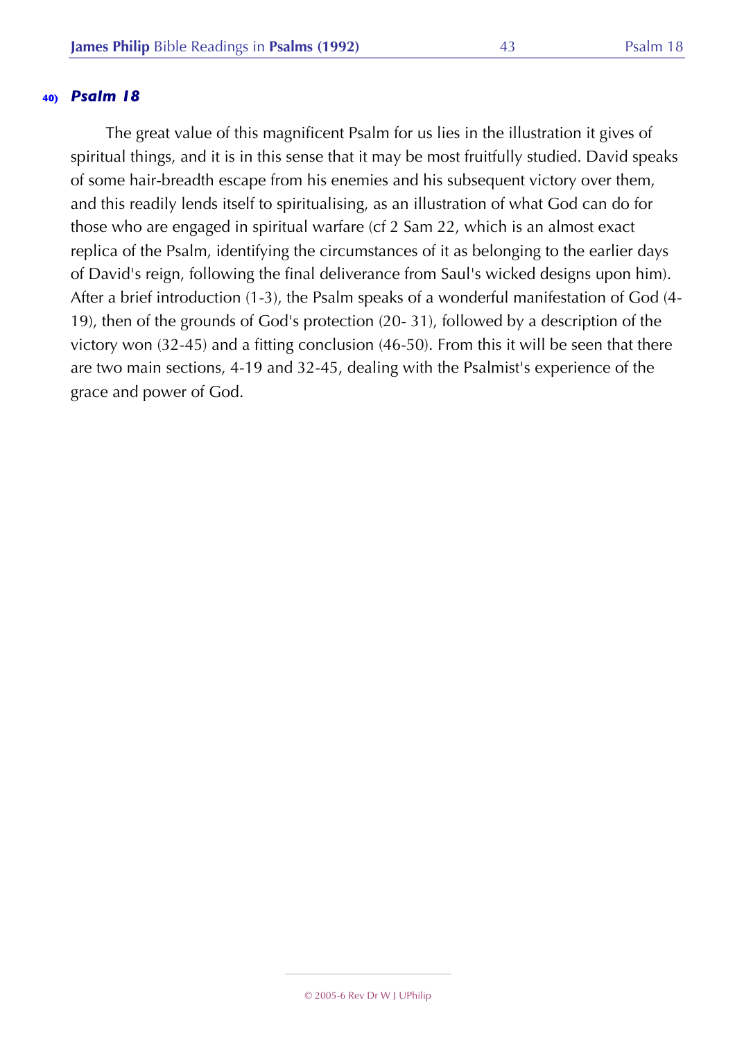## 40) *Psalm 18*

The great value of this magnificent Psalm for us lies in the illustration it gives of spiritual things, and it is in this sense that it may be most fruitfully studied. David speaks of some hair-breadth escape from his enemies and his subsequent victory over them, and this readily lends itself to spiritualising, as an illustration of what God can do for those who are engaged in spiritual warfare (cf 2 Sam 22, which is an almost exact replica of the Psalm, identifying the circumstances of it as belonging to the earlier days of David's reign, following the final deliverance from Saul's wicked designs upon him). After a brief introduction (1-3), the Psalm speaks of a wonderful manifestation of God (4-19), then of the grounds of God's protection (20- 31), followed by a description of the victory won (32-45) and a fitting conclusion (46-50). From this it will be seen that there are two main sections, 4-19 and 32-45, dealing with the Psalmist's experience of the grace and power of God.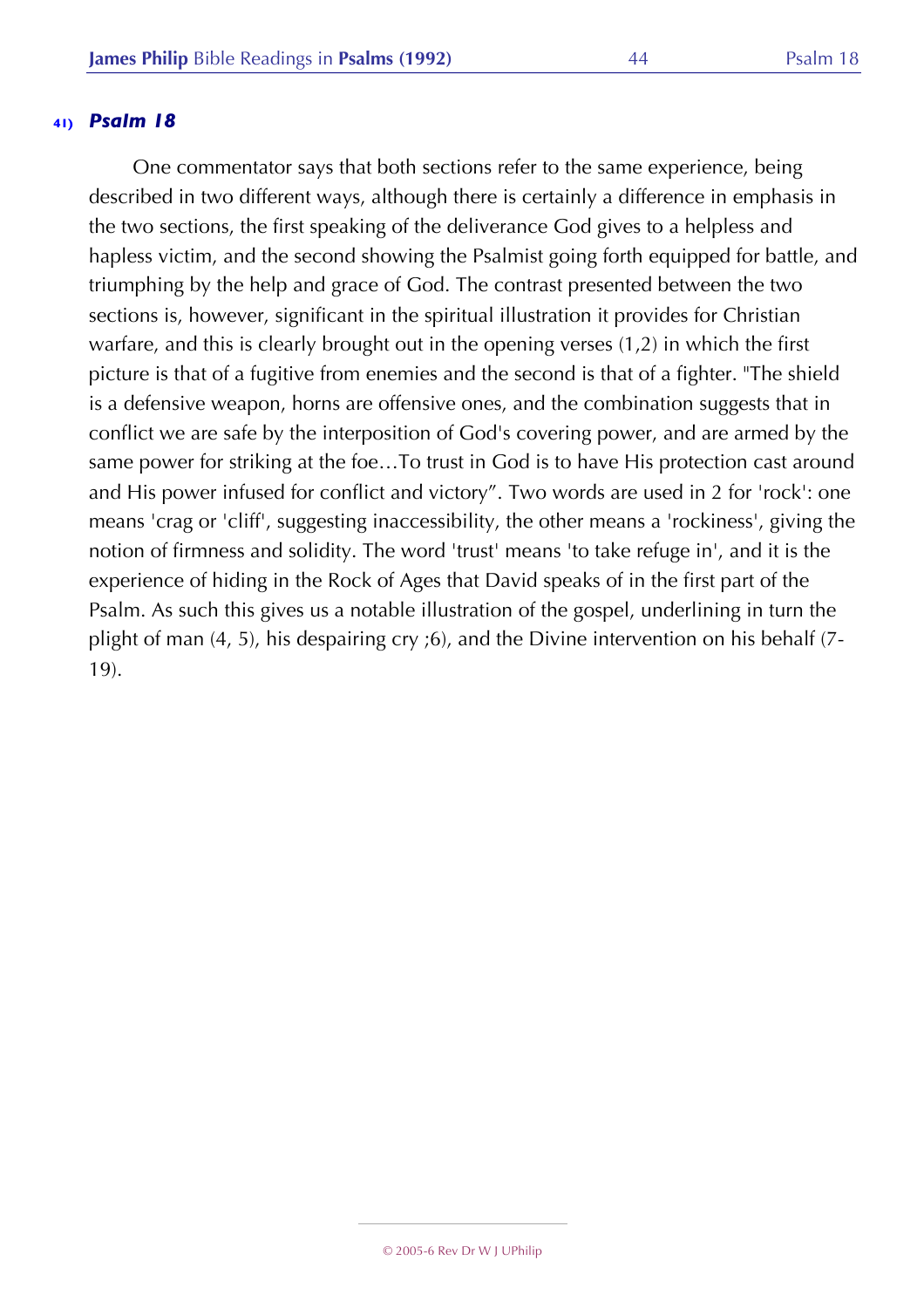## 41) *Psalm 18*

One commentator says that both sections refer to the same experience, being described in two different ways, although there is certainly a difference in emphasis in the two sections, the first speaking of the deliverance God gives to a helpless and hapless victim, and the second showing the Psalmist going forth equipped for battle, and triumphing by the help and grace of God. The contrast presented between the two sections is, however, significant in the spiritual illustration it provides for Christian warfare, and this is clearly brought out in the opening verses (1,2) in which the first picture is that of a fugitive from enemies and the second is that of a fighter. "The shield is a defensive weapon, horns are offensive ones, and the combination suggests that in conflict we are safe by the interposition of God's covering power, and are armed by the same power for striking at the foe…To trust in God is to have His protection cast around and His power infused for conflict and victory". Two words are used in 2 for 'rock': one means 'crag or 'cliff', suggesting inaccessibility, the other means a 'rockiness', giving the notion of firmness and solidity. The word 'trust' means 'to take refuge in', and it is the experience of hiding in the Rock of Ages that David speaks of in the first part of the Psalm. As such this gives us a notable illustration of the gospel, underlining in turn the plight of man (4, 5), his despairing cry ;6), and the Divine intervention on his behalf (7-19).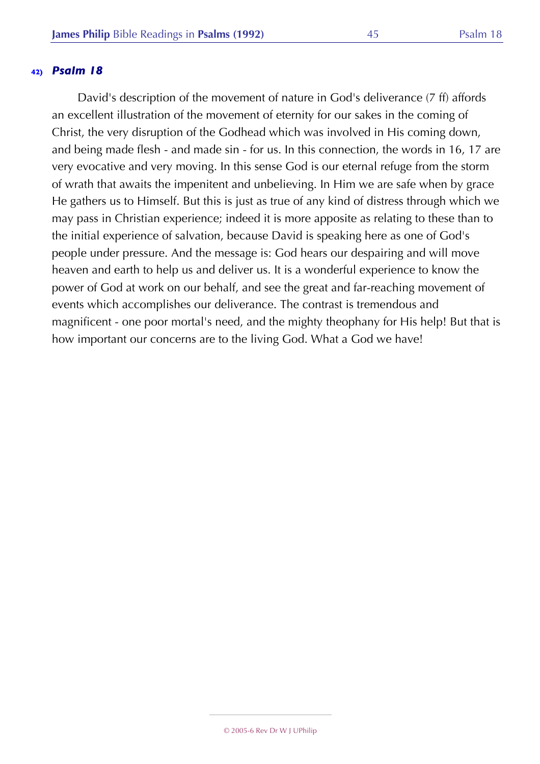## 42) *Psalm 18*

David's description of the movement of nature in God's deliverance (7 ff) affords an excellent illustration of the movement of eternity for our sakes in the coming of Christ, the very disruption of the Godhead which was involved in His coming down, and being made flesh - and made sin - for us. In this connection, the words in 16, 17 are very evocative and very moving. In this sense God is our eternal refuge from the storm of wrath that awaits the impenitent and unbelieving. In Him we are safe when by grace He gathers us to Himself. But this is just as true of any kind of distress through which we may pass in Christian experience; indeed it is more apposite as relating to these than to the initial experience of salvation, because David is speaking here as one of God's people under pressure. And the message is: God hears our despairing and will move heaven and earth to help us and deliver us. It is a wonderful experience to know the power of God at work on our behalf, and see the great and far-reaching movement of events which accomplishes our deliverance. The contrast is tremendous and magnificent - one poor mortal's need, and the mighty theophany for His help! But that is how important our concerns are to the living God. What a God we have!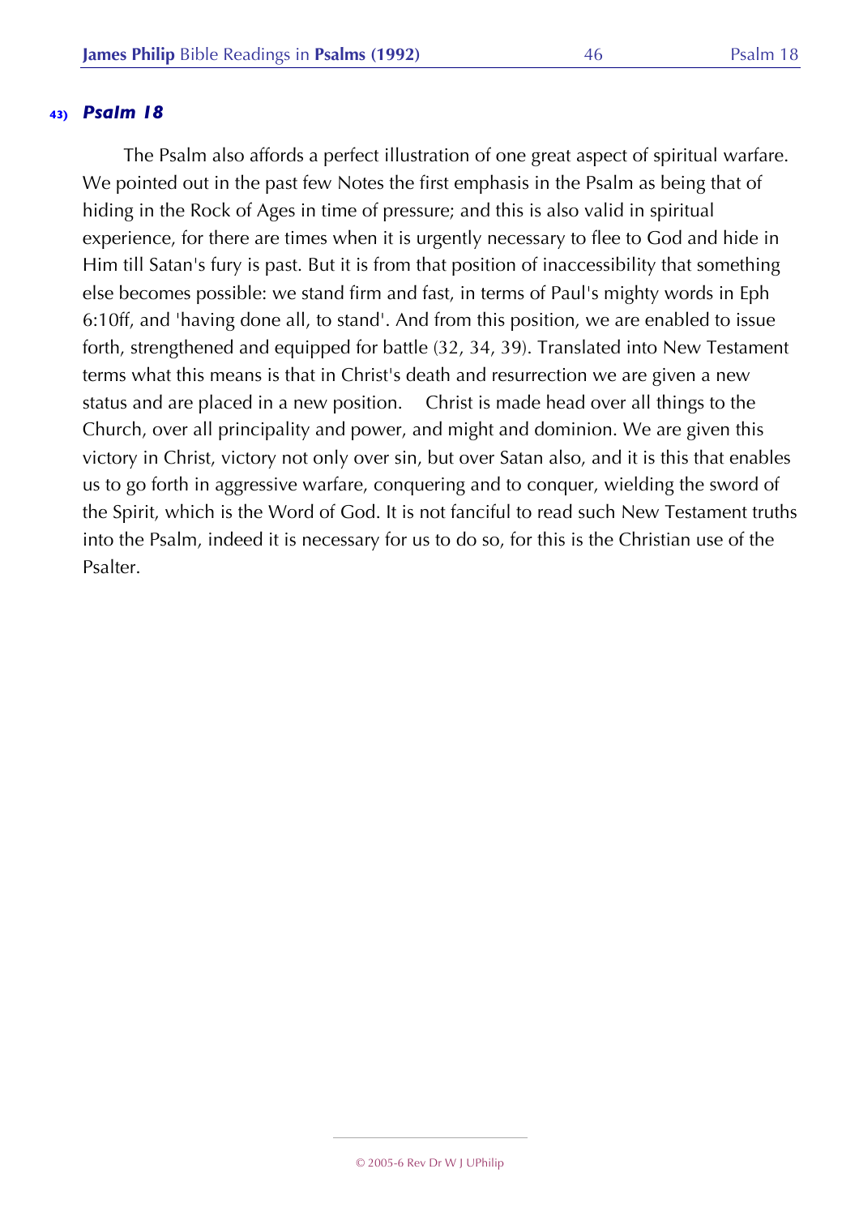### 43) *Psalm 18*

The Psalm also affords a perfect illustration of one great aspect of spiritual warfare. We pointed out in the past few Notes the first emphasis in the Psalm as being that of hiding in the Rock of Ages in time of pressure; and this is also valid in spiritual experience, for there are times when it is urgently necessary to flee to God and hide in Him till Satan's fury is past. But it is from that position of inaccessibility that something else becomes possible: we stand firm and fast, in terms of Paul's mighty words in Eph 6:10ff, and 'having done all, to stand'. And from this position, we are enabled to issue forth, strengthened and equipped for battle (32, 34, 39). Translated into New Testament terms what this means is that in Christ's death and resurrection we are given a new status and are placed in a new position. Christ is made head over all things to the Church, over all principality and power, and might and dominion. We are given this victory in Christ, victory not only over sin, but over Satan also, and it is this that enables us to go forth in aggressive warfare, conquering and to conquer, wielding the sword of the Spirit, which is the Word of God. It is not fanciful to read such New Testament truths into the Psalm, indeed it is necessary for us to do so, for this is the Christian use of the Psalter.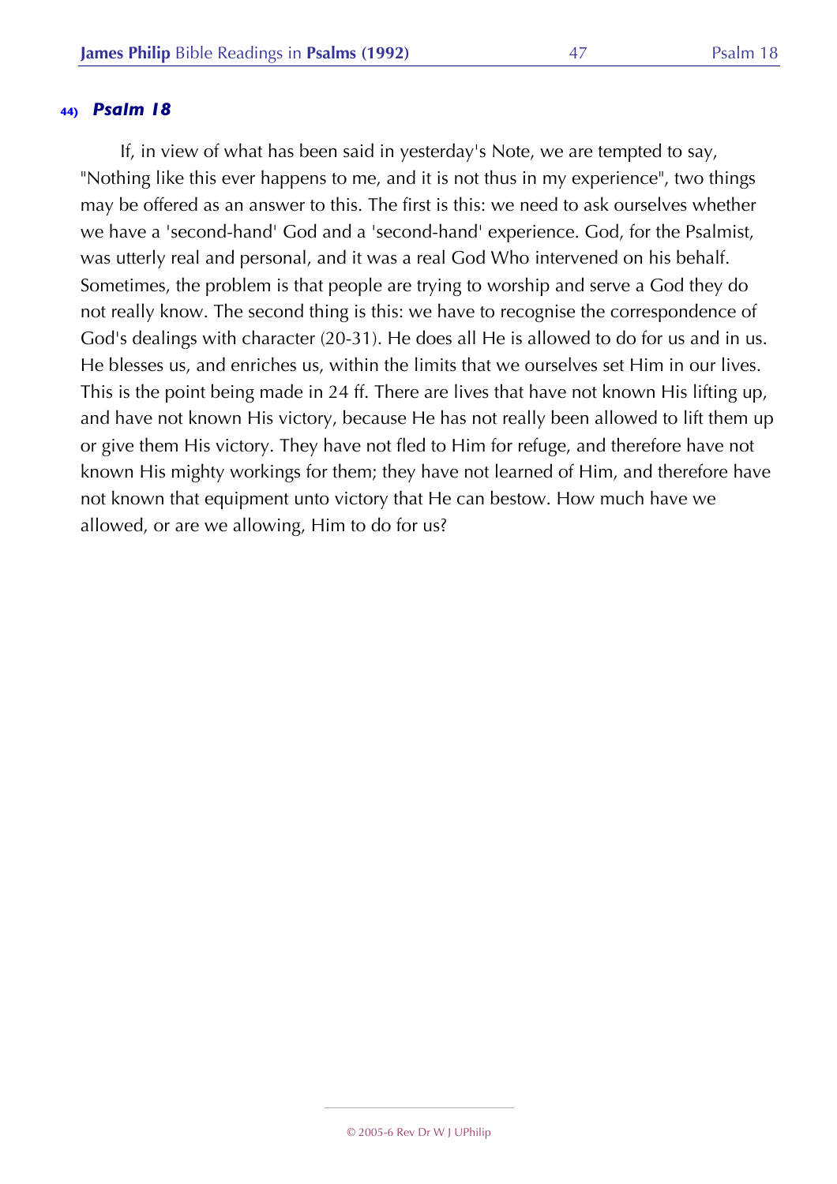### 44) *Psalm 18*

If, in view of what has been said in yesterday's Note, we are tempted to say, "Nothing like this ever happens to me, and it is not thus in my experience", two things may be offered as an answer to this. The first is this: we need to ask ourselves whether we have a 'second-hand' God and a 'second-hand' experience. God, for the Psalmist, was utterly real and personal, and it was a real God Who intervened on his behalf. Sometimes, the problem is that people are trying to worship and serve a God they do not really know. The second thing is this: we have to recognise the correspondence of God's dealings with character (20-31). He does all He is allowed to do for us and in us. He blesses us, and enriches us, within the limits that we ourselves set Him in our lives. This is the point being made in 24 ff. There are lives that have not known His lifting up, and have not known His victory, because He has not really been allowed to lift them up or give them His victory. They have not fled to Him for refuge, and therefore have not known His mighty workings for them; they have not learned of Him, and therefore have not known that equipment unto victory that He can bestow. How much have we allowed, or are we allowing, Him to do for us?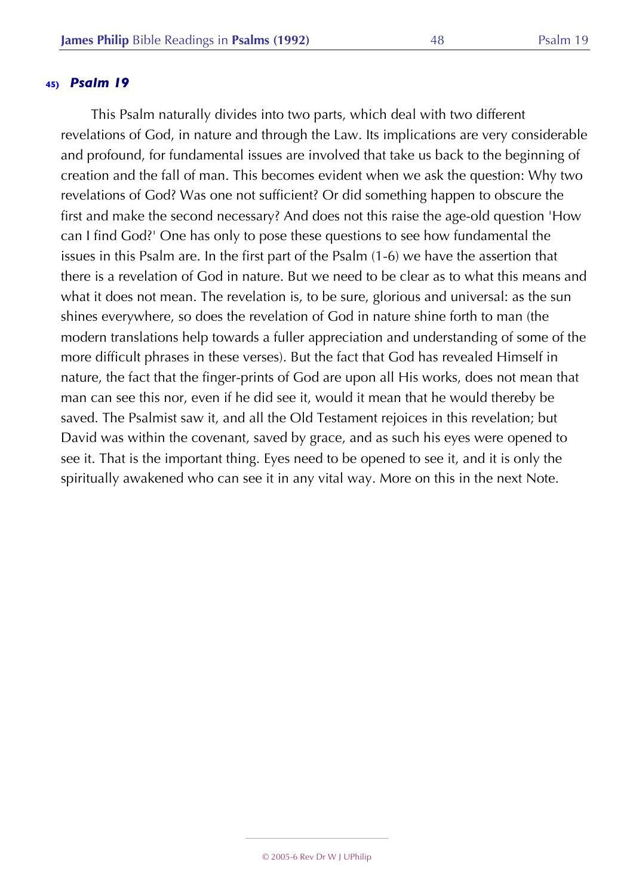### 45) *Psalm 19*

This Psalm naturally divides into two parts, which deal with two different revelations of God, in nature and through the Law. Its implications are very considerable and profound, for fundamental issues are involved that take us back to the beginning of creation and the fall of man. This becomes evident when we ask the question: Why two revelations of God? Was one not sufficient? Or did something happen to obscure the first and make the second necessary? And does not this raise the age-old question 'How can I find God?' One has only to pose these questions to see how fundamental the issues in this Psalm are. In the first part of the Psalm (1-6) we have the assertion that there is a revelation of God in nature. But we need to be clear as to what this means and what it does not mean. The revelation is, to be sure, glorious and universal: as the sun shines everywhere, so does the revelation of God in nature shine forth to man (the modern translations help towards a fuller appreciation and understanding of some of the more difficult phrases in these verses). But the fact that God has revealed Himself in nature, the fact that the finger-prints of God are upon all His works, does not mean that man can see this nor, even if he did see it, would it mean that he would thereby be saved. The Psalmist saw it, and all the Old Testament rejoices in this revelation; but David was within the covenant, saved by grace, and as such his eyes were opened to see it. That is the important thing. Eyes need to be opened to see it, and it is only the spiritually awakened who can see it in any vital way. More on this in the next Note.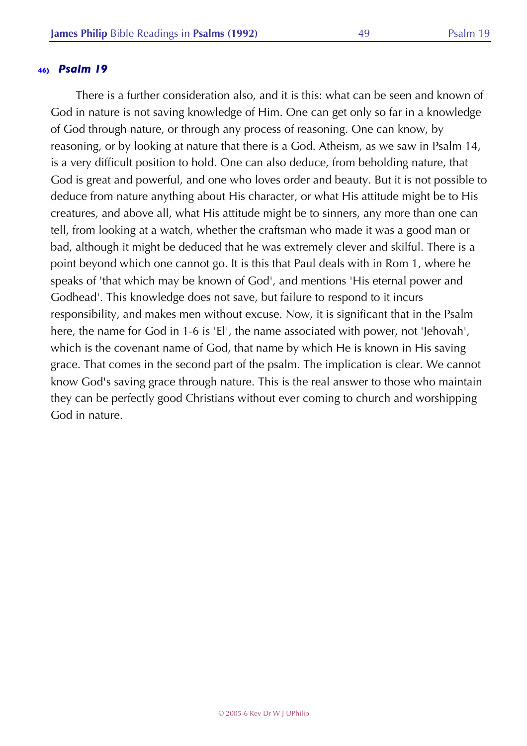**46) *Psalm 19***

There is a further consideration also, and it is this: what can be seen and known of God in nature is not saving knowledge of Him. One can get only so far in a knowledge of God through nature, or through any process of reasoning. One can know, by reasoning, or by looking at nature that there is a God. Atheism, as we saw in Psalm 14, is a very difficult position to hold. One can also deduce, from beholding nature, that God is great and powerful, and one who loves order and beauty. But it is not possible to deduce from nature anything about His character, or what His attitude might be to His creatures, and above all, what His attitude might be to sinners, any more than one can tell, from looking at a watch, whether the craftsman who made it was a good man or bad, although it might be deduced that he was extremely clever and skilful. There is a point beyond which one cannot go. It is this that Paul deals with in Rom 1, where he speaks of 'that which may be known of God', and mentions 'His eternal power and Godhead'. This knowledge does not save, but failure to respond to it incurs responsibility, and makes men without excuse. Now, it is significant that in the Psalm here, the name for God in 1-6 is 'El', the name associated with power, not 'Jehovah', which is the covenant name of God, that name by which He is known in His saving grace. That comes in the second part of the psalm. The implication is clear. We cannot know God's saving grace through nature. This is the real answer to those who maintain they can be perfectly good Christians without ever coming to church and worshipping God in nature.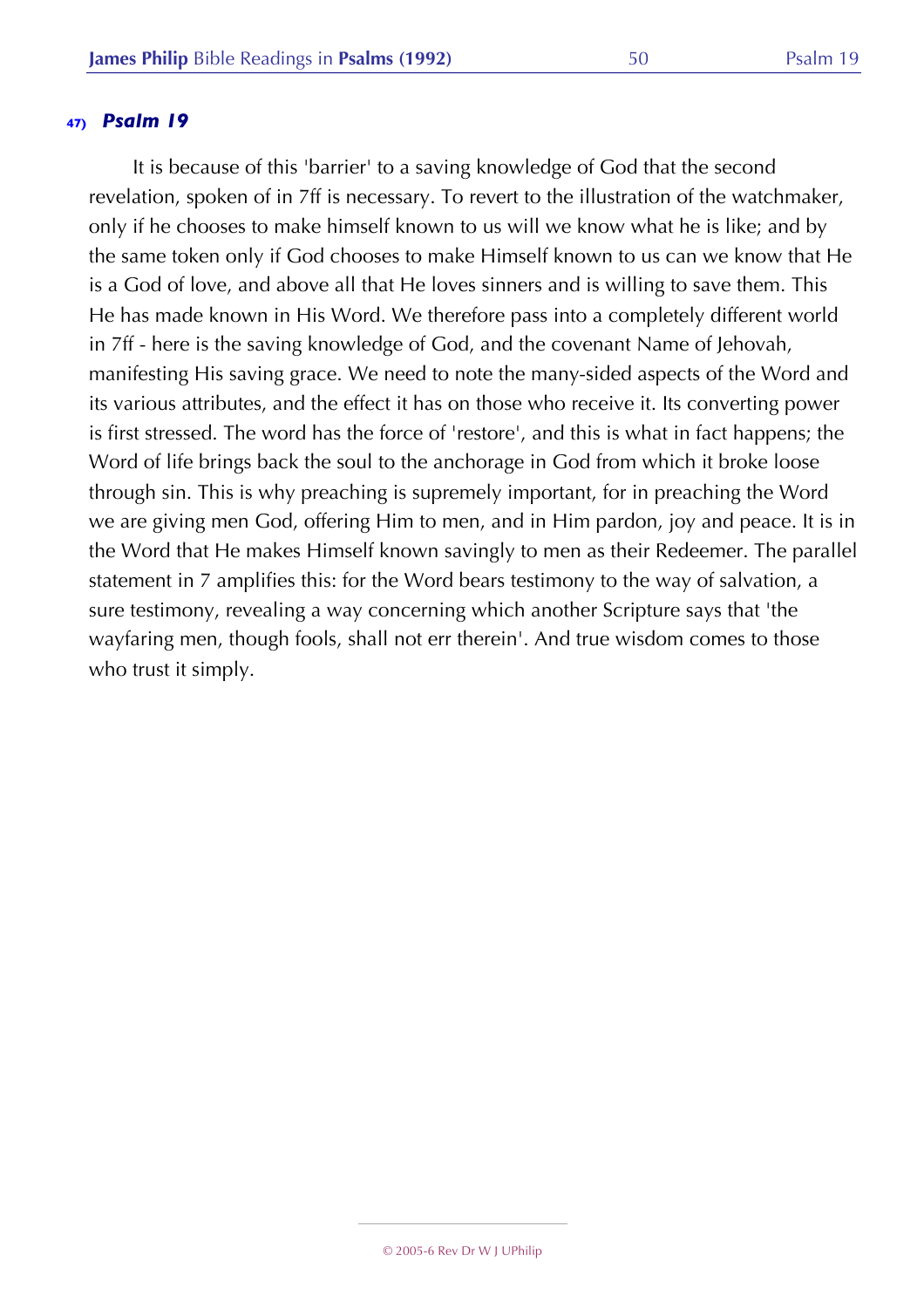### 47) *Psalm 19*

It is because of this 'barrier' to a saving knowledge of God that the second revelation, spoken of in 7ff is necessary. To revert to the illustration of the watchmaker, only if he chooses to make himself known to us will we know what he is like; and by the same token only if God chooses to make Himself known to us can we know that He is a God of love, and above all that He loves sinners and is willing to save them. This He has made known in His Word. We therefore pass into a completely different world in 7ff - here is the saving knowledge of God, and the covenant Name of Jehovah, manifesting His saving grace. We need to note the many-sided aspects of the Word and its various attributes, and the effect it has on those who receive it. Its converting power is first stressed. The word has the force of 'restore', and this is what in fact happens; the Word of life brings back the soul to the anchorage in God from which it broke loose through sin. This is why preaching is supremely important, for in preaching the Word we are giving men God, offering Him to men, and in Him pardon, joy and peace. It is in the Word that He makes Himself known savingly to men as their Redeemer. The parallel statement in 7 amplifies this: for the Word bears testimony to the way of salvation, a sure testimony, revealing a way concerning which another Scripture says that 'the wayfaring men, though fools, shall not err therein'. And true wisdom comes to those who trust it simply.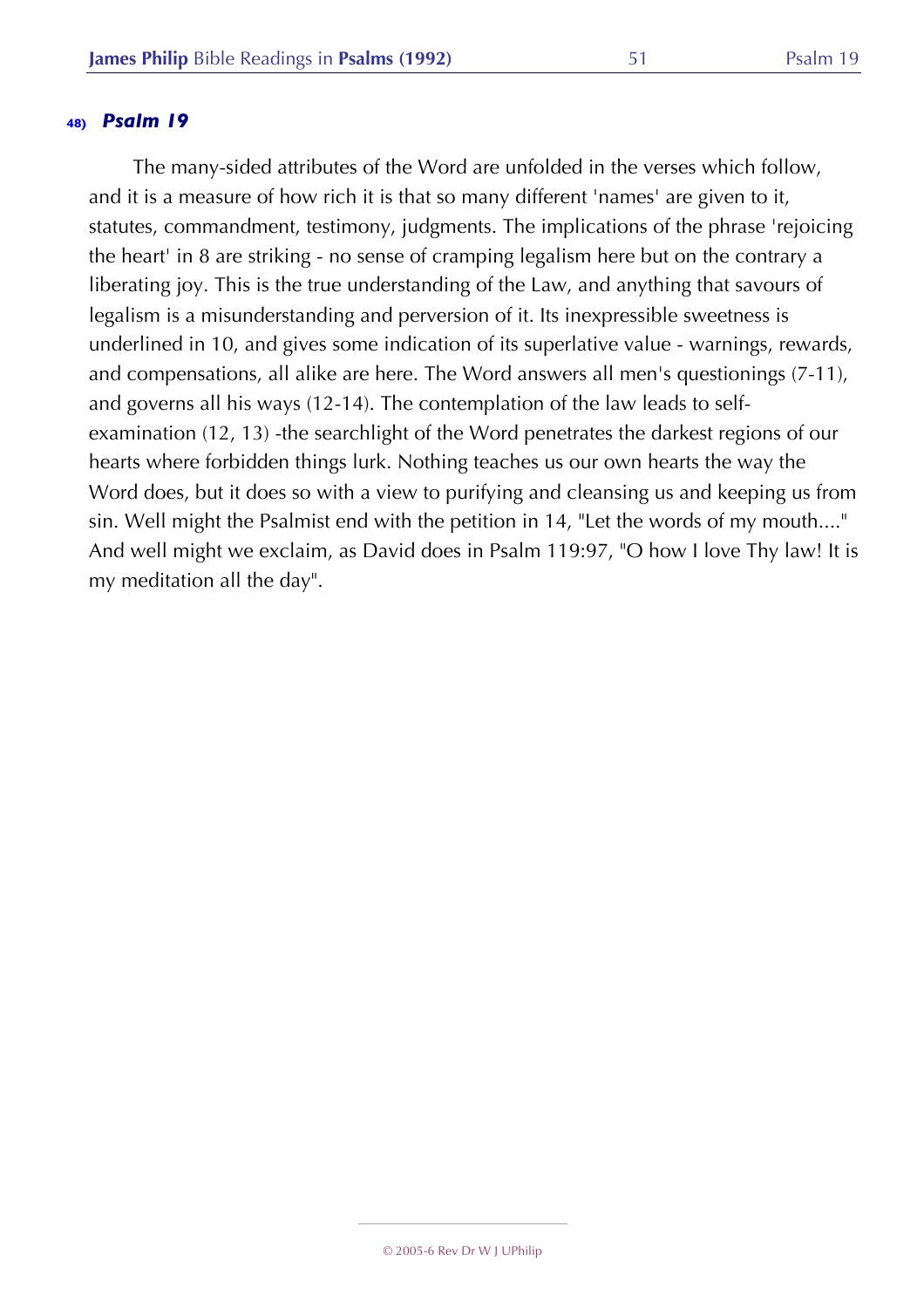### 48) *Psalm 19*

The many-sided attributes of the Word are unfolded in the verses which follow, and it is a measure of how rich it is that so many different 'names' are given to it, statutes, commandment, testimony, judgments. The implications of the phrase 'rejoicing the heart' in 8 are striking - no sense of cramping legalism here but on the contrary a liberating joy. This is the true understanding of the Law, and anything that savours of legalism is a misunderstanding and perversion of it. Its inexpressible sweetness is underlined in 10, and gives some indication of its superlative value - warnings, rewards, and compensations, all alike are here. The Word answers all men's questionings (7-11), and governs all his ways (12-14). The contemplation of the law leads to self-examination (12, 13) -the searchlight of the Word penetrates the darkest regions of our hearts where forbidden things lurk. Nothing teaches us our own hearts the way the Word does, but it does so with a view to purifying and cleansing us and keeping us from sin. Well might the Psalmist end with the petition in 14, "Let the words of my mouth...." And well might we exclaim, as David does in Psalm 119:97, "O how I love Thy law! It is my meditation all the day".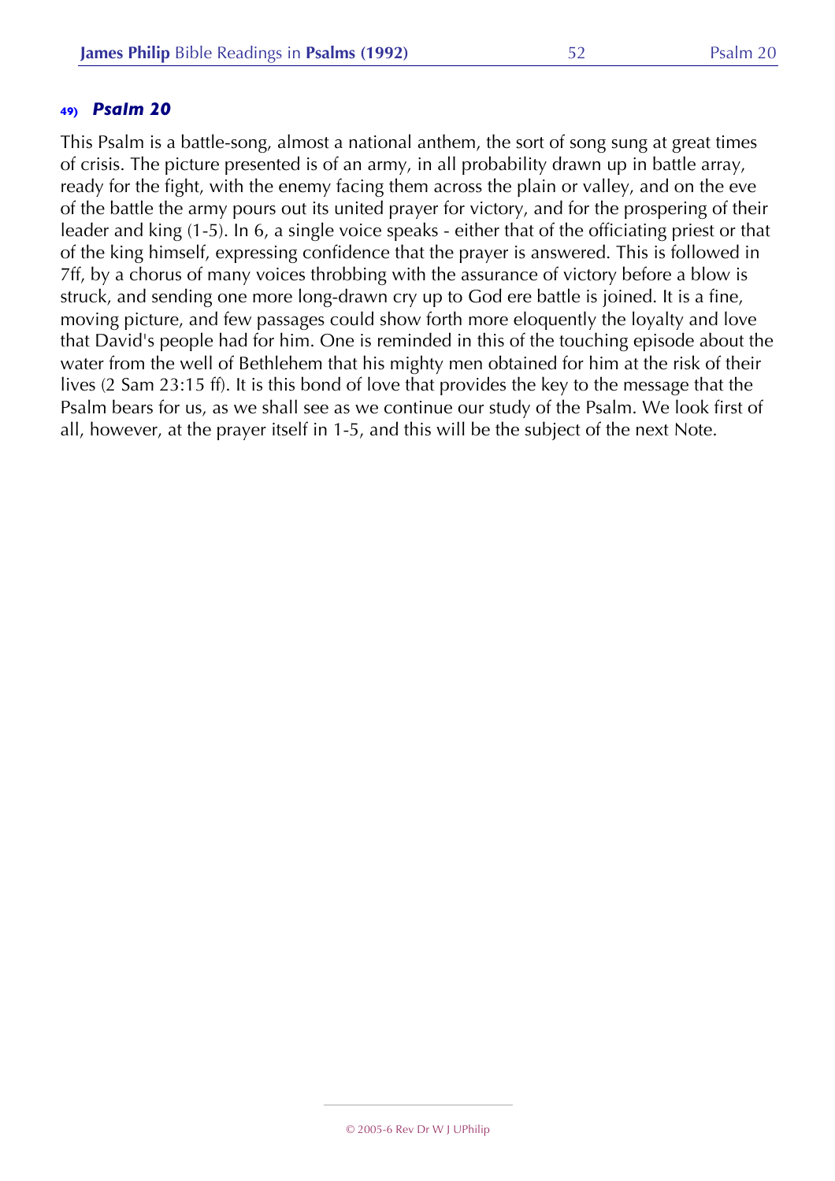### 49) *Psalm 20*

This Psalm is a battle-song, almost a national anthem, the sort of song sung at great times of crisis. The picture presented is of an army, in all probability drawn up in battle array, ready for the fight, with the enemy facing them across the plain or valley, and on the eve of the battle the army pours out its united prayer for victory, and for the prospering of their leader and king (1-5). In 6, a single voice speaks - either that of the officiating priest or that of the king himself, expressing confidence that the prayer is answered. This is followed in 7ff, by a chorus of many voices throbbing with the assurance of victory before a blow is struck, and sending one more long-drawn cry up to God ere battle is joined. It is a fine, moving picture, and few passages could show forth more eloquently the loyalty and love that David's people had for him. One is reminded in this of the touching episode about the water from the well of Bethlehem that his mighty men obtained for him at the risk of their lives (2 Sam 23:15 ff). It is this bond of love that provides the key to the message that the Psalm bears for us, as we shall see as we continue our study of the Psalm. We look first of all, however, at the prayer itself in 1-5, and this will be the subject of the next Note.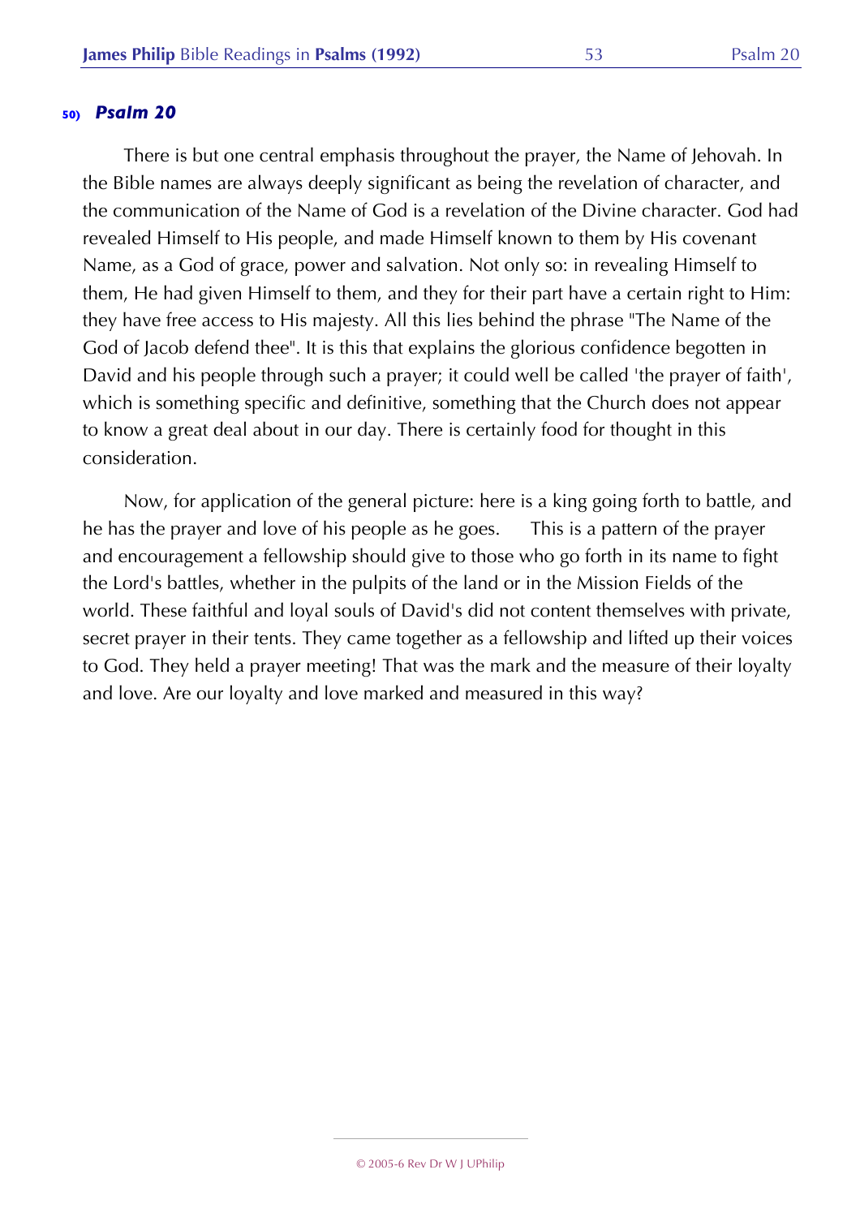### 50) *Psalm 20*

There is but one central emphasis throughout the prayer, the Name of Jehovah. In the Bible names are always deeply significant as being the revelation of character, and the communication of the Name of God is a revelation of the Divine character. God had revealed Himself to His people, and made Himself known to them by His covenant Name, as a God of grace, power and salvation. Not only so: in revealing Himself to them, He had given Himself to them, and they for their part have a certain right to Him: they have free access to His majesty. All this lies behind the phrase "The Name of the God of Jacob defend thee". It is this that explains the glorious confidence begotten in David and his people through such a prayer; it could well be called 'the prayer of faith', which is something specific and definitive, something that the Church does not appear to know a great deal about in our day. There is certainly food for thought in this consideration.

Now, for application of the general picture: here is a king going forth to battle, and he has the prayer and love of his people as he goes. This is a pattern of the prayer and encouragement a fellowship should give to those who go forth in its name to fight the Lord's battles, whether in the pulpits of the land or in the Mission Fields of the world. These faithful and loyal souls of David's did not content themselves with private, secret prayer in their tents. They came together as a fellowship and lifted up their voices to God. They held a prayer meeting! That was the mark and the measure of their loyalty and love. Are our loyalty and love marked and measured in this way?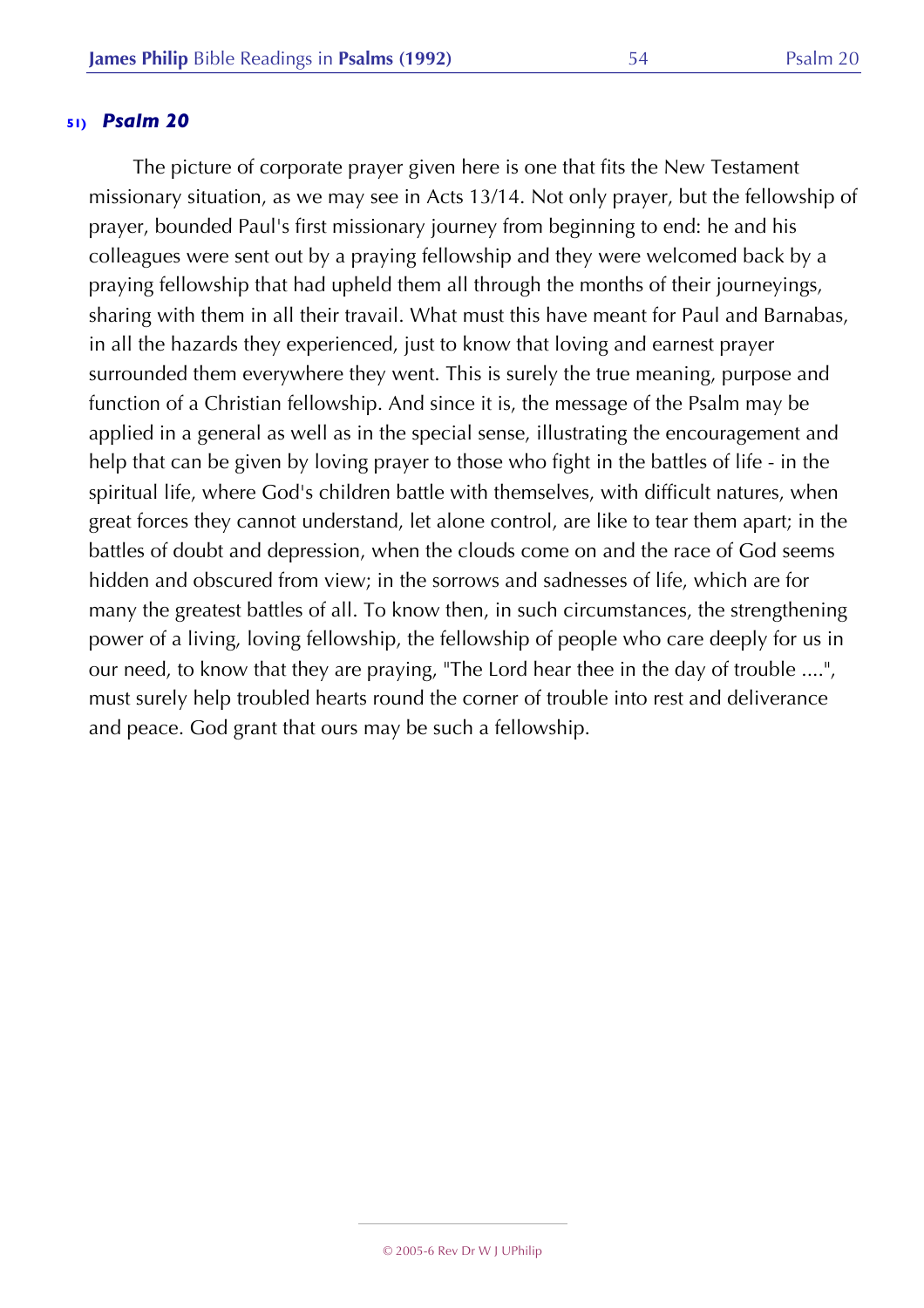### 51) *Psalm 20*

The picture of corporate prayer given here is one that fits the New Testament missionary situation, as we may see in Acts 13/14. Not only prayer, but the fellowship of prayer, bounded Paul's first missionary journey from beginning to end: he and his colleagues were sent out by a praying fellowship and they were welcomed back by a praying fellowship that had upheld them all through the months of their journeyings, sharing with them in all their travail. What must this have meant for Paul and Barnabas, in all the hazards they experienced, just to know that loving and earnest prayer surrounded them everywhere they went. This is surely the true meaning, purpose and function of a Christian fellowship. And since it is, the message of the Psalm may be applied in a general as well as in the special sense, illustrating the encouragement and help that can be given by loving prayer to those who fight in the battles of life - in the spiritual life, where God's children battle with themselves, with difficult natures, when great forces they cannot understand, let alone control, are like to tear them apart; in the battles of doubt and depression, when the clouds come on and the race of God seems hidden and obscured from view; in the sorrows and sadnesses of life, which are for many the greatest battles of all. To know then, in such circumstances, the strengthening power of a living, loving fellowship, the fellowship of people who care deeply for us in our need, to know that they are praying, "The Lord hear thee in the day of trouble ....", must surely help troubled hearts round the corner of trouble into rest and deliverance and peace. God grant that ours may be such a fellowship.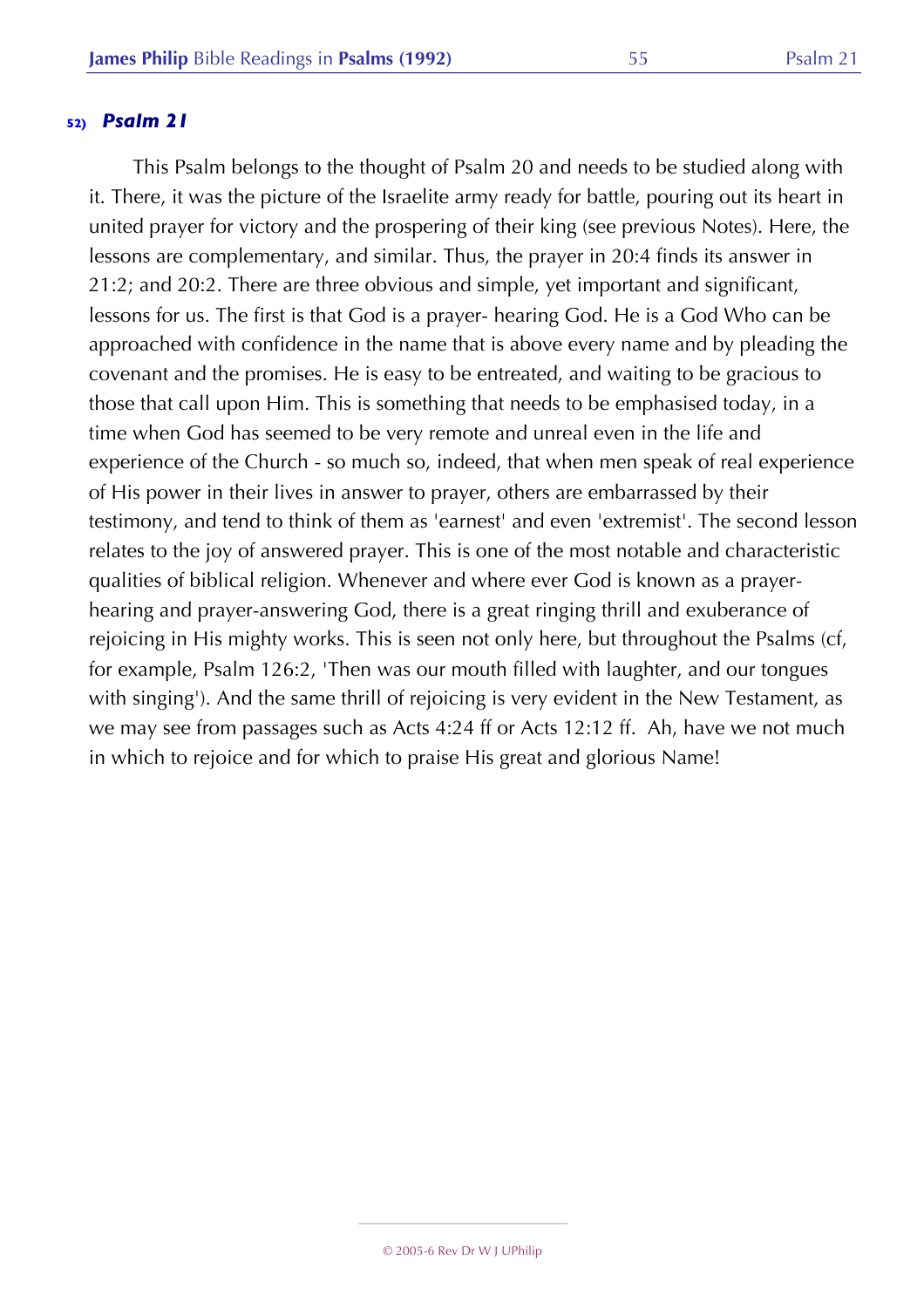### 52) *Psalm 21*

This Psalm belongs to the thought of Psalm 20 and needs to be studied along with it. There, it was the picture of the Israelite army ready for battle, pouring out its heart in united prayer for victory and the prospering of their king (see previous Notes). Here, the lessons are complementary, and similar. Thus, the prayer in 20:4 finds its answer in 21:2; and 20:2. There are three obvious and simple, yet important and significant, lessons for us. The first is that God is a prayer- hearing God. He is a God Who can be approached with confidence in the name that is above every name and by pleading the covenant and the promises. He is easy to be entreated, and waiting to be gracious to those that call upon Him. This is something that needs to be emphasised today, in a time when God has seemed to be very remote and unreal even in the life and experience of the Church - so much so, indeed, that when men speak of real experience of His power in their lives in answer to prayer, others are embarrassed by their testimony, and tend to think of them as 'earnest' and even 'extremist'. The second lesson relates to the joy of answered prayer. This is one of the most notable and characteristic qualities of biblical religion. Whenever and where ever God is known as a prayer-hearing and prayer-answering God, there is a great ringing thrill and exuberance of rejoicing in His mighty works. This is seen not only here, but throughout the Psalms (cf, for example, Psalm 126:2, 'Then was our mouth filled with laughter, and our tongues with singing'). And the same thrill of rejoicing is very evident in the New Testament, as we may see from passages such as Acts 4:24 ff or Acts 12:12 ff.  Ah, have we not much in which to rejoice and for which to praise His great and glorious Name!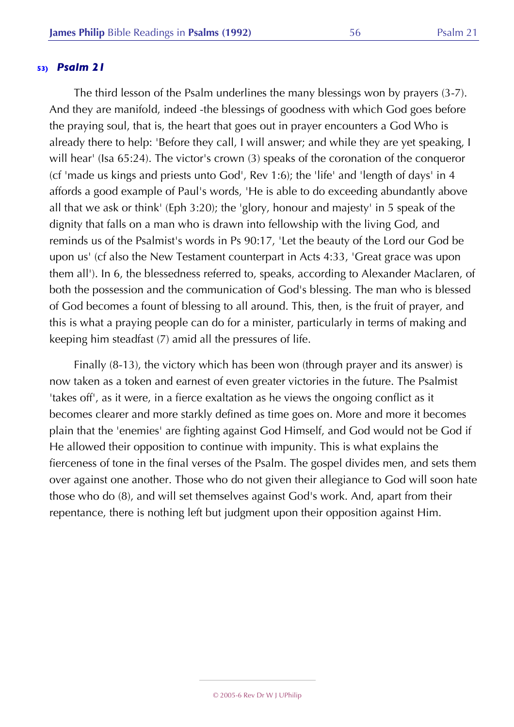### 53) *Psalm 21*

The third lesson of the Psalm underlines the many blessings won by prayers (3-7). And they are manifold, indeed -the blessings of goodness with which God goes before the praying soul, that is, the heart that goes out in prayer encounters a God Who is already there to help: 'Before they call, I will answer; and while they are yet speaking, I will hear' (Isa 65:24). The victor's crown (3) speaks of the coronation of the conqueror (cf 'made us kings and priests unto God', Rev 1:6); the 'life' and 'length of days' in 4 affords a good example of Paul's words, 'He is able to do exceeding abundantly above all that we ask or think' (Eph 3:20); the 'glory, honour and majesty' in 5 speak of the dignity that falls on a man who is drawn into fellowship with the living God, and reminds us of the Psalmist's words in Ps 90:17, 'Let the beauty of the Lord our God be upon us' (cf also the New Testament counterpart in Acts 4:33, 'Great grace was upon them all'). In 6, the blessedness referred to, speaks, according to Alexander Maclaren, of both the possession and the communication of God's blessing. The man who is blessed of God becomes a fount of blessing to all around. This, then, is the fruit of prayer, and this is what a praying people can do for a minister, particularly in terms of making and keeping him steadfast (7) amid all the pressures of life.

Finally (8-13), the victory which has been won (through prayer and its answer) is now taken as a token and earnest of even greater victories in the future. The Psalmist 'takes off', as it were, in a fierce exaltation as he views the ongoing conflict as it becomes clearer and more starkly defined as time goes on. More and more it becomes plain that the 'enemies' are fighting against God Himself, and God would not be God if He allowed their opposition to continue with impunity. This is what explains the fierceness of tone in the final verses of the Psalm. The gospel divides men, and sets them over against one another. Those who do not given their allegiance to God will soon hate those who do (8), and will set themselves against God's work. And, apart from their repentance, there is nothing left but judgment upon their opposition against Him.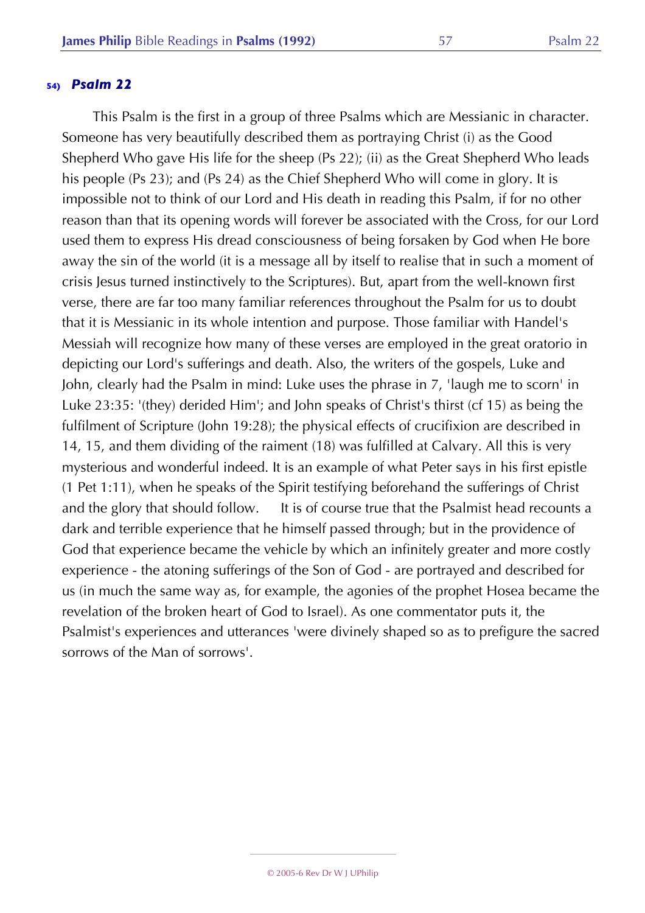## 54) *Psalm 22*

This Psalm is the first in a group of three Psalms which are Messianic in character. Someone has very beautifully described them as portraying Christ (i) as the Good Shepherd Who gave His life for the sheep (Ps 22); (ii) as the Great Shepherd Who leads his people (Ps 23); and (Ps 24) as the Chief Shepherd Who will come in glory. It is impossible not to think of our Lord and His death in reading this Psalm, if for no other reason than that its opening words will forever be associated with the Cross, for our Lord used them to express His dread consciousness of being forsaken by God when He bore away the sin of the world (it is a message all by itself to realise that in such a moment of crisis Jesus turned instinctively to the Scriptures). But, apart from the well-known first verse, there are far too many familiar references throughout the Psalm for us to doubt that it is Messianic in its whole intention and purpose. Those familiar with Handel's Messiah will recognize how many of these verses are employed in the great oratorio in depicting our Lord's sufferings and death. Also, the writers of the gospels, Luke and John, clearly had the Psalm in mind: Luke uses the phrase in 7, 'laugh me to scorn' in Luke 23:35: '(they) derided Him'; and John speaks of Christ's thirst (cf 15) as being the fulfilment of Scripture (John 19:28); the physical effects of crucifixion are described in 14, 15, and them dividing of the raiment (18) was fulfilled at Calvary. All this is very mysterious and wonderful indeed. It is an example of what Peter says in his first epistle (1 Pet 1:11), when he speaks of the Spirit testifying beforehand the sufferings of Christ and the glory that should follow. It is of course true that the Psalmist head recounts a dark and terrible experience that he himself passed through; but in the providence of God that experience became the vehicle by which an infinitely greater and more costly experience - the atoning sufferings of the Son of God - are portrayed and described for us (in much the same way as, for example, the agonies of the prophet Hosea became the revelation of the broken heart of God to Israel). As one commentator puts it, the Psalmist's experiences and utterances 'were divinely shaped so as to prefigure the sacred sorrows of the Man of sorrows'.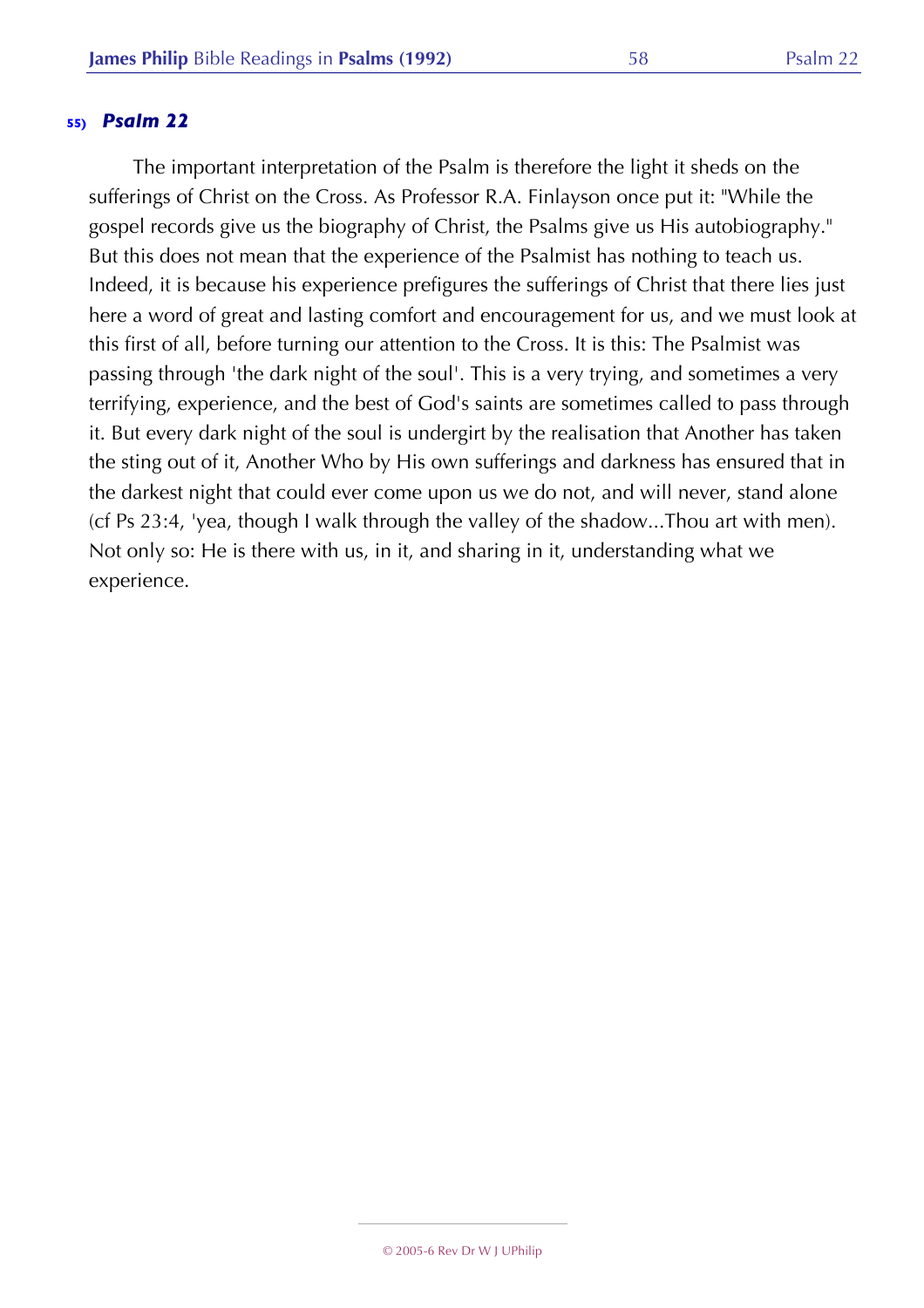### 55) *Psalm 22*

The important interpretation of the Psalm is therefore the light it sheds on the sufferings of Christ on the Cross. As Professor R.A. Finlayson once put it: "While the gospel records give us the biography of Christ, the Psalms give us His autobiography." But this does not mean that the experience of the Psalmist has nothing to teach us. Indeed, it is because his experience prefigures the sufferings of Christ that there lies just here a word of great and lasting comfort and encouragement for us, and we must look at this first of all, before turning our attention to the Cross. It is this: The Psalmist was passing through 'the dark night of the soul'. This is a very trying, and sometimes a very terrifying, experience, and the best of God's saints are sometimes called to pass through it. But every dark night of the soul is undergirt by the realisation that Another has taken the sting out of it, Another Who by His own sufferings and darkness has ensured that in the darkest night that could ever come upon us we do not, and will never, stand alone (cf Ps 23:4, 'yea, though I walk through the valley of the shadow...Thou art with men). Not only so: He is there with us, in it, and sharing in it, understanding what we experience.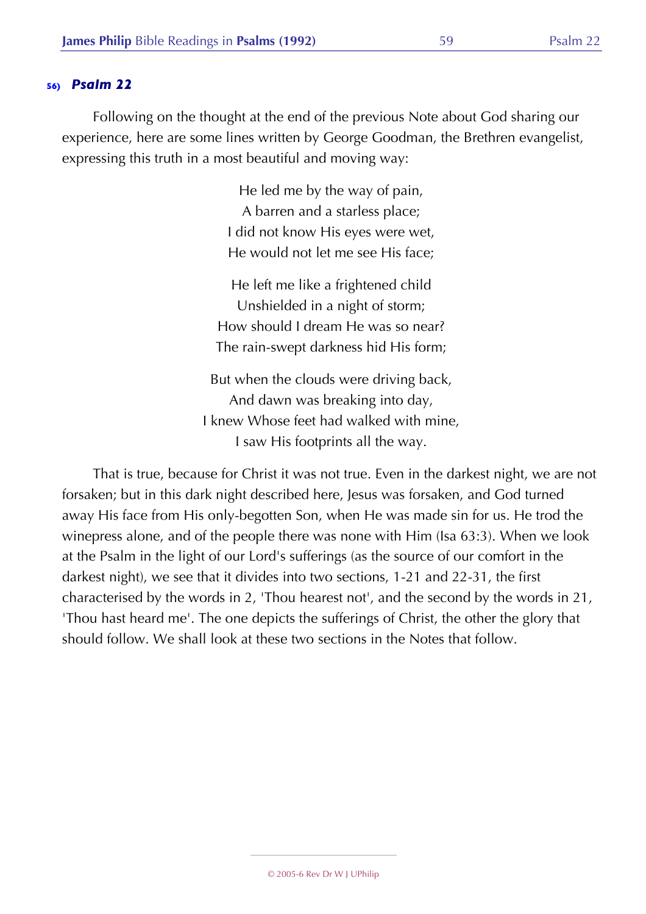## 56) *Psalm 22*

Following on the thought at the end of the previous Note about God sharing our experience, here are some lines written by George Goodman, the Brethren evangelist, expressing this truth in a most beautiful and moving way:

> He led me by the way of pain,  
> A barren and a starless place;  
> I did not know His eyes were wet,  
> He would not let me see His face;
>
> He left me like a frightened child  
> Unshielded in a night of storm;  
> How should I dream He was so near?  
> The rain-swept darkness hid His form;
>
> But when the clouds were driving back,  
> And dawn was breaking into day,  
> I knew Whose feet had walked with mine,  
> I saw His footprints all the way.

That is true, because for Christ it was not true. Even in the darkest night, we are not forsaken; but in this dark night described here, Jesus was forsaken, and God turned away His face from His only-begotten Son, when He was made sin for us. He trod the winepress alone, and of the people there was none with Him (Isa 63:3). When we look at the Psalm in the light of our Lord's sufferings (as the source of our comfort in the darkest night), we see that it divides into two sections, 1-21 and 22-31, the first characterised by the words in 2, 'Thou hearest not', and the second by the words in 21, 'Thou hast heard me'. The one depicts the sufferings of Christ, the other the glory that should follow. We shall look at these two sections in the Notes that follow.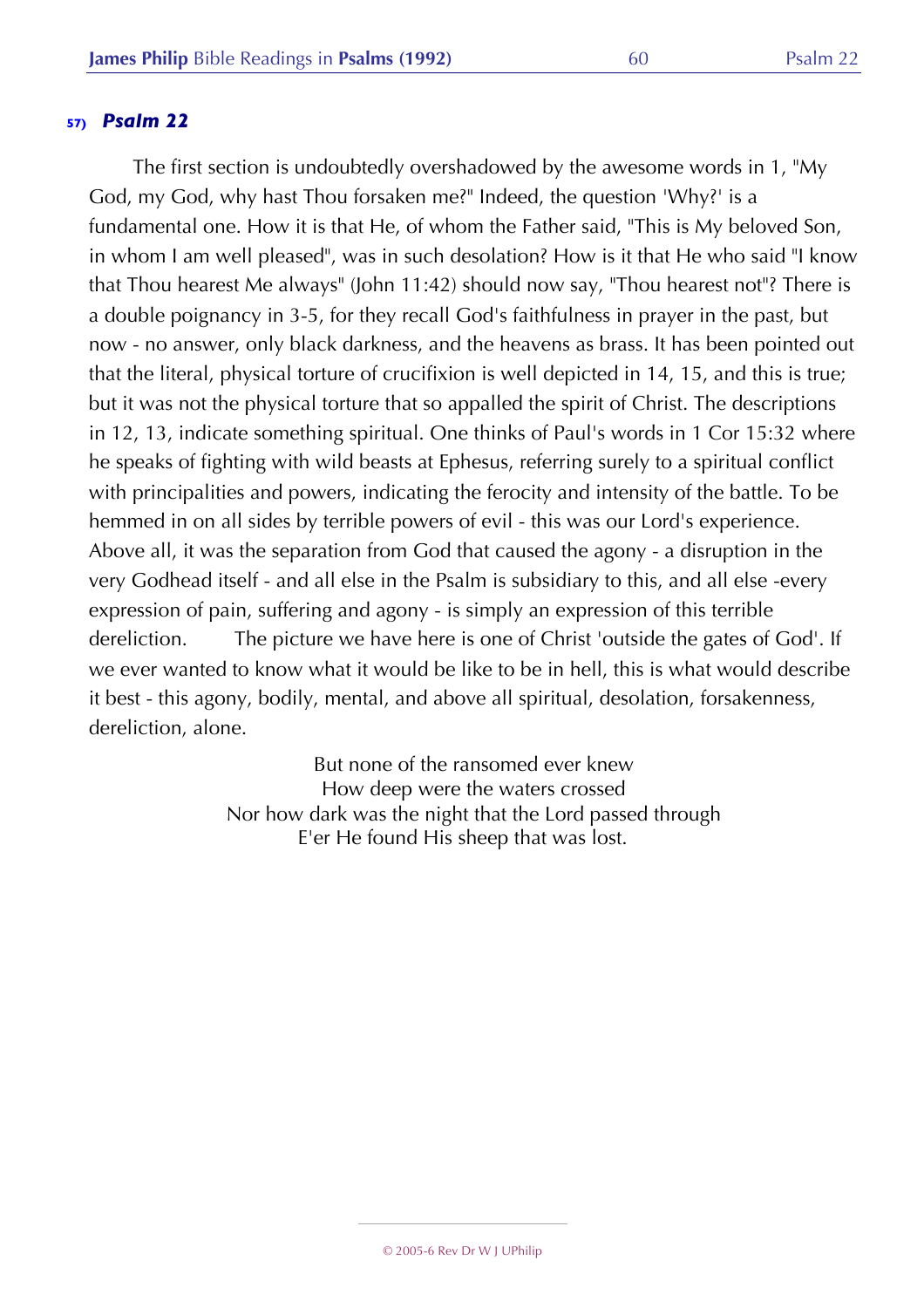### 57) *Psalm 22*

The first section is undoubtedly overshadowed by the awesome words in 1, "My God, my God, why hast Thou forsaken me?" Indeed, the question 'Why?' is a fundamental one. How it is that He, of whom the Father said, "This is My beloved Son, in whom I am well pleased", was in such desolation? How is it that He who said "I know that Thou hearest Me always" (John 11:42) should now say, "Thou hearest not"? There is a double poignancy in 3-5, for they recall God's faithfulness in prayer in the past, but now - no answer, only black darkness, and the heavens as brass. It has been pointed out that the literal, physical torture of crucifixion is well depicted in 14, 15, and this is true; but it was not the physical torture that so appalled the spirit of Christ. The descriptions in 12, 13, indicate something spiritual. One thinks of Paul's words in 1 Cor 15:32 where he speaks of fighting with wild beasts at Ephesus, referring surely to a spiritual conflict with principalities and powers, indicating the ferocity and intensity of the battle. To be hemmed in on all sides by terrible powers of evil - this was our Lord's experience. Above all, it was the separation from God that caused the agony - a disruption in the very Godhead itself - and all else in the Psalm is subsidiary to this, and all else -every expression of pain, suffering and agony - is simply an expression of this terrible dereliction. The picture we have here is one of Christ 'outside the gates of God'. If we ever wanted to know what it would be like to be in hell, this is what would describe it best - this agony, bodily, mental, and above all spiritual, desolation, forsakenness, dereliction, alone.

But none of the ransomed ever knew  
How deep were the waters crossed  
Nor how dark was the night that the Lord passed through  
E'er He found His sheep that was lost.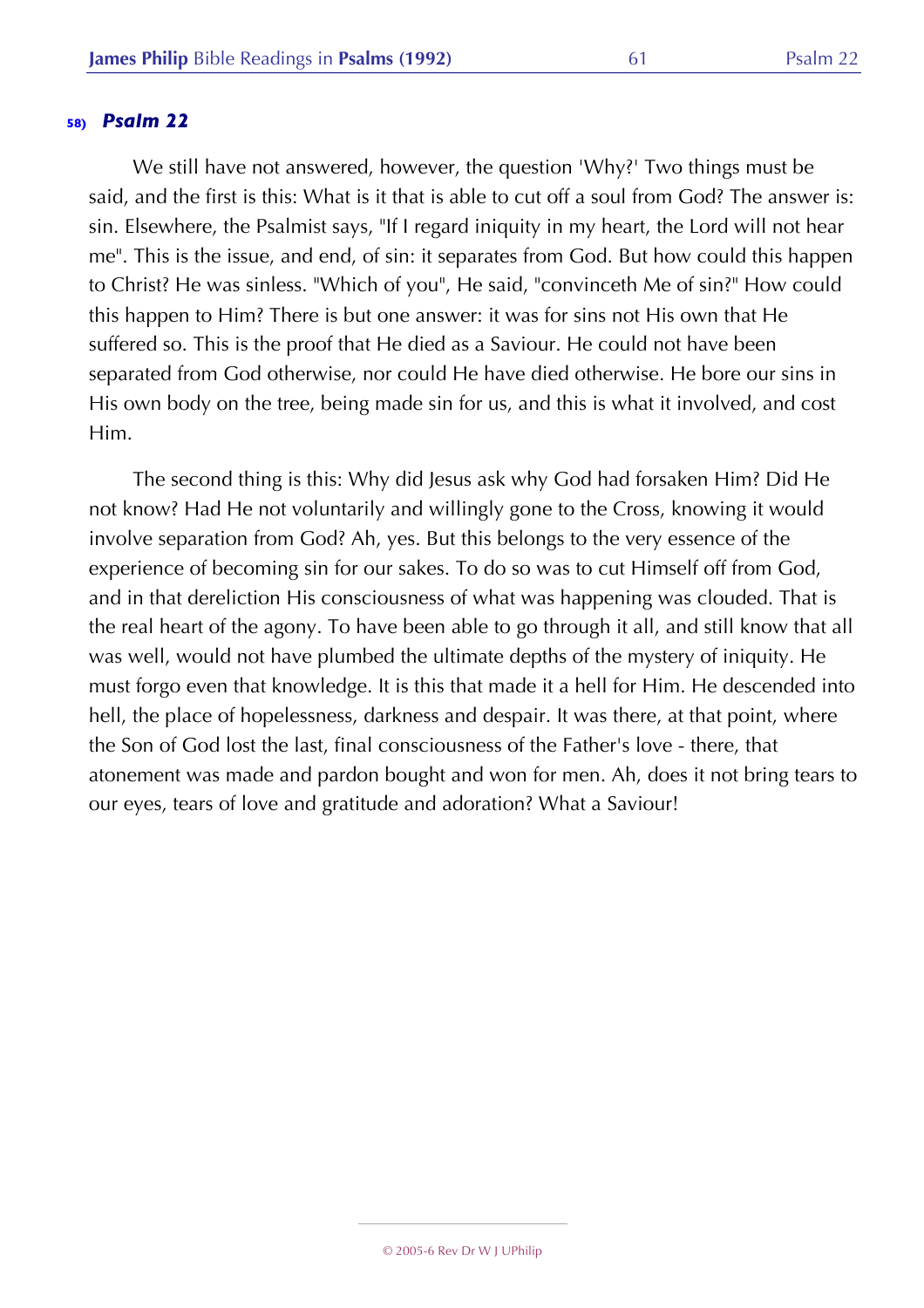### 58) *Psalm 22*

We still have not answered, however, the question 'Why?' Two things must be said, and the first is this: What is it that is able to cut off a soul from God? The answer is: sin. Elsewhere, the Psalmist says, "If I regard iniquity in my heart, the Lord will not hear me". This is the issue, and end, of sin: it separates from God. But how could this happen to Christ? He was sinless. "Which of you", He said, "convinceth Me of sin?" How could this happen to Him? There is but one answer: it was for sins not His own that He suffered so. This is the proof that He died as a Saviour. He could not have been separated from God otherwise, nor could He have died otherwise. He bore our sins in His own body on the tree, being made sin for us, and this is what it involved, and cost Him.

The second thing is this: Why did Jesus ask why God had forsaken Him? Did He not know? Had He not voluntarily and willingly gone to the Cross, knowing it would involve separation from God? Ah, yes. But this belongs to the very essence of the experience of becoming sin for our sakes. To do so was to cut Himself off from God, and in that dereliction His consciousness of what was happening was clouded. That is the real heart of the agony. To have been able to go through it all, and still know that all was well, would not have plumbed the ultimate depths of the mystery of iniquity. He must forgo even that knowledge. It is this that made it a hell for Him. He descended into hell, the place of hopelessness, darkness and despair. It was there, at that point, where the Son of God lost the last, final consciousness of the Father's love - there, that atonement was made and pardon bought and won for men. Ah, does it not bring tears to our eyes, tears of love and gratitude and adoration? What a Saviour!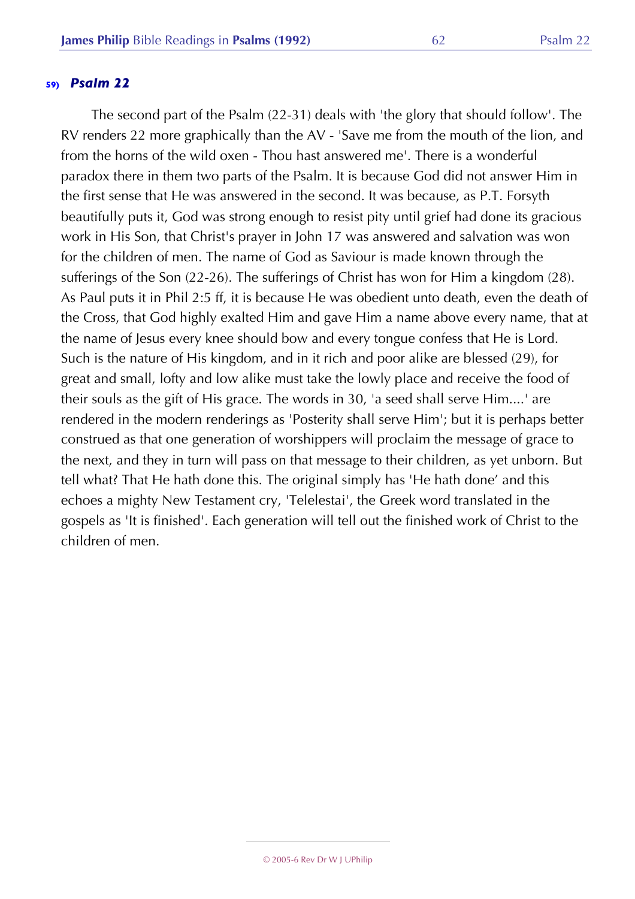### 59) *Psalm 22*

The second part of the Psalm (22-31) deals with 'the glory that should follow'. The RV renders 22 more graphically than the AV - 'Save me from the mouth of the lion, and from the horns of the wild oxen - Thou hast answered me'. There is a wonderful paradox there in them two parts of the Psalm. It is because God did not answer Him in the first sense that He was answered in the second. It was because, as P.T. Forsyth beautifully puts it, God was strong enough to resist pity until grief had done its gracious work in His Son, that Christ's prayer in John 17 was answered and salvation was won for the children of men. The name of God as Saviour is made known through the sufferings of the Son (22-26). The sufferings of Christ has won for Him a kingdom (28). As Paul puts it in Phil 2:5 ff, it is because He was obedient unto death, even the death of the Cross, that God highly exalted Him and gave Him a name above every name, that at the name of Jesus every knee should bow and every tongue confess that He is Lord. Such is the nature of His kingdom, and in it rich and poor alike are blessed (29), for great and small, lofty and low alike must take the lowly place and receive the food of their souls as the gift of His grace. The words in 30, 'a seed shall serve Him....' are rendered in the modern renderings as 'Posterity shall serve Him'; but it is perhaps better construed as that one generation of worshippers will proclaim the message of grace to the next, and they in turn will pass on that message to their children, as yet unborn. But tell what? That He hath done this. The original simply has 'He hath done' and this echoes a mighty New Testament cry, 'Telelestai', the Greek word translated in the gospels as 'It is finished'. Each generation will tell out the finished work of Christ to the children of men.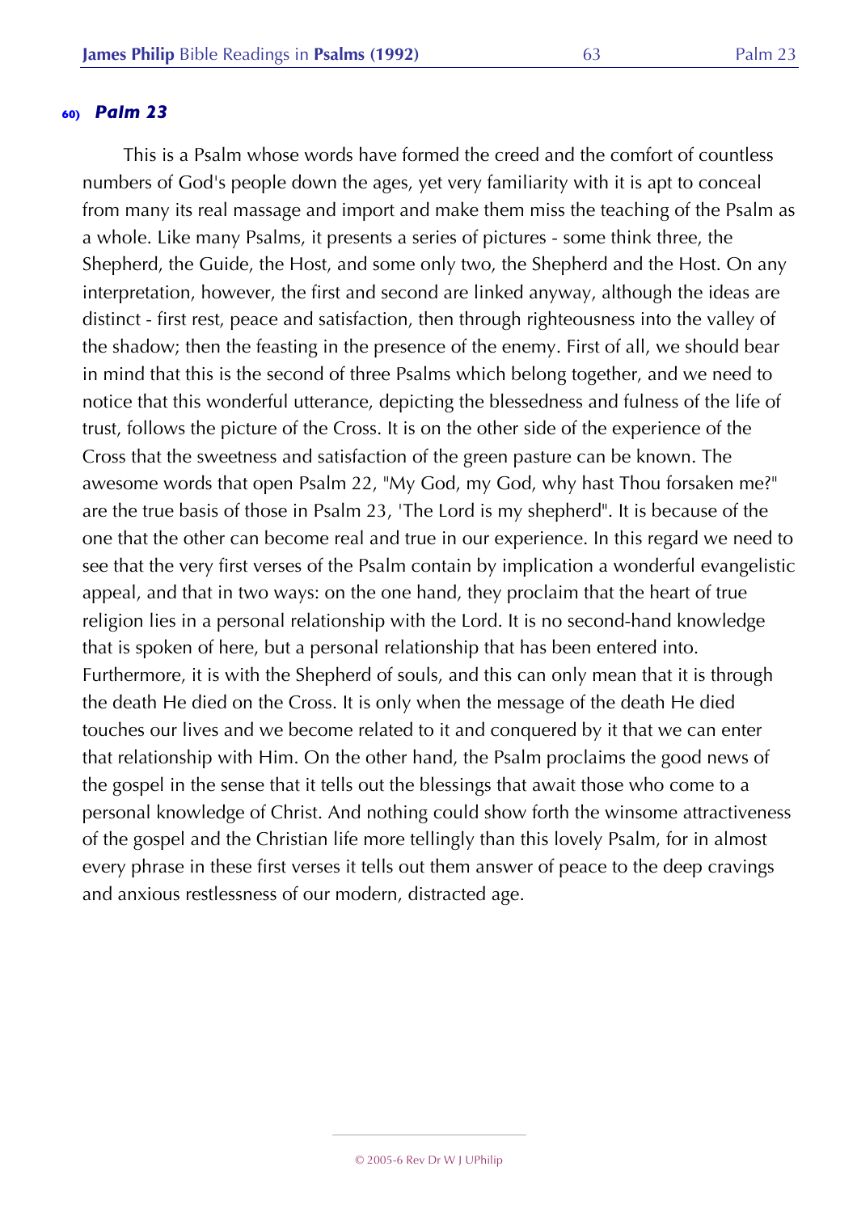## 60) *Palm 23*

This is a Psalm whose words have formed the creed and the comfort of countless numbers of God's people down the ages, yet very familiarity with it is apt to conceal from many its real massage and import and make them miss the teaching of the Psalm as a whole. Like many Psalms, it presents a series of pictures - some think three, the Shepherd, the Guide, the Host, and some only two, the Shepherd and the Host. On any interpretation, however, the first and second are linked anyway, although the ideas are distinct - first rest, peace and satisfaction, then through righteousness into the valley of the shadow; then the feasting in the presence of the enemy. First of all, we should bear in mind that this is the second of three Psalms which belong together, and we need to notice that this wonderful utterance, depicting the blessedness and fulness of the life of trust, follows the picture of the Cross. It is on the other side of the experience of the Cross that the sweetness and satisfaction of the green pasture can be known. The awesome words that open Psalm 22, "My God, my God, why hast Thou forsaken me?" are the true basis of those in Psalm 23, 'The Lord is my shepherd". It is because of the one that the other can become real and true in our experience. In this regard we need to see that the very first verses of the Psalm contain by implication a wonderful evangelistic appeal, and that in two ways: on the one hand, they proclaim that the heart of true religion lies in a personal relationship with the Lord. It is no second-hand knowledge that is spoken of here, but a personal relationship that has been entered into. Furthermore, it is with the Shepherd of souls, and this can only mean that it is through the death He died on the Cross. It is only when the message of the death He died touches our lives and we become related to it and conquered by it that we can enter that relationship with Him. On the other hand, the Psalm proclaims the good news of the gospel in the sense that it tells out the blessings that await those who come to a personal knowledge of Christ. And nothing could show forth the winsome attractiveness of the gospel and the Christian life more tellingly than this lovely Psalm, for in almost every phrase in these first verses it tells out them answer of peace to the deep cravings and anxious restlessness of our modern, distracted age.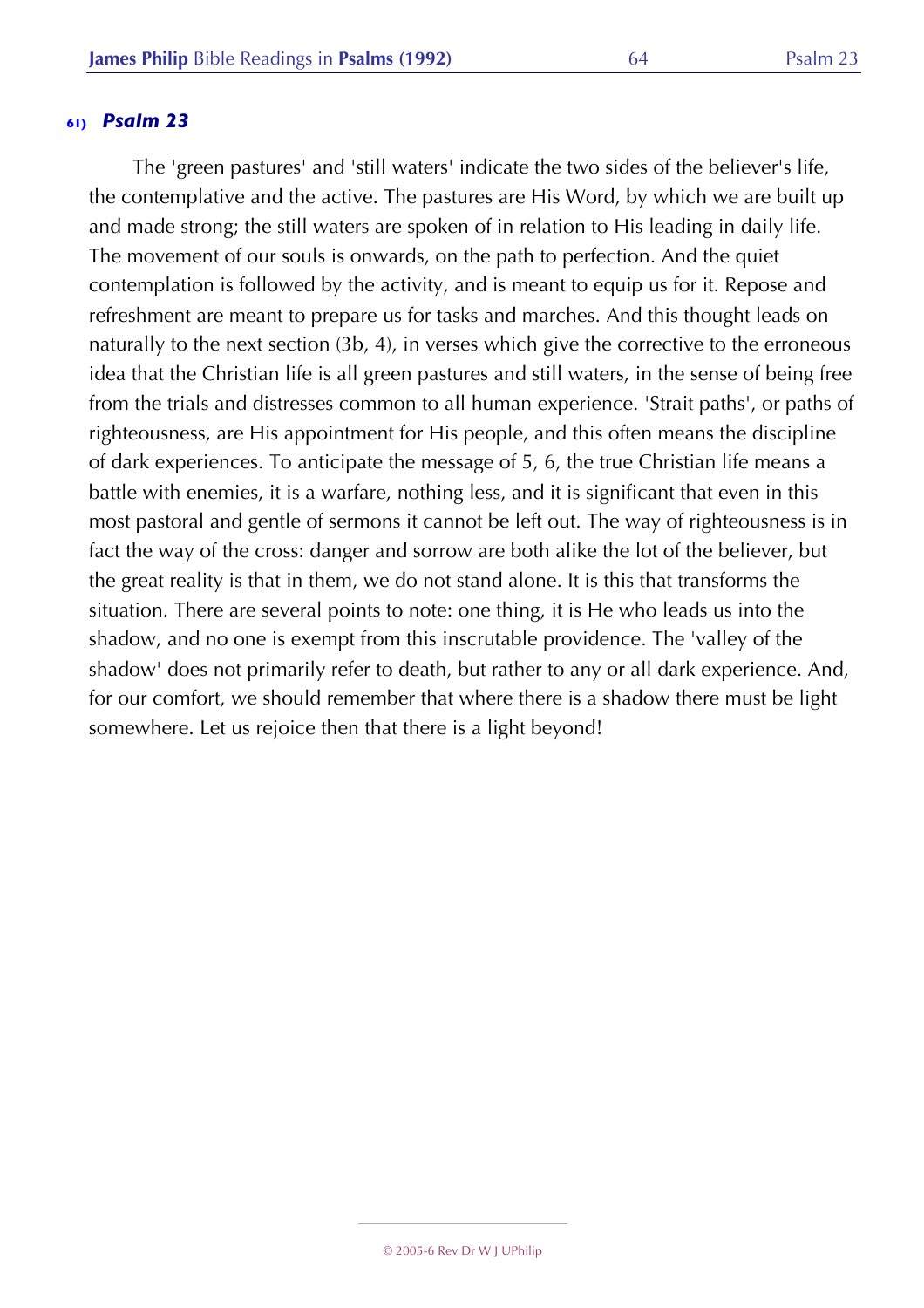### 61) *Psalm 23*

The 'green pastures' and 'still waters' indicate the two sides of the believer's life, the contemplative and the active. The pastures are His Word, by which we are built up and made strong; the still waters are spoken of in relation to His leading in daily life. The movement of our souls is onwards, on the path to perfection. And the quiet contemplation is followed by the activity, and is meant to equip us for it. Repose and refreshment are meant to prepare us for tasks and marches. And this thought leads on naturally to the next section (3b, 4), in verses which give the corrective to the erroneous idea that the Christian life is all green pastures and still waters, in the sense of being free from the trials and distresses common to all human experience. 'Strait paths', or paths of righteousness, are His appointment for His people, and this often means the discipline of dark experiences. To anticipate the message of 5, 6, the true Christian life means a battle with enemies, it is a warfare, nothing less, and it is significant that even in this most pastoral and gentle of sermons it cannot be left out. The way of righteousness is in fact the way of the cross: danger and sorrow are both alike the lot of the believer, but the great reality is that in them, we do not stand alone. It is this that transforms the situation. There are several points to note: one thing, it is He who leads us into the shadow, and no one is exempt from this inscrutable providence. The 'valley of the shadow' does not primarily refer to death, but rather to any or all dark experience. And, for our comfort, we should remember that where there is a shadow there must be light somewhere. Let us rejoice then that there is a light beyond!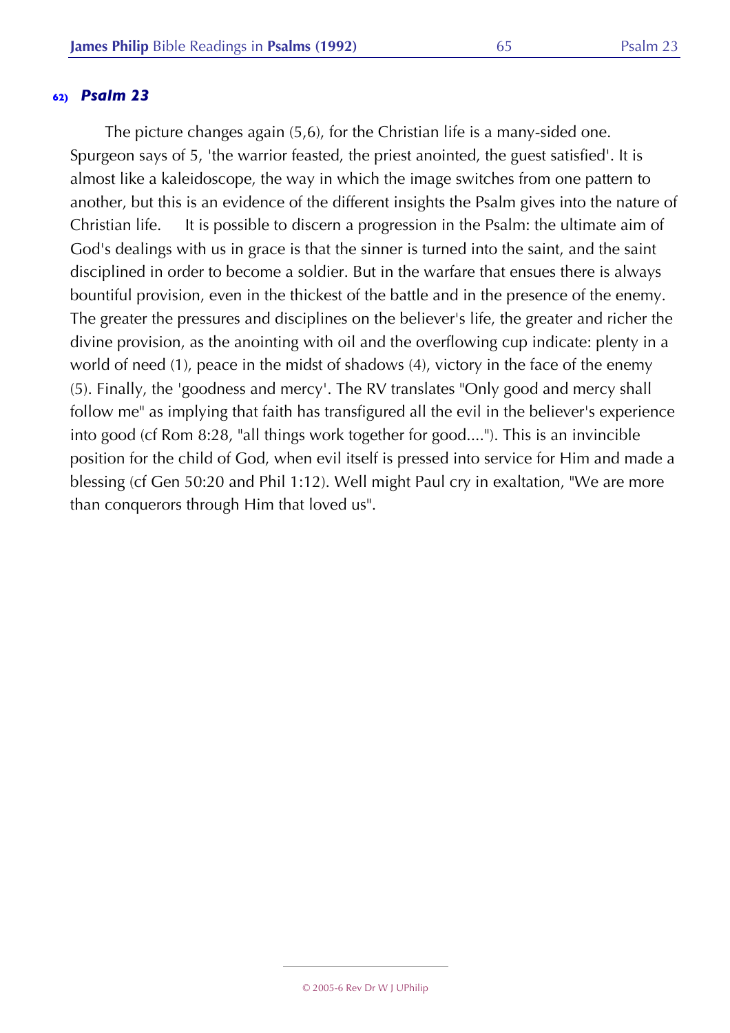### 62) *Psalm 23*

The picture changes again (5,6), for the Christian life is a many-sided one. Spurgeon says of 5, 'the warrior feasted, the priest anointed, the guest satisfied'. It is almost like a kaleidoscope, the way in which the image switches from one pattern to another, but this is an evidence of the different insights the Psalm gives into the nature of Christian life. It is possible to discern a progression in the Psalm: the ultimate aim of God's dealings with us in grace is that the sinner is turned into the saint, and the saint disciplined in order to become a soldier. But in the warfare that ensues there is always bountiful provision, even in the thickest of the battle and in the presence of the enemy. The greater the pressures and disciplines on the believer's life, the greater and richer the divine provision, as the anointing with oil and the overflowing cup indicate: plenty in a world of need (1), peace in the midst of shadows (4), victory in the face of the enemy (5). Finally, the 'goodness and mercy'. The RV translates "Only good and mercy shall follow me" as implying that faith has transfigured all the evil in the believer's experience into good (cf Rom 8:28, "all things work together for good...."). This is an invincible position for the child of God, when evil itself is pressed into service for Him and made a blessing (cf Gen 50:20 and Phil 1:12). Well might Paul cry in exaltation, "We are more than conquerors through Him that loved us".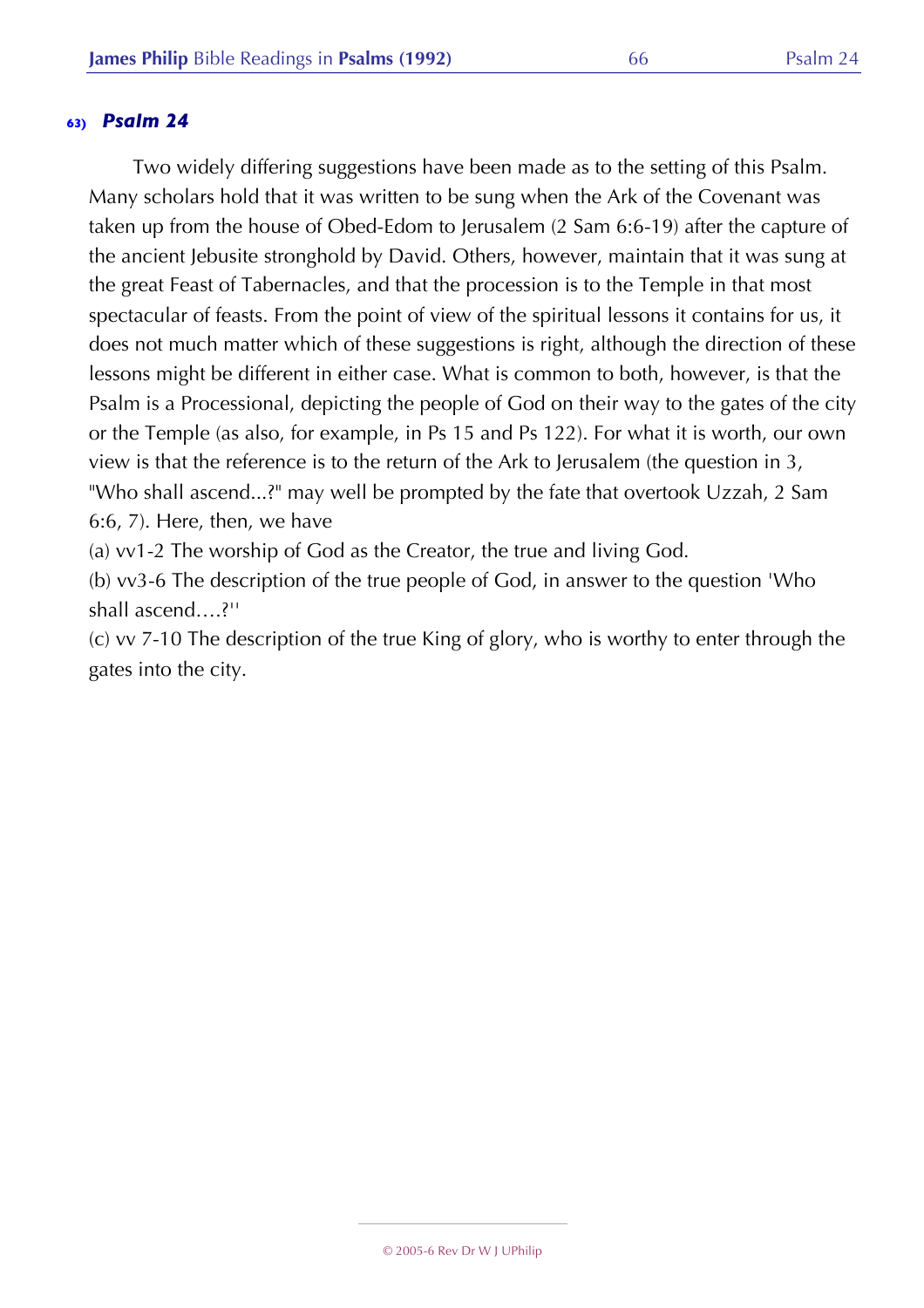## 63) *Psalm 24*

Two widely differing suggestions have been made as to the setting of this Psalm. Many scholars hold that it was written to be sung when the Ark of the Covenant was taken up from the house of Obed-Edom to Jerusalem (2 Sam 6:6-19) after the capture of the ancient Jebusite stronghold by David. Others, however, maintain that it was sung at the great Feast of Tabernacles, and that the procession is to the Temple in that most spectacular of feasts. From the point of view of the spiritual lessons it contains for us, it does not much matter which of these suggestions is right, although the direction of these lessons might be different in either case. What is common to both, however, is that the Psalm is a Processional, depicting the people of God on their way to the gates of the city or the Temple (as also, for example, in Ps 15 and Ps 122). For what it is worth, our own view is that the reference is to the return of the Ark to Jerusalem (the question in 3, "Who shall ascend...?" may well be prompted by the fate that overtook Uzzah, 2 Sam 6:6, 7). Here, then, we have

(a) vv1-2 The worship of God as the Creator, the true and living God.

(b) vv3-6 The description of the true people of God, in answer to the question 'Who shall ascend….?''

(c) vv 7-10 The description of the true King of glory, who is worthy to enter through the gates into the city.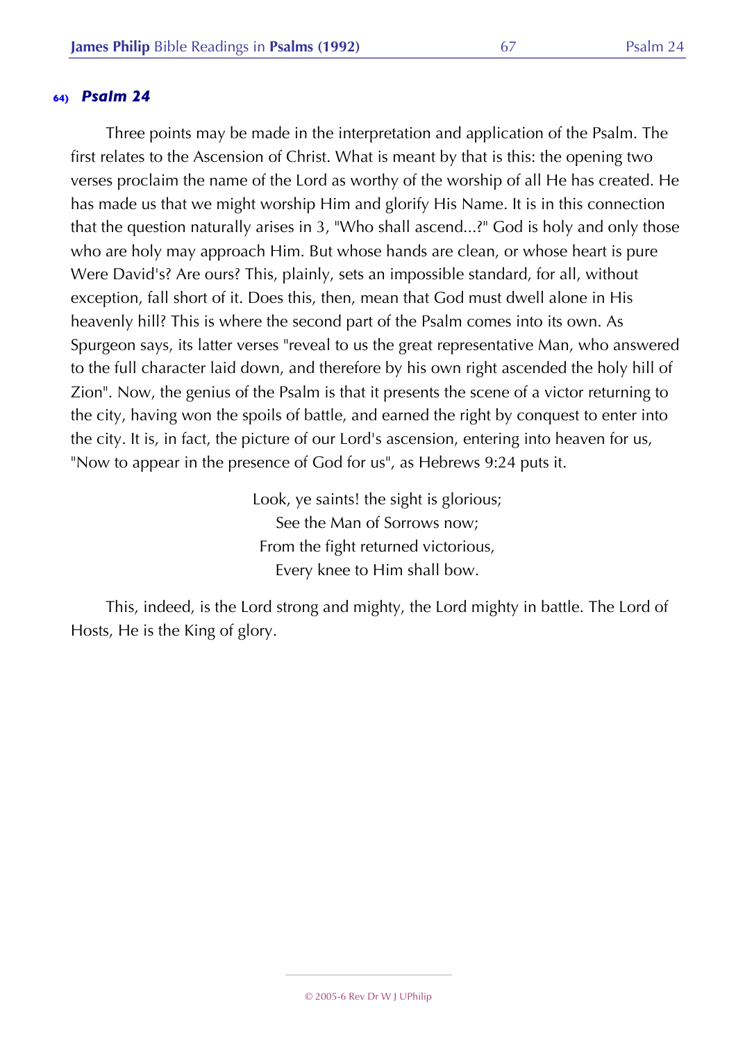### 64) *Psalm 24*

Three points may be made in the interpretation and application of the Psalm. The first relates to the Ascension of Christ. What is meant by that is this: the opening two verses proclaim the name of the Lord as worthy of the worship of all He has created. He has made us that we might worship Him and glorify His Name. It is in this connection that the question naturally arises in 3, "Who shall ascend...?" God is holy and only those who are holy may approach Him. But whose hands are clean, or whose heart is pure Were David's? Are ours? This, plainly, sets an impossible standard, for all, without exception, fall short of it. Does this, then, mean that God must dwell alone in His heavenly hill? This is where the second part of the Psalm comes into its own. As Spurgeon says, its latter verses "reveal to us the great representative Man, who answered to the full character laid down, and therefore by his own right ascended the holy hill of Zion". Now, the genius of the Psalm is that it presents the scene of a victor returning to the city, having won the spoils of battle, and earned the right by conquest to enter into the city. It is, in fact, the picture of our Lord's ascension, entering into heaven for us, "Now to appear in the presence of God for us", as Hebrews 9:24 puts it.

Look, ye saints! the sight is glorious;  
See the Man of Sorrows now;  
From the fight returned victorious,  
Every knee to Him shall bow.

This, indeed, is the Lord strong and mighty, the Lord mighty in battle. The Lord of Hosts, He is the King of glory.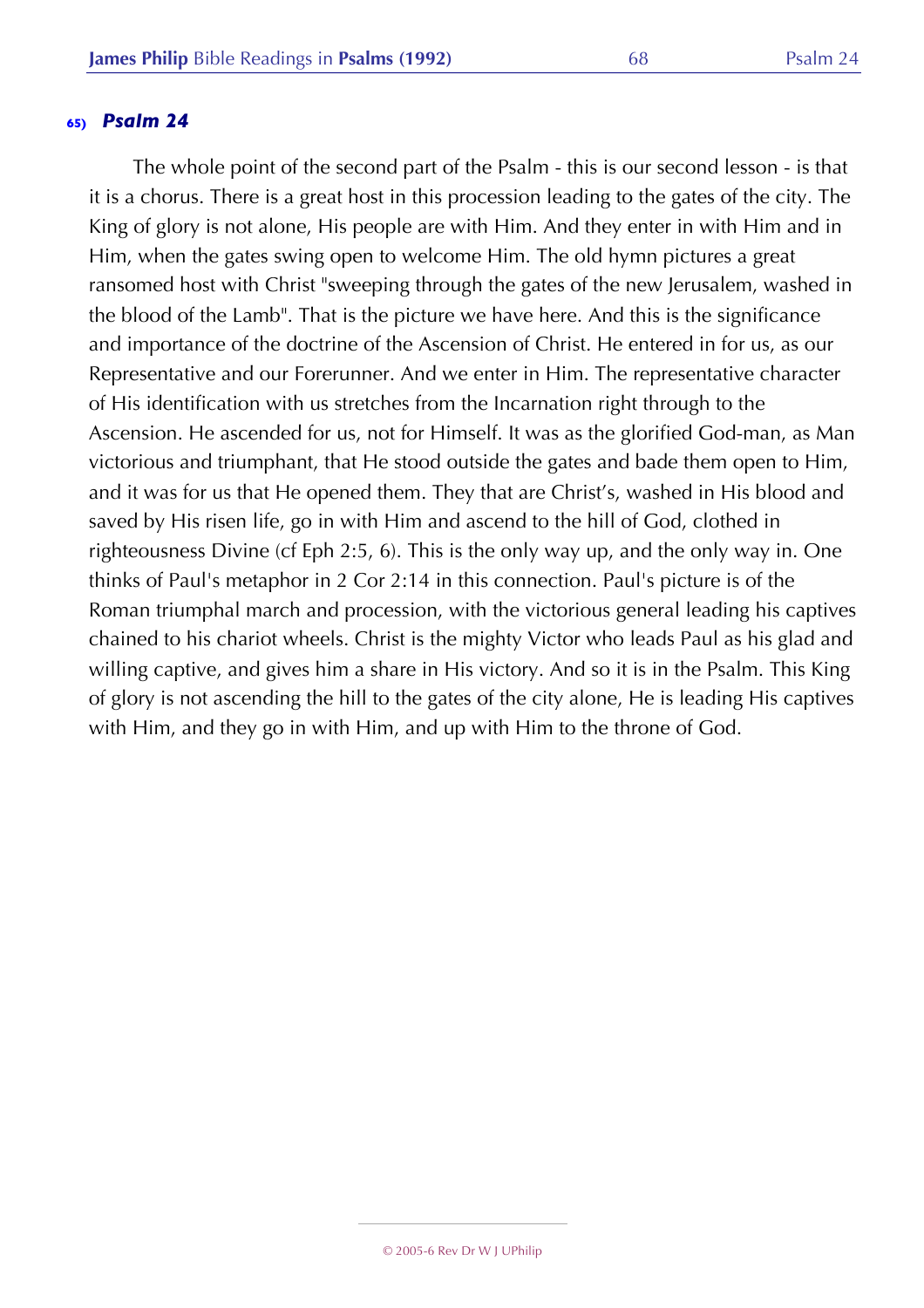### 65) *Psalm 24*

The whole point of the second part of the Psalm - this is our second lesson - is that it is a chorus. There is a great host in this procession leading to the gates of the city. The King of glory is not alone, His people are with Him. And they enter in with Him and in Him, when the gates swing open to welcome Him. The old hymn pictures a great ransomed host with Christ "sweeping through the gates of the new Jerusalem, washed in the blood of the Lamb". That is the picture we have here. And this is the significance and importance of the doctrine of the Ascension of Christ. He entered in for us, as our Representative and our Forerunner. And we enter in Him. The representative character of His identification with us stretches from the Incarnation right through to the Ascension. He ascended for us, not for Himself. It was as the glorified God-man, as Man victorious and triumphant, that He stood outside the gates and bade them open to Him, and it was for us that He opened them. They that are Christ's, washed in His blood and saved by His risen life, go in with Him and ascend to the hill of God, clothed in righteousness Divine (cf Eph 2:5, 6). This is the only way up, and the only way in. One thinks of Paul's metaphor in 2 Cor 2:14 in this connection. Paul's picture is of the Roman triumphal march and procession, with the victorious general leading his captives chained to his chariot wheels. Christ is the mighty Victor who leads Paul as his glad and willing captive, and gives him a share in His victory. And so it is in the Psalm. This King of glory is not ascending the hill to the gates of the city alone, He is leading His captives with Him, and they go in with Him, and up with Him to the throne of God.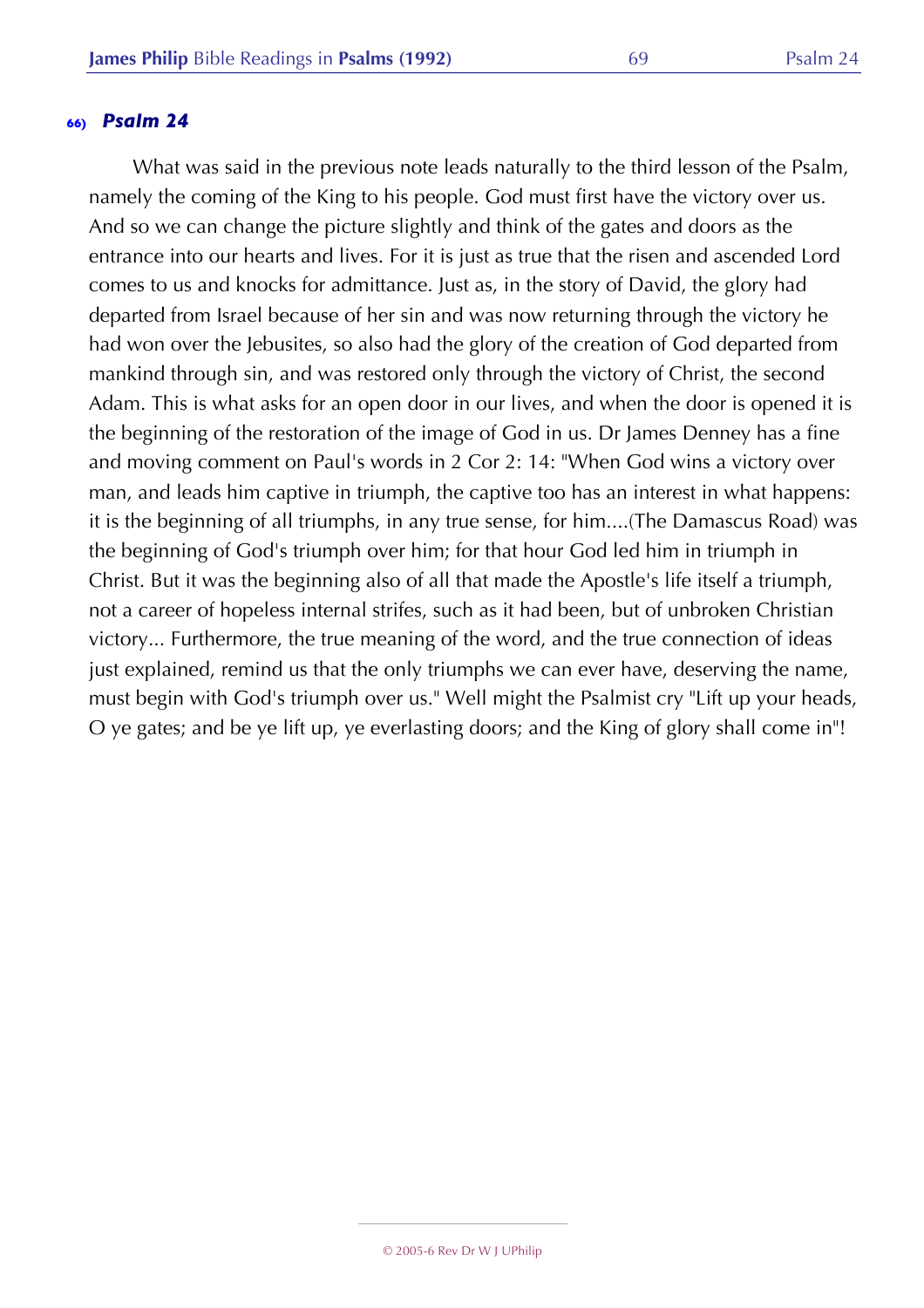### 66) *Psalm 24*

What was said in the previous note leads naturally to the third lesson of the Psalm, namely the coming of the King to his people. God must first have the victory over us. And so we can change the picture slightly and think of the gates and doors as the entrance into our hearts and lives. For it is just as true that the risen and ascended Lord comes to us and knocks for admittance. Just as, in the story of David, the glory had departed from Israel because of her sin and was now returning through the victory he had won over the Jebusites, so also had the glory of the creation of God departed from mankind through sin, and was restored only through the victory of Christ, the second Adam. This is what asks for an open door in our lives, and when the door is opened it is the beginning of the restoration of the image of God in us. Dr James Denney has a fine and moving comment on Paul's words in 2 Cor 2: 14: "When God wins a victory over man, and leads him captive in triumph, the captive too has an interest in what happens: it is the beginning of all triumphs, in any true sense, for him....(The Damascus Road) was the beginning of God's triumph over him; for that hour God led him in triumph in Christ. But it was the beginning also of all that made the Apostle's life itself a triumph, not a career of hopeless internal strifes, such as it had been, but of unbroken Christian victory... Furthermore, the true meaning of the word, and the true connection of ideas just explained, remind us that the only triumphs we can ever have, deserving the name, must begin with God's triumph over us." Well might the Psalmist cry "Lift up your heads, O ye gates; and be ye lift up, ye everlasting doors; and the King of glory shall come in"!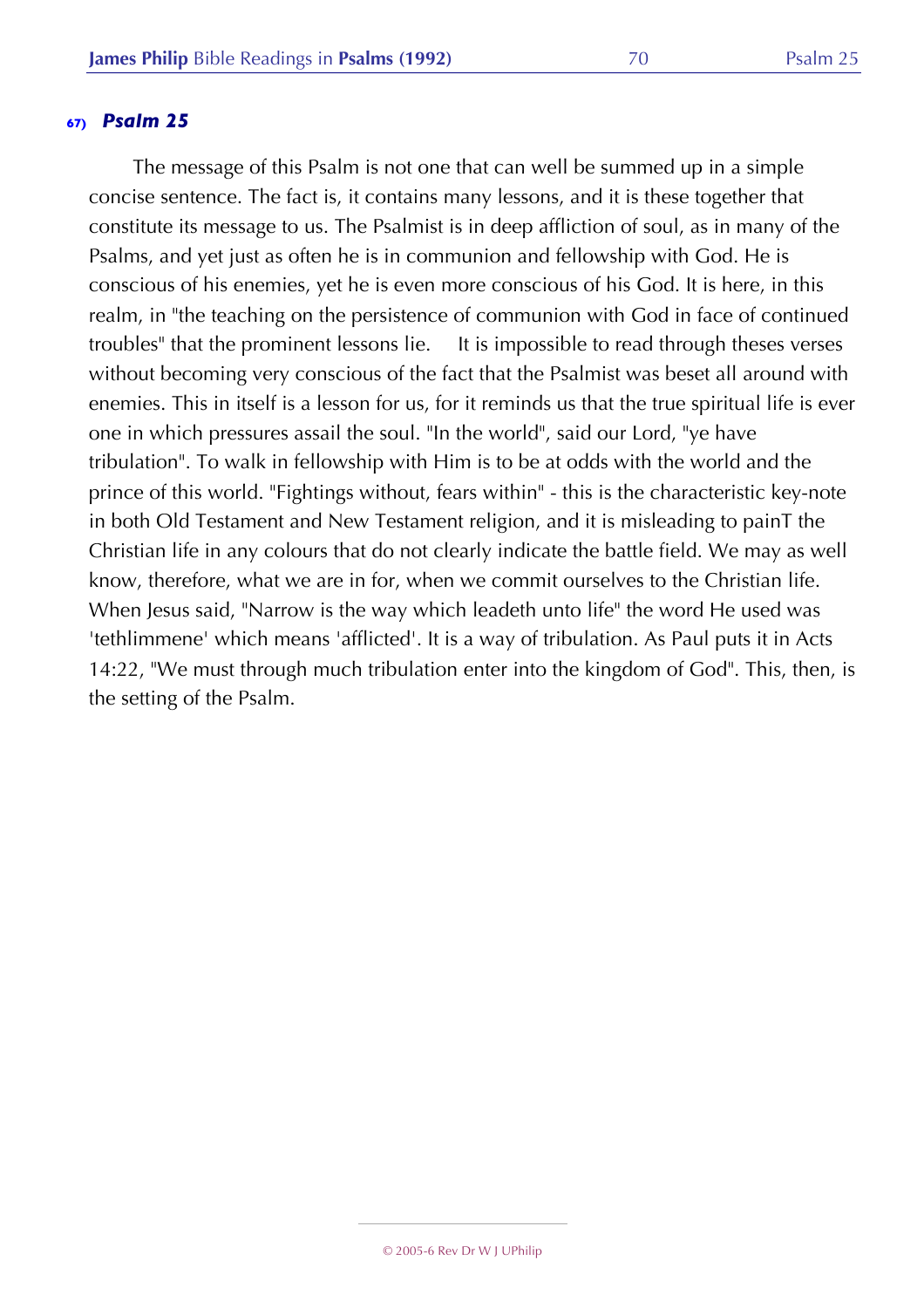### 67) *Psalm 25*

The message of this Psalm is not one that can well be summed up in a simple concise sentence. The fact is, it contains many lessons, and it is these together that constitute its message to us. The Psalmist is in deep affliction of soul, as in many of the Psalms, and yet just as often he is in communion and fellowship with God. He is conscious of his enemies, yet he is even more conscious of his God. It is here, in this realm, in "the teaching on the persistence of communion with God in face of continued troubles" that the prominent lessons lie.     It is impossible to read through theses verses without becoming very conscious of the fact that the Psalmist was beset all around with enemies. This in itself is a lesson for us, for it reminds us that the true spiritual life is ever one in which pressures assail the soul. "In the world", said our Lord, "ye have tribulation". To walk in fellowship with Him is to be at odds with the world and the prince of this world. "Fightings without, fears within" - this is the characteristic key-note in both Old Testament and New Testament religion, and it is misleading to painT the Christian life in any colours that do not clearly indicate the battle field. We may as well know, therefore, what we are in for, when we commit ourselves to the Christian life. When Jesus said, "Narrow is the way which leadeth unto life" the word He used was 'tethlimmene' which means 'afflicted'. It is a way of tribulation. As Paul puts it in Acts 14:22, "We must through much tribulation enter into the kingdom of God". This, then, is the setting of the Psalm.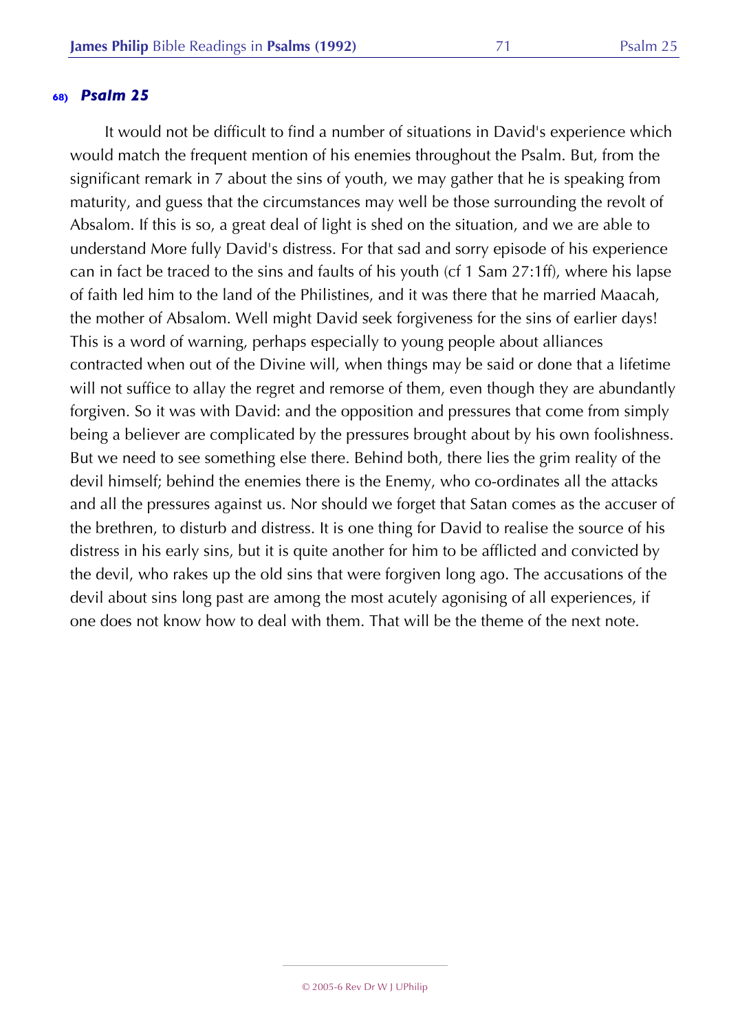### 68) *Psalm 25*

It would not be difficult to find a number of situations in David's experience which would match the frequent mention of his enemies throughout the Psalm. But, from the significant remark in 7 about the sins of youth, we may gather that he is speaking from maturity, and guess that the circumstances may well be those surrounding the revolt of Absalom. If this is so, a great deal of light is shed on the situation, and we are able to understand More fully David's distress. For that sad and sorry episode of his experience can in fact be traced to the sins and faults of his youth (cf 1 Sam 27:1ff), where his lapse of faith led him to the land of the Philistines, and it was there that he married Maacah, the mother of Absalom. Well might David seek forgiveness for the sins of earlier days! This is a word of warning, perhaps especially to young people about alliances contracted when out of the Divine will, when things may be said or done that a lifetime will not suffice to allay the regret and remorse of them, even though they are abundantly forgiven. So it was with David: and the opposition and pressures that come from simply being a believer are complicated by the pressures brought about by his own foolishness. But we need to see something else there. Behind both, there lies the grim reality of the devil himself; behind the enemies there is the Enemy, who co-ordinates all the attacks and all the pressures against us. Nor should we forget that Satan comes as the accuser of the brethren, to disturb and distress. It is one thing for David to realise the source of his distress in his early sins, but it is quite another for him to be afflicted and convicted by the devil, who rakes up the old sins that were forgiven long ago. The accusations of the devil about sins long past are among the most acutely agonising of all experiences, if one does not know how to deal with them. That will be the theme of the next note.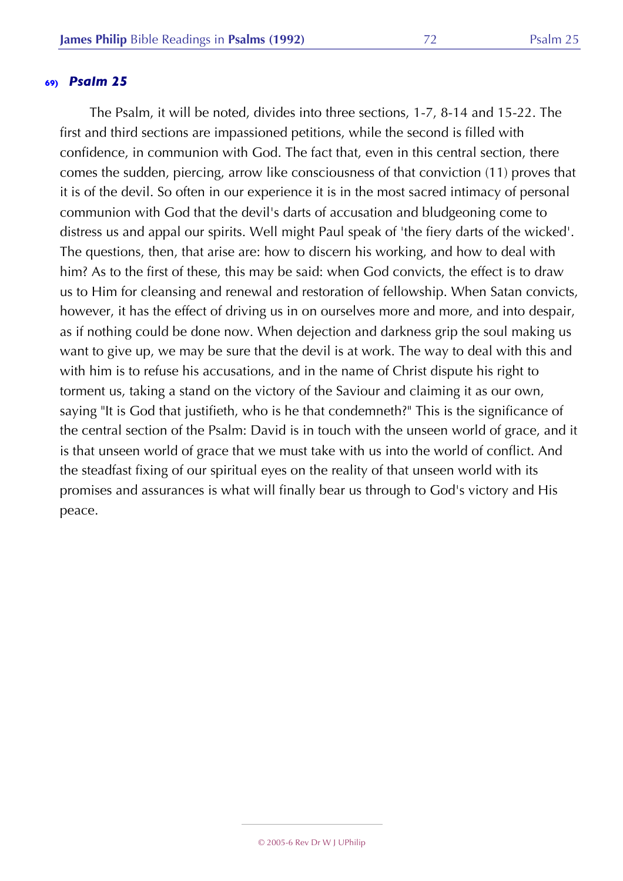## 69) *Psalm 25*

The Psalm, it will be noted, divides into three sections, 1-7, 8-14 and 15-22. The first and third sections are impassioned petitions, while the second is filled with confidence, in communion with God. The fact that, even in this central section, there comes the sudden, piercing, arrow like consciousness of that conviction (11) proves that it is of the devil. So often in our experience it is in the most sacred intimacy of personal communion with God that the devil's darts of accusation and bludgeoning come to distress us and appal our spirits. Well might Paul speak of 'the fiery darts of the wicked'. The questions, then, that arise are: how to discern his working, and how to deal with him? As to the first of these, this may be said: when God convicts, the effect is to draw us to Him for cleansing and renewal and restoration of fellowship. When Satan convicts, however, it has the effect of driving us in on ourselves more and more, and into despair, as if nothing could be done now. When dejection and darkness grip the soul making us want to give up, we may be sure that the devil is at work. The way to deal with this and with him is to refuse his accusations, and in the name of Christ dispute his right to torment us, taking a stand on the victory of the Saviour and claiming it as our own, saying "It is God that justifieth, who is he that condemneth?" This is the significance of the central section of the Psalm: David is in touch with the unseen world of grace, and it is that unseen world of grace that we must take with us into the world of conflict. And the steadfast fixing of our spiritual eyes on the reality of that unseen world with its promises and assurances is what will finally bear us through to God's victory and His peace.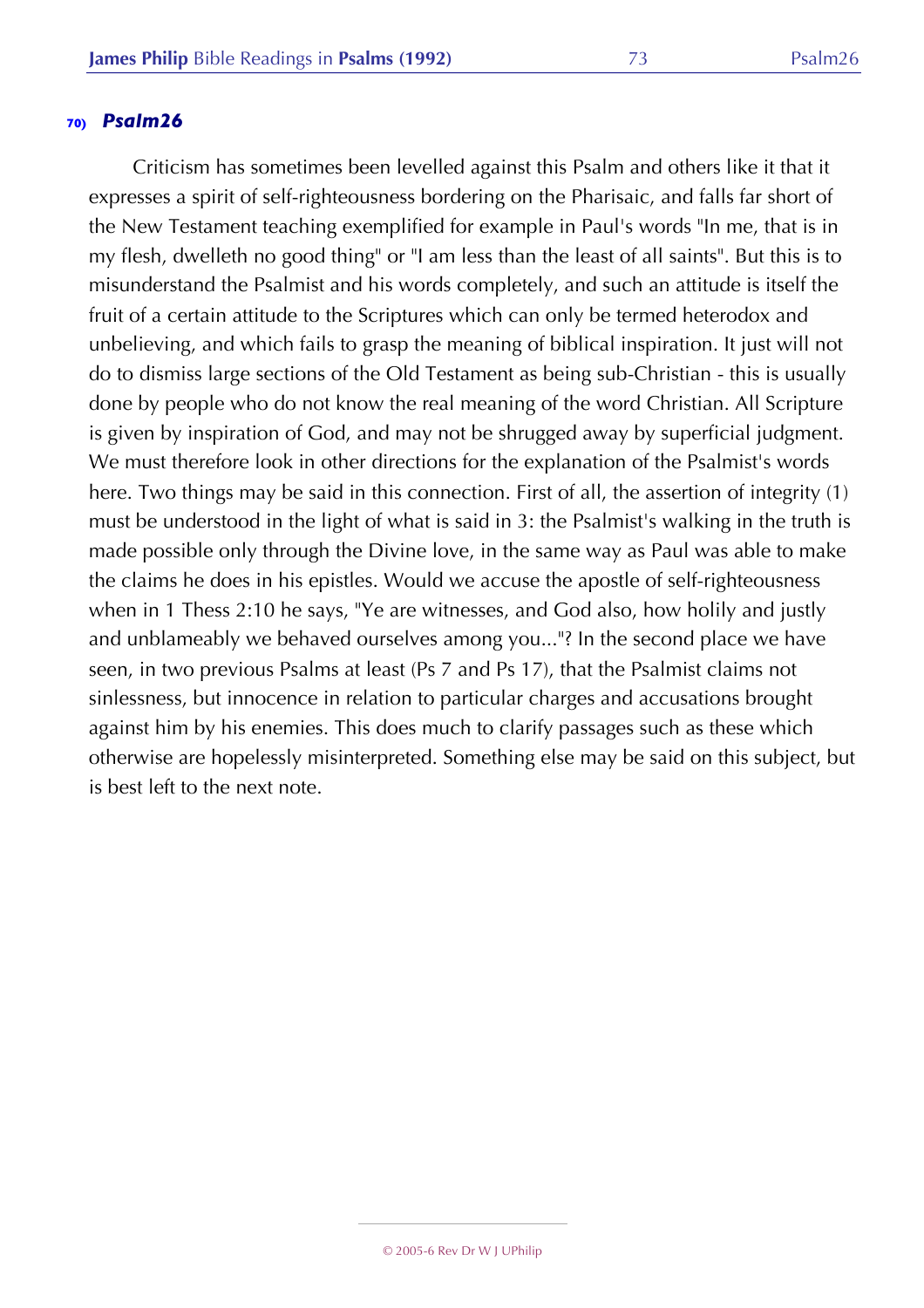## 70) *Psalm26*

Criticism has sometimes been levelled against this Psalm and others like it that it expresses a spirit of self-righteousness bordering on the Pharisaic, and falls far short of the New Testament teaching exemplified for example in Paul's words "In me, that is in my flesh, dwelleth no good thing" or "I am less than the least of all saints". But this is to misunderstand the Psalmist and his words completely, and such an attitude is itself the fruit of a certain attitude to the Scriptures which can only be termed heterodox and unbelieving, and which fails to grasp the meaning of biblical inspiration. It just will not do to dismiss large sections of the Old Testament as being sub-Christian - this is usually done by people who do not know the real meaning of the word Christian. All Scripture is given by inspiration of God, and may not be shrugged away by superficial judgment. We must therefore look in other directions for the explanation of the Psalmist's words here. Two things may be said in this connection. First of all, the assertion of integrity (1) must be understood in the light of what is said in 3: the Psalmist's walking in the truth is made possible only through the Divine love, in the same way as Paul was able to make the claims he does in his epistles. Would we accuse the apostle of self-righteousness when in 1 Thess 2:10 he says, "Ye are witnesses, and God also, how holily and justly and unblameably we behaved ourselves among you..."? In the second place we have seen, in two previous Psalms at least (Ps 7 and Ps 17), that the Psalmist claims not sinlessness, but innocence in relation to particular charges and accusations brought against him by his enemies. This does much to clarify passages such as these which otherwise are hopelessly misinterpreted. Something else may be said on this subject, but is best left to the next note.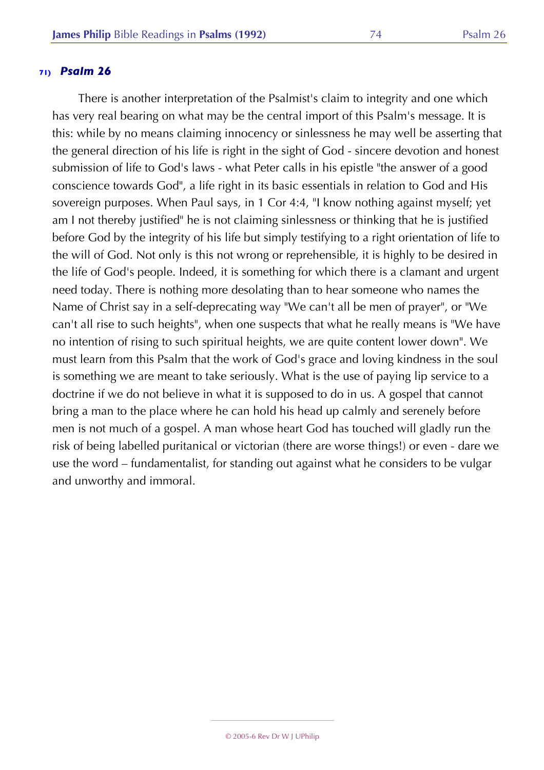## 71) *Psalm 26*

There is another interpretation of the Psalmist's claim to integrity and one which has very real bearing on what may be the central import of this Psalm's message. It is this: while by no means claiming innocency or sinlessness he may well be asserting that the general direction of his life is right in the sight of God - sincere devotion and honest submission of life to God's laws - what Peter calls in his epistle "the answer of a good conscience towards God", a life right in its basic essentials in relation to God and His sovereign purposes. When Paul says, in 1 Cor 4:4, "I know nothing against myself; yet am I not thereby justified" he is not claiming sinlessness or thinking that he is justified before God by the integrity of his life but simply testifying to a right orientation of life to the will of God. Not only is this not wrong or reprehensible, it is highly to be desired in the life of God's people. Indeed, it is something for which there is a clamant and urgent need today. There is nothing more desolating than to hear someone who names the Name of Christ say in a self-deprecating way "We can't all be men of prayer", or "We can't all rise to such heights", when one suspects that what he really means is "We have no intention of rising to such spiritual heights, we are quite content lower down". We must learn from this Psalm that the work of God's grace and loving kindness in the soul is something we are meant to take seriously. What is the use of paying lip service to a doctrine if we do not believe in what it is supposed to do in us. A gospel that cannot bring a man to the place where he can hold his head up calmly and serenely before men is not much of a gospel. A man whose heart God has touched will gladly run the risk of being labelled puritanical or victorian (there are worse things!) or even - dare we use the word – fundamentalist, for standing out against what he considers to be vulgar and unworthy and immoral.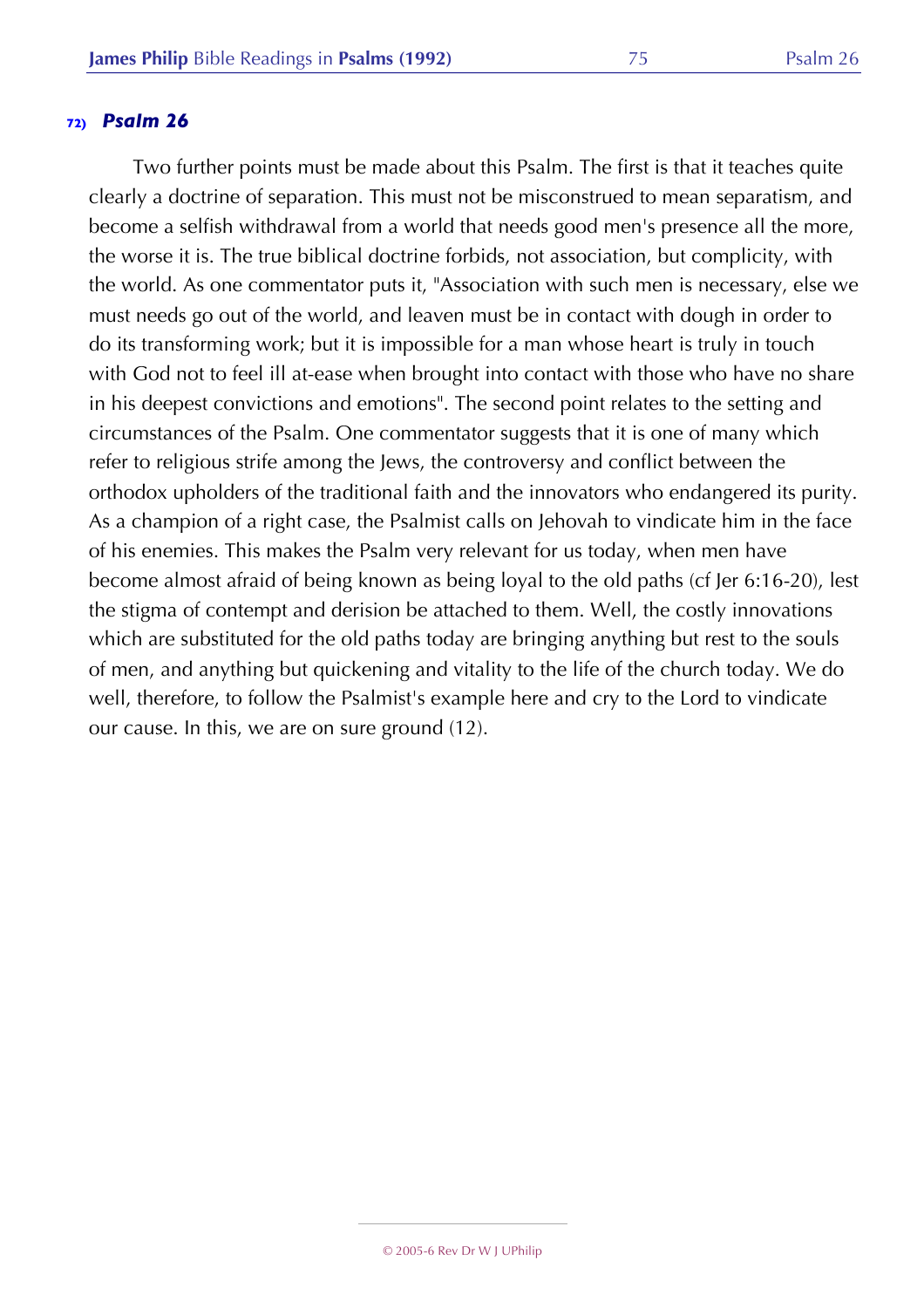## 72) *Psalm 26*

Two further points must be made about this Psalm. The first is that it teaches quite clearly a doctrine of separation. This must not be misconstrued to mean separatism, and become a selfish withdrawal from a world that needs good men's presence all the more, the worse it is. The true biblical doctrine forbids, not association, but complicity, with the world. As one commentator puts it, "Association with such men is necessary, else we must needs go out of the world, and leaven must be in contact with dough in order to do its transforming work; but it is impossible for a man whose heart is truly in touch with God not to feel ill at-ease when brought into contact with those who have no share in his deepest convictions and emotions". The second point relates to the setting and circumstances of the Psalm. One commentator suggests that it is one of many which refer to religious strife among the Jews, the controversy and conflict between the orthodox upholders of the traditional faith and the innovators who endangered its purity. As a champion of a right case, the Psalmist calls on Jehovah to vindicate him in the face of his enemies. This makes the Psalm very relevant for us today, when men have become almost afraid of being known as being loyal to the old paths (cf Jer 6:16-20), lest the stigma of contempt and derision be attached to them. Well, the costly innovations which are substituted for the old paths today are bringing anything but rest to the souls of men, and anything but quickening and vitality to the life of the church today. We do well, therefore, to follow the Psalmist's example here and cry to the Lord to vindicate our cause. In this, we are on sure ground (12).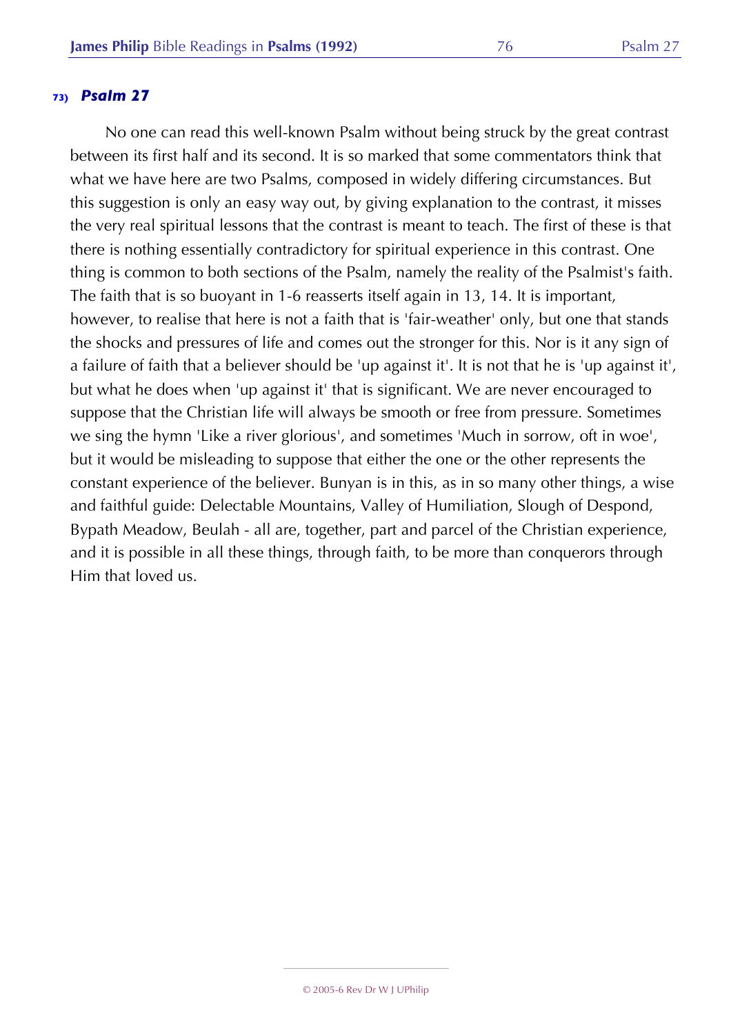### 73) *Psalm 27*

No one can read this well-known Psalm without being struck by the great contrast between its first half and its second. It is so marked that some commentators think that what we have here are two Psalms, composed in widely differing circumstances. But this suggestion is only an easy way out, by giving explanation to the contrast, it misses the very real spiritual lessons that the contrast is meant to teach. The first of these is that there is nothing essentially contradictory for spiritual experience in this contrast. One thing is common to both sections of the Psalm, namely the reality of the Psalmist's faith. The faith that is so buoyant in 1-6 reasserts itself again in 13, 14. It is important, however, to realise that here is not a faith that is 'fair-weather' only, but one that stands the shocks and pressures of life and comes out the stronger for this. Nor is it any sign of a failure of faith that a believer should be 'up against it'. It is not that he is 'up against it', but what he does when 'up against it' that is significant. We are never encouraged to suppose that the Christian life will always be smooth or free from pressure. Sometimes we sing the hymn 'Like a river glorious', and sometimes 'Much in sorrow, oft in woe', but it would be misleading to suppose that either the one or the other represents the constant experience of the believer. Bunyan is in this, as in so many other things, a wise and faithful guide: Delectable Mountains, Valley of Humiliation, Slough of Despond, Bypath Meadow, Beulah - all are, together, part and parcel of the Christian experience, and it is possible in all these things, through faith, to be more than conquerors through Him that loved us.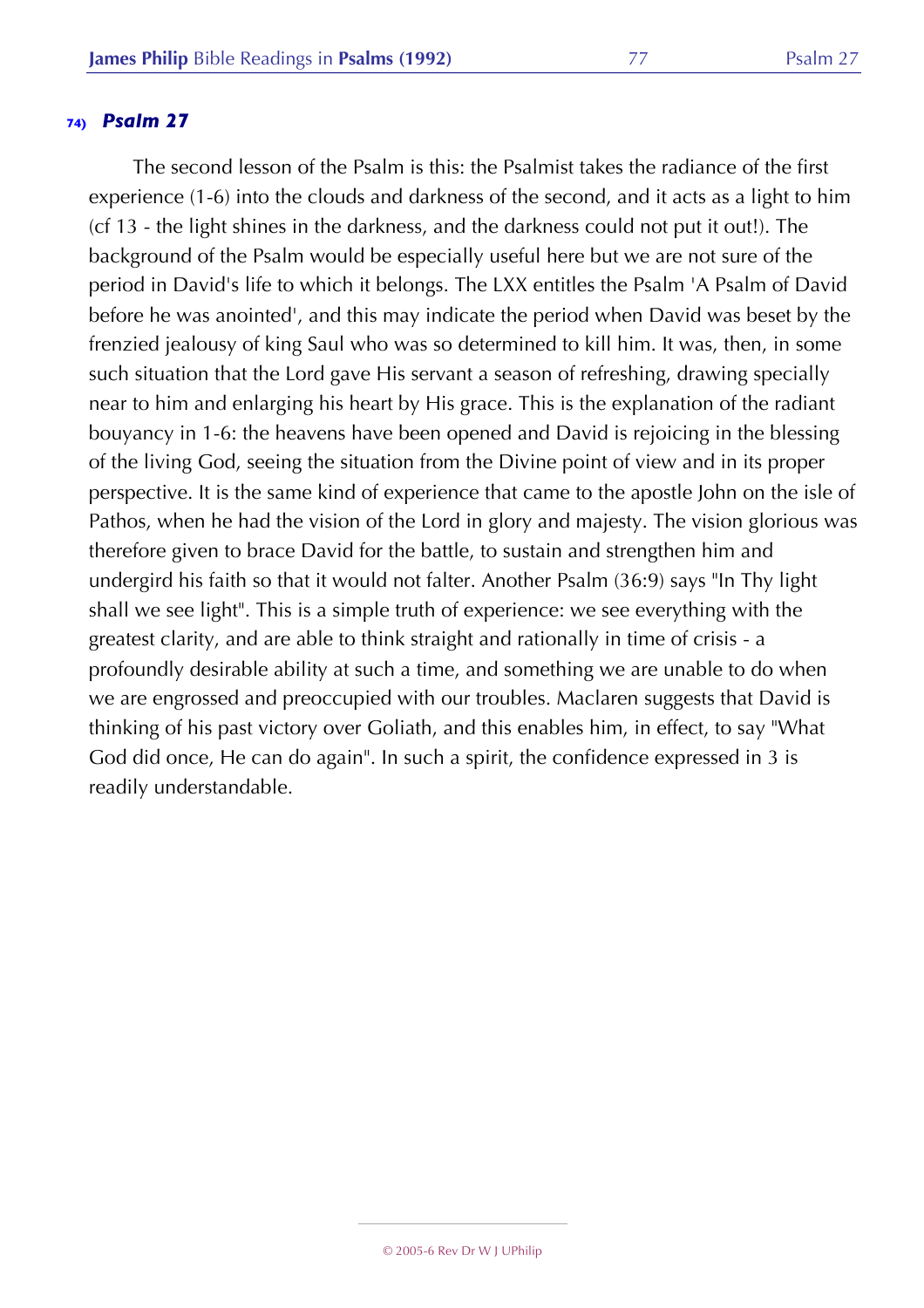## 74) *Psalm 27*

The second lesson of the Psalm is this: the Psalmist takes the radiance of the first experience (1-6) into the clouds and darkness of the second, and it acts as a light to him (cf 13 - the light shines in the darkness, and the darkness could not put it out!). The background of the Psalm would be especially useful here but we are not sure of the period in David's life to which it belongs. The LXX entitles the Psalm 'A Psalm of David before he was anointed', and this may indicate the period when David was beset by the frenzied jealousy of king Saul who was so determined to kill him. It was, then, in some such situation that the Lord gave His servant a season of refreshing, drawing specially near to him and enlarging his heart by His grace. This is the explanation of the radiant bouyancy in 1-6: the heavens have been opened and David is rejoicing in the blessing of the living God, seeing the situation from the Divine point of view and in its proper perspective. It is the same kind of experience that came to the apostle John on the isle of Pathos, when he had the vision of the Lord in glory and majesty. The vision glorious was therefore given to brace David for the battle, to sustain and strengthen him and undergird his faith so that it would not falter. Another Psalm (36:9) says "In Thy light shall we see light". This is a simple truth of experience: we see everything with the greatest clarity, and are able to think straight and rationally in time of crisis - a profoundly desirable ability at such a time, and something we are unable to do when we are engrossed and preoccupied with our troubles. Maclaren suggests that David is thinking of his past victory over Goliath, and this enables him, in effect, to say "What God did once, He can do again". In such a spirit, the confidence expressed in 3 is readily understandable.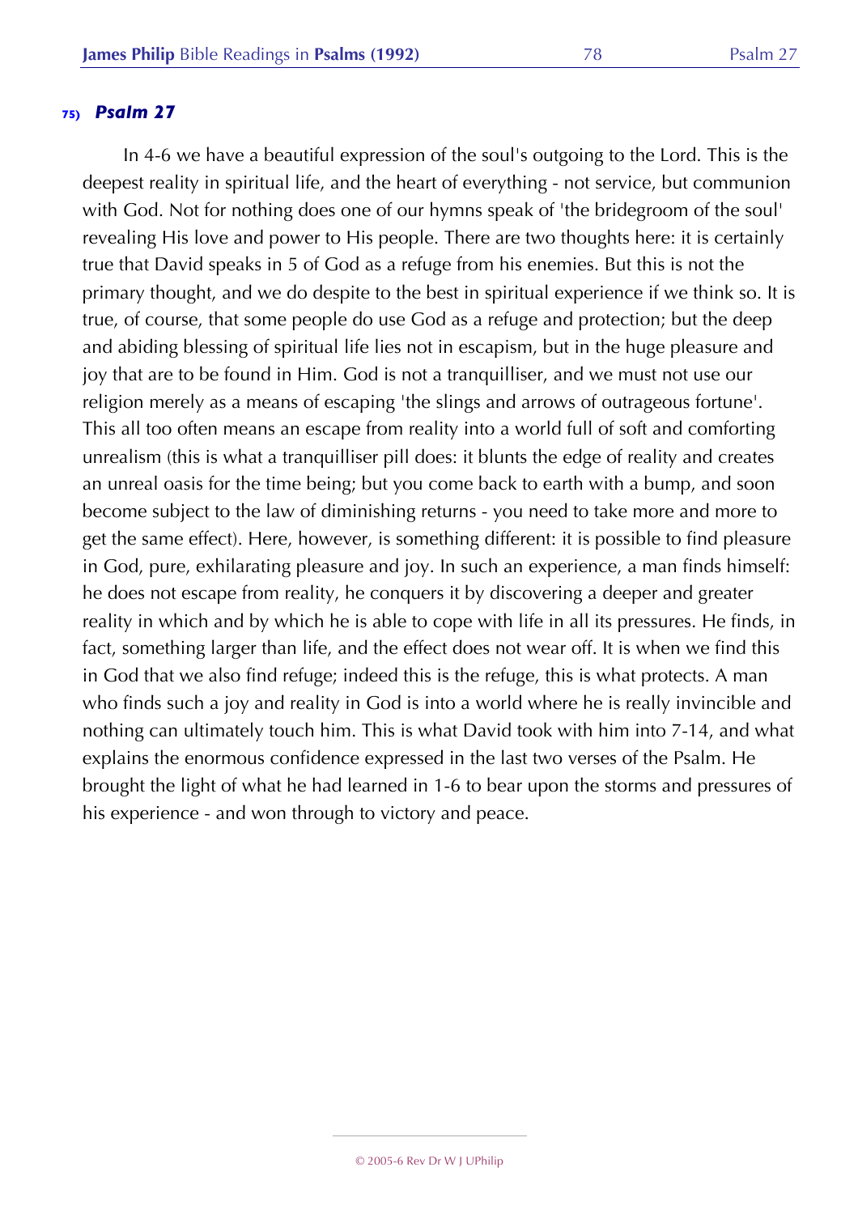## 75) *Psalm 27*

In 4-6 we have a beautiful expression of the soul's outgoing to the Lord. This is the deepest reality in spiritual life, and the heart of everything - not service, but communion with God. Not for nothing does one of our hymns speak of 'the bridegroom of the soul' revealing His love and power to His people. There are two thoughts here: it is certainly true that David speaks in 5 of God as a refuge from his enemies. But this is not the primary thought, and we do despite to the best in spiritual experience if we think so. It is true, of course, that some people do use God as a refuge and protection; but the deep and abiding blessing of spiritual life lies not in escapism, but in the huge pleasure and joy that are to be found in Him. God is not a tranquilliser, and we must not use our religion merely as a means of escaping 'the slings and arrows of outrageous fortune'. This all too often means an escape from reality into a world full of soft and comforting unrealism (this is what a tranquilliser pill does: it blunts the edge of reality and creates an unreal oasis for the time being; but you come back to earth with a bump, and soon become subject to the law of diminishing returns - you need to take more and more to get the same effect). Here, however, is something different: it is possible to find pleasure in God, pure, exhilarating pleasure and joy. In such an experience, a man finds himself: he does not escape from reality, he conquers it by discovering a deeper and greater reality in which and by which he is able to cope with life in all its pressures. He finds, in fact, something larger than life, and the effect does not wear off. It is when we find this in God that we also find refuge; indeed this is the refuge, this is what protects. A man who finds such a joy and reality in God is into a world where he is really invincible and nothing can ultimately touch him. This is what David took with him into 7-14, and what explains the enormous confidence expressed in the last two verses of the Psalm. He brought the light of what he had learned in 1-6 to bear upon the storms and pressures of his experience - and won through to victory and peace.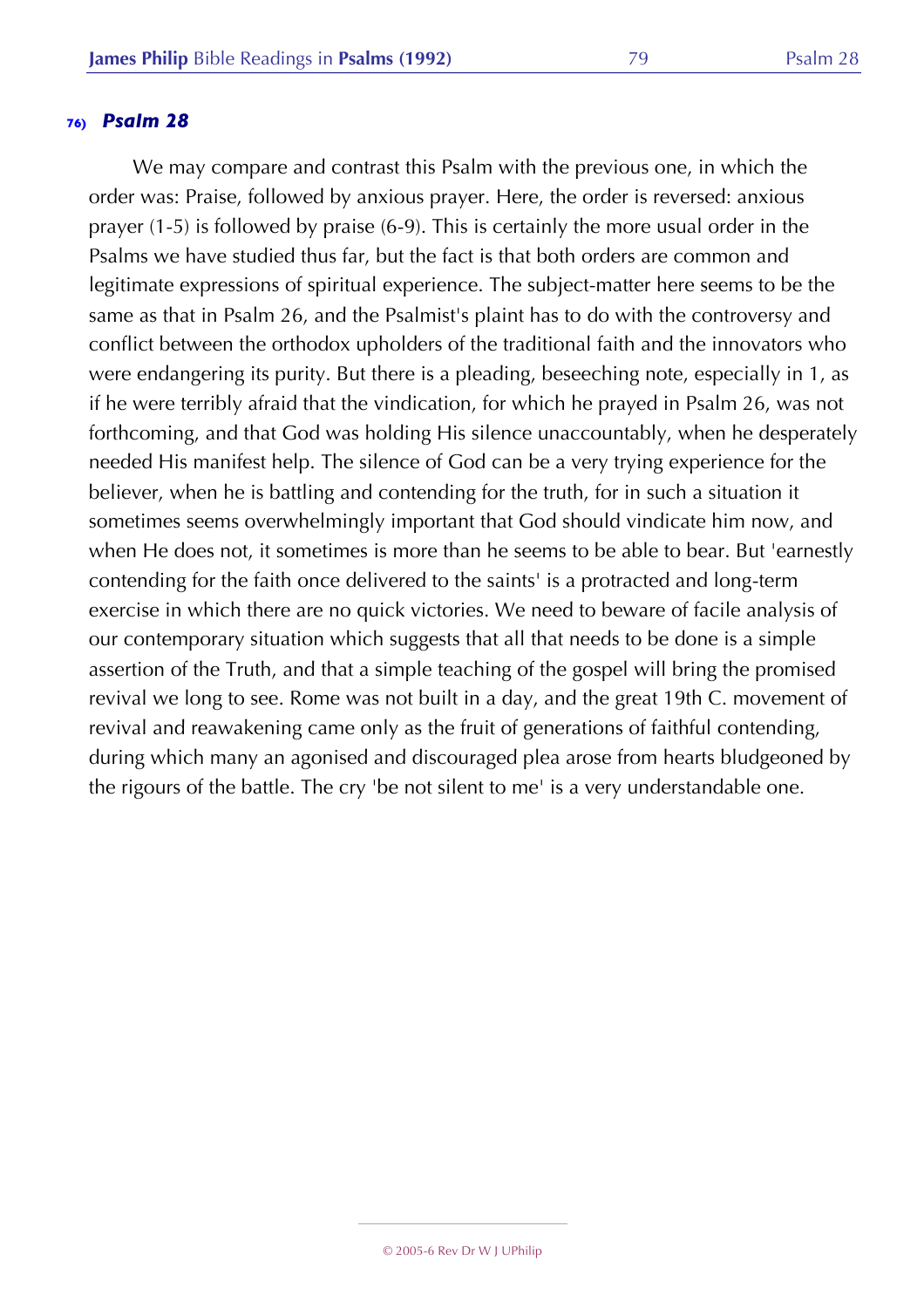### 76) *Psalm 28*

We may compare and contrast this Psalm with the previous one, in which the order was: Praise, followed by anxious prayer. Here, the order is reversed: anxious prayer (1-5) is followed by praise (6-9). This is certainly the more usual order in the Psalms we have studied thus far, but the fact is that both orders are common and legitimate expressions of spiritual experience. The subject-matter here seems to be the same as that in Psalm 26, and the Psalmist's plaint has to do with the controversy and conflict between the orthodox upholders of the traditional faith and the innovators who were endangering its purity. But there is a pleading, beseeching note, especially in 1, as if he were terribly afraid that the vindication, for which he prayed in Psalm 26, was not forthcoming, and that God was holding His silence unaccountably, when he desperately needed His manifest help. The silence of God can be a very trying experience for the believer, when he is battling and contending for the truth, for in such a situation it sometimes seems overwhelmingly important that God should vindicate him now, and when He does not, it sometimes is more than he seems to be able to bear. But 'earnestly contending for the faith once delivered to the saints' is a protracted and long-term exercise in which there are no quick victories. We need to beware of facile analysis of our contemporary situation which suggests that all that needs to be done is a simple assertion of the Truth, and that a simple teaching of the gospel will bring the promised revival we long to see. Rome was not built in a day, and the great 19th C. movement of revival and reawakening came only as the fruit of generations of faithful contending, during which many an agonised and discouraged plea arose from hearts bludgeoned by the rigours of the battle. The cry 'be not silent to me' is a very understandable one.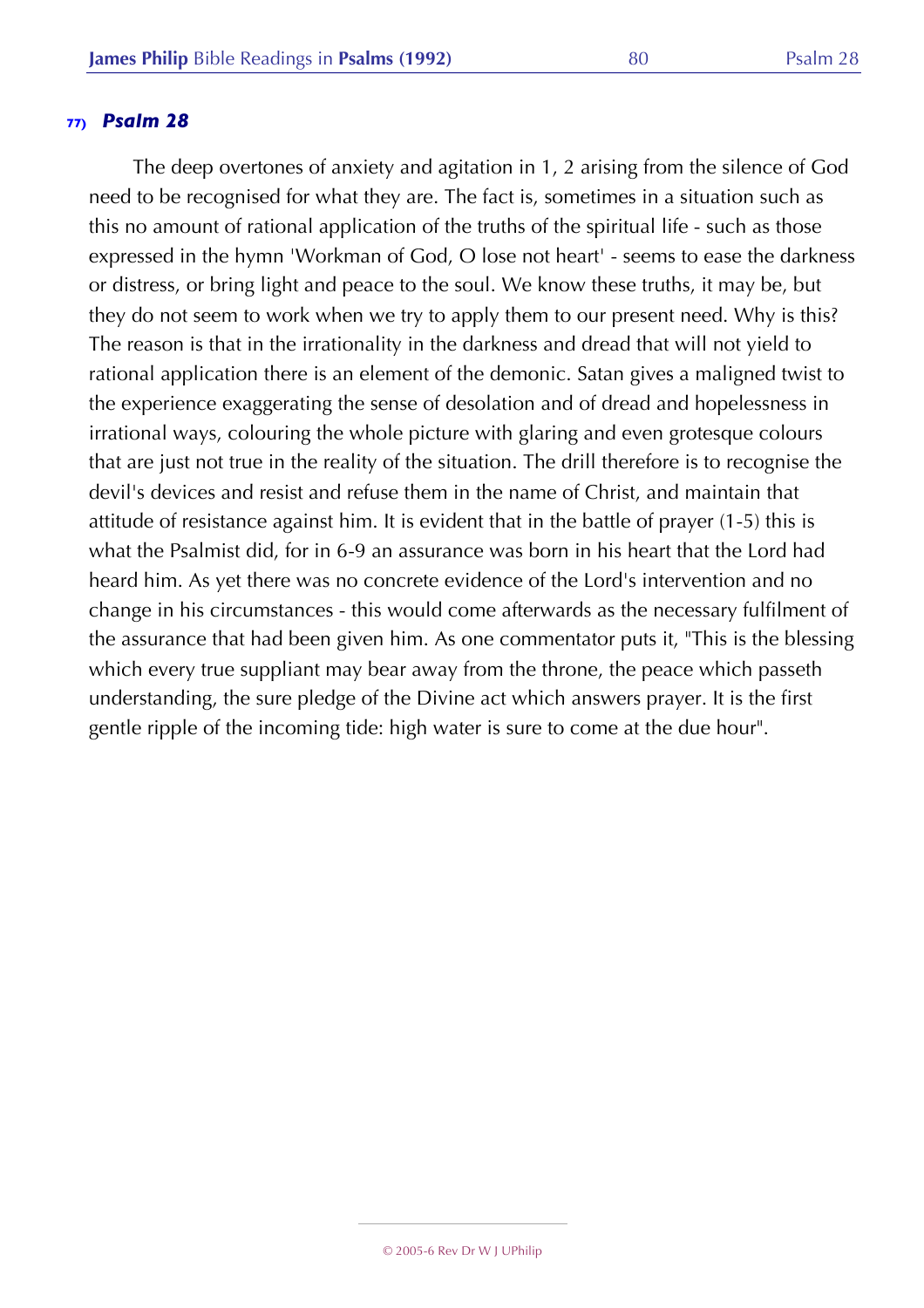### 77) *Psalm 28*

The deep overtones of anxiety and agitation in 1, 2 arising from the silence of God need to be recognised for what they are. The fact is, sometimes in a situation such as this no amount of rational application of the truths of the spiritual life - such as those expressed in the hymn 'Workman of God, O lose not heart' - seems to ease the darkness or distress, or bring light and peace to the soul. We know these truths, it may be, but they do not seem to work when we try to apply them to our present need. Why is this? The reason is that in the irrationality in the darkness and dread that will not yield to rational application there is an element of the demonic. Satan gives a maligned twist to the experience exaggerating the sense of desolation and of dread and hopelessness in irrational ways, colouring the whole picture with glaring and even grotesque colours that are just not true in the reality of the situation. The drill therefore is to recognise the devil's devices and resist and refuse them in the name of Christ, and maintain that attitude of resistance against him. It is evident that in the battle of prayer (1-5) this is what the Psalmist did, for in 6-9 an assurance was born in his heart that the Lord had heard him. As yet there was no concrete evidence of the Lord's intervention and no change in his circumstances - this would come afterwards as the necessary fulfilment of the assurance that had been given him. As one commentator puts it, "This is the blessing which every true suppliant may bear away from the throne, the peace which passeth understanding, the sure pledge of the Divine act which answers prayer. It is the first gentle ripple of the incoming tide: high water is sure to come at the due hour".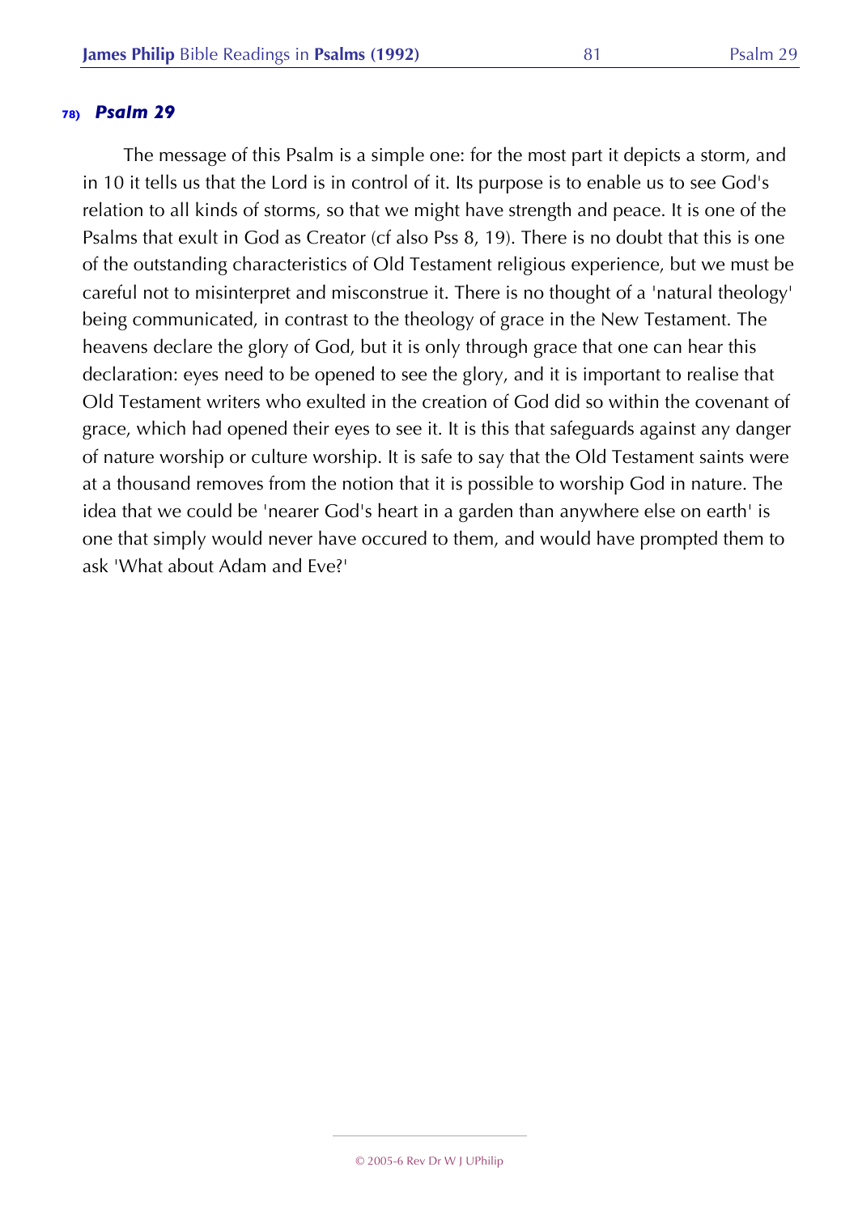### 78) *Psalm 29*

The message of this Psalm is a simple one: for the most part it depicts a storm, and in 10 it tells us that the Lord is in control of it. Its purpose is to enable us to see God's relation to all kinds of storms, so that we might have strength and peace. It is one of the Psalms that exult in God as Creator (cf also Pss 8, 19). There is no doubt that this is one of the outstanding characteristics of Old Testament religious experience, but we must be careful not to misinterpret and misconstrue it. There is no thought of a 'natural theology' being communicated, in contrast to the theology of grace in the New Testament. The heavens declare the glory of God, but it is only through grace that one can hear this declaration: eyes need to be opened to see the glory, and it is important to realise that Old Testament writers who exulted in the creation of God did so within the covenant of grace, which had opened their eyes to see it. It is this that safeguards against any danger of nature worship or culture worship. It is safe to say that the Old Testament saints were at a thousand removes from the notion that it is possible to worship God in nature. The idea that we could be 'nearer God's heart in a garden than anywhere else on earth' is one that simply would never have occured to them, and would have prompted them to ask 'What about Adam and Eve?'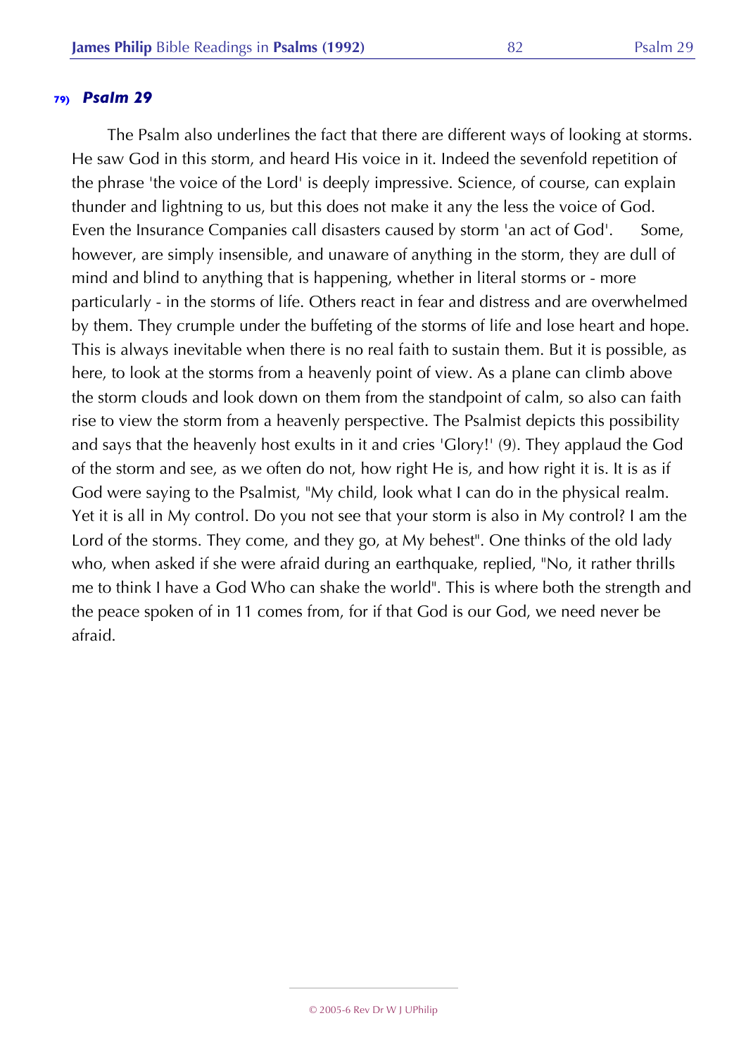### 79) *Psalm 29*

The Psalm also underlines the fact that there are different ways of looking at storms. He saw God in this storm, and heard His voice in it. Indeed the sevenfold repetition of the phrase 'the voice of the Lord' is deeply impressive. Science, of course, can explain thunder and lightning to us, but this does not make it any the less the voice of God. Even the Insurance Companies call disasters caused by storm 'an act of God'. Some, however, are simply insensible, and unaware of anything in the storm, they are dull of mind and blind to anything that is happening, whether in literal storms or - more particularly - in the storms of life. Others react in fear and distress and are overwhelmed by them. They crumple under the buffeting of the storms of life and lose heart and hope. This is always inevitable when there is no real faith to sustain them. But it is possible, as here, to look at the storms from a heavenly point of view. As a plane can climb above the storm clouds and look down on them from the standpoint of calm, so also can faith rise to view the storm from a heavenly perspective. The Psalmist depicts this possibility and says that the heavenly host exults in it and cries 'Glory!' (9). They applaud the God of the storm and see, as we often do not, how right He is, and how right it is. It is as if God were saying to the Psalmist, "My child, look what I can do in the physical realm. Yet it is all in My control. Do you not see that your storm is also in My control? I am the Lord of the storms. They come, and they go, at My behest". One thinks of the old lady who, when asked if she were afraid during an earthquake, replied, "No, it rather thrills me to think I have a God Who can shake the world". This is where both the strength and the peace spoken of in 11 comes from, for if that God is our God, we need never be afraid.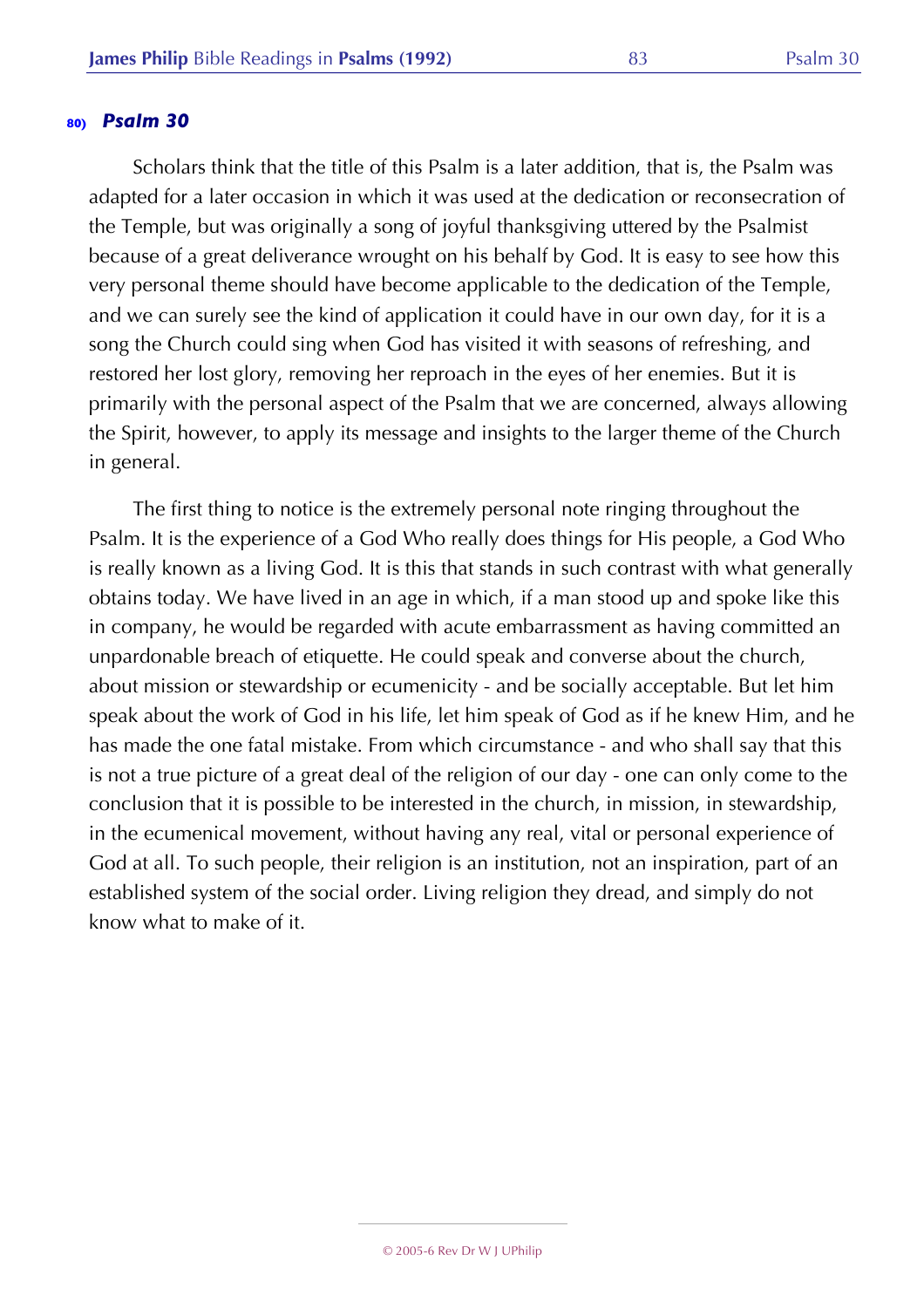## 80) *Psalm 30*

Scholars think that the title of this Psalm is a later addition, that is, the Psalm was adapted for a later occasion in which it was used at the dedication or reconsecration of the Temple, but was originally a song of joyful thanksgiving uttered by the Psalmist because of a great deliverance wrought on his behalf by God. It is easy to see how this very personal theme should have become applicable to the dedication of the Temple, and we can surely see the kind of application it could have in our own day, for it is a song the Church could sing when God has visited it with seasons of refreshing, and restored her lost glory, removing her reproach in the eyes of her enemies. But it is primarily with the personal aspect of the Psalm that we are concerned, always allowing the Spirit, however, to apply its message and insights to the larger theme of the Church in general.

The first thing to notice is the extremely personal note ringing throughout the Psalm. It is the experience of a God Who really does things for His people, a God Who is really known as a living God. It is this that stands in such contrast with what generally obtains today. We have lived in an age in which, if a man stood up and spoke like this in company, he would be regarded with acute embarrassment as having committed an unpardonable breach of etiquette. He could speak and converse about the church, about mission or stewardship or ecumenicity - and be socially acceptable. But let him speak about the work of God in his life, let him speak of God as if he knew Him, and he has made the one fatal mistake. From which circumstance - and who shall say that this is not a true picture of a great deal of the religion of our day - one can only come to the conclusion that it is possible to be interested in the church, in mission, in stewardship, in the ecumenical movement, without having any real, vital or personal experience of God at all. To such people, their religion is an institution, not an inspiration, part of an established system of the social order. Living religion they dread, and simply do not know what to make of it.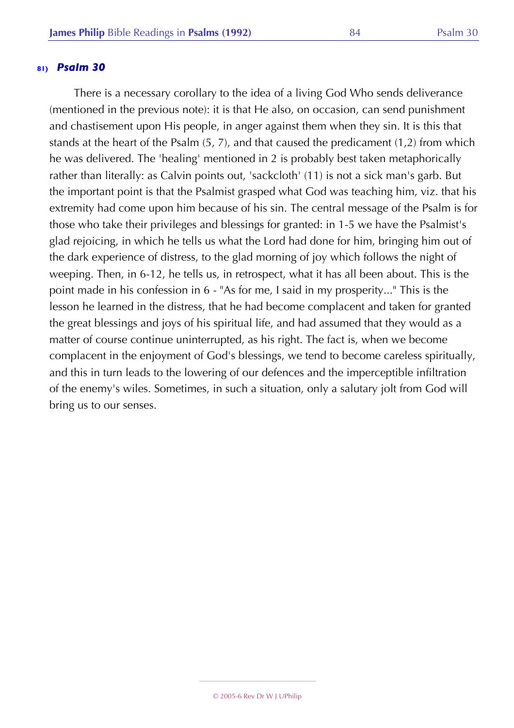### 81) *Psalm 30*

There is a necessary corollary to the idea of a living God Who sends deliverance (mentioned in the previous note): it is that He also, on occasion, can send punishment and chastisement upon His people, in anger against them when they sin. It is this that stands at the heart of the Psalm (5, 7), and that caused the predicament (1,2) from which he was delivered. The 'healing' mentioned in 2 is probably best taken metaphorically rather than literally: as Calvin points out, 'sackcloth' (11) is not a sick man's garb. But the important point is that the Psalmist grasped what God was teaching him, viz. that his extremity had come upon him because of his sin. The central message of the Psalm is for those who take their privileges and blessings for granted: in 1-5 we have the Psalmist's glad rejoicing, in which he tells us what the Lord had done for him, bringing him out of the dark experience of distress, to the glad morning of joy which follows the night of weeping. Then, in 6-12, he tells us, in retrospect, what it has all been about. This is the point made in his confession in 6 - "As for me, I said in my prosperity..." This is the lesson he learned in the distress, that he had become complacent and taken for granted the great blessings and joys of his spiritual life, and had assumed that they would as a matter of course continue uninterrupted, as his right. The fact is, when we become complacent in the enjoyment of God's blessings, we tend to become careless spiritually, and this in turn leads to the lowering of our defences and the imperceptible infiltration of the enemy's wiles. Sometimes, in such a situation, only a salutary jolt from God will bring us to our senses.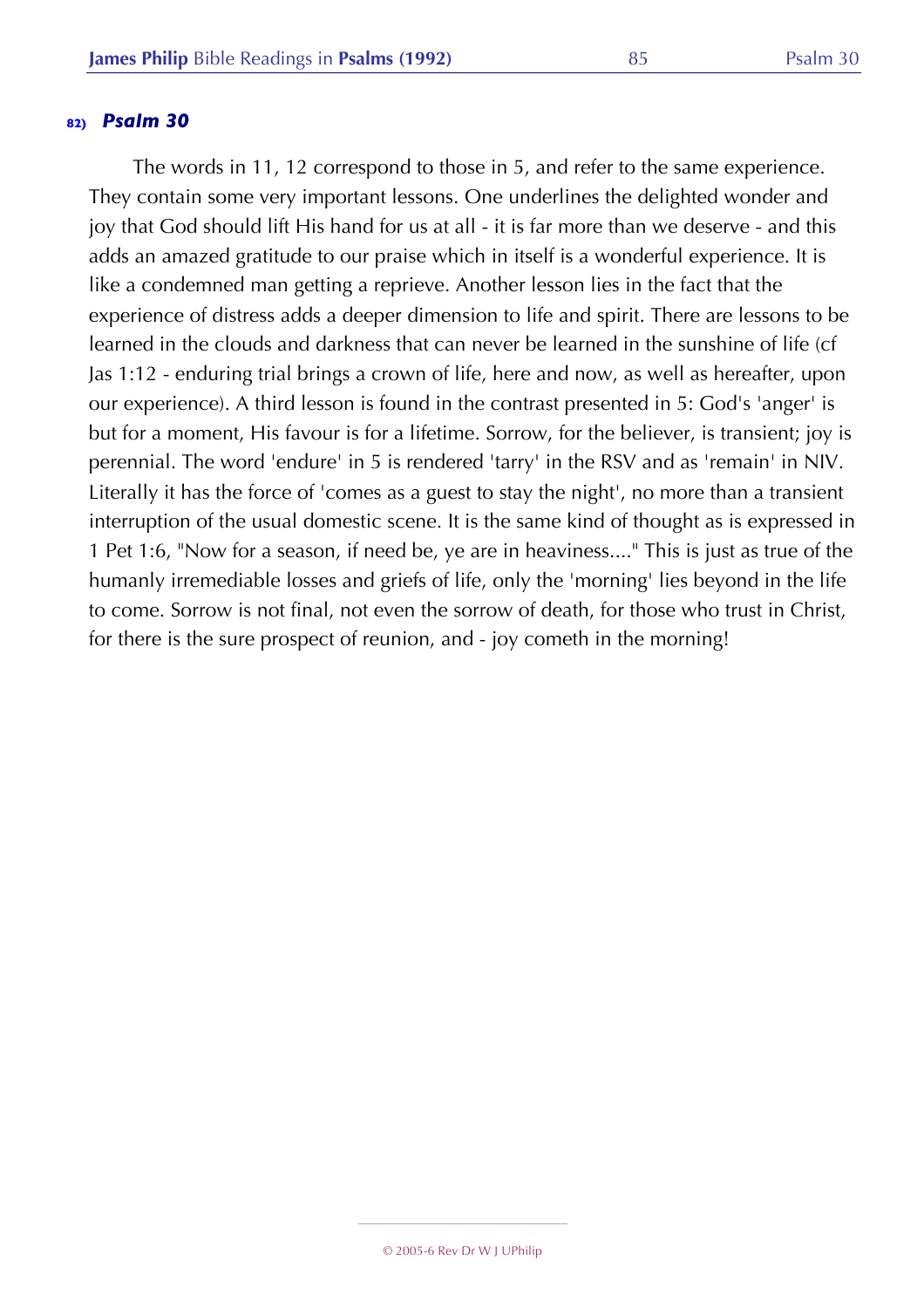## 82) *Psalm 30*

The words in 11, 12 correspond to those in 5, and refer to the same experience. They contain some very important lessons. One underlines the delighted wonder and joy that God should lift His hand for us at all - it is far more than we deserve - and this adds an amazed gratitude to our praise which in itself is a wonderful experience. It is like a condemned man getting a reprieve. Another lesson lies in the fact that the experience of distress adds a deeper dimension to life and spirit. There are lessons to be learned in the clouds and darkness that can never be learned in the sunshine of life (cf Jas 1:12 - enduring trial brings a crown of life, here and now, as well as hereafter, upon our experience). A third lesson is found in the contrast presented in 5: God's 'anger' is but for a moment, His favour is for a lifetime. Sorrow, for the believer, is transient; joy is perennial. The word 'endure' in 5 is rendered 'tarry' in the RSV and as 'remain' in NIV. Literally it has the force of 'comes as a guest to stay the night', no more than a transient interruption of the usual domestic scene. It is the same kind of thought as is expressed in 1 Pet 1:6, "Now for a season, if need be, ye are in heaviness...." This is just as true of the humanly irremediable losses and griefs of life, only the 'morning' lies beyond in the life to come. Sorrow is not final, not even the sorrow of death, for those who trust in Christ, for there is the sure prospect of reunion, and - joy cometh in the morning!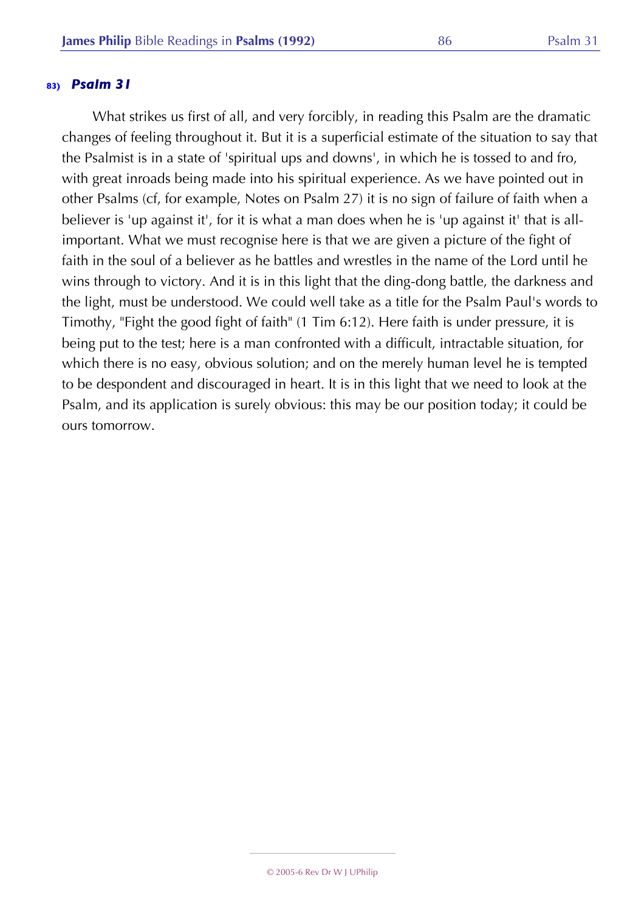### 83) *Psalm 31*

What strikes us first of all, and very forcibly, in reading this Psalm are the dramatic changes of feeling throughout it. But it is a superficial estimate of the situation to say that the Psalmist is in a state of 'spiritual ups and downs', in which he is tossed to and fro, with great inroads being made into his spiritual experience. As we have pointed out in other Psalms (cf, for example, Notes on Psalm 27) it is no sign of failure of faith when a believer is 'up against it', for it is what a man does when he is 'up against it' that is all-important. What we must recognise here is that we are given a picture of the fight of faith in the soul of a believer as he battles and wrestles in the name of the Lord until he wins through to victory. And it is in this light that the ding-dong battle, the darkness and the light, must be understood. We could well take as a title for the Psalm Paul's words to Timothy, "Fight the good fight of faith" (1 Tim 6:12). Here faith is under pressure, it is being put to the test; here is a man confronted with a difficult, intractable situation, for which there is no easy, obvious solution; and on the merely human level he is tempted to be despondent and discouraged in heart. It is in this light that we need to look at the Psalm, and its application is surely obvious: this may be our position today; it could be ours tomorrow.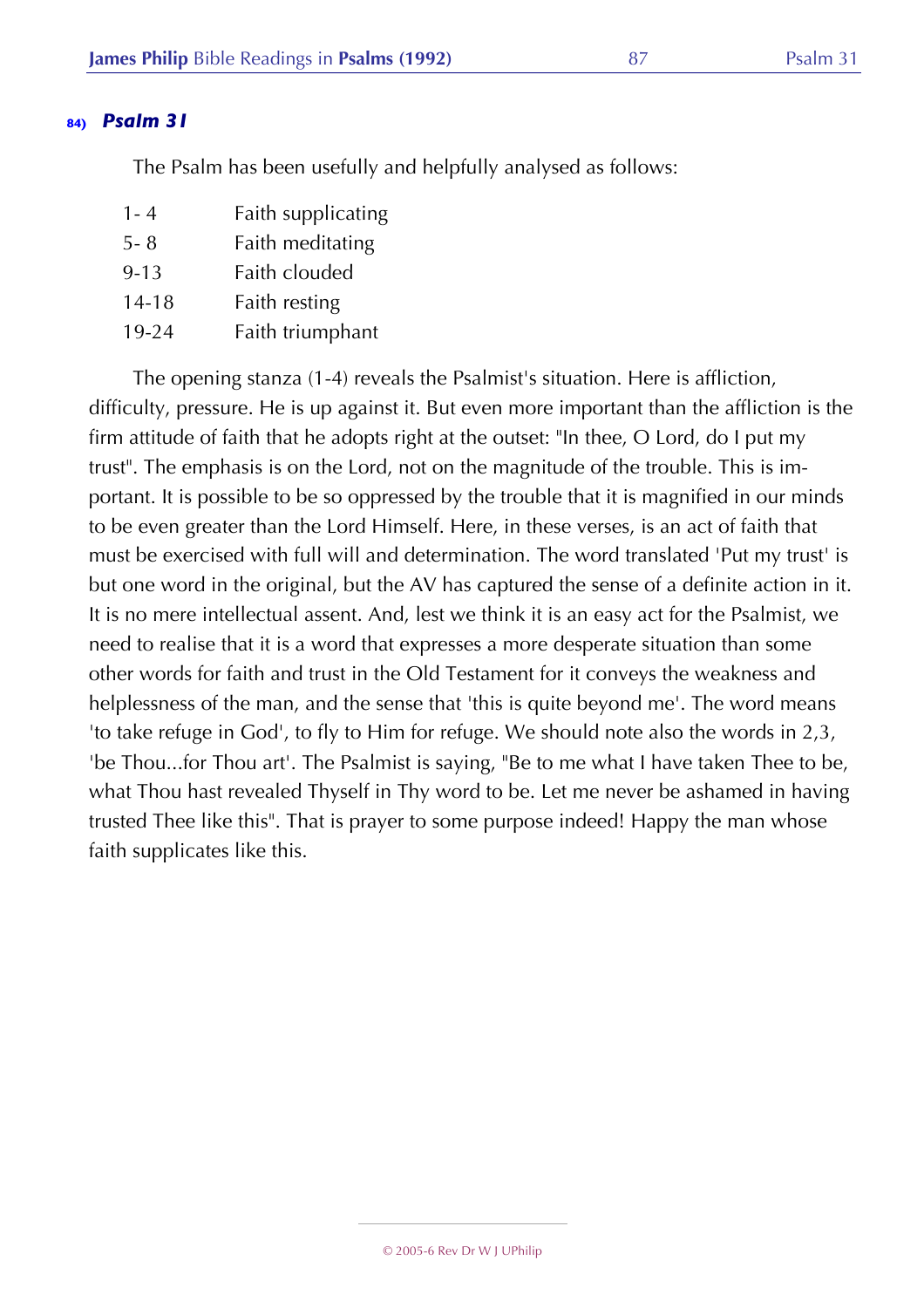### 84) *Psalm 31*

The Psalm has been usefully and helpfully analysed as follows:

| | |
|---|---|
| 1- 4 | Faith supplicating |
| 5- 8 | Faith meditating |
| 9-13 | Faith clouded |
| 14-18 | Faith resting |
| 19-24 | Faith triumphant |

The opening stanza (1-4) reveals the Psalmist's situation. Here is affliction, difficulty, pressure. He is up against it. But even more important than the affliction is the firm attitude of faith that he adopts right at the outset: "In thee, O Lord, do I put my trust". The emphasis is on the Lord, not on the magnitude of the trouble. This is important. It is possible to be so oppressed by the trouble that it is magnified in our minds to be even greater than the Lord Himself. Here, in these verses, is an act of faith that must be exercised with full will and determination. The word translated 'Put my trust' is but one word in the original, but the AV has captured the sense of a definite action in it. It is no mere intellectual assent. And, lest we think it is an easy act for the Psalmist, we need to realise that it is a word that expresses a more desperate situation than some other words for faith and trust in the Old Testament for it conveys the weakness and helplessness of the man, and the sense that 'this is quite beyond me'. The word means 'to take refuge in God', to fly to Him for refuge. We should note also the words in 2,3, 'be Thou...for Thou art'. The Psalmist is saying, "Be to me what I have taken Thee to be, what Thou hast revealed Thyself in Thy word to be. Let me never be ashamed in having trusted Thee like this". That is prayer to some purpose indeed! Happy the man whose faith supplicates like this.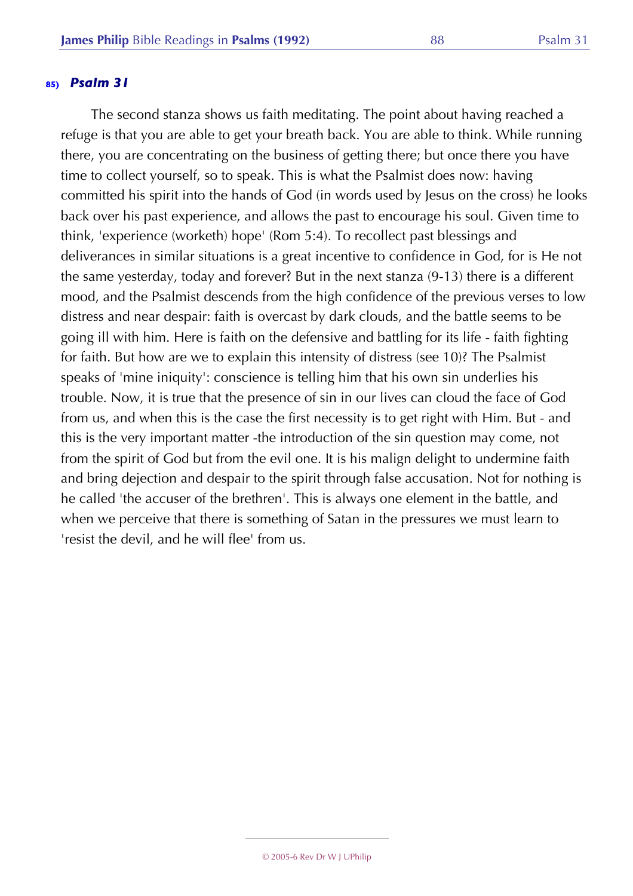### 85) *Psalm 31*

The second stanza shows us faith meditating. The point about having reached a refuge is that you are able to get your breath back. You are able to think. While running there, you are concentrating on the business of getting there; but once there you have time to collect yourself, so to speak. This is what the Psalmist does now: having committed his spirit into the hands of God (in words used by Jesus on the cross) he looks back over his past experience, and allows the past to encourage his soul. Given time to think, 'experience (worketh) hope' (Rom 5:4). To recollect past blessings and deliverances in similar situations is a great incentive to confidence in God, for is He not the same yesterday, today and forever? But in the next stanza (9-13) there is a different mood, and the Psalmist descends from the high confidence of the previous verses to low distress and near despair: faith is overcast by dark clouds, and the battle seems to be going ill with him. Here is faith on the defensive and battling for its life - faith fighting for faith. But how are we to explain this intensity of distress (see 10)? The Psalmist speaks of 'mine iniquity': conscience is telling him that his own sin underlies his trouble. Now, it is true that the presence of sin in our lives can cloud the face of God from us, and when this is the case the first necessity is to get right with Him. But - and this is the very important matter -the introduction of the sin question may come, not from the spirit of God but from the evil one. It is his malign delight to undermine faith and bring dejection and despair to the spirit through false accusation. Not for nothing is he called 'the accuser of the brethren'. This is always one element in the battle, and when we perceive that there is something of Satan in the pressures we must learn to 'resist the devil, and he will flee' from us.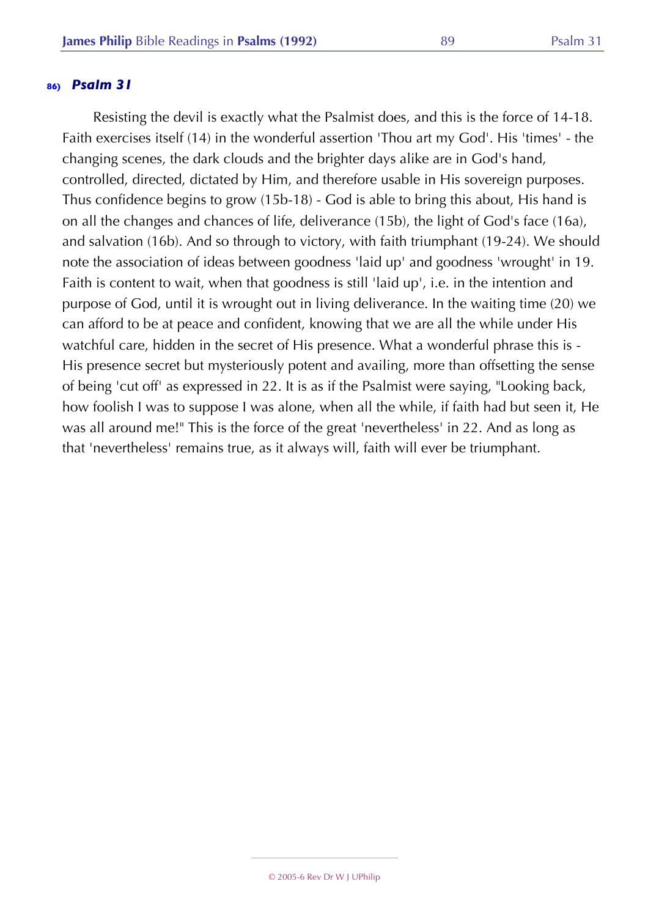#### 86) *Psalm 31*

Resisting the devil is exactly what the Psalmist does, and this is the force of 14-18. Faith exercises itself (14) in the wonderful assertion 'Thou art my God'. His 'times' - the changing scenes, the dark clouds and the brighter days alike are in God's hand, controlled, directed, dictated by Him, and therefore usable in His sovereign purposes. Thus confidence begins to grow (15b-18) - God is able to bring this about, His hand is on all the changes and chances of life, deliverance (15b), the light of God's face (16a), and salvation (16b). And so through to victory, with faith triumphant (19-24). We should note the association of ideas between goodness 'laid up' and goodness 'wrought' in 19. Faith is content to wait, when that goodness is still 'laid up', i.e. in the intention and purpose of God, until it is wrought out in living deliverance. In the waiting time (20) we can afford to be at peace and confident, knowing that we are all the while under His watchful care, hidden in the secret of His presence. What a wonderful phrase this is - His presence secret but mysteriously potent and availing, more than offsetting the sense of being 'cut off' as expressed in 22. It is as if the Psalmist were saying, "Looking back, how foolish I was to suppose I was alone, when all the while, if faith had but seen it, He was all around me!" This is the force of the great 'nevertheless' in 22. And as long as that 'nevertheless' remains true, as it always will, faith will ever be triumphant.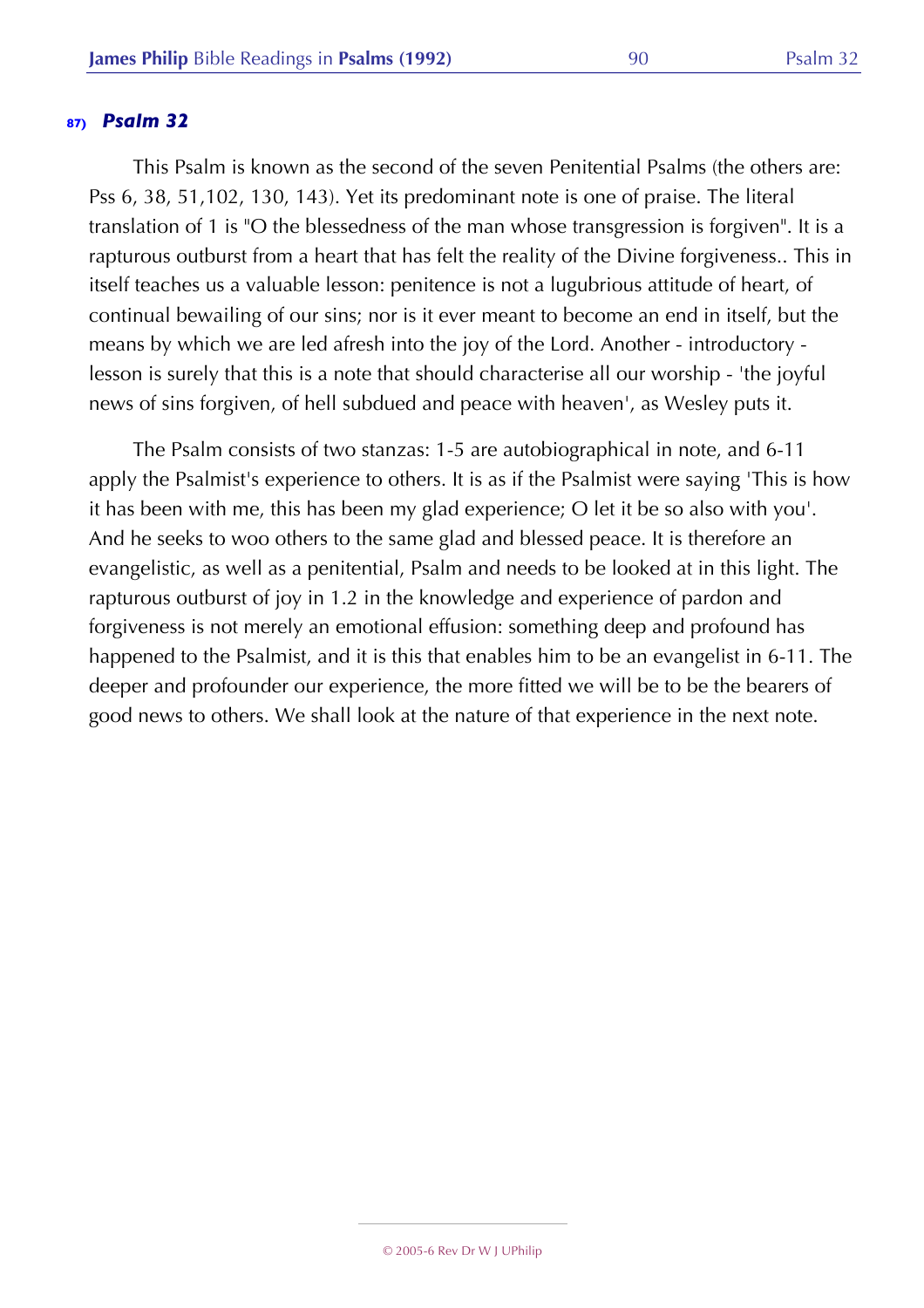## 87) *Psalm 32*

This Psalm is known as the second of the seven Penitential Psalms (the others are: Pss 6, 38, 51,102, 130, 143). Yet its predominant note is one of praise. The literal translation of 1 is "O the blessedness of the man whose transgression is forgiven". It is a rapturous outburst from a heart that has felt the reality of the Divine forgiveness.. This in itself teaches us a valuable lesson: penitence is not a lugubrious attitude of heart, of continual bewailing of our sins; nor is it ever meant to become an end in itself, but the means by which we are led afresh into the joy of the Lord. Another - introductory - lesson is surely that this is a note that should characterise all our worship - 'the joyful news of sins forgiven, of hell subdued and peace with heaven', as Wesley puts it.

The Psalm consists of two stanzas: 1-5 are autobiographical in note, and 6-11 apply the Psalmist's experience to others. It is as if the Psalmist were saying 'This is how it has been with me, this has been my glad experience; O let it be so also with you'. And he seeks to woo others to the same glad and blessed peace. It is therefore an evangelistic, as well as a penitential, Psalm and needs to be looked at in this light. The rapturous outburst of joy in 1.2 in the knowledge and experience of pardon and forgiveness is not merely an emotional effusion: something deep and profound has happened to the Psalmist, and it is this that enables him to be an evangelist in 6-11. The deeper and profounder our experience, the more fitted we will be to be the bearers of good news to others. We shall look at the nature of that experience in the next note.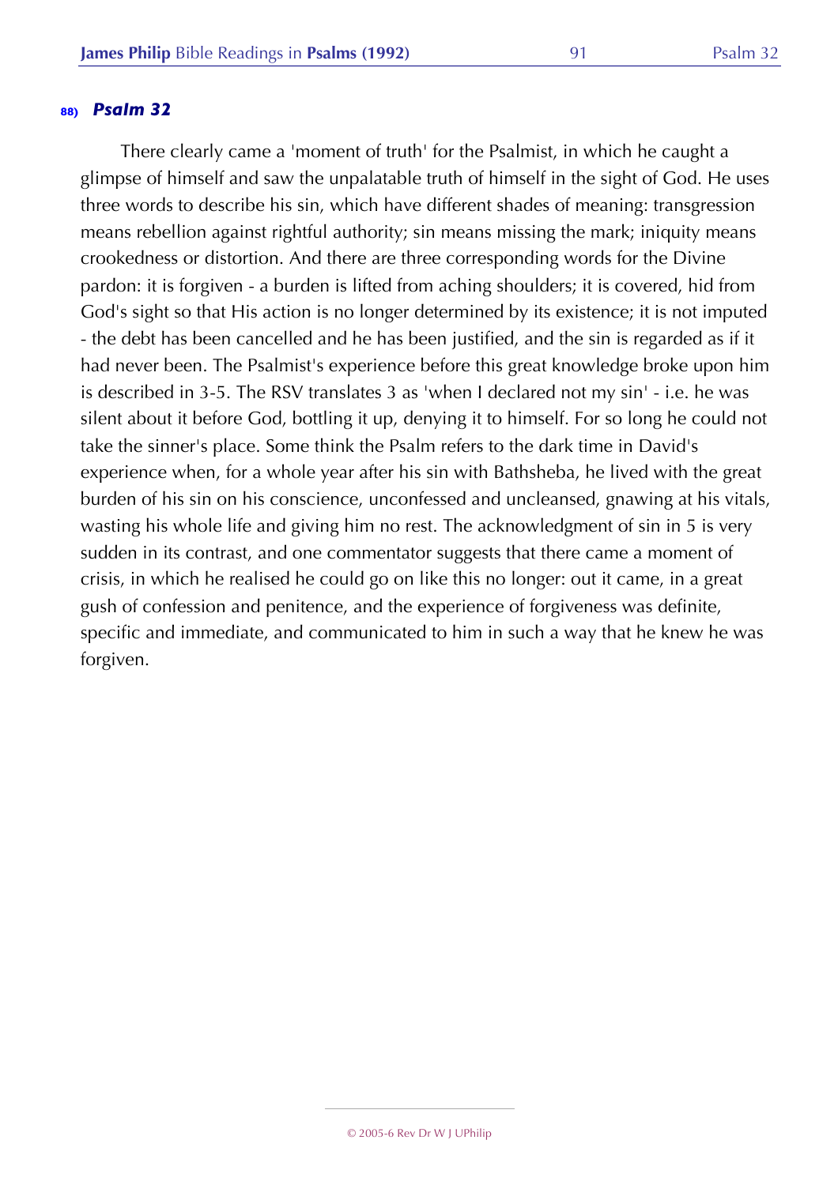### 88) *Psalm 32*

There clearly came a 'moment of truth' for the Psalmist, in which he caught a glimpse of himself and saw the unpalatable truth of himself in the sight of God. He uses three words to describe his sin, which have different shades of meaning: transgression means rebellion against rightful authority; sin means missing the mark; iniquity means crookedness or distortion. And there are three corresponding words for the Divine pardon: it is forgiven - a burden is lifted from aching shoulders; it is covered, hid from God's sight so that His action is no longer determined by its existence; it is not imputed - the debt has been cancelled and he has been justified, and the sin is regarded as if it had never been. The Psalmist's experience before this great knowledge broke upon him is described in 3-5. The RSV translates 3 as 'when I declared not my sin' - i.e. he was silent about it before God, bottling it up, denying it to himself. For so long he could not take the sinner's place. Some think the Psalm refers to the dark time in David's experience when, for a whole year after his sin with Bathsheba, he lived with the great burden of his sin on his conscience, unconfessed and uncleansed, gnawing at his vitals, wasting his whole life and giving him no rest. The acknowledgment of sin in 5 is very sudden in its contrast, and one commentator suggests that there came a moment of crisis, in which he realised he could go on like this no longer: out it came, in a great gush of confession and penitence, and the experience of forgiveness was definite, specific and immediate, and communicated to him in such a way that he knew he was forgiven.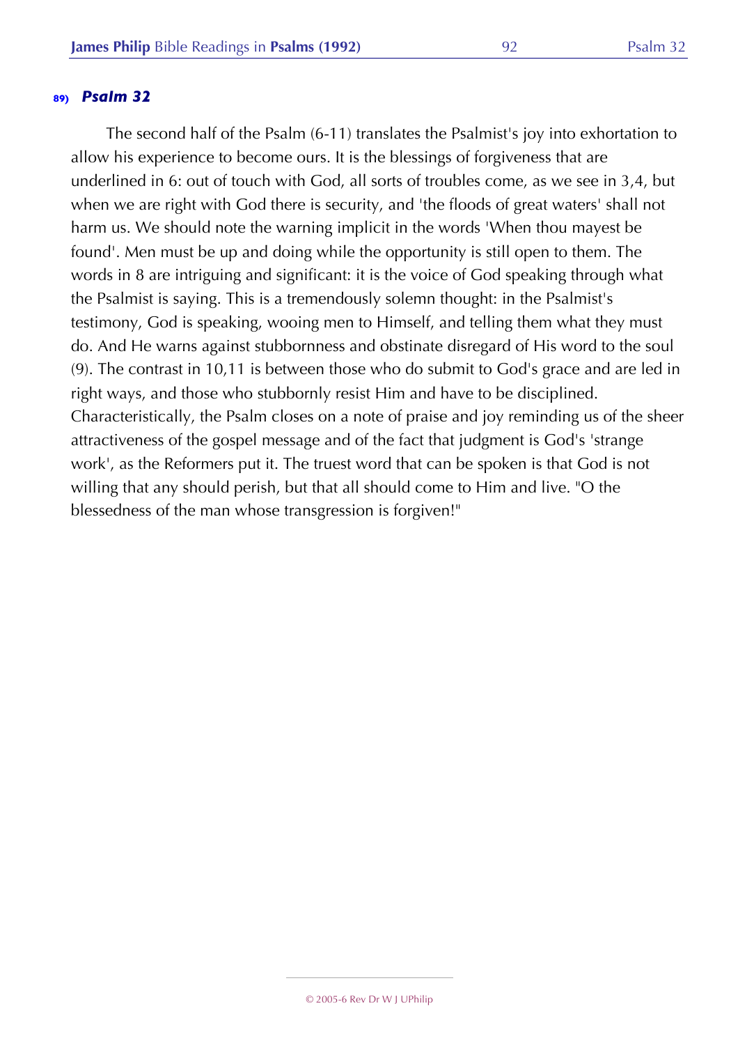### 89) *Psalm 32*

The second half of the Psalm (6-11) translates the Psalmist's joy into exhortation to allow his experience to become ours. It is the blessings of forgiveness that are underlined in 6: out of touch with God, all sorts of troubles come, as we see in 3,4, but when we are right with God there is security, and 'the floods of great waters' shall not harm us. We should note the warning implicit in the words 'When thou mayest be found'. Men must be up and doing while the opportunity is still open to them. The words in 8 are intriguing and significant: it is the voice of God speaking through what the Psalmist is saying. This is a tremendously solemn thought: in the Psalmist's testimony, God is speaking, wooing men to Himself, and telling them what they must do. And He warns against stubbornness and obstinate disregard of His word to the soul (9). The contrast in 10,11 is between those who do submit to God's grace and are led in right ways, and those who stubbornly resist Him and have to be disciplined. Characteristically, the Psalm closes on a note of praise and joy reminding us of the sheer attractiveness of the gospel message and of the fact that judgment is God's 'strange work', as the Reformers put it. The truest word that can be spoken is that God is not willing that any should perish, but that all should come to Him and live. "O the blessedness of the man whose transgression is forgiven!"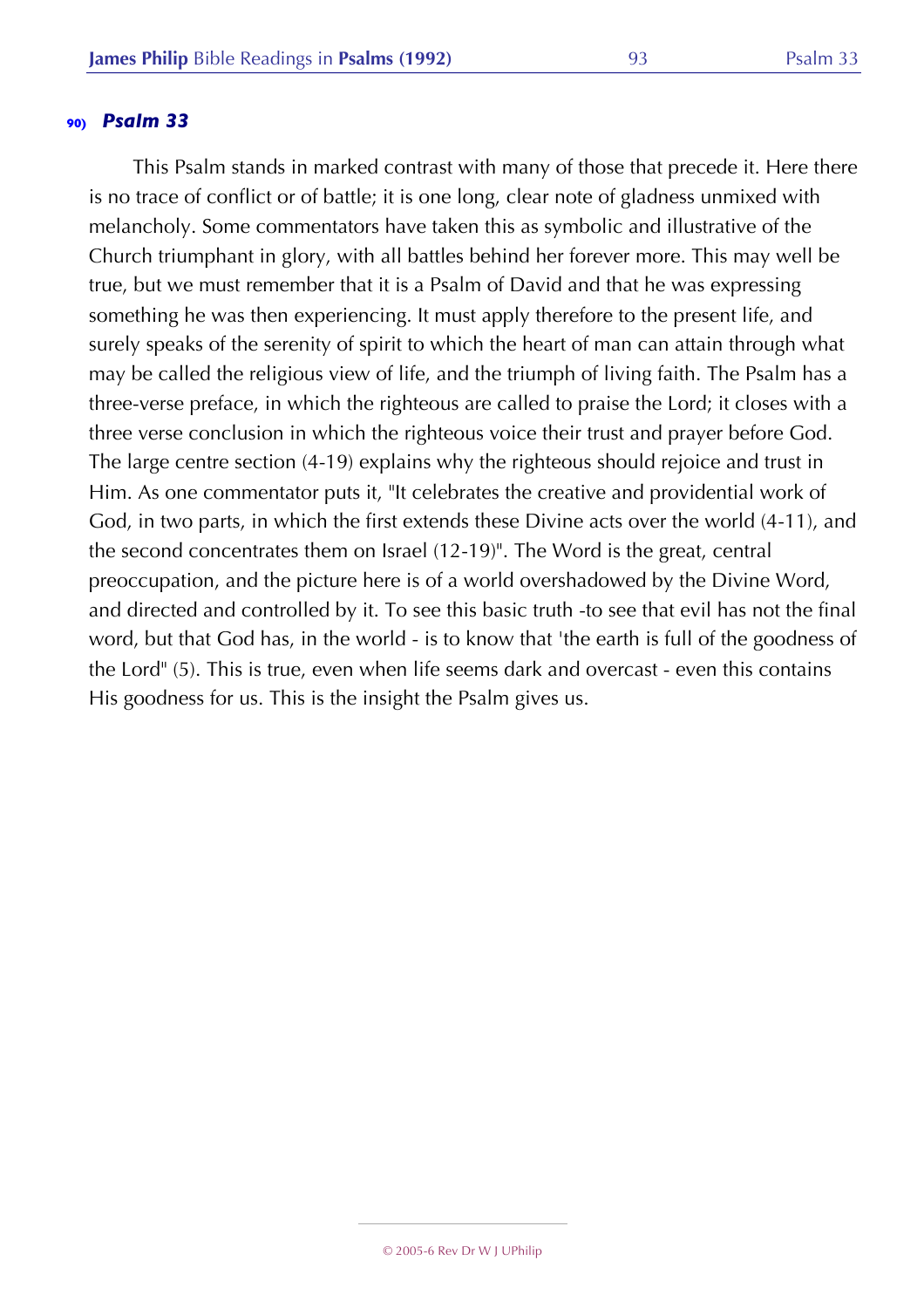### 90) *Psalm 33*

This Psalm stands in marked contrast with many of those that precede it. Here there is no trace of conflict or of battle; it is one long, clear note of gladness unmixed with melancholy. Some commentators have taken this as symbolic and illustrative of the Church triumphant in glory, with all battles behind her forever more. This may well be true, but we must remember that it is a Psalm of David and that he was expressing something he was then experiencing. It must apply therefore to the present life, and surely speaks of the serenity of spirit to which the heart of man can attain through what may be called the religious view of life, and the triumph of living faith. The Psalm has a three-verse preface, in which the righteous are called to praise the Lord; it closes with a three verse conclusion in which the righteous voice their trust and prayer before God. The large centre section (4-19) explains why the righteous should rejoice and trust in Him. As one commentator puts it, "It celebrates the creative and providential work of God, in two parts, in which the first extends these Divine acts over the world (4-11), and the second concentrates them on Israel (12-19)". The Word is the great, central preoccupation, and the picture here is of a world overshadowed by the Divine Word, and directed and controlled by it. To see this basic truth -to see that evil has not the final word, but that God has, in the world - is to know that 'the earth is full of the goodness of the Lord" (5). This is true, even when life seems dark and overcast - even this contains His goodness for us. This is the insight the Psalm gives us.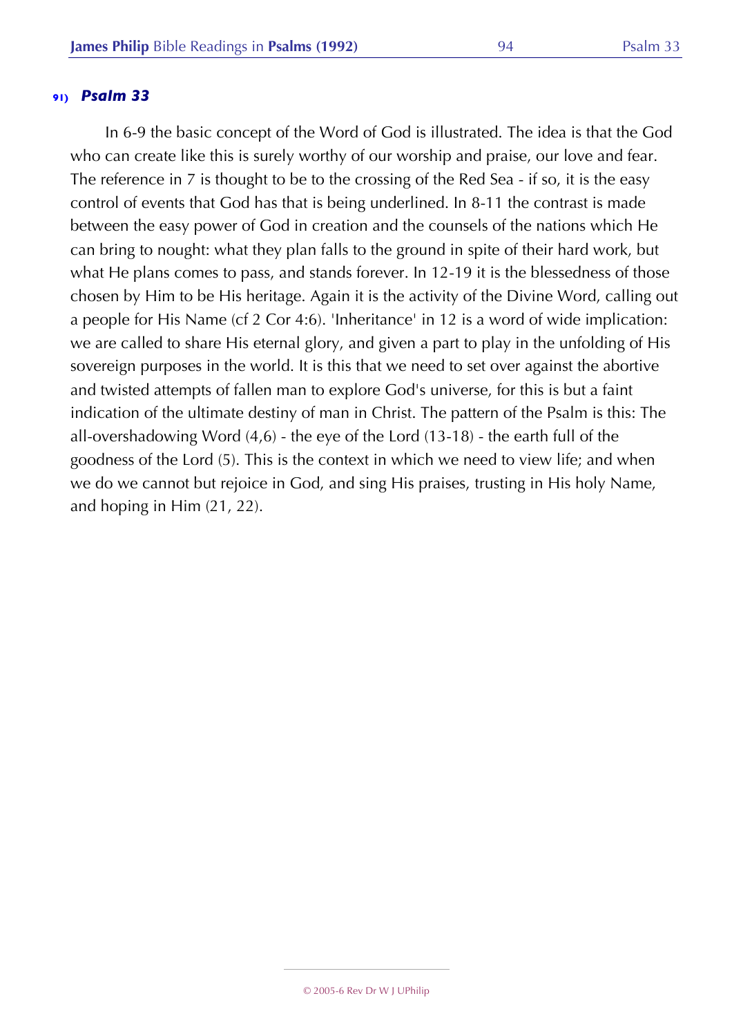### 91) *Psalm 33*

In 6-9 the basic concept of the Word of God is illustrated. The idea is that the God who can create like this is surely worthy of our worship and praise, our love and fear. The reference in 7 is thought to be to the crossing of the Red Sea - if so, it is the easy control of events that God has that is being underlined. In 8-11 the contrast is made between the easy power of God in creation and the counsels of the nations which He can bring to nought: what they plan falls to the ground in spite of their hard work, but what He plans comes to pass, and stands forever. In 12-19 it is the blessedness of those chosen by Him to be His heritage. Again it is the activity of the Divine Word, calling out a people for His Name (cf 2 Cor 4:6). 'Inheritance' in 12 is a word of wide implication: we are called to share His eternal glory, and given a part to play in the unfolding of His sovereign purposes in the world. It is this that we need to set over against the abortive and twisted attempts of fallen man to explore God's universe, for this is but a faint indication of the ultimate destiny of man in Christ. The pattern of the Psalm is this: The all-overshadowing Word (4,6) - the eye of the Lord (13-18) - the earth full of the goodness of the Lord (5). This is the context in which we need to view life; and when we do we cannot but rejoice in God, and sing His praises, trusting in His holy Name, and hoping in Him (21, 22).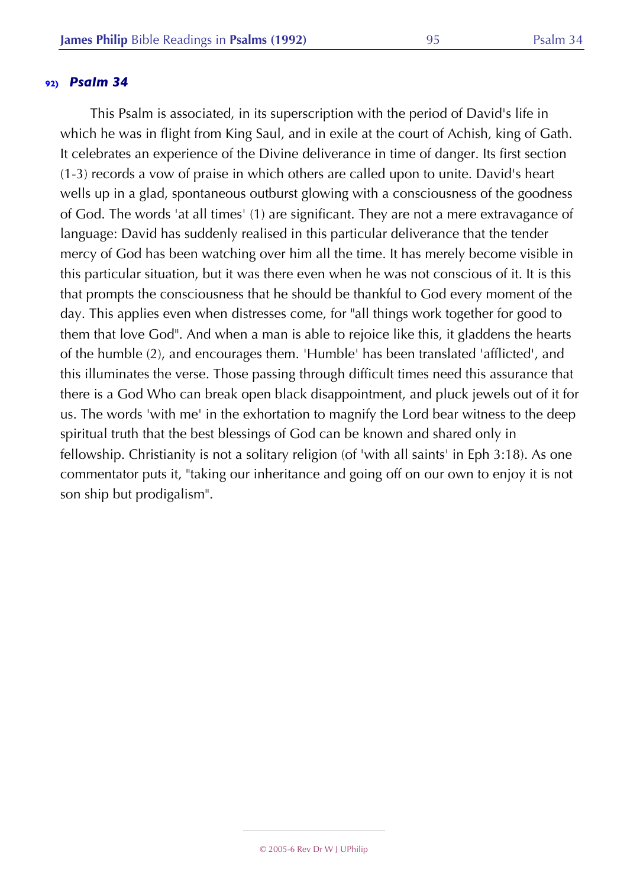### 92) *Psalm 34*

This Psalm is associated, in its superscription with the period of David's life in which he was in flight from King Saul, and in exile at the court of Achish, king of Gath. It celebrates an experience of the Divine deliverance in time of danger. Its first section (1-3) records a vow of praise in which others are called upon to unite. David's heart wells up in a glad, spontaneous outburst glowing with a consciousness of the goodness of God. The words 'at all times' (1) are significant. They are not a mere extravagance of language: David has suddenly realised in this particular deliverance that the tender mercy of God has been watching over him all the time. It has merely become visible in this particular situation, but it was there even when he was not conscious of it. It is this that prompts the consciousness that he should be thankful to God every moment of the day. This applies even when distresses come, for "all things work together for good to them that love God". And when a man is able to rejoice like this, it gladdens the hearts of the humble (2), and encourages them. 'Humble' has been translated 'afflicted', and this illuminates the verse. Those passing through difficult times need this assurance that there is a God Who can break open black disappointment, and pluck jewels out of it for us. The words 'with me' in the exhortation to magnify the Lord bear witness to the deep spiritual truth that the best blessings of God can be known and shared only in fellowship. Christianity is not a solitary religion (of 'with all saints' in Eph 3:18). As one commentator puts it, "taking our inheritance and going off on our own to enjoy it is not son ship but prodigalism".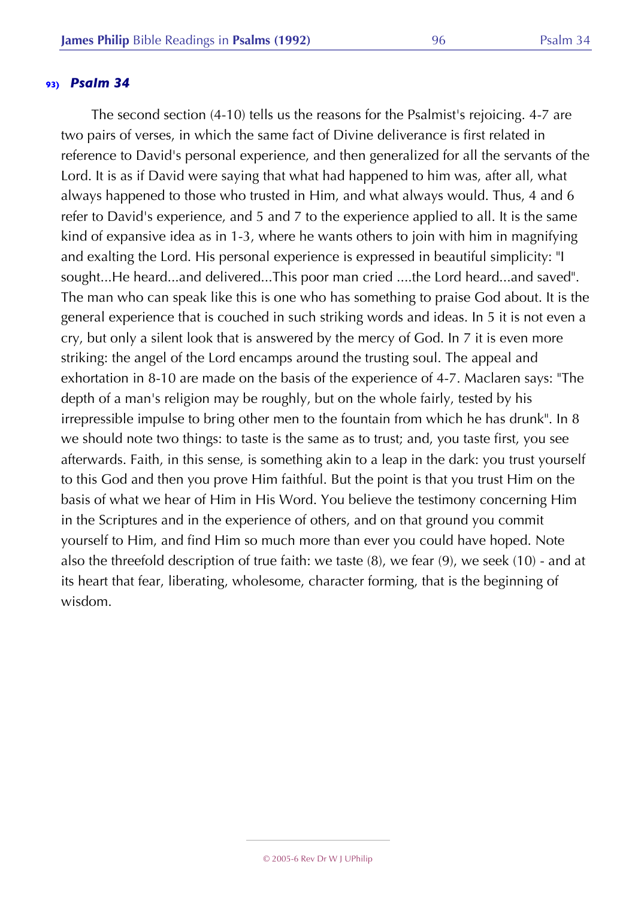### 93) *Psalm 34*

The second section (4-10) tells us the reasons for the Psalmist's rejoicing. 4-7 are two pairs of verses, in which the same fact of Divine deliverance is first related in reference to David's personal experience, and then generalized for all the servants of the Lord. It is as if David were saying that what had happened to him was, after all, what always happened to those who trusted in Him, and what always would. Thus, 4 and 6 refer to David's experience, and 5 and 7 to the experience applied to all. It is the same kind of expansive idea as in 1-3, where he wants others to join with him in magnifying and exalting the Lord. His personal experience is expressed in beautiful simplicity: "I sought...He heard...and delivered...This poor man cried ....the Lord heard...and saved". The man who can speak like this is one who has something to praise God about. It is the general experience that is couched in such striking words and ideas. In 5 it is not even a cry, but only a silent look that is answered by the mercy of God. In 7 it is even more striking: the angel of the Lord encamps around the trusting soul. The appeal and exhortation in 8-10 are made on the basis of the experience of 4-7. Maclaren says: "The depth of a man's religion may be roughly, but on the whole fairly, tested by his irrepressible impulse to bring other men to the fountain from which he has drunk". In 8 we should note two things: to taste is the same as to trust; and, you taste first, you see afterwards. Faith, in this sense, is something akin to a leap in the dark: you trust yourself to this God and then you prove Him faithful. But the point is that you trust Him on the basis of what we hear of Him in His Word. You believe the testimony concerning Him in the Scriptures and in the experience of others, and on that ground you commit yourself to Him, and find Him so much more than ever you could have hoped. Note also the threefold description of true faith: we taste (8), we fear (9), we seek (10) - and at its heart that fear, liberating, wholesome, character forming, that is the beginning of wisdom.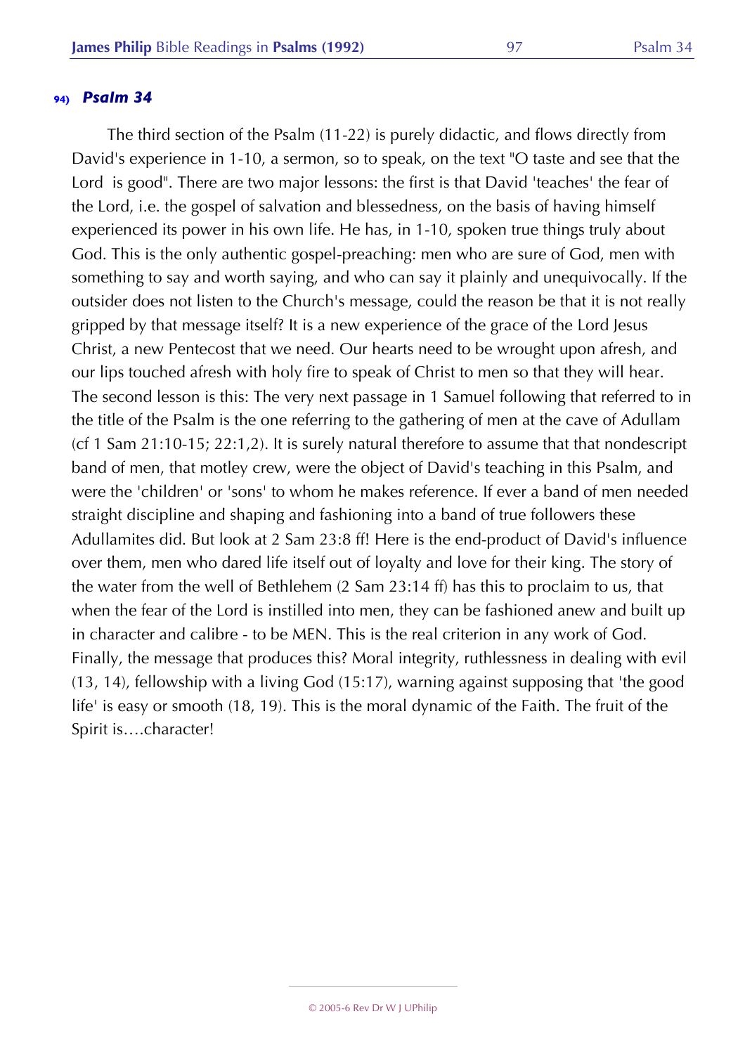### 94) *Psalm 34*

The third section of the Psalm (11-22) is purely didactic, and flows directly from David's experience in 1-10, a sermon, so to speak, on the text "O taste and see that the Lord is good". There are two major lessons: the first is that David 'teaches' the fear of the Lord, i.e. the gospel of salvation and blessedness, on the basis of having himself experienced its power in his own life. He has, in 1-10, spoken true things truly about God. This is the only authentic gospel-preaching: men who are sure of God, men with something to say and worth saying, and who can say it plainly and unequivocally. If the outsider does not listen to the Church's message, could the reason be that it is not really gripped by that message itself? It is a new experience of the grace of the Lord Jesus Christ, a new Pentecost that we need. Our hearts need to be wrought upon afresh, and our lips touched afresh with holy fire to speak of Christ to men so that they will hear. The second lesson is this: The very next passage in 1 Samuel following that referred to in the title of the Psalm is the one referring to the gathering of men at the cave of Adullam (cf 1 Sam 21:10-15; 22:1,2). It is surely natural therefore to assume that that nondescript band of men, that motley crew, were the object of David's teaching in this Psalm, and were the 'children' or 'sons' to whom he makes reference. If ever a band of men needed straight discipline and shaping and fashioning into a band of true followers these Adullamites did. But look at 2 Sam 23:8 ff! Here is the end-product of David's influence over them, men who dared life itself out of loyalty and love for their king. The story of the water from the well of Bethlehem (2 Sam 23:14 ff) has this to proclaim to us, that when the fear of the Lord is instilled into men, they can be fashioned anew and built up in character and calibre - to be MEN. This is the real criterion in any work of God. Finally, the message that produces this? Moral integrity, ruthlessness in dealing with evil (13, 14), fellowship with a living God (15:17), warning against supposing that 'the good life' is easy or smooth (18, 19). This is the moral dynamic of the Faith. The fruit of the Spirit is….character!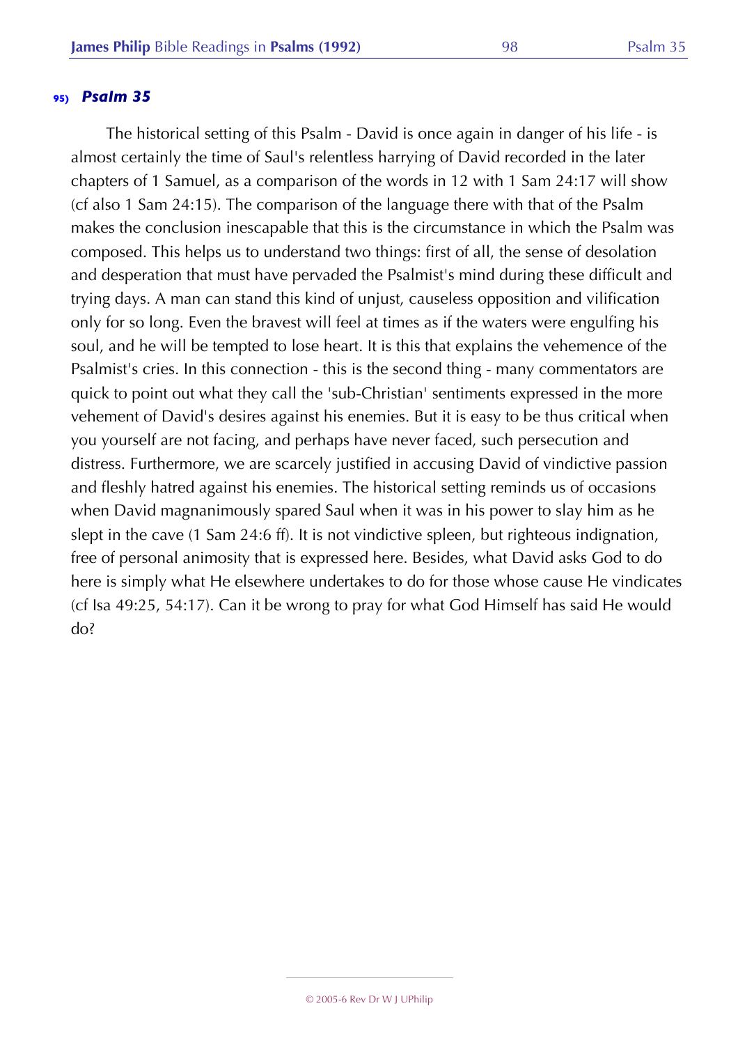### 95) *Psalm 35*

The historical setting of this Psalm - David is once again in danger of his life - is almost certainly the time of Saul's relentless harrying of David recorded in the later chapters of 1 Samuel, as a comparison of the words in 12 with 1 Sam 24:17 will show (cf also 1 Sam 24:15). The comparison of the language there with that of the Psalm makes the conclusion inescapable that this is the circumstance in which the Psalm was composed. This helps us to understand two things: first of all, the sense of desolation and desperation that must have pervaded the Psalmist's mind during these difficult and trying days. A man can stand this kind of unjust, causeless opposition and vilification only for so long. Even the bravest will feel at times as if the waters were engulfing his soul, and he will be tempted to lose heart. It is this that explains the vehemence of the Psalmist's cries. In this connection - this is the second thing - many commentators are quick to point out what they call the 'sub-Christian' sentiments expressed in the more vehement of David's desires against his enemies. But it is easy to be thus critical when you yourself are not facing, and perhaps have never faced, such persecution and distress. Furthermore, we are scarcely justified in accusing David of vindictive passion and fleshly hatred against his enemies. The historical setting reminds us of occasions when David magnanimously spared Saul when it was in his power to slay him as he slept in the cave (1 Sam 24:6 ff). It is not vindictive spleen, but righteous indignation, free of personal animosity that is expressed here. Besides, what David asks God to do here is simply what He elsewhere undertakes to do for those whose cause He vindicates (cf Isa 49:25, 54:17). Can it be wrong to pray for what God Himself has said He would do?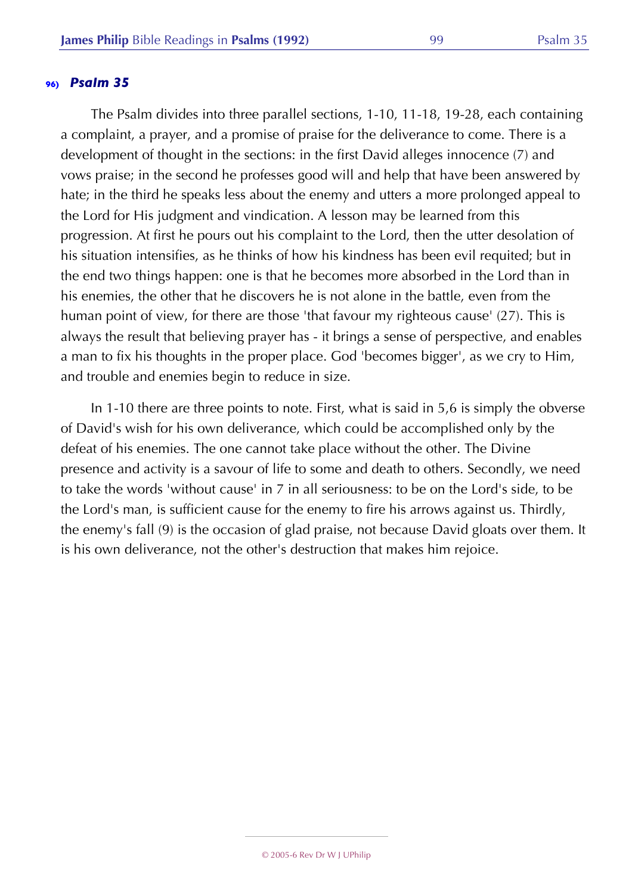### 96) *Psalm 35*

The Psalm divides into three parallel sections, 1-10, 11-18, 19-28, each containing a complaint, a prayer, and a promise of praise for the deliverance to come. There is a development of thought in the sections: in the first David alleges innocence (7) and vows praise; in the second he professes good will and help that have been answered by hate; in the third he speaks less about the enemy and utters a more prolonged appeal to the Lord for His judgment and vindication. A lesson may be learned from this progression. At first he pours out his complaint to the Lord, then the utter desolation of his situation intensifies, as he thinks of how his kindness has been evil requited; but in the end two things happen: one is that he becomes more absorbed in the Lord than in his enemies, the other that he discovers he is not alone in the battle, even from the human point of view, for there are those 'that favour my righteous cause' (27). This is always the result that believing prayer has - it brings a sense of perspective, and enables a man to fix his thoughts in the proper place. God 'becomes bigger', as we cry to Him, and trouble and enemies begin to reduce in size.

In 1-10 there are three points to note. First, what is said in 5,6 is simply the obverse of David's wish for his own deliverance, which could be accomplished only by the defeat of his enemies. The one cannot take place without the other. The Divine presence and activity is a savour of life to some and death to others. Secondly, we need to take the words 'without cause' in 7 in all seriousness: to be on the Lord's side, to be the Lord's man, is sufficient cause for the enemy to fire his arrows against us. Thirdly, the enemy's fall (9) is the occasion of glad praise, not because David gloats over them. It is his own deliverance, not the other's destruction that makes him rejoice.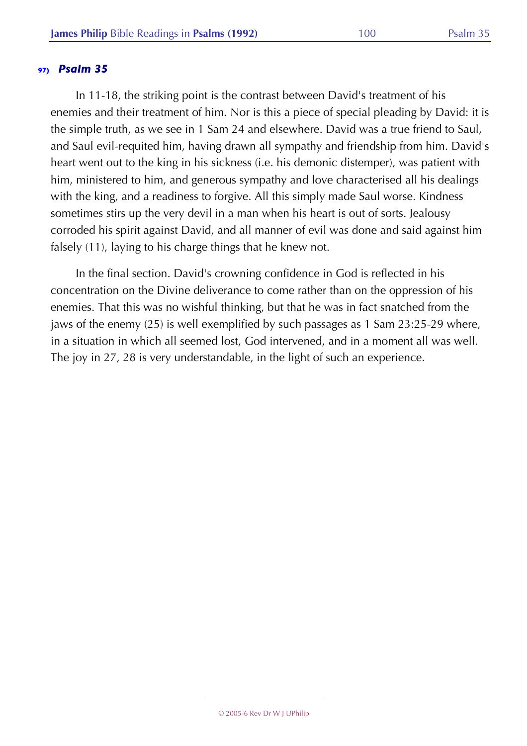### 97) *Psalm 35*

In 11-18, the striking point is the contrast between David's treatment of his enemies and their treatment of him. Nor is this a piece of special pleading by David: it is the simple truth, as we see in 1 Sam 24 and elsewhere. David was a true friend to Saul, and Saul evil-requited him, having drawn all sympathy and friendship from him. David's heart went out to the king in his sickness (i.e. his demonic distemper), was patient with him, ministered to him, and generous sympathy and love characterised all his dealings with the king, and a readiness to forgive. All this simply made Saul worse. Kindness sometimes stirs up the very devil in a man when his heart is out of sorts. Jealousy corroded his spirit against David, and all manner of evil was done and said against him falsely (11), laying to his charge things that he knew not.

In the final section. David's crowning confidence in God is reflected in his concentration on the Divine deliverance to come rather than on the oppression of his enemies. That this was no wishful thinking, but that he was in fact snatched from the jaws of the enemy (25) is well exemplified by such passages as 1 Sam 23:25-29 where, in a situation in which all seemed lost, God intervened, and in a moment all was well. The joy in 27, 28 is very understandable, in the light of such an experience.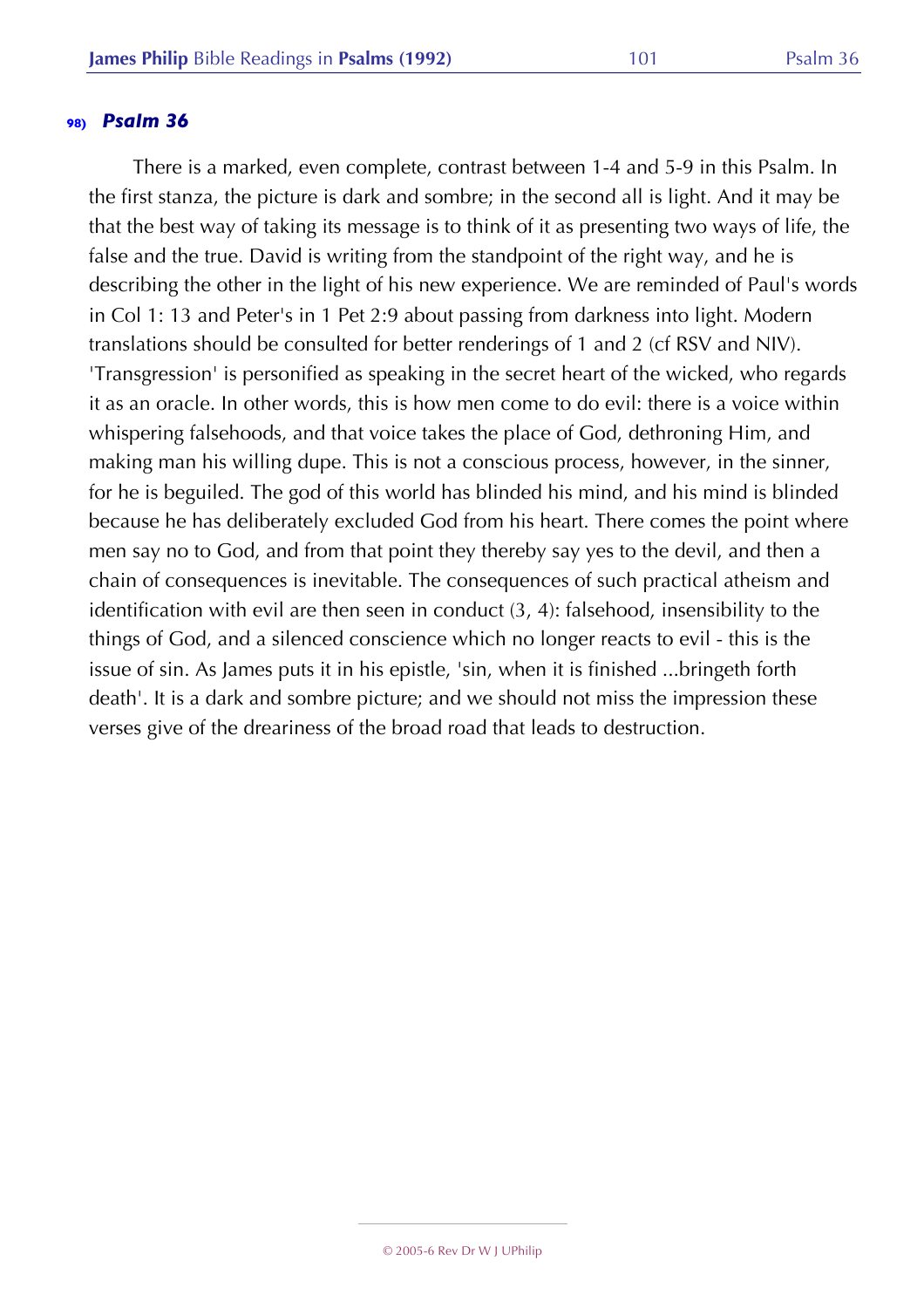### 98) *Psalm 36*

There is a marked, even complete, contrast between 1-4 and 5-9 in this Psalm. In the first stanza, the picture is dark and sombre; in the second all is light. And it may be that the best way of taking its message is to think of it as presenting two ways of life, the false and the true. David is writing from the standpoint of the right way, and he is describing the other in the light of his new experience. We are reminded of Paul's words in Col 1: 13 and Peter's in 1 Pet 2:9 about passing from darkness into light. Modern translations should be consulted for better renderings of 1 and 2 (cf RSV and NIV). 'Transgression' is personified as speaking in the secret heart of the wicked, who regards it as an oracle. In other words, this is how men come to do evil: there is a voice within whispering falsehoods, and that voice takes the place of God, dethroning Him, and making man his willing dupe. This is not a conscious process, however, in the sinner, for he is beguiled. The god of this world has blinded his mind, and his mind is blinded because he has deliberately excluded God from his heart. There comes the point where men say no to God, and from that point they thereby say yes to the devil, and then a chain of consequences is inevitable. The consequences of such practical atheism and identification with evil are then seen in conduct (3, 4): falsehood, insensibility to the things of God, and a silenced conscience which no longer reacts to evil - this is the issue of sin. As James puts it in his epistle, 'sin, when it is finished ...bringeth forth death'. It is a dark and sombre picture; and we should not miss the impression these verses give of the dreariness of the broad road that leads to destruction.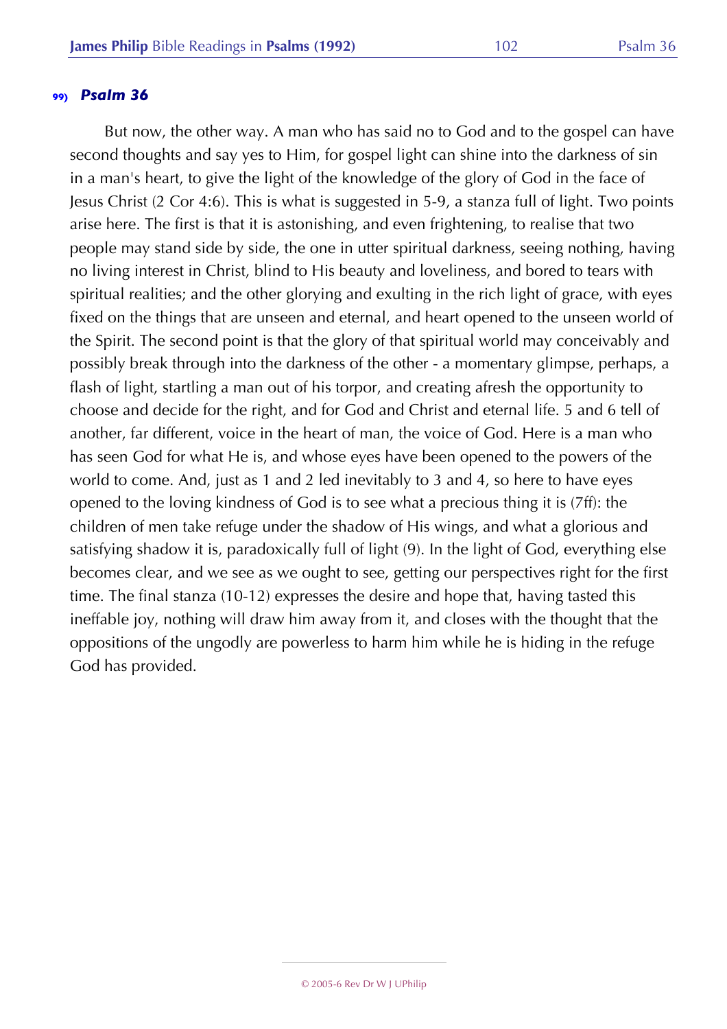### 99) *Psalm 36*

But now, the other way. A man who has said no to God and to the gospel can have second thoughts and say yes to Him, for gospel light can shine into the darkness of sin in a man's heart, to give the light of the knowledge of the glory of God in the face of Jesus Christ (2 Cor 4:6). This is what is suggested in 5-9, a stanza full of light. Two points arise here. The first is that it is astonishing, and even frightening, to realise that two people may stand side by side, the one in utter spiritual darkness, seeing nothing, having no living interest in Christ, blind to His beauty and loveliness, and bored to tears with spiritual realities; and the other glorying and exulting in the rich light of grace, with eyes fixed on the things that are unseen and eternal, and heart opened to the unseen world of the Spirit. The second point is that the glory of that spiritual world may conceivably and possibly break through into the darkness of the other - a momentary glimpse, perhaps, a flash of light, startling a man out of his torpor, and creating afresh the opportunity to choose and decide for the right, and for God and Christ and eternal life. 5 and 6 tell of another, far different, voice in the heart of man, the voice of God. Here is a man who has seen God for what He is, and whose eyes have been opened to the powers of the world to come. And, just as 1 and 2 led inevitably to 3 and 4, so here to have eyes opened to the loving kindness of God is to see what a precious thing it is (7ff): the children of men take refuge under the shadow of His wings, and what a glorious and satisfying shadow it is, paradoxically full of light (9). In the light of God, everything else becomes clear, and we see as we ought to see, getting our perspectives right for the first time. The final stanza (10-12) expresses the desire and hope that, having tasted this ineffable joy, nothing will draw him away from it, and closes with the thought that the oppositions of the ungodly are powerless to harm him while he is hiding in the refuge God has provided.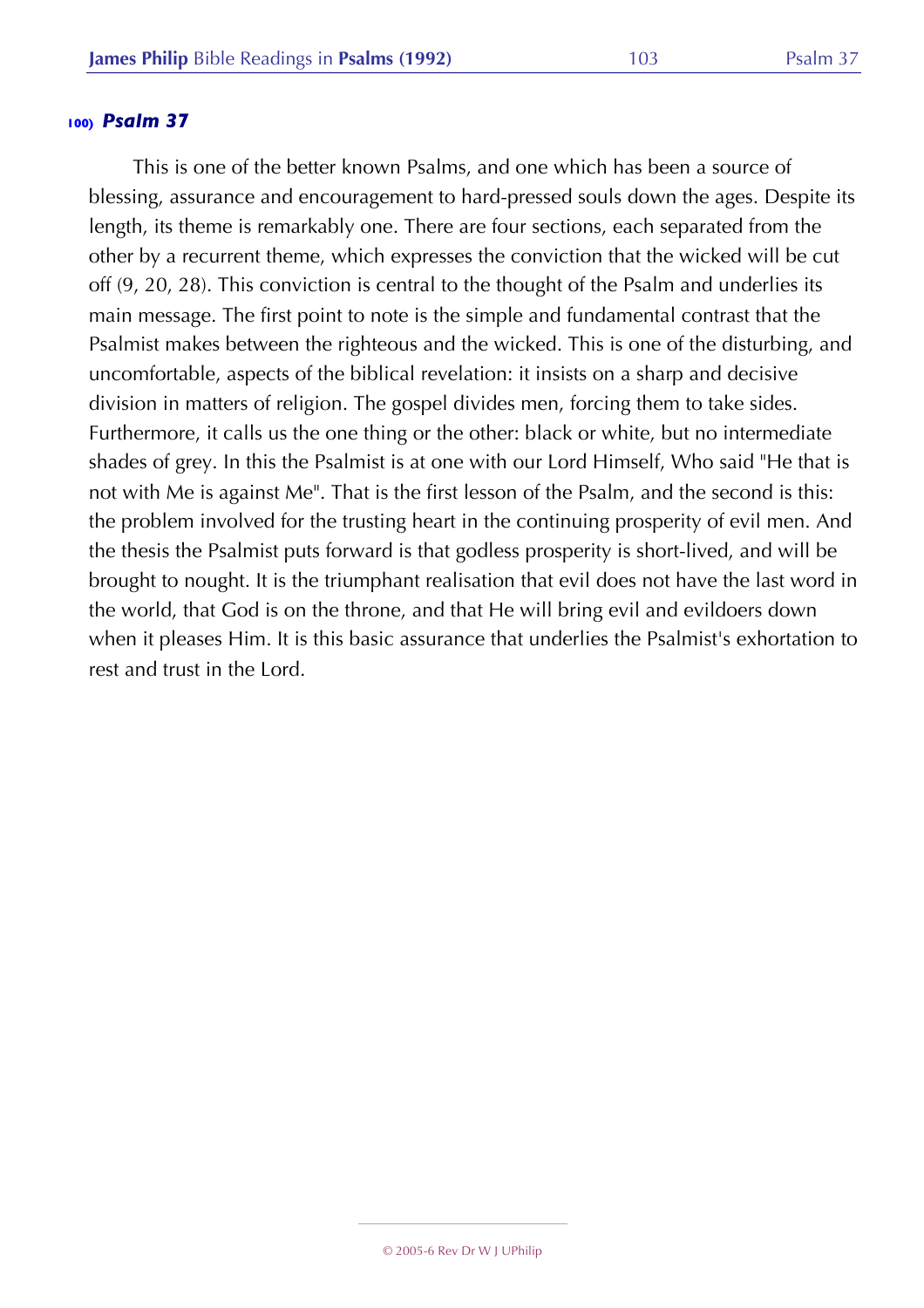### 100) *Psalm 37*

This is one of the better known Psalms, and one which has been a source of blessing, assurance and encouragement to hard-pressed souls down the ages. Despite its length, its theme is remarkably one. There are four sections, each separated from the other by a recurrent theme, which expresses the conviction that the wicked will be cut off (9, 20, 28). This conviction is central to the thought of the Psalm and underlies its main message. The first point to note is the simple and fundamental contrast that the Psalmist makes between the righteous and the wicked. This is one of the disturbing, and uncomfortable, aspects of the biblical revelation: it insists on a sharp and decisive division in matters of religion. The gospel divides men, forcing them to take sides. Furthermore, it calls us the one thing or the other: black or white, but no intermediate shades of grey. In this the Psalmist is at one with our Lord Himself, Who said "He that is not with Me is against Me". That is the first lesson of the Psalm, and the second is this: the problem involved for the trusting heart in the continuing prosperity of evil men. And the thesis the Psalmist puts forward is that godless prosperity is short-lived, and will be brought to nought. It is the triumphant realisation that evil does not have the last word in the world, that God is on the throne, and that He will bring evil and evildoers down when it pleases Him. It is this basic assurance that underlies the Psalmist's exhortation to rest and trust in the Lord.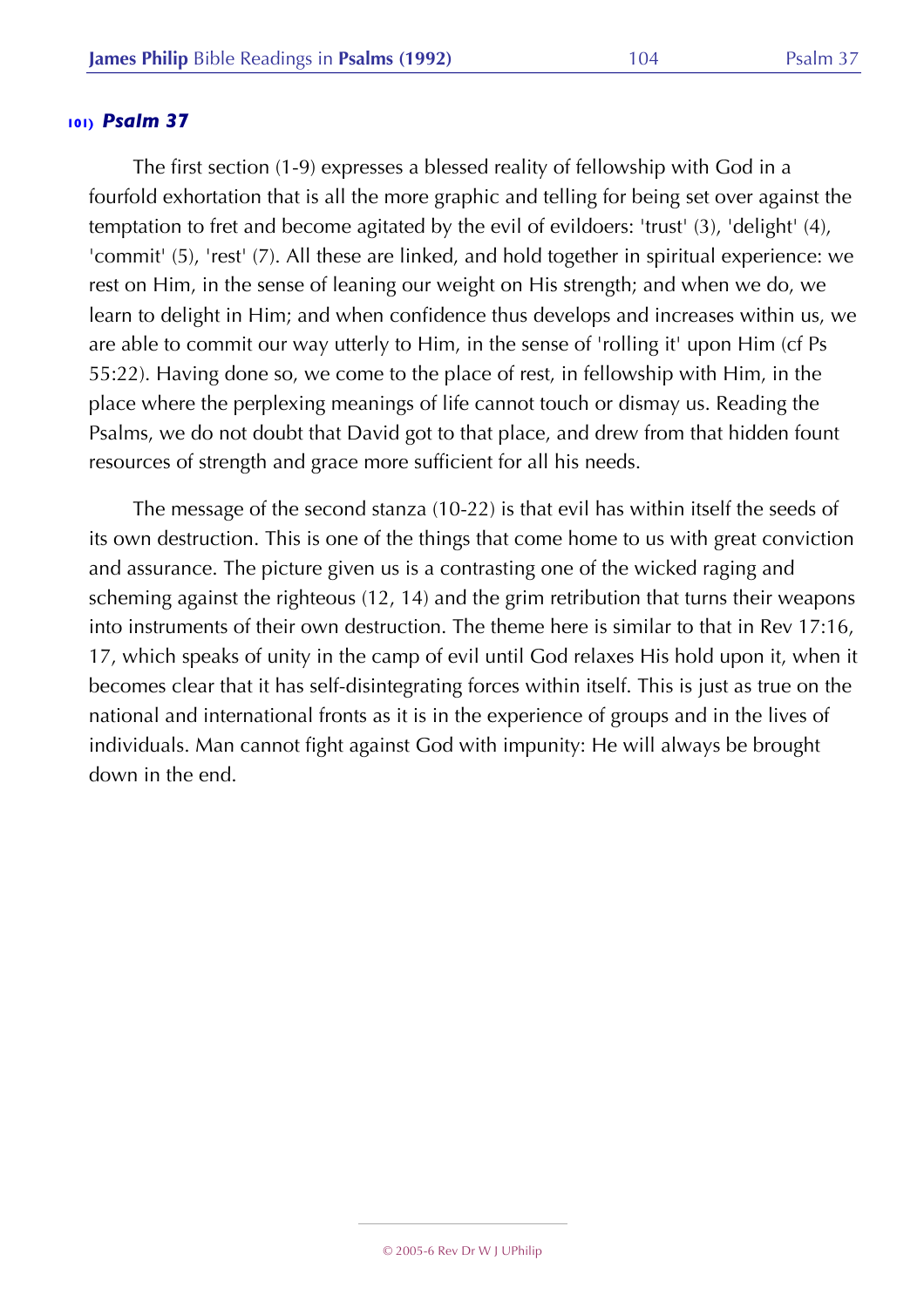### 101) *Psalm 37*

The first section (1-9) expresses a blessed reality of fellowship with God in a fourfold exhortation that is all the more graphic and telling for being set over against the temptation to fret and become agitated by the evil of evildoers: 'trust' (3), 'delight' (4), 'commit' (5), 'rest' (7). All these are linked, and hold together in spiritual experience: we rest on Him, in the sense of leaning our weight on His strength; and when we do, we learn to delight in Him; and when confidence thus develops and increases within us, we are able to commit our way utterly to Him, in the sense of 'rolling it' upon Him (cf Ps 55:22). Having done so, we come to the place of rest, in fellowship with Him, in the place where the perplexing meanings of life cannot touch or dismay us. Reading the Psalms, we do not doubt that David got to that place, and drew from that hidden fount resources of strength and grace more sufficient for all his needs.

The message of the second stanza (10-22) is that evil has within itself the seeds of its own destruction. This is one of the things that come home to us with great conviction and assurance. The picture given us is a contrasting one of the wicked raging and scheming against the righteous (12, 14) and the grim retribution that turns their weapons into instruments of their own destruction. The theme here is similar to that in Rev 17:16, 17, which speaks of unity in the camp of evil until God relaxes His hold upon it, when it becomes clear that it has self-disintegrating forces within itself. This is just as true on the national and international fronts as it is in the experience of groups and in the lives of individuals. Man cannot fight against God with impunity: He will always be brought down in the end.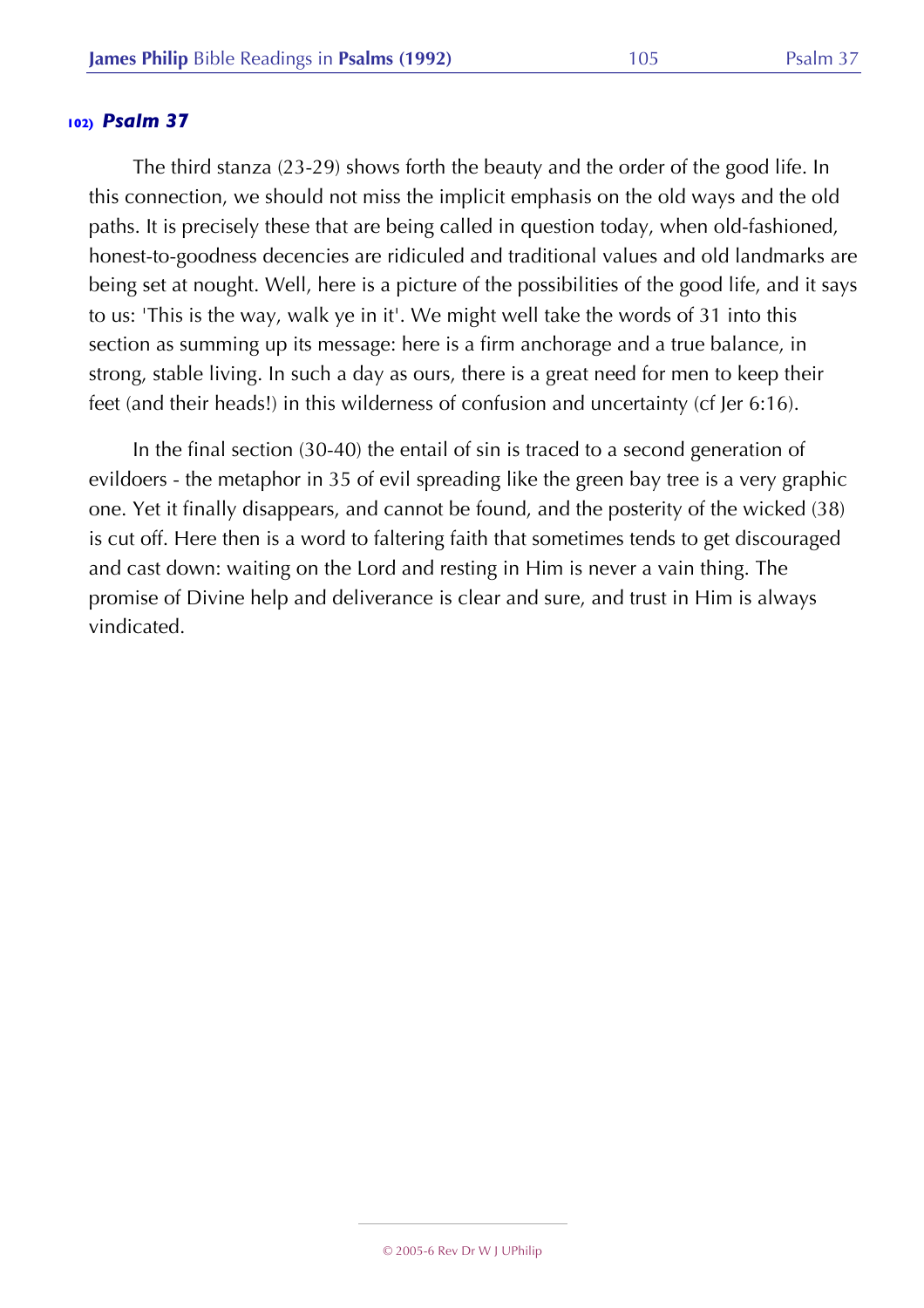## 102) *Psalm 37*

The third stanza (23-29) shows forth the beauty and the order of the good life. In this connection, we should not miss the implicit emphasis on the old ways and the old paths. It is precisely these that are being called in question today, when old-fashioned, honest-to-goodness decencies are ridiculed and traditional values and old landmarks are being set at nought. Well, here is a picture of the possibilities of the good life, and it says to us: 'This is the way, walk ye in it'. We might well take the words of 31 into this section as summing up its message: here is a firm anchorage and a true balance, in strong, stable living. In such a day as ours, there is a great need for men to keep their feet (and their heads!) in this wilderness of confusion and uncertainty (cf Jer 6:16).

In the final section (30-40) the entail of sin is traced to a second generation of evildoers - the metaphor in 35 of evil spreading like the green bay tree is a very graphic one. Yet it finally disappears, and cannot be found, and the posterity of the wicked (38) is cut off. Here then is a word to faltering faith that sometimes tends to get discouraged and cast down: waiting on the Lord and resting in Him is never a vain thing. The promise of Divine help and deliverance is clear and sure, and trust in Him is always vindicated.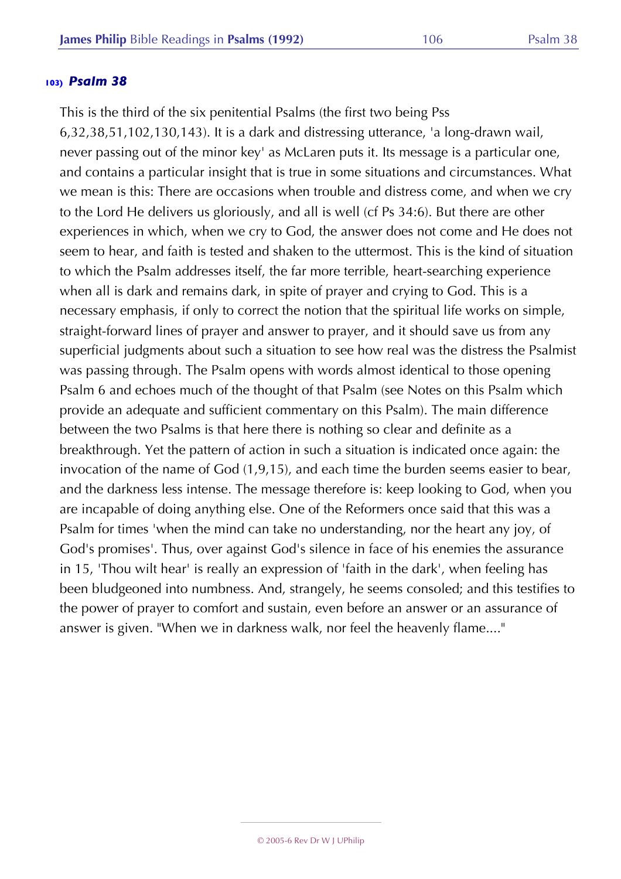## 103) *Psalm 38*

This is the third of the six penitential Psalms (the first two being Pss 6,32,38,51,102,130,143). It is a dark and distressing utterance, 'a long-drawn wail, never passing out of the minor key' as McLaren puts it. Its message is a particular one, and contains a particular insight that is true in some situations and circumstances. What we mean is this: There are occasions when trouble and distress come, and when we cry to the Lord He delivers us gloriously, and all is well (cf Ps 34:6). But there are other experiences in which, when we cry to God, the answer does not come and He does not seem to hear, and faith is tested and shaken to the uttermost. This is the kind of situation to which the Psalm addresses itself, the far more terrible, heart-searching experience when all is dark and remains dark, in spite of prayer and crying to God. This is a necessary emphasis, if only to correct the notion that the spiritual life works on simple, straight-forward lines of prayer and answer to prayer, and it should save us from any superficial judgments about such a situation to see how real was the distress the Psalmist was passing through. The Psalm opens with words almost identical to those opening Psalm 6 and echoes much of the thought of that Psalm (see Notes on this Psalm which provide an adequate and sufficient commentary on this Psalm). The main difference between the two Psalms is that here there is nothing so clear and definite as a breakthrough. Yet the pattern of action in such a situation is indicated once again: the invocation of the name of God (1,9,15), and each time the burden seems easier to bear, and the darkness less intense. The message therefore is: keep looking to God, when you are incapable of doing anything else. One of the Reformers once said that this was a Psalm for times 'when the mind can take no understanding, nor the heart any joy, of God's promises'. Thus, over against God's silence in face of his enemies the assurance in 15, 'Thou wilt hear' is really an expression of 'faith in the dark', when feeling has been bludgeoned into numbness. And, strangely, he seems consoled; and this testifies to the power of prayer to comfort and sustain, even before an answer or an assurance of answer is given. "When we in darkness walk, nor feel the heavenly flame...."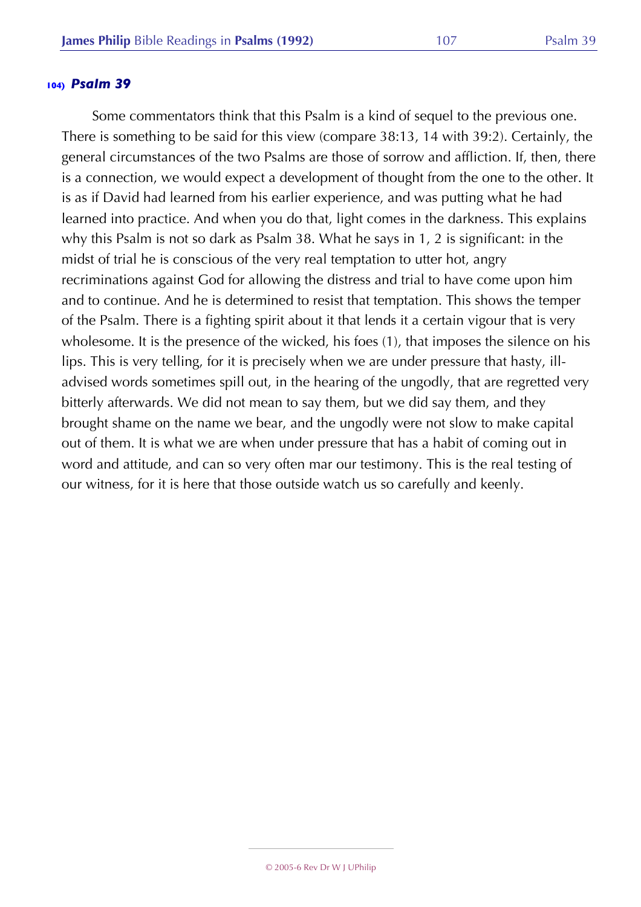### 104) *Psalm 39*

Some commentators think that this Psalm is a kind of sequel to the previous one. There is something to be said for this view (compare 38:13, 14 with 39:2). Certainly, the general circumstances of the two Psalms are those of sorrow and affliction. If, then, there is a connection, we would expect a development of thought from the one to the other. It is as if David had learned from his earlier experience, and was putting what he had learned into practice. And when you do that, light comes in the darkness. This explains why this Psalm is not so dark as Psalm 38. What he says in 1, 2 is significant: in the midst of trial he is conscious of the very real temptation to utter hot, angry recriminations against God for allowing the distress and trial to have come upon him and to continue. And he is determined to resist that temptation. This shows the temper of the Psalm. There is a fighting spirit about it that lends it a certain vigour that is very wholesome. It is the presence of the wicked, his foes (1), that imposes the silence on his lips. This is very telling, for it is precisely when we are under pressure that hasty, ill-advised words sometimes spill out, in the hearing of the ungodly, that are regretted very bitterly afterwards. We did not mean to say them, but we did say them, and they brought shame on the name we bear, and the ungodly were not slow to make capital out of them. It is what we are when under pressure that has a habit of coming out in word and attitude, and can so very often mar our testimony. This is the real testing of our witness, for it is here that those outside watch us so carefully and keenly.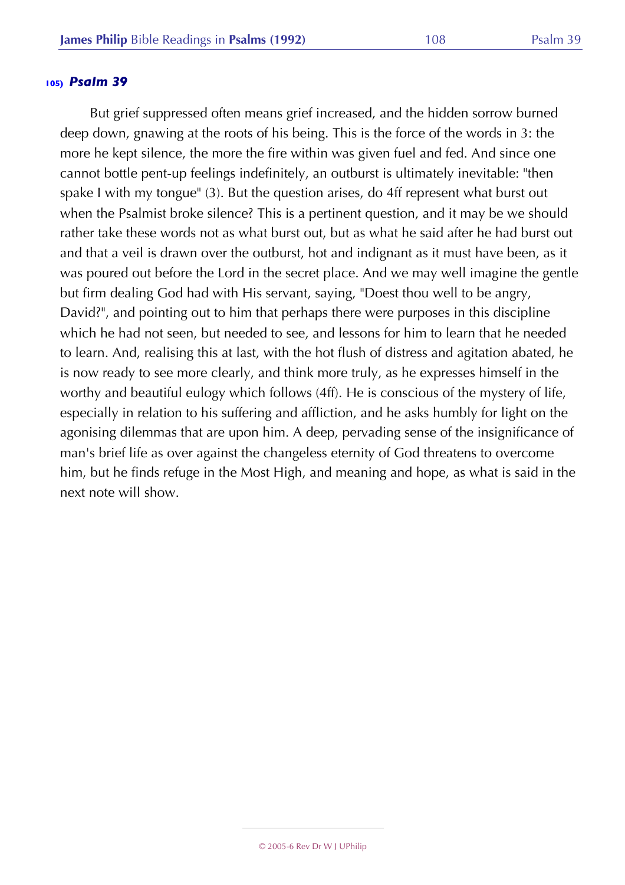### 105) *Psalm 39*

But grief suppressed often means grief increased, and the hidden sorrow burned deep down, gnawing at the roots of his being. This is the force of the words in 3: the more he kept silence, the more the fire within was given fuel and fed. And since one cannot bottle pent-up feelings indefinitely, an outburst is ultimately inevitable: "then spake I with my tongue" (3). But the question arises, do 4ff represent what burst out when the Psalmist broke silence? This is a pertinent question, and it may be we should rather take these words not as what burst out, but as what he said after he had burst out and that a veil is drawn over the outburst, hot and indignant as it must have been, as it was poured out before the Lord in the secret place. And we may well imagine the gentle but firm dealing God had with His servant, saying, "Doest thou well to be angry, David?", and pointing out to him that perhaps there were purposes in this discipline which he had not seen, but needed to see, and lessons for him to learn that he needed to learn. And, realising this at last, with the hot flush of distress and agitation abated, he is now ready to see more clearly, and think more truly, as he expresses himself in the worthy and beautiful eulogy which follows (4ff). He is conscious of the mystery of life, especially in relation to his suffering and affliction, and he asks humbly for light on the agonising dilemmas that are upon him. A deep, pervading sense of the insignificance of man's brief life as over against the changeless eternity of God threatens to overcome him, but he finds refuge in the Most High, and meaning and hope, as what is said in the next note will show.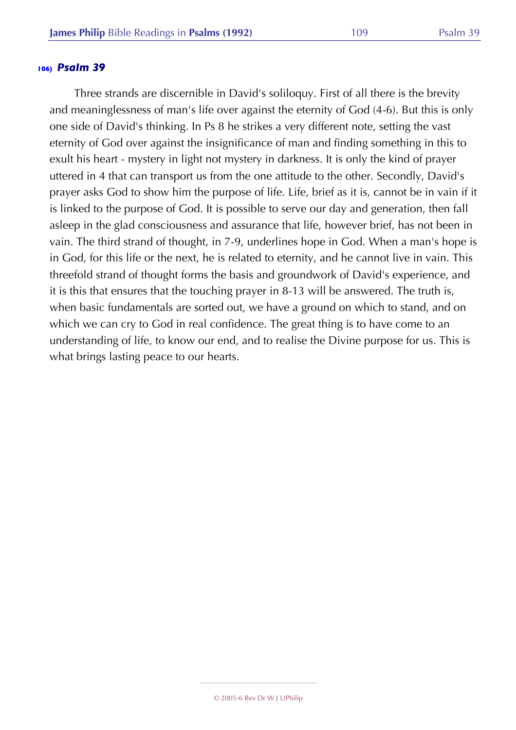## 106) *Psalm 39*

Three strands are discernible in David's soliloquy. First of all there is the brevity and meaninglessness of man's life over against the eternity of God (4-6). But this is only one side of David's thinking. In Ps 8 he strikes a very different note, setting the vast eternity of God over against the insignificance of man and finding something in this to exult his heart - mystery in light not mystery in darkness. It is only the kind of prayer uttered in 4 that can transport us from the one attitude to the other. Secondly, David's prayer asks God to show him the purpose of life. Life, brief as it is, cannot be in vain if it is linked to the purpose of God. It is possible to serve our day and generation, then fall asleep in the glad consciousness and assurance that life, however brief, has not been in vain. The third strand of thought, in 7-9, underlines hope in God. When a man's hope is in God, for this life or the next, he is related to eternity, and he cannot live in vain. This threefold strand of thought forms the basis and groundwork of David's experience, and it is this that ensures that the touching prayer in 8-13 will be answered. The truth is, when basic fundamentals are sorted out, we have a ground on which to stand, and on which we can cry to God in real confidence. The great thing is to have come to an understanding of life, to know our end, and to realise the Divine purpose for us. This is what brings lasting peace to our hearts.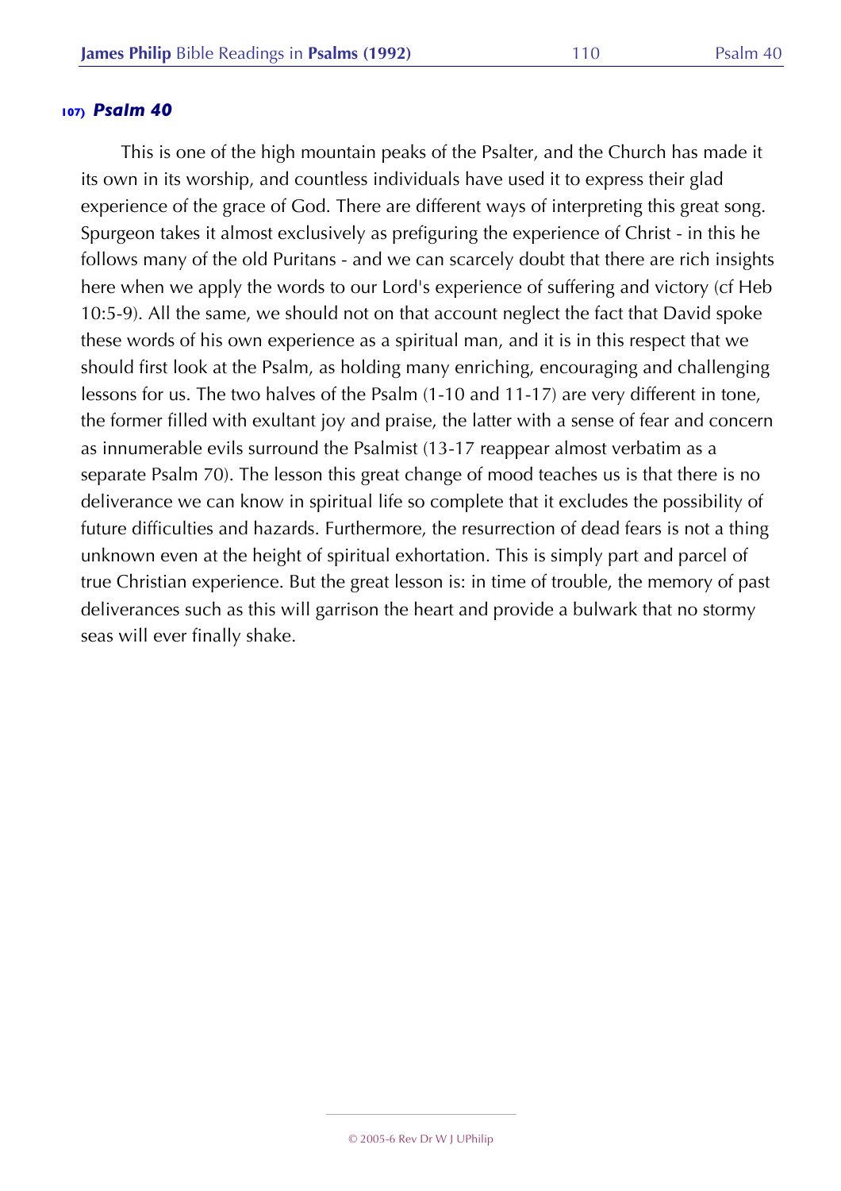## 107) *Psalm 40*

This is one of the high mountain peaks of the Psalter, and the Church has made it its own in its worship, and countless individuals have used it to express their glad experience of the grace of God. There are different ways of interpreting this great song. Spurgeon takes it almost exclusively as prefiguring the experience of Christ - in this he follows many of the old Puritans - and we can scarcely doubt that there are rich insights here when we apply the words to our Lord's experience of suffering and victory (cf Heb 10:5-9). All the same, we should not on that account neglect the fact that David spoke these words of his own experience as a spiritual man, and it is in this respect that we should first look at the Psalm, as holding many enriching, encouraging and challenging lessons for us. The two halves of the Psalm (1-10 and 11-17) are very different in tone, the former filled with exultant joy and praise, the latter with a sense of fear and concern as innumerable evils surround the Psalmist (13-17 reappear almost verbatim as a separate Psalm 70). The lesson this great change of mood teaches us is that there is no deliverance we can know in spiritual life so complete that it excludes the possibility of future difficulties and hazards. Furthermore, the resurrection of dead fears is not a thing unknown even at the height of spiritual exhortation. This is simply part and parcel of true Christian experience. But the great lesson is: in time of trouble, the memory of past deliverances such as this will garrison the heart and provide a bulwark that no stormy seas will ever finally shake.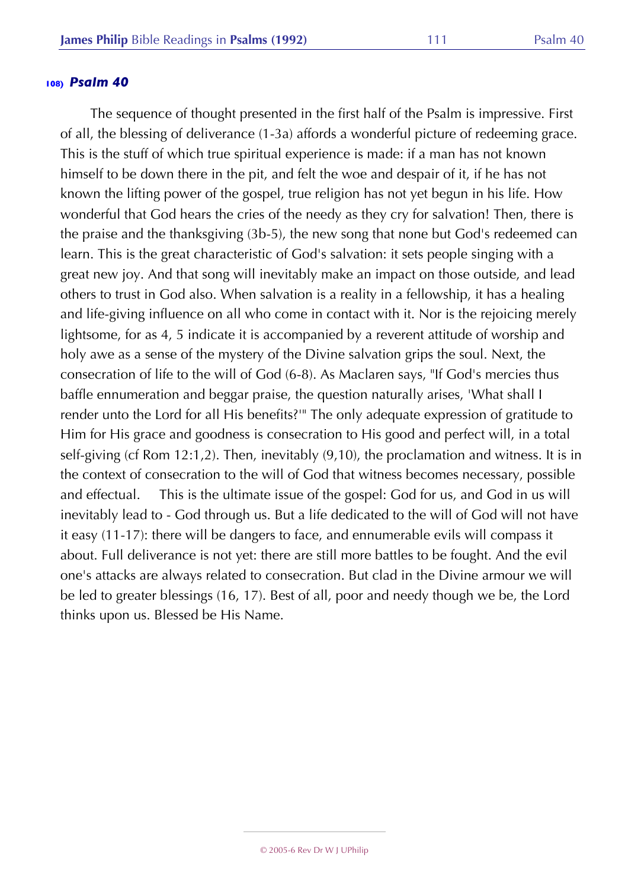### 108) *Psalm 40*

The sequence of thought presented in the first half of the Psalm is impressive. First of all, the blessing of deliverance (1-3a) affords a wonderful picture of redeeming grace. This is the stuff of which true spiritual experience is made: if a man has not known himself to be down there in the pit, and felt the woe and despair of it, if he has not known the lifting power of the gospel, true religion has not yet begun in his life. How wonderful that God hears the cries of the needy as they cry for salvation! Then, there is the praise and the thanksgiving (3b-5), the new song that none but God's redeemed can learn. This is the great characteristic of God's salvation: it sets people singing with a great new joy. And that song will inevitably make an impact on those outside, and lead others to trust in God also. When salvation is a reality in a fellowship, it has a healing and life-giving influence on all who come in contact with it. Nor is the rejoicing merely lightsome, for as 4, 5 indicate it is accompanied by a reverent attitude of worship and holy awe as a sense of the mystery of the Divine salvation grips the soul. Next, the consecration of life to the will of God (6-8). As Maclaren says, "If God's mercies thus baffle ennumeration and beggar praise, the question naturally arises, 'What shall I render unto the Lord for all His benefits?'" The only adequate expression of gratitude to Him for His grace and goodness is consecration to His good and perfect will, in a total self-giving (cf Rom 12:1,2). Then, inevitably (9,10), the proclamation and witness. It is in the context of consecration to the will of God that witness becomes necessary, possible and effectual. This is the ultimate issue of the gospel: God for us, and God in us will inevitably lead to - God through us. But a life dedicated to the will of God will not have it easy (11-17): there will be dangers to face, and ennumerable evils will compass it about. Full deliverance is not yet: there are still more battles to be fought. And the evil one's attacks are always related to consecration. But clad in the Divine armour we will be led to greater blessings (16, 17). Best of all, poor and needy though we be, the Lord thinks upon us. Blessed be His Name.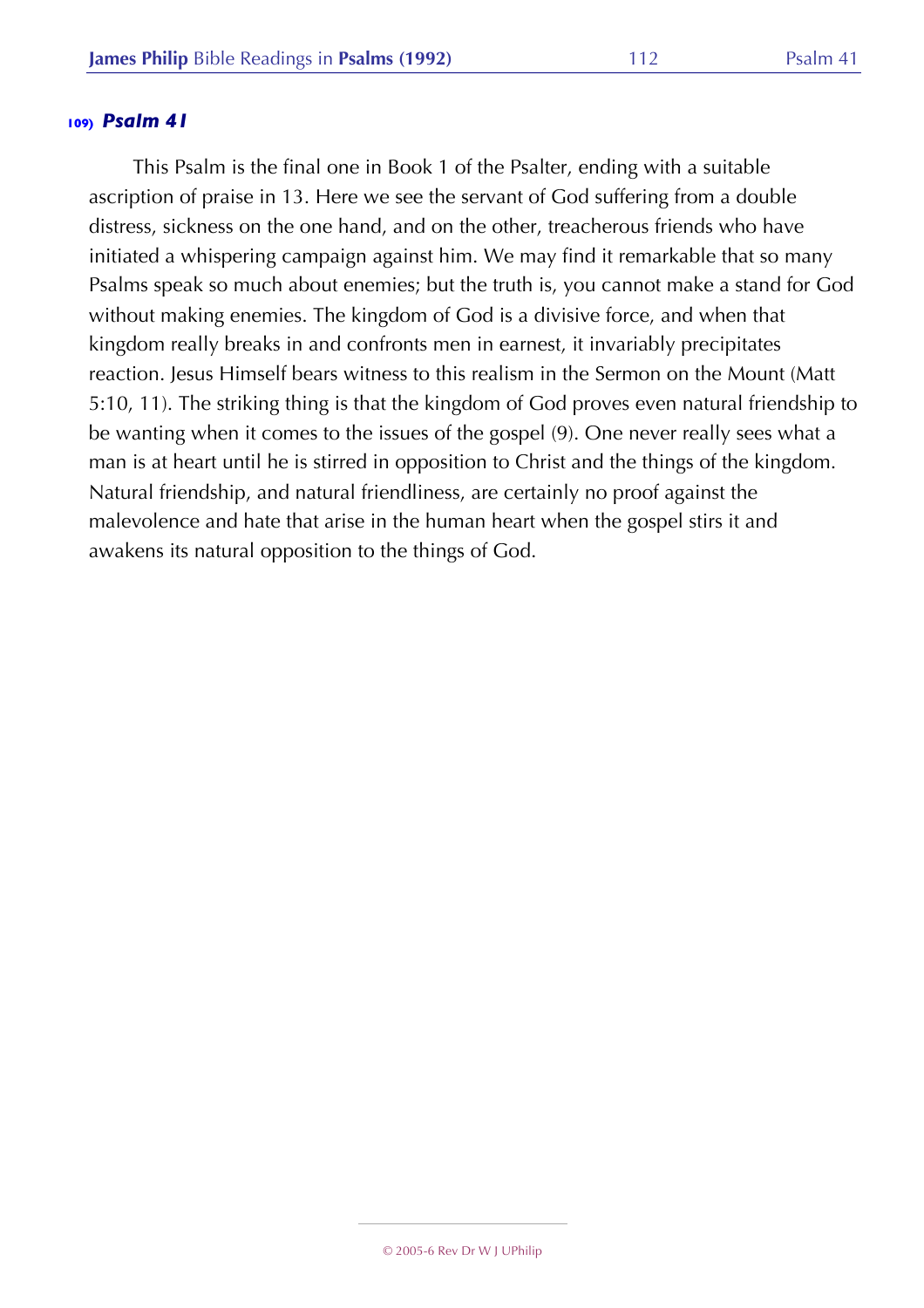### 109) *Psalm 41*

This Psalm is the final one in Book 1 of the Psalter, ending with a suitable ascription of praise in 13. Here we see the servant of God suffering from a double distress, sickness on the one hand, and on the other, treacherous friends who have initiated a whispering campaign against him. We may find it remarkable that so many Psalms speak so much about enemies; but the truth is, you cannot make a stand for God without making enemies. The kingdom of God is a divisive force, and when that kingdom really breaks in and confronts men in earnest, it invariably precipitates reaction. Jesus Himself bears witness to this realism in the Sermon on the Mount (Matt 5:10, 11). The striking thing is that the kingdom of God proves even natural friendship to be wanting when it comes to the issues of the gospel (9). One never really sees what a man is at heart until he is stirred in opposition to Christ and the things of the kingdom. Natural friendship, and natural friendliness, are certainly no proof against the malevolence and hate that arise in the human heart when the gospel stirs it and awakens its natural opposition to the things of God.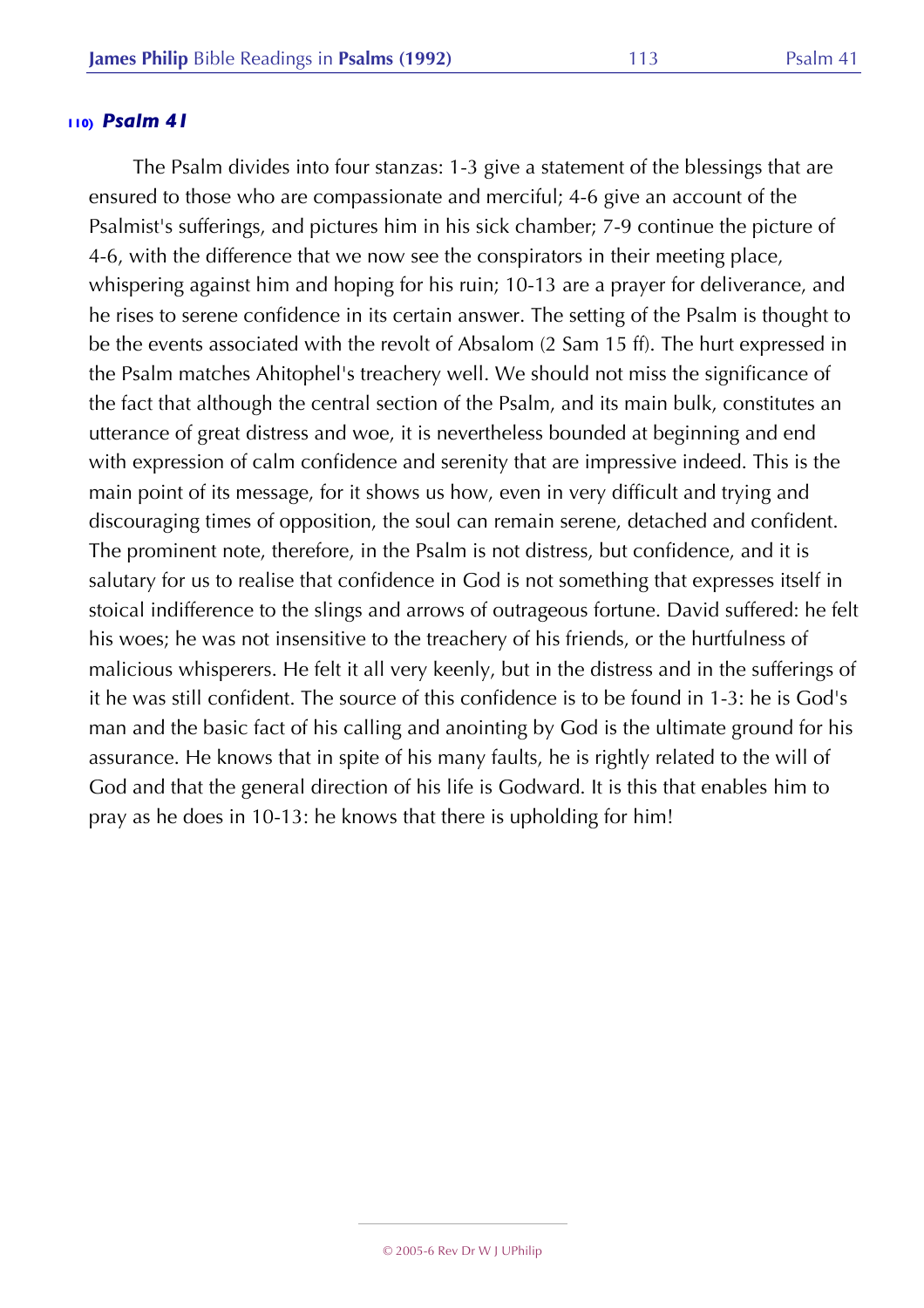## 110) *Psalm 41*

The Psalm divides into four stanzas: 1-3 give a statement of the blessings that are ensured to those who are compassionate and merciful; 4-6 give an account of the Psalmist's sufferings, and pictures him in his sick chamber; 7-9 continue the picture of 4-6, with the difference that we now see the conspirators in their meeting place, whispering against him and hoping for his ruin; 10-13 are a prayer for deliverance, and he rises to serene confidence in its certain answer. The setting of the Psalm is thought to be the events associated with the revolt of Absalom (2 Sam 15 ff). The hurt expressed in the Psalm matches Ahitophel's treachery well. We should not miss the significance of the fact that although the central section of the Psalm, and its main bulk, constitutes an utterance of great distress and woe, it is nevertheless bounded at beginning and end with expression of calm confidence and serenity that are impressive indeed. This is the main point of its message, for it shows us how, even in very difficult and trying and discouraging times of opposition, the soul can remain serene, detached and confident. The prominent note, therefore, in the Psalm is not distress, but confidence, and it is salutary for us to realise that confidence in God is not something that expresses itself in stoical indifference to the slings and arrows of outrageous fortune. David suffered: he felt his woes; he was not insensitive to the treachery of his friends, or the hurtfulness of malicious whisperers. He felt it all very keenly, but in the distress and in the sufferings of it he was still confident. The source of this confidence is to be found in 1-3: he is God's man and the basic fact of his calling and anointing by God is the ultimate ground for his assurance. He knows that in spite of his many faults, he is rightly related to the will of God and that the general direction of his life is Godward. It is this that enables him to pray as he does in 10-13: he knows that there is upholding for him!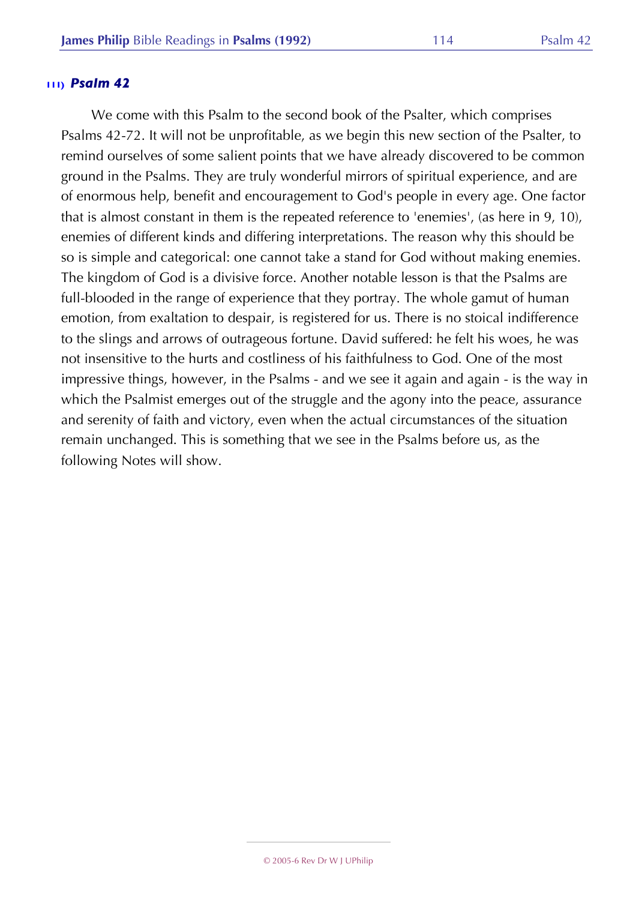### 111) *Psalm 42*

We come with this Psalm to the second book of the Psalter, which comprises Psalms 42-72. It will not be unprofitable, as we begin this new section of the Psalter, to remind ourselves of some salient points that we have already discovered to be common ground in the Psalms. They are truly wonderful mirrors of spiritual experience, and are of enormous help, benefit and encouragement to God's people in every age. One factor that is almost constant in them is the repeated reference to 'enemies', (as here in 9, 10), enemies of different kinds and differing interpretations. The reason why this should be so is simple and categorical: one cannot take a stand for God without making enemies. The kingdom of God is a divisive force. Another notable lesson is that the Psalms are full-blooded in the range of experience that they portray. The whole gamut of human emotion, from exaltation to despair, is registered for us. There is no stoical indifference to the slings and arrows of outrageous fortune. David suffered: he felt his woes, he was not insensitive to the hurts and costliness of his faithfulness to God. One of the most impressive things, however, in the Psalms - and we see it again and again - is the way in which the Psalmist emerges out of the struggle and the agony into the peace, assurance and serenity of faith and victory, even when the actual circumstances of the situation remain unchanged. This is something that we see in the Psalms before us, as the following Notes will show.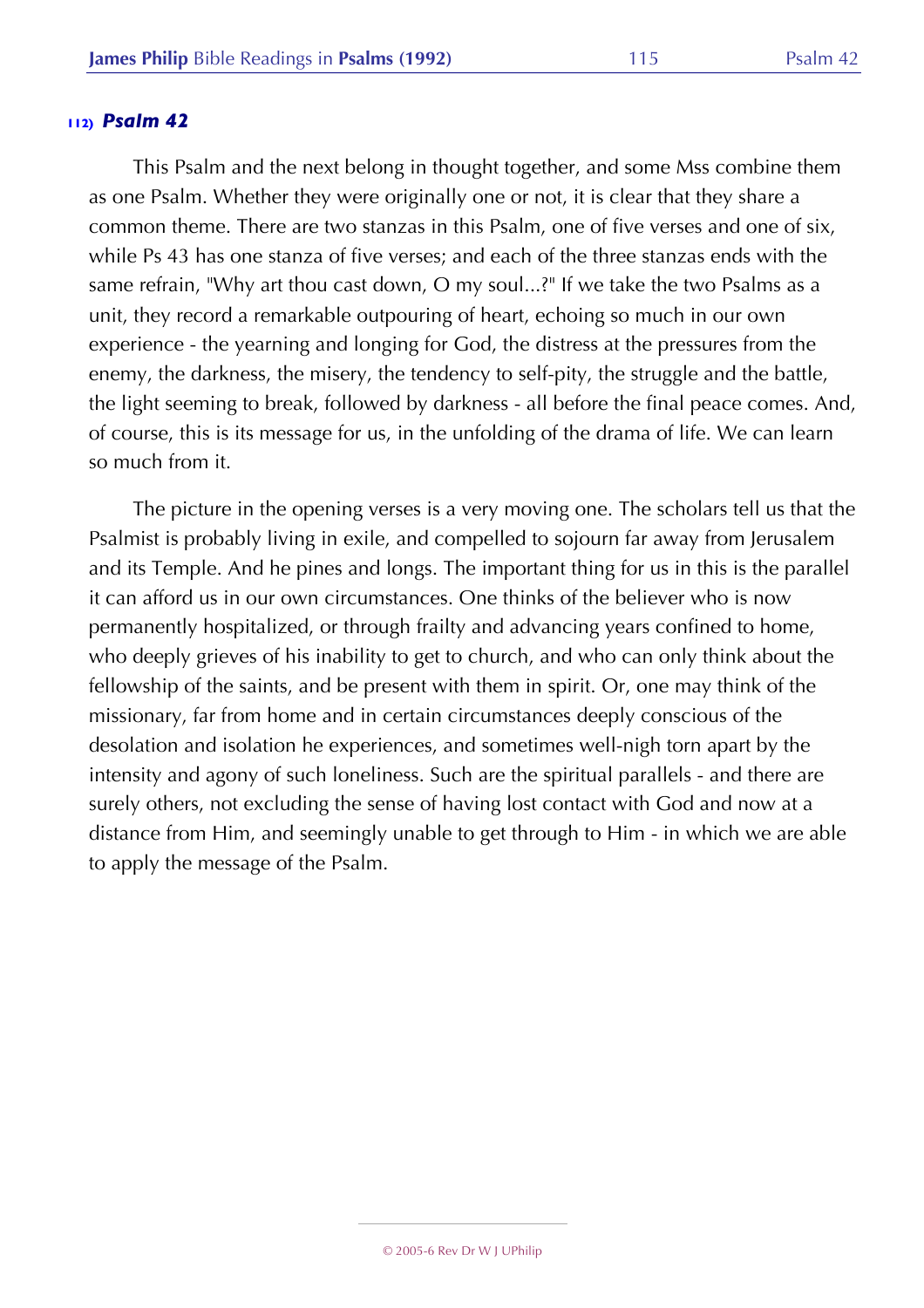## 112) *Psalm 42*

This Psalm and the next belong in thought together, and some Mss combine them as one Psalm. Whether they were originally one or not, it is clear that they share a common theme. There are two stanzas in this Psalm, one of five verses and one of six, while Ps 43 has one stanza of five verses; and each of the three stanzas ends with the same refrain, "Why art thou cast down, O my soul...?" If we take the two Psalms as a unit, they record a remarkable outpouring of heart, echoing so much in our own experience - the yearning and longing for God, the distress at the pressures from the enemy, the darkness, the misery, the tendency to self-pity, the struggle and the battle, the light seeming to break, followed by darkness - all before the final peace comes. And, of course, this is its message for us, in the unfolding of the drama of life. We can learn so much from it.

The picture in the opening verses is a very moving one. The scholars tell us that the Psalmist is probably living in exile, and compelled to sojourn far away from Jerusalem and its Temple. And he pines and longs. The important thing for us in this is the parallel it can afford us in our own circumstances. One thinks of the believer who is now permanently hospitalized, or through frailty and advancing years confined to home, who deeply grieves of his inability to get to church, and who can only think about the fellowship of the saints, and be present with them in spirit. Or, one may think of the missionary, far from home and in certain circumstances deeply conscious of the desolation and isolation he experiences, and sometimes well-nigh torn apart by the intensity and agony of such loneliness. Such are the spiritual parallels - and there are surely others, not excluding the sense of having lost contact with God and now at a distance from Him, and seemingly unable to get through to Him - in which we are able to apply the message of the Psalm.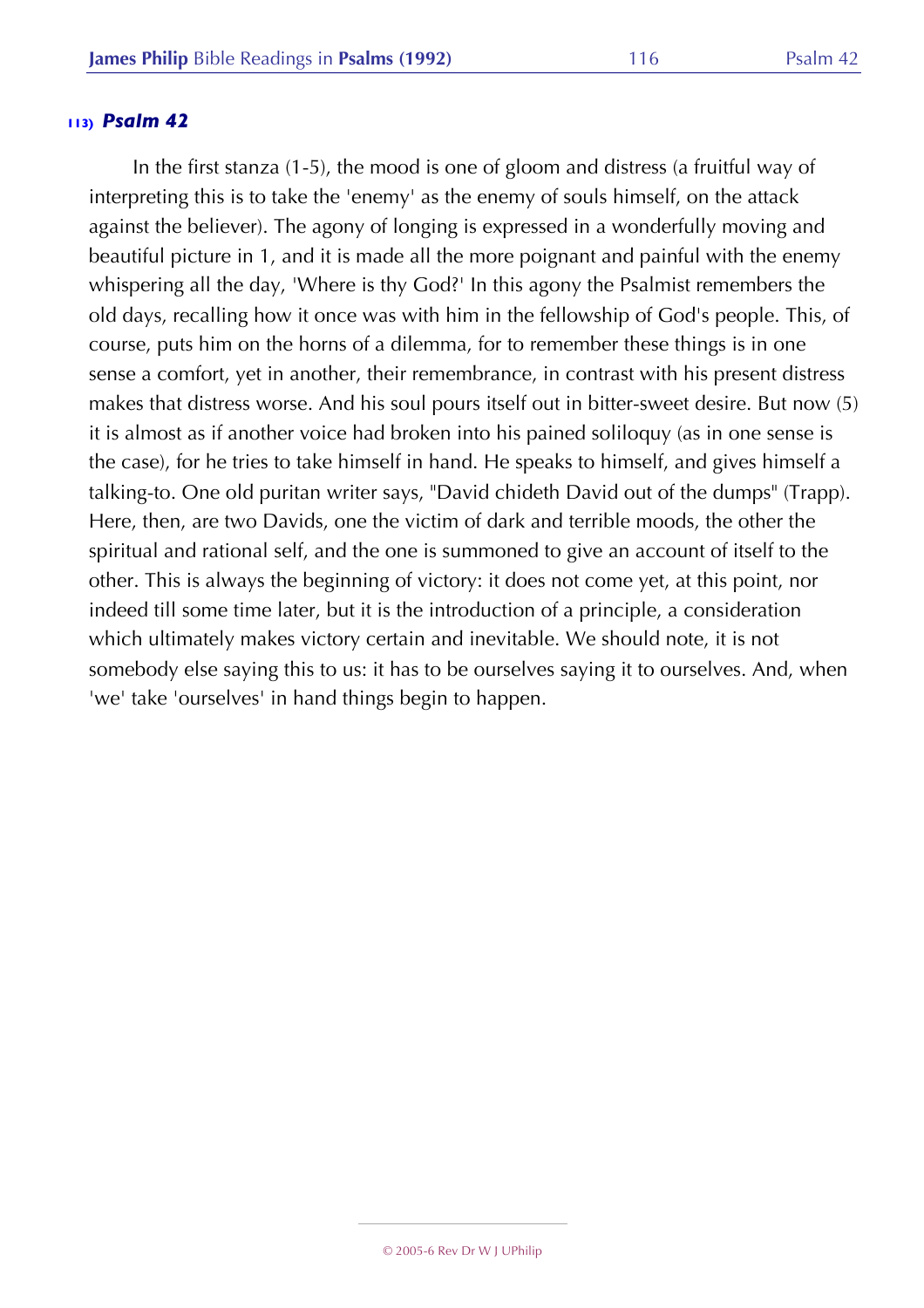### 113) *Psalm 42*

In the first stanza (1-5), the mood is one of gloom and distress (a fruitful way of interpreting this is to take the 'enemy' as the enemy of souls himself, on the attack against the believer). The agony of longing is expressed in a wonderfully moving and beautiful picture in 1, and it is made all the more poignant and painful with the enemy whispering all the day, 'Where is thy God?' In this agony the Psalmist remembers the old days, recalling how it once was with him in the fellowship of God's people. This, of course, puts him on the horns of a dilemma, for to remember these things is in one sense a comfort, yet in another, their remembrance, in contrast with his present distress makes that distress worse. And his soul pours itself out in bitter-sweet desire. But now (5) it is almost as if another voice had broken into his pained soliloquy (as in one sense is the case), for he tries to take himself in hand. He speaks to himself, and gives himself a talking-to. One old puritan writer says, "David chideth David out of the dumps" (Trapp). Here, then, are two Davids, one the victim of dark and terrible moods, the other the spiritual and rational self, and the one is summoned to give an account of itself to the other. This is always the beginning of victory: it does not come yet, at this point, nor indeed till some time later, but it is the introduction of a principle, a consideration which ultimately makes victory certain and inevitable. We should note, it is not somebody else saying this to us: it has to be ourselves saying it to ourselves. And, when 'we' take 'ourselves' in hand things begin to happen.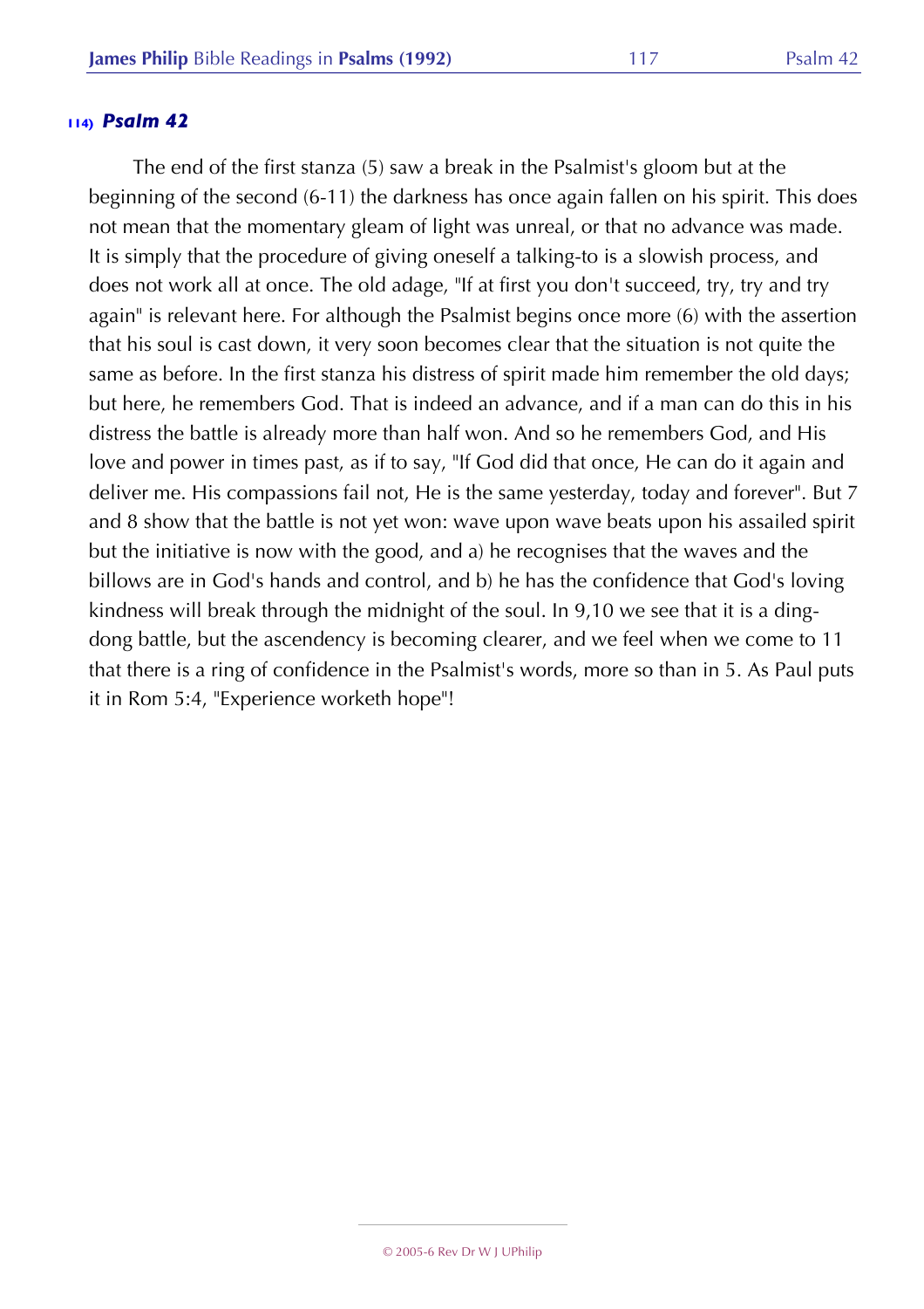### 114) *Psalm 42*

The end of the first stanza (5) saw a break in the Psalmist's gloom but at the beginning of the second (6-11) the darkness has once again fallen on his spirit. This does not mean that the momentary gleam of light was unreal, or that no advance was made. It is simply that the procedure of giving oneself a talking-to is a slowish process, and does not work all at once. The old adage, "If at first you don't succeed, try, try and try again" is relevant here. For although the Psalmist begins once more (6) with the assertion that his soul is cast down, it very soon becomes clear that the situation is not quite the same as before. In the first stanza his distress of spirit made him remember the old days; but here, he remembers God. That is indeed an advance, and if a man can do this in his distress the battle is already more than half won. And so he remembers God, and His love and power in times past, as if to say, "If God did that once, He can do it again and deliver me. His compassions fail not, He is the same yesterday, today and forever". But 7 and 8 show that the battle is not yet won: wave upon wave beats upon his assailed spirit but the initiative is now with the good, and a) he recognises that the waves and the billows are in God's hands and control, and b) he has the confidence that God's loving kindness will break through the midnight of the soul. In 9,10 we see that it is a ding-dong battle, but the ascendency is becoming clearer, and we feel when we come to 11 that there is a ring of confidence in the Psalmist's words, more so than in 5. As Paul puts it in Rom 5:4, "Experience worketh hope"!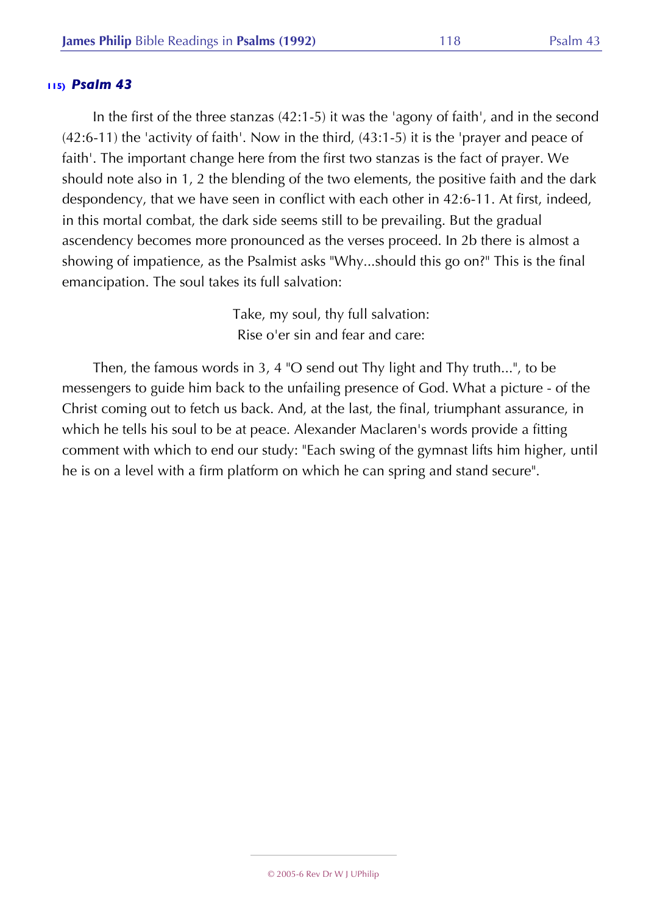### 115) *Psalm 43*

In the first of the three stanzas (42:1-5) it was the 'agony of faith', and in the second (42:6-11) the 'activity of faith'. Now in the third, (43:1-5) it is the 'prayer and peace of faith'. The important change here from the first two stanzas is the fact of prayer. We should note also in 1, 2 the blending of the two elements, the positive faith and the dark despondency, that we have seen in conflict with each other in 42:6-11. At first, indeed, in this mortal combat, the dark side seems still to be prevailing. But the gradual ascendency becomes more pronounced as the verses proceed. In 2b there is almost a showing of impatience, as the Psalmist asks "Why...should this go on?" This is the final emancipation. The soul takes its full salvation:

> Take, my soul, thy full salvation:
> Rise o'er sin and fear and care:

Then, the famous words in 3, 4 "O send out Thy light and Thy truth...", to be messengers to guide him back to the unfailing presence of God. What a picture - of the Christ coming out to fetch us back. And, at the last, the final, triumphant assurance, in which he tells his soul to be at peace. Alexander Maclaren's words provide a fitting comment with which to end our study: "Each swing of the gymnast lifts him higher, until he is on a level with a firm platform on which he can spring and stand secure".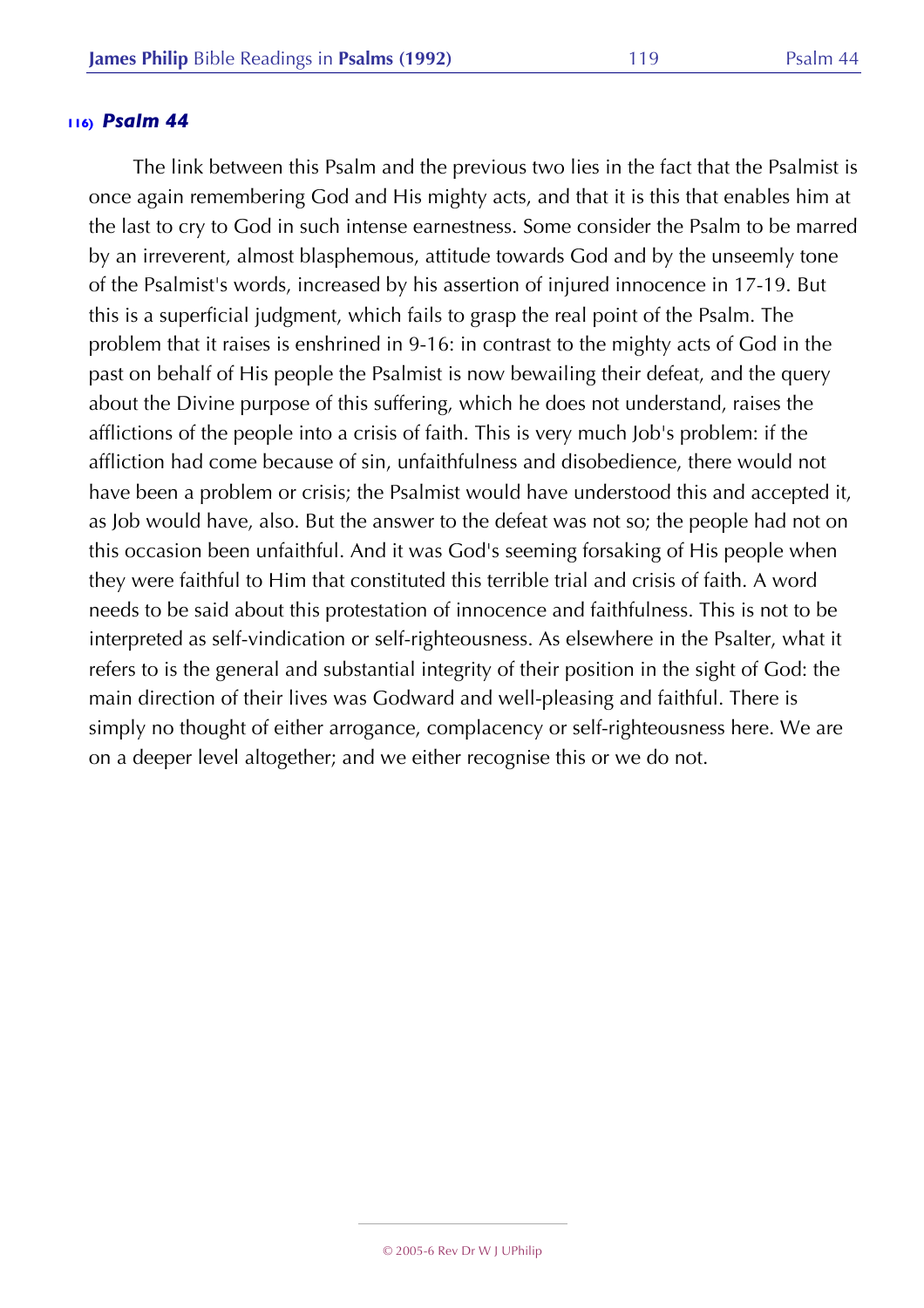### 116) *Psalm 44*

The link between this Psalm and the previous two lies in the fact that the Psalmist is once again remembering God and His mighty acts, and that it is this that enables him at the last to cry to God in such intense earnestness. Some consider the Psalm to be marred by an irreverent, almost blasphemous, attitude towards God and by the unseemly tone of the Psalmist's words, increased by his assertion of injured innocence in 17-19. But this is a superficial judgment, which fails to grasp the real point of the Psalm. The problem that it raises is enshrined in 9-16: in contrast to the mighty acts of God in the past on behalf of His people the Psalmist is now bewailing their defeat, and the query about the Divine purpose of this suffering, which he does not understand, raises the afflictions of the people into a crisis of faith. This is very much Job's problem: if the affliction had come because of sin, unfaithfulness and disobedience, there would not have been a problem or crisis; the Psalmist would have understood this and accepted it, as Job would have, also. But the answer to the defeat was not so; the people had not on this occasion been unfaithful. And it was God's seeming forsaking of His people when they were faithful to Him that constituted this terrible trial and crisis of faith. A word needs to be said about this protestation of innocence and faithfulness. This is not to be interpreted as self-vindication or self-righteousness. As elsewhere in the Psalter, what it refers to is the general and substantial integrity of their position in the sight of God: the main direction of their lives was Godward and well-pleasing and faithful. There is simply no thought of either arrogance, complacency or self-righteousness here. We are on a deeper level altogether; and we either recognise this or we do not.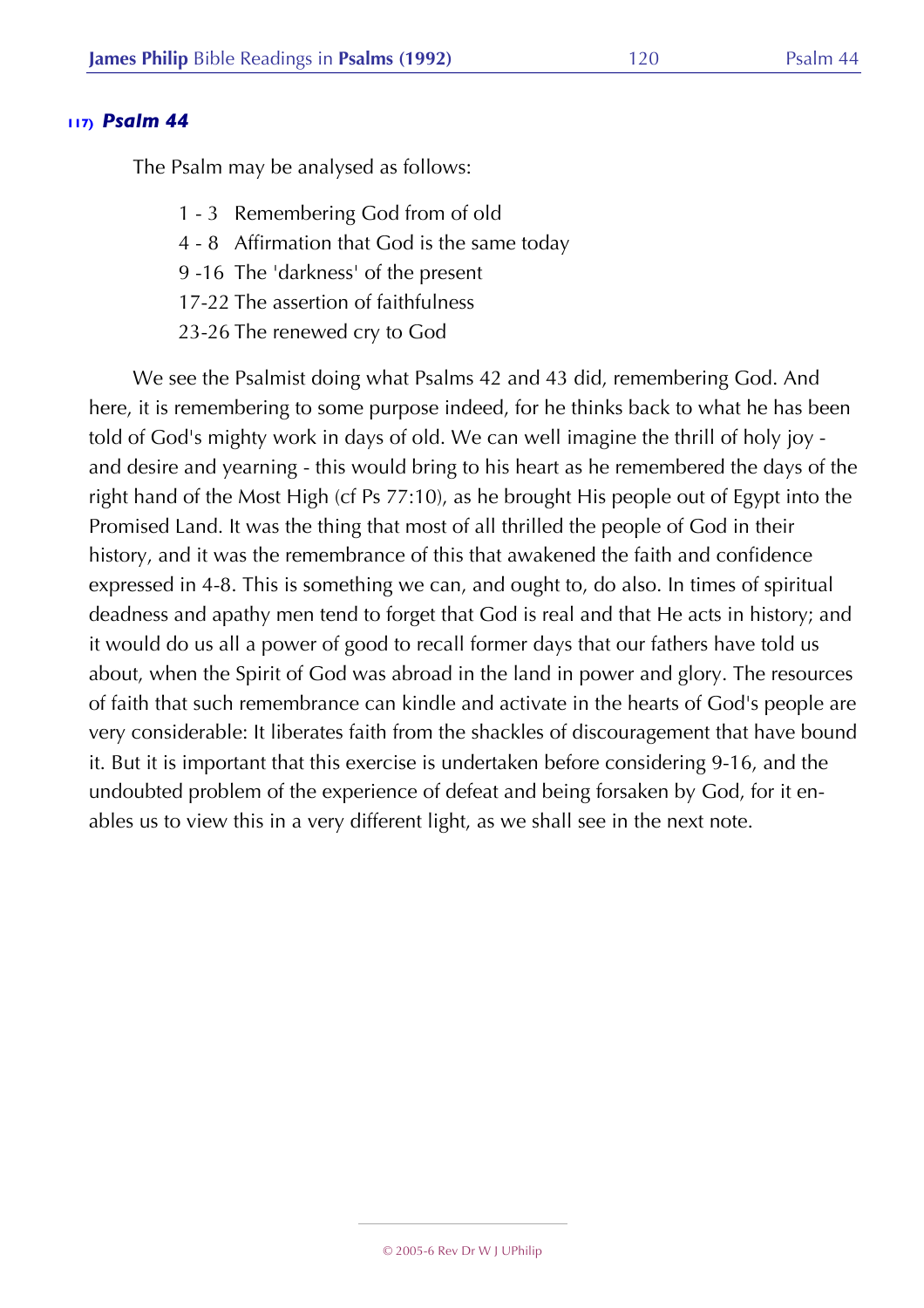### 117) *Psalm 44*

The Psalm may be analysed as follows:

- 1 - 3 Remembering God from of old
- 4 - 8 Affirmation that God is the same today
- 9 -16 The 'darkness' of the present
- 17-22 The assertion of faithfulness
- 23-26 The renewed cry to God

We see the Psalmist doing what Psalms 42 and 43 did, remembering God. And here, it is remembering to some purpose indeed, for he thinks back to what he has been told of God's mighty work in days of old. We can well imagine the thrill of holy joy - and desire and yearning - this would bring to his heart as he remembered the days of the right hand of the Most High (cf Ps 77:10), as he brought His people out of Egypt into the Promised Land. It was the thing that most of all thrilled the people of God in their history, and it was the remembrance of this that awakened the faith and confidence expressed in 4-8. This is something we can, and ought to, do also. In times of spiritual deadness and apathy men tend to forget that God is real and that He acts in history; and it would do us all a power of good to recall former days that our fathers have told us about, when the Spirit of God was abroad in the land in power and glory. The resources of faith that such remembrance can kindle and activate in the hearts of God's people are very considerable: It liberates faith from the shackles of discouragement that have bound it. But it is important that this exercise is undertaken before considering 9-16, and the undoubted problem of the experience of defeat and being forsaken by God, for it enables us to view this in a very different light, as we shall see in the next note.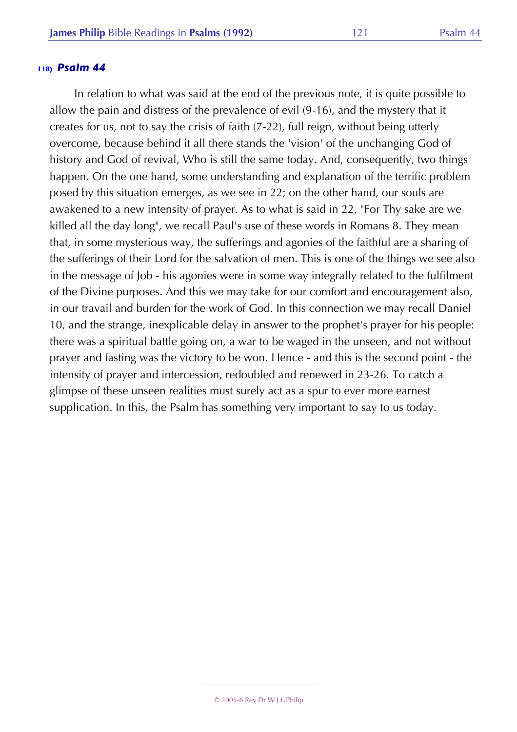### 118) *Psalm 44*

In relation to what was said at the end of the previous note, it is quite possible to allow the pain and distress of the prevalence of evil (9-16), and the mystery that it creates for us, not to say the crisis of faith (7-22), full reign, without being utterly overcome, because behind it all there stands the 'vision' of the unchanging God of history and God of revival, Who is still the same today. And, consequently, two things happen. On the one hand, some understanding and explanation of the terrific problem posed by this situation emerges, as we see in 22; on the other hand, our souls are awakened to a new intensity of prayer. As to what is said in 22, "For Thy sake are we killed all the day long", we recall Paul's use of these words in Romans 8. They mean that, in some mysterious way, the sufferings and agonies of the faithful are a sharing of the sufferings of their Lord for the salvation of men. This is one of the things we see also in the message of Job - his agonies were in some way integrally related to the fulfilment of the Divine purposes. And this we may take for our comfort and encouragement also, in our travail and burden for the work of God. In this connection we may recall Daniel 10, and the strange, inexplicable delay in answer to the prophet's prayer for his people: there was a spiritual battle going on, a war to be waged in the unseen, and not without prayer and fasting was the victory to be won. Hence - and this is the second point - the intensity of prayer and intercession, redoubled and renewed in 23-26. To catch a glimpse of these unseen realities must surely act as a spur to ever more earnest supplication. In this, the Psalm has something very important to say to us today.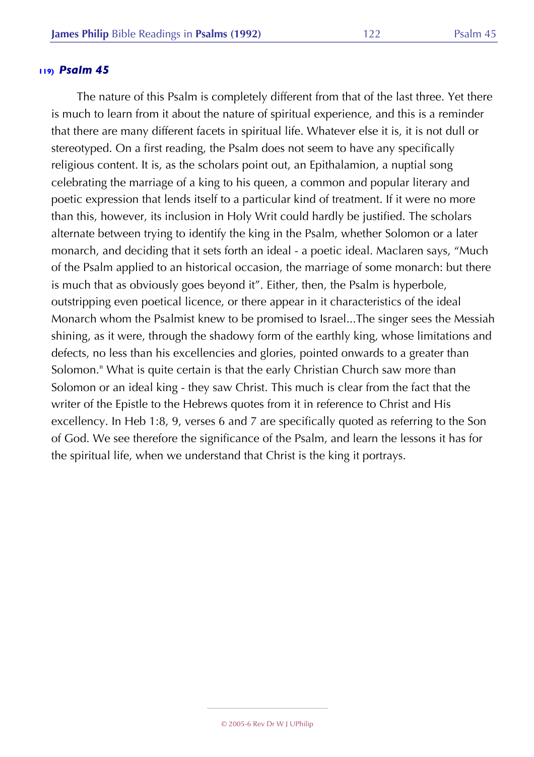### 119) *Psalm 45*

The nature of this Psalm is completely different from that of the last three. Yet there is much to learn from it about the nature of spiritual experience, and this is a reminder that there are many different facets in spiritual life. Whatever else it is, it is not dull or stereotyped. On a first reading, the Psalm does not seem to have any specifically religious content. It is, as the scholars point out, an Epithalamion, a nuptial song celebrating the marriage of a king to his queen, a common and popular literary and poetic expression that lends itself to a particular kind of treatment. If it were no more than this, however, its inclusion in Holy Writ could hardly be justified. The scholars alternate between trying to identify the king in the Psalm, whether Solomon or a later monarch, and deciding that it sets forth an ideal - a poetic ideal. Maclaren says, "Much of the Psalm applied to an historical occasion, the marriage of some monarch: but there is much that as obviously goes beyond it". Either, then, the Psalm is hyperbole, outstripping even poetical licence, or there appear in it characteristics of the ideal Monarch whom the Psalmist knew to be promised to Israel...The singer sees the Messiah shining, as it were, through the shadowy form of the earthly king, whose limitations and defects, no less than his excellencies and glories, pointed onwards to a greater than Solomon." What is quite certain is that the early Christian Church saw more than Solomon or an ideal king - they saw Christ. This much is clear from the fact that the writer of the Epistle to the Hebrews quotes from it in reference to Christ and His excellency. In Heb 1:8, 9, verses 6 and 7 are specifically quoted as referring to the Son of God. We see therefore the significance of the Psalm, and learn the lessons it has for the spiritual life, when we understand that Christ is the king it portrays.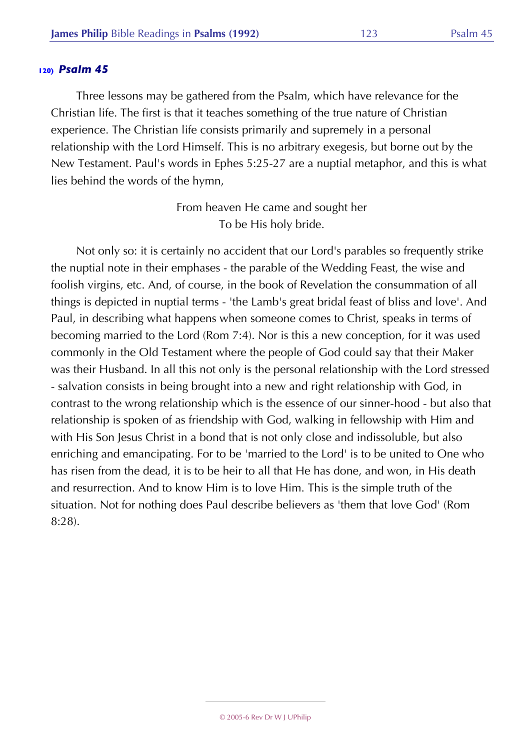### 120) *Psalm 45*

Three lessons may be gathered from the Psalm, which have relevance for the Christian life. The first is that it teaches something of the true nature of Christian experience. The Christian life consists primarily and supremely in a personal relationship with the Lord Himself. This is no arbitrary exegesis, but borne out by the New Testament. Paul's words in Ephes 5:25-27 are a nuptial metaphor, and this is what lies behind the words of the hymn,

> From heaven He came and sought her
> To be His holy bride.

Not only so: it is certainly no accident that our Lord's parables so frequently strike the nuptial note in their emphases - the parable of the Wedding Feast, the wise and foolish virgins, etc. And, of course, in the book of Revelation the consummation of all things is depicted in nuptial terms - 'the Lamb's great bridal feast of bliss and love'. And Paul, in describing what happens when someone comes to Christ, speaks in terms of becoming married to the Lord (Rom 7:4). Nor is this a new conception, for it was used commonly in the Old Testament where the people of God could say that their Maker was their Husband. In all this not only is the personal relationship with the Lord stressed - salvation consists in being brought into a new and right relationship with God, in contrast to the wrong relationship which is the essence of our sinner-hood - but also that relationship is spoken of as friendship with God, walking in fellowship with Him and with His Son Jesus Christ in a bond that is not only close and indissoluble, but also enriching and emancipating. For to be 'married to the Lord' is to be united to One who has risen from the dead, it is to be heir to all that He has done, and won, in His death and resurrection. And to know Him is to love Him. This is the simple truth of the situation. Not for nothing does Paul describe believers as 'them that love God' (Rom 8:28).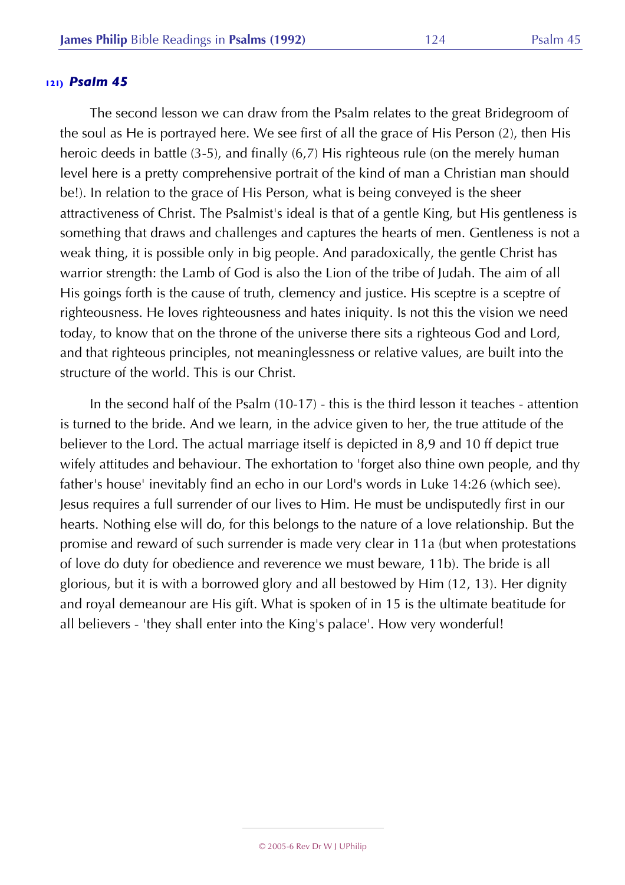### 121) *Psalm 45*

The second lesson we can draw from the Psalm relates to the great Bridegroom of the soul as He is portrayed here. We see first of all the grace of His Person (2), then His heroic deeds in battle (3-5), and finally (6,7) His righteous rule (on the merely human level here is a pretty comprehensive portrait of the kind of man a Christian man should be!). In relation to the grace of His Person, what is being conveyed is the sheer attractiveness of Christ. The Psalmist's ideal is that of a gentle King, but His gentleness is something that draws and challenges and captures the hearts of men. Gentleness is not a weak thing, it is possible only in big people. And paradoxically, the gentle Christ has warrior strength: the Lamb of God is also the Lion of the tribe of Judah. The aim of all His goings forth is the cause of truth, clemency and justice. His sceptre is a sceptre of righteousness. He loves righteousness and hates iniquity. Is not this the vision we need today, to know that on the throne of the universe there sits a righteous God and Lord, and that righteous principles, not meaninglessness or relative values, are built into the structure of the world. This is our Christ.

In the second half of the Psalm (10-17) - this is the third lesson it teaches - attention is turned to the bride. And we learn, in the advice given to her, the true attitude of the believer to the Lord. The actual marriage itself is depicted in 8,9 and 10 ff depict true wifely attitudes and behaviour. The exhortation to 'forget also thine own people, and thy father's house' inevitably find an echo in our Lord's words in Luke 14:26 (which see). Jesus requires a full surrender of our lives to Him. He must be undisputedly first in our hearts. Nothing else will do, for this belongs to the nature of a love relationship. But the promise and reward of such surrender is made very clear in 11a (but when protestations of love do duty for obedience and reverence we must beware, 11b). The bride is all glorious, but it is with a borrowed glory and all bestowed by Him (12, 13). Her dignity and royal demeanour are His gift. What is spoken of in 15 is the ultimate beatitude for all believers - 'they shall enter into the King's palace'. How very wonderful!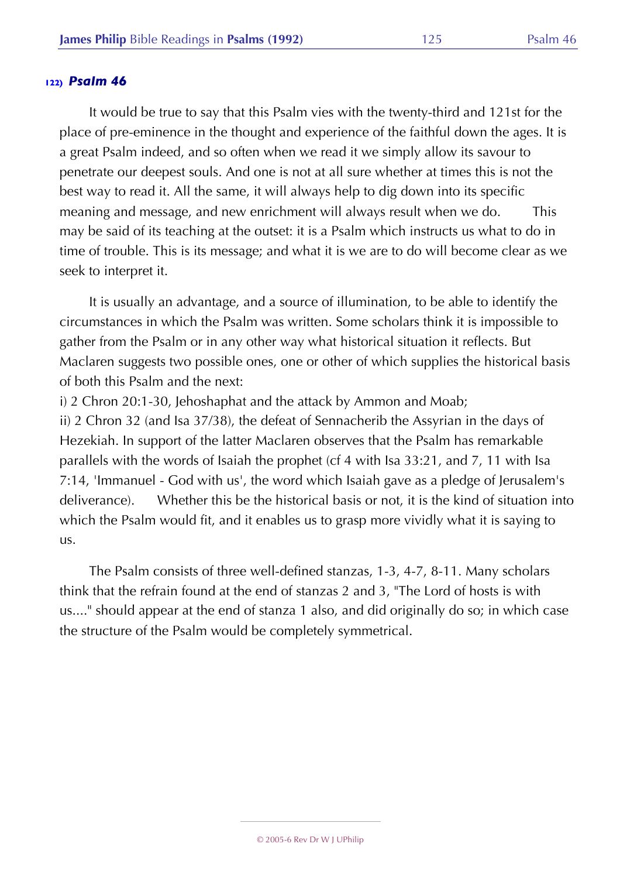## 122) *Psalm 46*

It would be true to say that this Psalm vies with the twenty-third and 121st for the place of pre-eminence in the thought and experience of the faithful down the ages. It is a great Psalm indeed, and so often when we read it we simply allow its savour to penetrate our deepest souls. And one is not at all sure whether at times this is not the best way to read it. All the same, it will always help to dig down into its specific meaning and message, and new enrichment will always result when we do. This may be said of its teaching at the outset: it is a Psalm which instructs us what to do in time of trouble. This is its message; and what it is we are to do will become clear as we seek to interpret it.

It is usually an advantage, and a source of illumination, to be able to identify the circumstances in which the Psalm was written. Some scholars think it is impossible to gather from the Psalm or in any other way what historical situation it reflects. But Maclaren suggests two possible ones, one or other of which supplies the historical basis of both this Psalm and the next:

i) 2 Chron 20:1-30, Jehoshaphat and the attack by Ammon and Moab;

ii) 2 Chron 32 (and Isa 37/38), the defeat of Sennacherib the Assyrian in the days of Hezekiah. In support of the latter Maclaren observes that the Psalm has remarkable parallels with the words of Isaiah the prophet (cf 4 with Isa 33:21, and 7, 11 with Isa 7:14, 'Immanuel - God with us', the word which Isaiah gave as a pledge of Jerusalem's deliverance). Whether this be the historical basis or not, it is the kind of situation into which the Psalm would fit, and it enables us to grasp more vividly what it is saying to us.

The Psalm consists of three well-defined stanzas, 1-3, 4-7, 8-11. Many scholars think that the refrain found at the end of stanzas 2 and 3, "The Lord of hosts is with us...." should appear at the end of stanza 1 also, and did originally do so; in which case the structure of the Psalm would be completely symmetrical.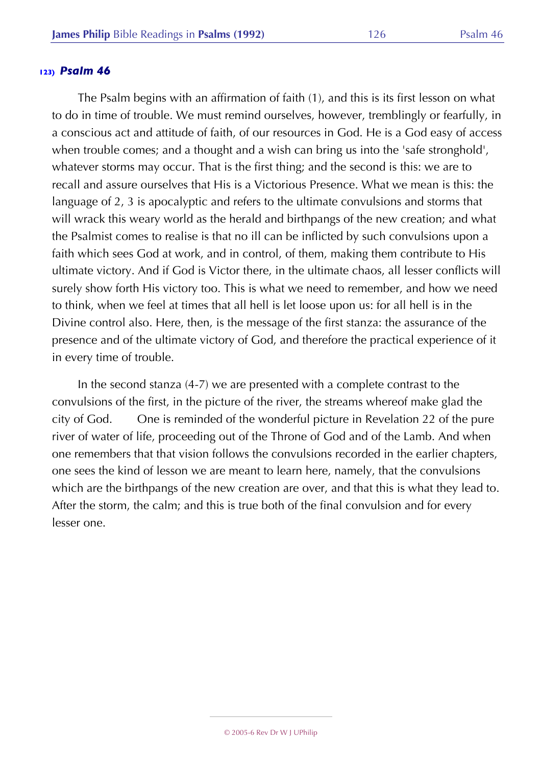### 123) *Psalm 46*

The Psalm begins with an affirmation of faith (1), and this is its first lesson on what to do in time of trouble. We must remind ourselves, however, tremblingly or fearfully, in a conscious act and attitude of faith, of our resources in God. He is a God easy of access when trouble comes; and a thought and a wish can bring us into the 'safe stronghold', whatever storms may occur. That is the first thing; and the second is this: we are to recall and assure ourselves that His is a Victorious Presence. What we mean is this: the language of 2, 3 is apocalyptic and refers to the ultimate convulsions and storms that will wrack this weary world as the herald and birthpangs of the new creation; and what the Psalmist comes to realise is that no ill can be inflicted by such convulsions upon a faith which sees God at work, and in control, of them, making them contribute to His ultimate victory. And if God is Victor there, in the ultimate chaos, all lesser conflicts will surely show forth His victory too. This is what we need to remember, and how we need to think, when we feel at times that all hell is let loose upon us: for all hell is in the Divine control also. Here, then, is the message of the first stanza: the assurance of the presence and of the ultimate victory of God, and therefore the practical experience of it in every time of trouble.

In the second stanza (4-7) we are presented with a complete contrast to the convulsions of the first, in the picture of the river, the streams whereof make glad the city of God. One is reminded of the wonderful picture in Revelation 22 of the pure river of water of life, proceeding out of the Throne of God and of the Lamb. And when one remembers that that vision follows the convulsions recorded in the earlier chapters, one sees the kind of lesson we are meant to learn here, namely, that the convulsions which are the birthpangs of the new creation are over, and that this is what they lead to. After the storm, the calm; and this is true both of the final convulsion and for every lesser one.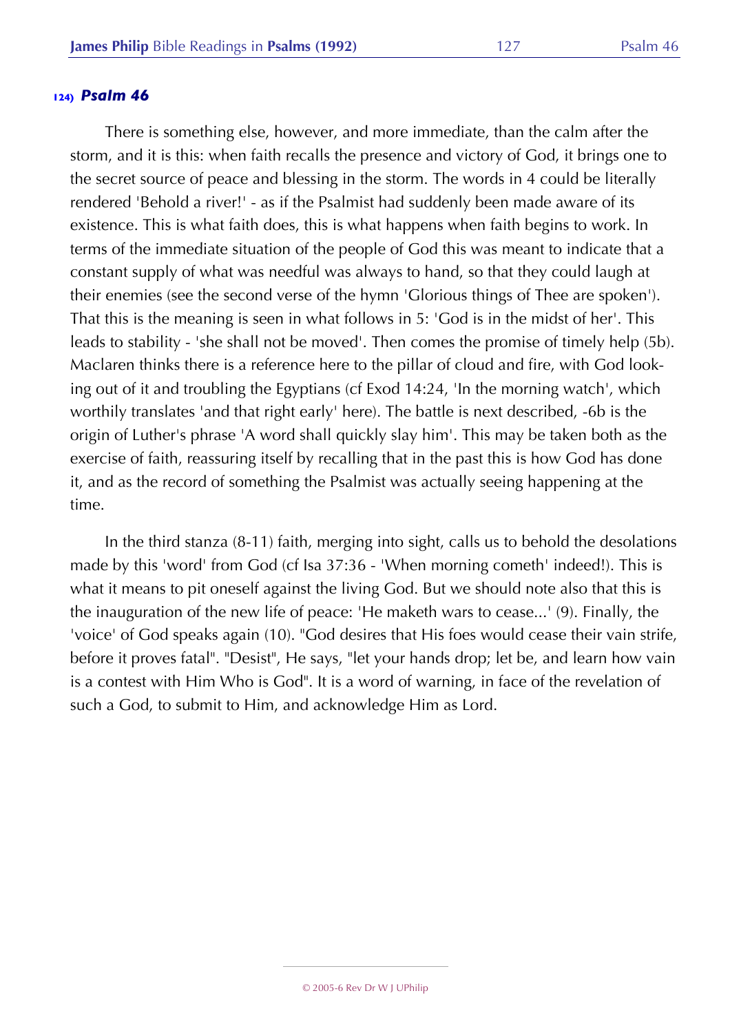## 124) *Psalm 46*

There is something else, however, and more immediate, than the calm after the storm, and it is this: when faith recalls the presence and victory of God, it brings one to the secret source of peace and blessing in the storm. The words in 4 could be literally rendered 'Behold a river!' - as if the Psalmist had suddenly been made aware of its existence. This is what faith does, this is what happens when faith begins to work. In terms of the immediate situation of the people of God this was meant to indicate that a constant supply of what was needful was always to hand, so that they could laugh at their enemies (see the second verse of the hymn 'Glorious things of Thee are spoken'). That this is the meaning is seen in what follows in 5: 'God is in the midst of her'. This leads to stability - 'she shall not be moved'. Then comes the promise of timely help (5b). Maclaren thinks there is a reference here to the pillar of cloud and fire, with God looking out of it and troubling the Egyptians (cf Exod 14:24, 'In the morning watch', which worthily translates 'and that right early' here). The battle is next described, -6b is the origin of Luther's phrase 'A word shall quickly slay him'. This may be taken both as the exercise of faith, reassuring itself by recalling that in the past this is how God has done it, and as the record of something the Psalmist was actually seeing happening at the time.

In the third stanza (8-11) faith, merging into sight, calls us to behold the desolations made by this 'word' from God (cf Isa 37:36 - 'When morning cometh' indeed!). This is what it means to pit oneself against the living God. But we should note also that this is the inauguration of the new life of peace: 'He maketh wars to cease...' (9). Finally, the 'voice' of God speaks again (10). "God desires that His foes would cease their vain strife, before it proves fatal". "Desist", He says, "let your hands drop; let be, and learn how vain is a contest with Him Who is God". It is a word of warning, in face of the revelation of such a God, to submit to Him, and acknowledge Him as Lord.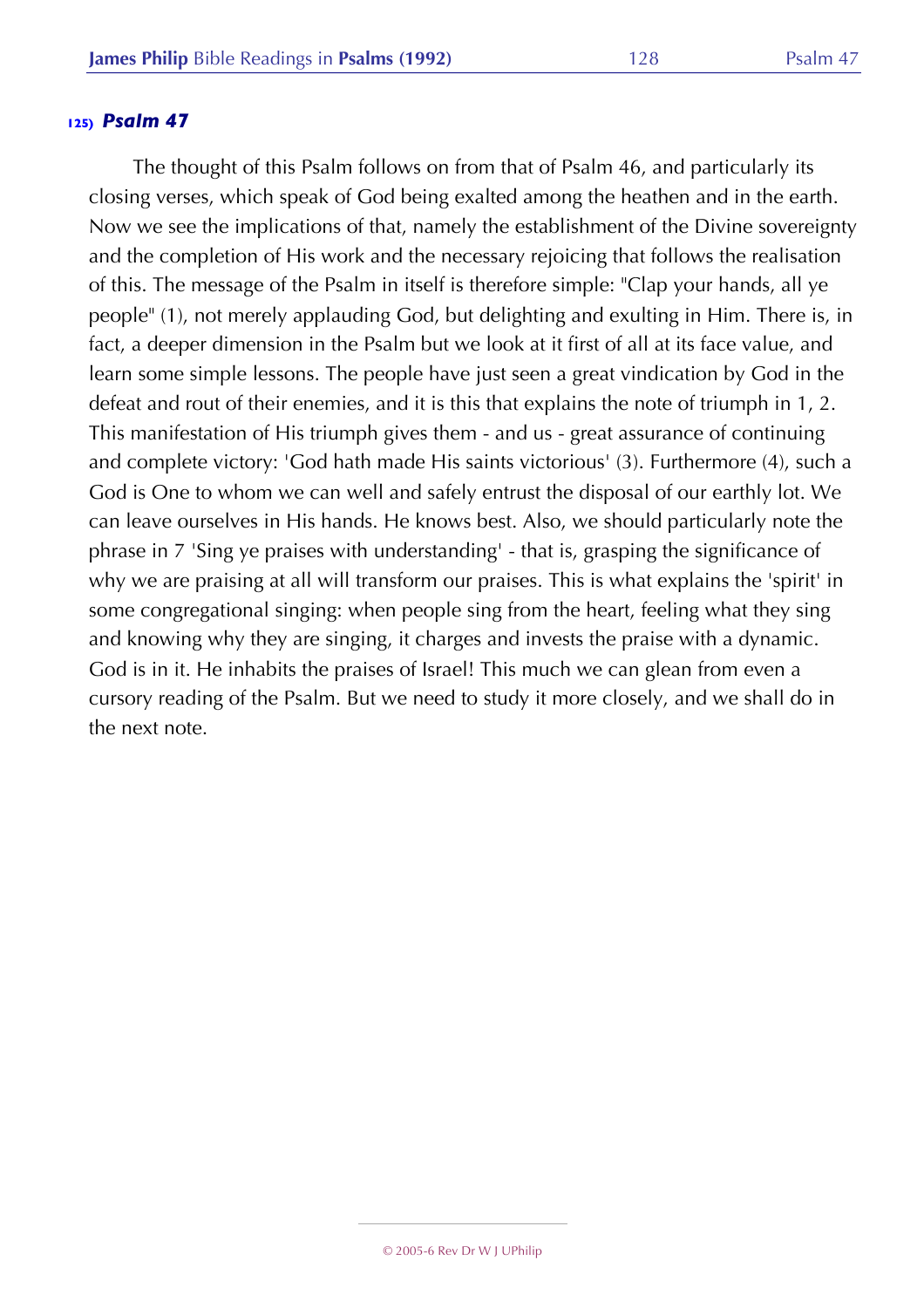## 125) *Psalm 47*

The thought of this Psalm follows on from that of Psalm 46, and particularly its closing verses, which speak of God being exalted among the heathen and in the earth. Now we see the implications of that, namely the establishment of the Divine sovereignty and the completion of His work and the necessary rejoicing that follows the realisation of this. The message of the Psalm in itself is therefore simple: "Clap your hands, all ye people" (1), not merely applauding God, but delighting and exulting in Him. There is, in fact, a deeper dimension in the Psalm but we look at it first of all at its face value, and learn some simple lessons. The people have just seen a great vindication by God in the defeat and rout of their enemies, and it is this that explains the note of triumph in 1, 2. This manifestation of His triumph gives them - and us - great assurance of continuing and complete victory: 'God hath made His saints victorious' (3). Furthermore (4), such a God is One to whom we can well and safely entrust the disposal of our earthly lot. We can leave ourselves in His hands. He knows best. Also, we should particularly note the phrase in 7 'Sing ye praises with understanding' - that is, grasping the significance of why we are praising at all will transform our praises. This is what explains the 'spirit' in some congregational singing: when people sing from the heart, feeling what they sing and knowing why they are singing, it charges and invests the praise with a dynamic. God is in it. He inhabits the praises of Israel! This much we can glean from even a cursory reading of the Psalm. But we need to study it more closely, and we shall do in the next note.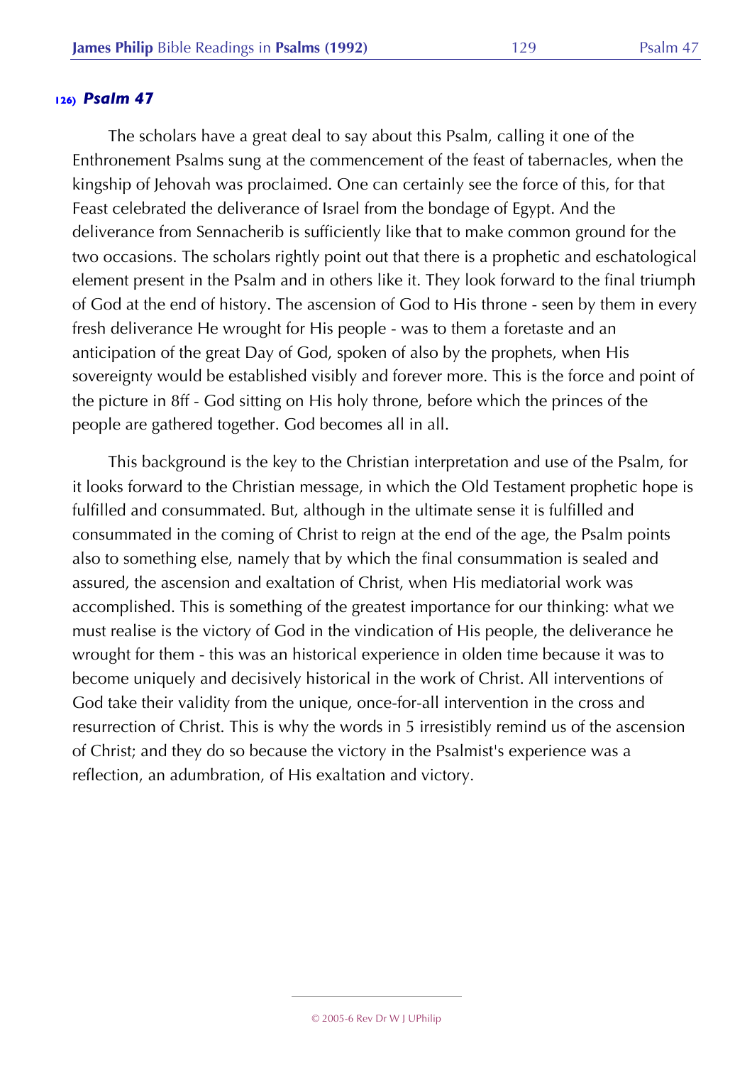### 126) *Psalm 47*

The scholars have a great deal to say about this Psalm, calling it one of the Enthronement Psalms sung at the commencement of the feast of tabernacles, when the kingship of Jehovah was proclaimed. One can certainly see the force of this, for that Feast celebrated the deliverance of Israel from the bondage of Egypt. And the deliverance from Sennacherib is sufficiently like that to make common ground for the two occasions. The scholars rightly point out that there is a prophetic and eschatological element present in the Psalm and in others like it. They look forward to the final triumph of God at the end of history. The ascension of God to His throne - seen by them in every fresh deliverance He wrought for His people - was to them a foretaste and an anticipation of the great Day of God, spoken of also by the prophets, when His sovereignty would be established visibly and forever more. This is the force and point of the picture in 8ff - God sitting on His holy throne, before which the princes of the people are gathered together. God becomes all in all.

This background is the key to the Christian interpretation and use of the Psalm, for it looks forward to the Christian message, in which the Old Testament prophetic hope is fulfilled and consummated. But, although in the ultimate sense it is fulfilled and consummated in the coming of Christ to reign at the end of the age, the Psalm points also to something else, namely that by which the final consummation is sealed and assured, the ascension and exaltation of Christ, when His mediatorial work was accomplished. This is something of the greatest importance for our thinking: what we must realise is the victory of God in the vindication of His people, the deliverance he wrought for them - this was an historical experience in olden time because it was to become uniquely and decisively historical in the work of Christ. All interventions of God take their validity from the unique, once-for-all intervention in the cross and resurrection of Christ. This is why the words in 5 irresistibly remind us of the ascension of Christ; and they do so because the victory in the Psalmist's experience was a reflection, an adumbration, of His exaltation and victory.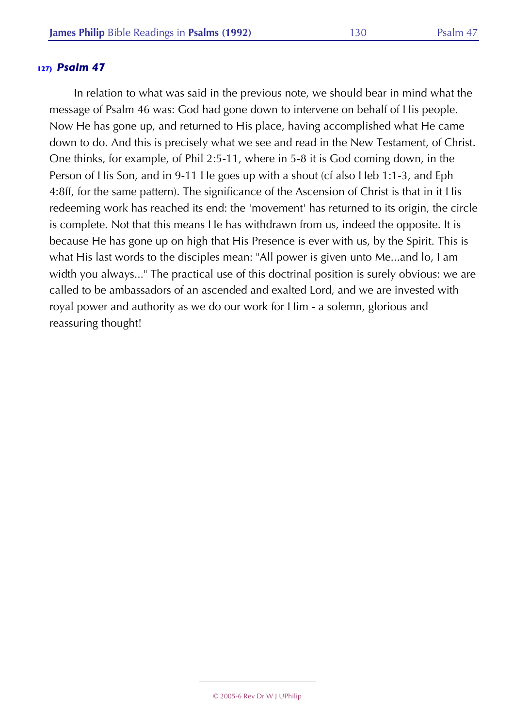## 127) *Psalm 47*

In relation to what was said in the previous note, we should bear in mind what the message of Psalm 46 was: God had gone down to intervene on behalf of His people. Now He has gone up, and returned to His place, having accomplished what He came down to do. And this is precisely what we see and read in the New Testament, of Christ. One thinks, for example, of Phil 2:5-11, where in 5-8 it is God coming down, in the Person of His Son, and in 9-11 He goes up with a shout (cf also Heb 1:1-3, and Eph 4:8ff, for the same pattern). The significance of the Ascension of Christ is that in it His redeeming work has reached its end: the 'movement' has returned to its origin, the circle is complete. Not that this means He has withdrawn from us, indeed the opposite. It is because He has gone up on high that His Presence is ever with us, by the Spirit. This is what His last words to the disciples mean: "All power is given unto Me...and lo, I am width you always..." The practical use of this doctrinal position is surely obvious: we are called to be ambassadors of an ascended and exalted Lord, and we are invested with royal power and authority as we do our work for Him - a solemn, glorious and reassuring thought!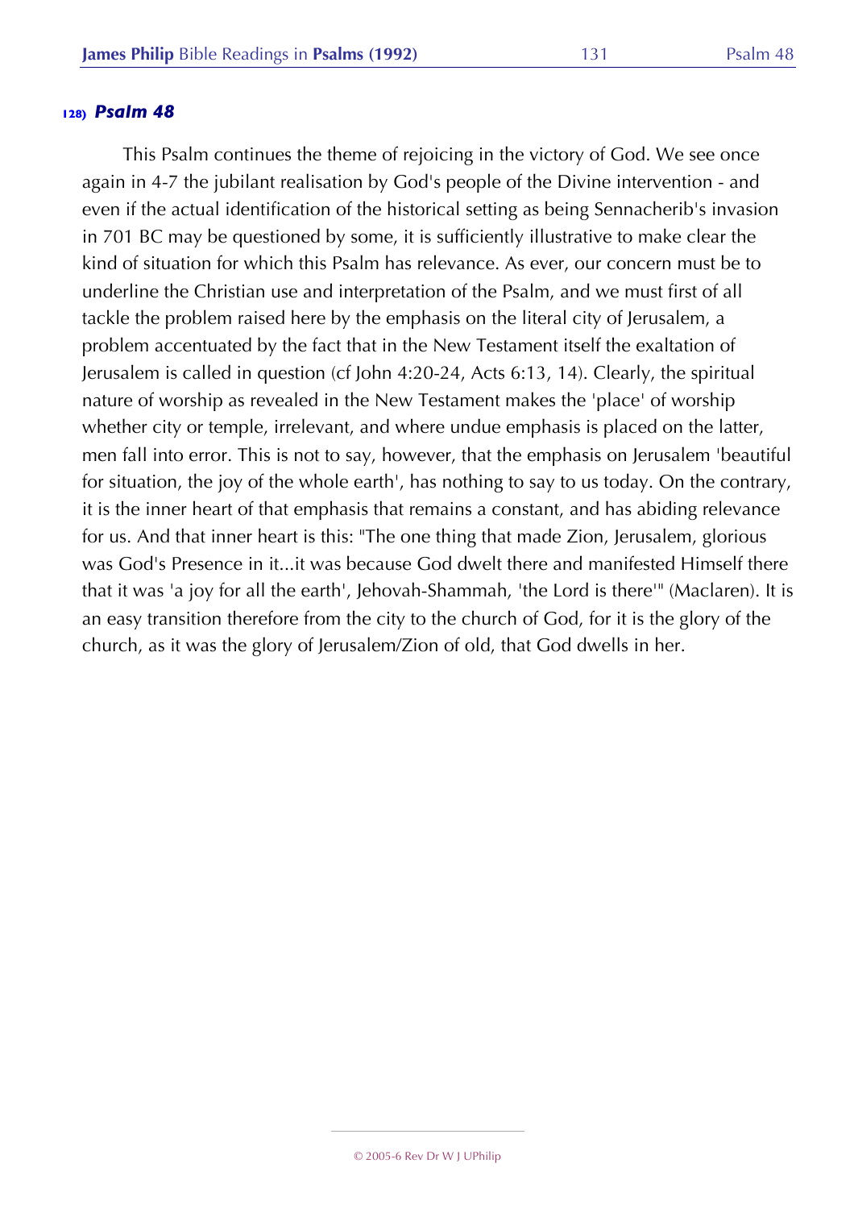### 128) *Psalm 48*

This Psalm continues the theme of rejoicing in the victory of God. We see once again in 4-7 the jubilant realisation by God's people of the Divine intervention - and even if the actual identification of the historical setting as being Sennacherib's invasion in 701 BC may be questioned by some, it is sufficiently illustrative to make clear the kind of situation for which this Psalm has relevance. As ever, our concern must be to underline the Christian use and interpretation of the Psalm, and we must first of all tackle the problem raised here by the emphasis on the literal city of Jerusalem, a problem accentuated by the fact that in the New Testament itself the exaltation of Jerusalem is called in question (cf John 4:20-24, Acts 6:13, 14). Clearly, the spiritual nature of worship as revealed in the New Testament makes the 'place' of worship whether city or temple, irrelevant, and where undue emphasis is placed on the latter, men fall into error. This is not to say, however, that the emphasis on Jerusalem 'beautiful for situation, the joy of the whole earth', has nothing to say to us today. On the contrary, it is the inner heart of that emphasis that remains a constant, and has abiding relevance for us. And that inner heart is this: "The one thing that made Zion, Jerusalem, glorious was God's Presence in it...it was because God dwelt there and manifested Himself there that it was 'a joy for all the earth', Jehovah-Shammah, 'the Lord is there'" (Maclaren). It is an easy transition therefore from the city to the church of God, for it is the glory of the church, as it was the glory of Jerusalem/Zion of old, that God dwells in her.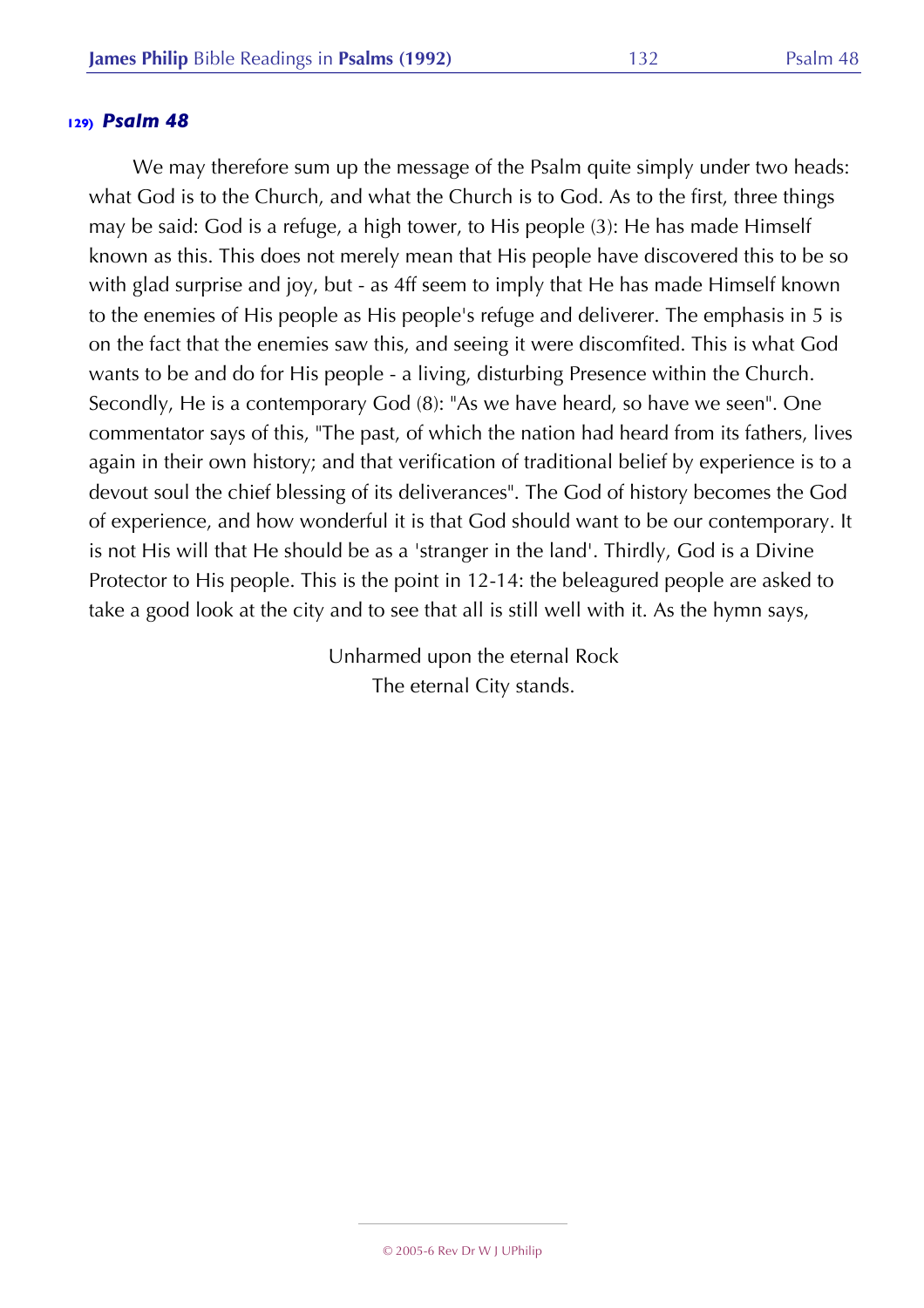### 129) *Psalm 48*

We may therefore sum up the message of the Psalm quite simply under two heads: what God is to the Church, and what the Church is to God. As to the first, three things may be said: God is a refuge, a high tower, to His people (3): He has made Himself known as this. This does not merely mean that His people have discovered this to be so with glad surprise and joy, but - as 4ff seem to imply that He has made Himself known to the enemies of His people as His people's refuge and deliverer. The emphasis in 5 is on the fact that the enemies saw this, and seeing it were discomfited. This is what God wants to be and do for His people - a living, disturbing Presence within the Church. Secondly, He is a contemporary God (8): "As we have heard, so have we seen". One commentator says of this, "The past, of which the nation had heard from its fathers, lives again in their own history; and that verification of traditional belief by experience is to a devout soul the chief blessing of its deliverances". The God of history becomes the God of experience, and how wonderful it is that God should want to be our contemporary. It is not His will that He should be as a 'stranger in the land'. Thirdly, God is a Divine Protector to His people. This is the point in 12-14: the beleagured people are asked to take a good look at the city and to see that all is still well with it. As the hymn says,

> Unharmed upon the eternal Rock
> The eternal City stands.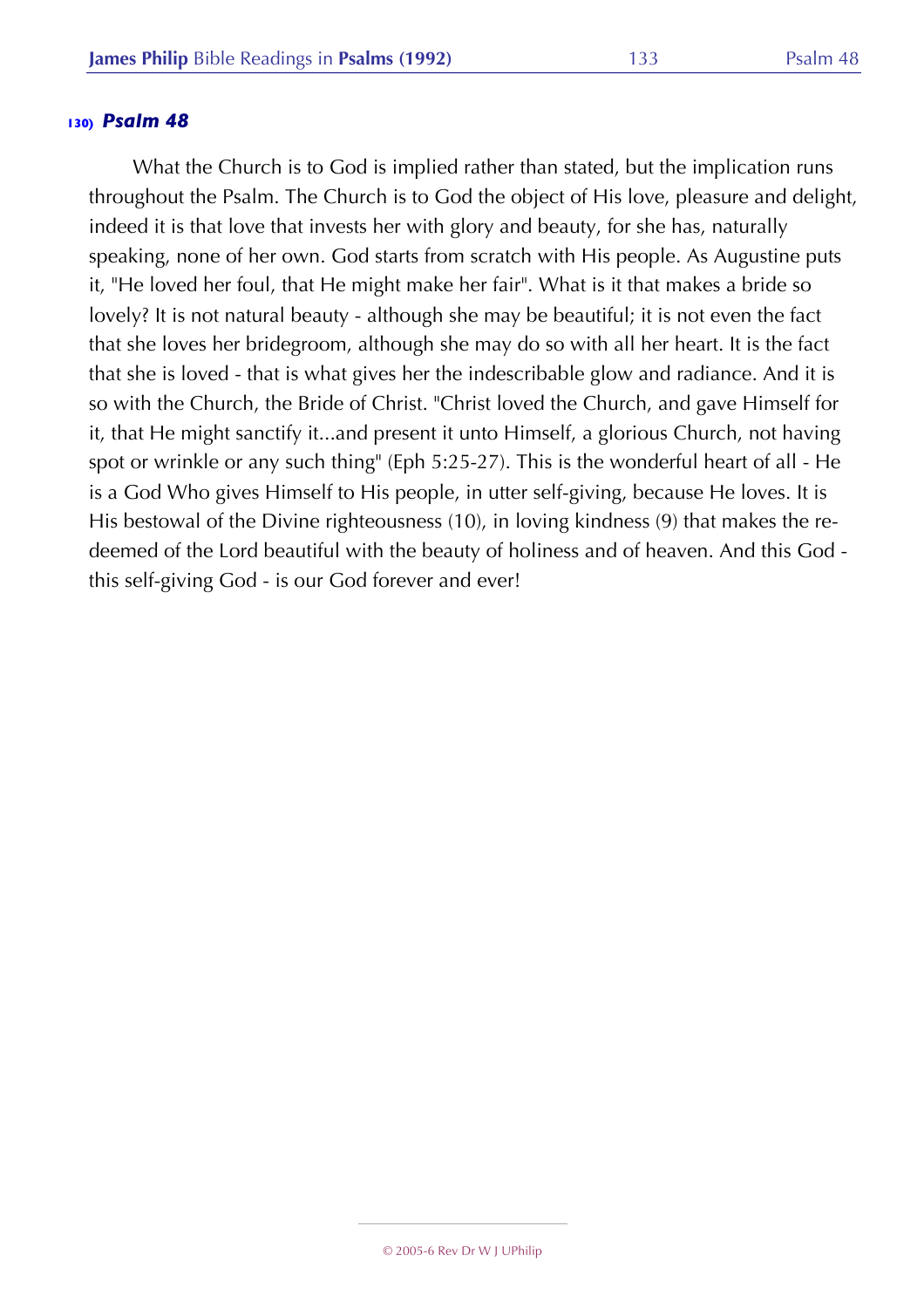### 130) *Psalm 48*

What the Church is to God is implied rather than stated, but the implication runs throughout the Psalm. The Church is to God the object of His love, pleasure and delight, indeed it is that love that invests her with glory and beauty, for she has, naturally speaking, none of her own. God starts from scratch with His people. As Augustine puts it, "He loved her foul, that He might make her fair". What is it that makes a bride so lovely? It is not natural beauty - although she may be beautiful; it is not even the fact that she loves her bridegroom, although she may do so with all her heart. It is the fact that she is loved - that is what gives her the indescribable glow and radiance. And it is so with the Church, the Bride of Christ. "Christ loved the Church, and gave Himself for it, that He might sanctify it...and present it unto Himself, a glorious Church, not having spot or wrinkle or any such thing" (Eph 5:25-27). This is the wonderful heart of all - He is a God Who gives Himself to His people, in utter self-giving, because He loves. It is His bestowal of the Divine righteousness (10), in loving kindness (9) that makes the redeemed of the Lord beautiful with the beauty of holiness and of heaven. And this God - this self-giving God - is our God forever and ever!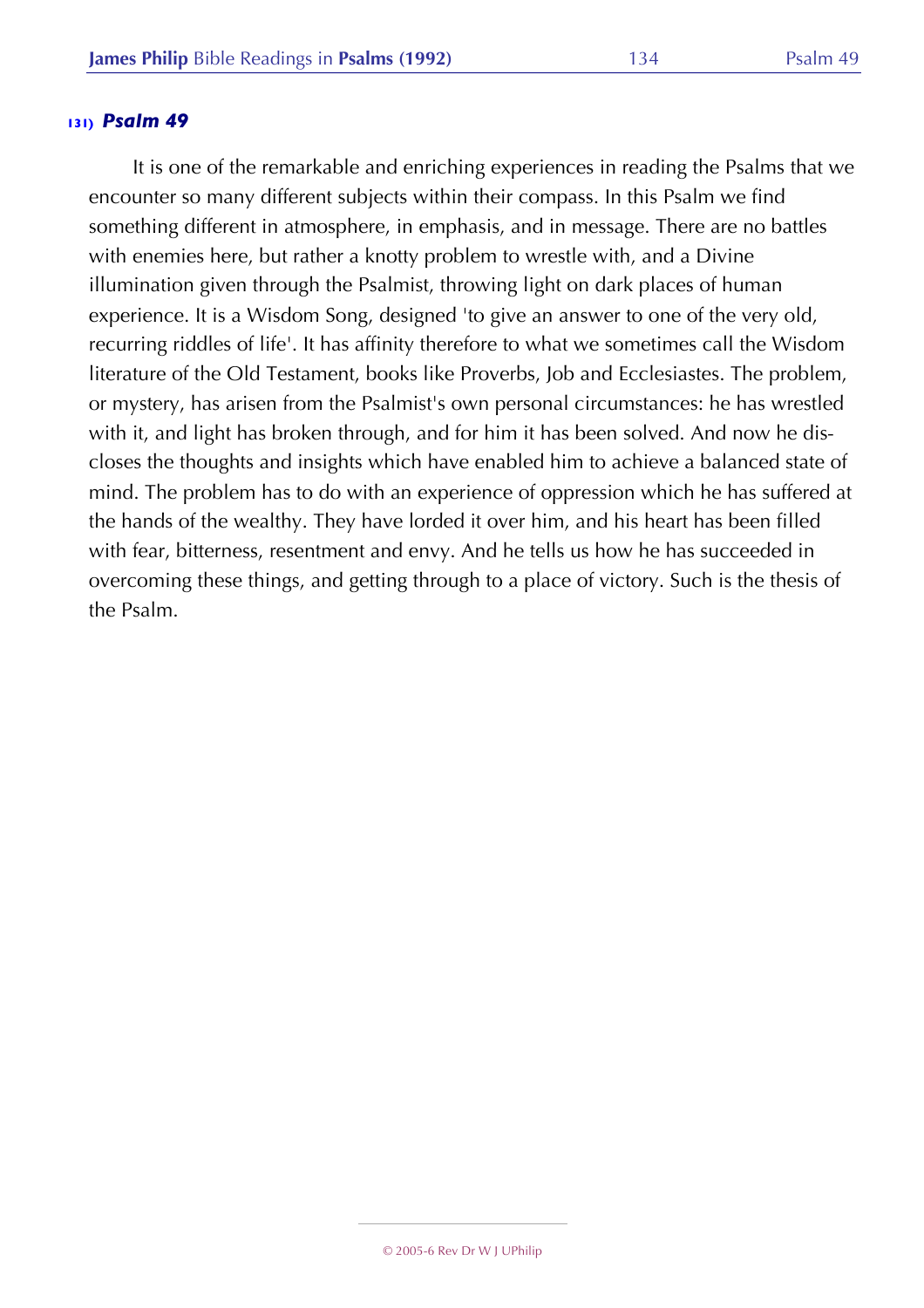### 131) *Psalm 49*

It is one of the remarkable and enriching experiences in reading the Psalms that we encounter so many different subjects within their compass. In this Psalm we find something different in atmosphere, in emphasis, and in message. There are no battles with enemies here, but rather a knotty problem to wrestle with, and a Divine illumination given through the Psalmist, throwing light on dark places of human experience. It is a Wisdom Song, designed 'to give an answer to one of the very old, recurring riddles of life'. It has affinity therefore to what we sometimes call the Wisdom literature of the Old Testament, books like Proverbs, Job and Ecclesiastes. The problem, or mystery, has arisen from the Psalmist's own personal circumstances: he has wrestled with it, and light has broken through, and for him it has been solved. And now he discloses the thoughts and insights which have enabled him to achieve a balanced state of mind. The problem has to do with an experience of oppression which he has suffered at the hands of the wealthy. They have lorded it over him, and his heart has been filled with fear, bitterness, resentment and envy. And he tells us how he has succeeded in overcoming these things, and getting through to a place of victory. Such is the thesis of the Psalm.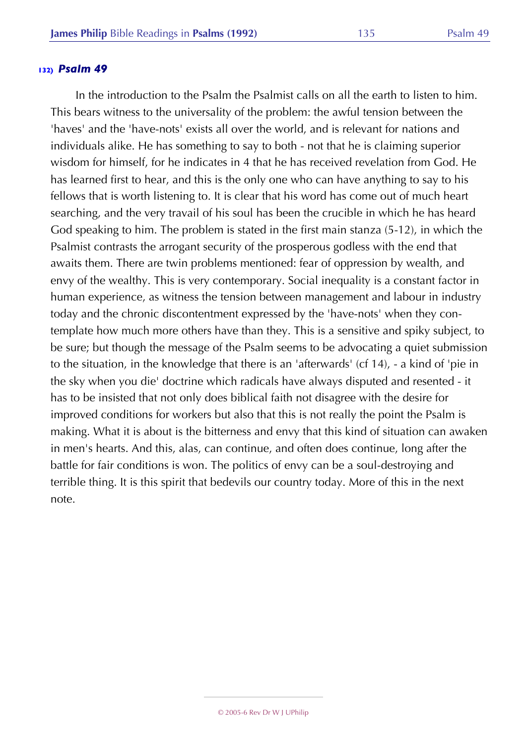### 132) *Psalm 49*

In the introduction to the Psalm the Psalmist calls on all the earth to listen to him. This bears witness to the universality of the problem: the awful tension between the 'haves' and the 'have-nots' exists all over the world, and is relevant for nations and individuals alike. He has something to say to both - not that he is claiming superior wisdom for himself, for he indicates in 4 that he has received revelation from God. He has learned first to hear, and this is the only one who can have anything to say to his fellows that is worth listening to. It is clear that his word has come out of much heart searching, and the very travail of his soul has been the crucible in which he has heard God speaking to him. The problem is stated in the first main stanza (5-12), in which the Psalmist contrasts the arrogant security of the prosperous godless with the end that awaits them. There are twin problems mentioned: fear of oppression by wealth, and envy of the wealthy. This is very contemporary. Social inequality is a constant factor in human experience, as witness the tension between management and labour in industry today and the chronic discontentment expressed by the 'have-nots' when they contemplate how much more others have than they. This is a sensitive and spiky subject, to be sure; but though the message of the Psalm seems to be advocating a quiet submission to the situation, in the knowledge that there is an 'afterwards' (cf 14), - a kind of 'pie in the sky when you die' doctrine which radicals have always disputed and resented - it has to be insisted that not only does biblical faith not disagree with the desire for improved conditions for workers but also that this is not really the point the Psalm is making. What it is about is the bitterness and envy that this kind of situation can awaken in men's hearts. And this, alas, can continue, and often does continue, long after the battle for fair conditions is won. The politics of envy can be a soul-destroying and terrible thing. It is this spirit that bedevils our country today. More of this in the next note.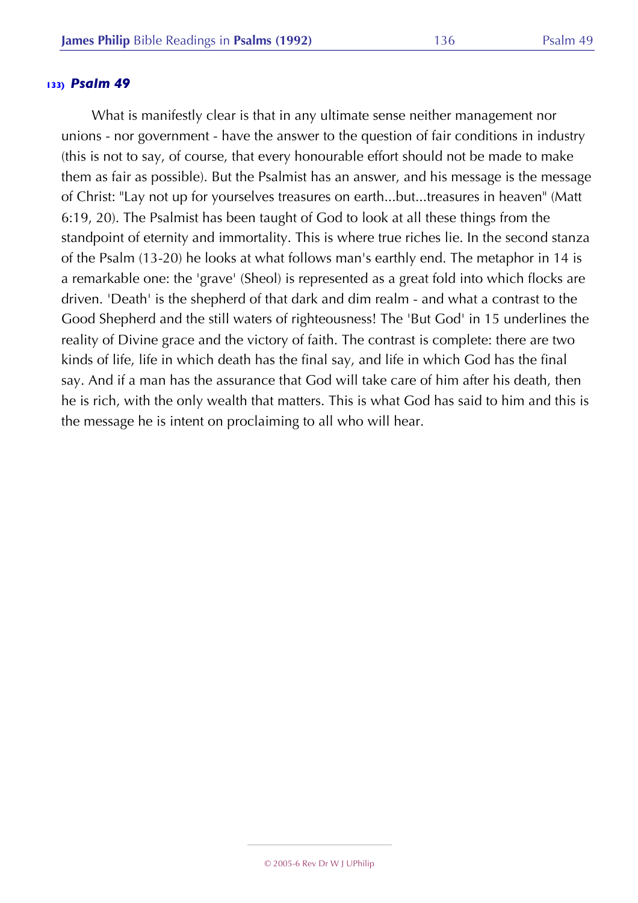### 133) *Psalm 49*

What is manifestly clear is that in any ultimate sense neither management nor unions - nor government - have the answer to the question of fair conditions in industry (this is not to say, of course, that every honourable effort should not be made to make them as fair as possible). But the Psalmist has an answer, and his message is the message of Christ: "Lay not up for yourselves treasures on earth...but...treasures in heaven" (Matt 6:19, 20). The Psalmist has been taught of God to look at all these things from the standpoint of eternity and immortality. This is where true riches lie. In the second stanza of the Psalm (13-20) he looks at what follows man's earthly end. The metaphor in 14 is a remarkable one: the 'grave' (Sheol) is represented as a great fold into which flocks are driven. 'Death' is the shepherd of that dark and dim realm - and what a contrast to the Good Shepherd and the still waters of righteousness! The 'But God' in 15 underlines the reality of Divine grace and the victory of faith. The contrast is complete: there are two kinds of life, life in which death has the final say, and life in which God has the final say. And if a man has the assurance that God will take care of him after his death, then he is rich, with the only wealth that matters. This is what God has said to him and this is the message he is intent on proclaiming to all who will hear.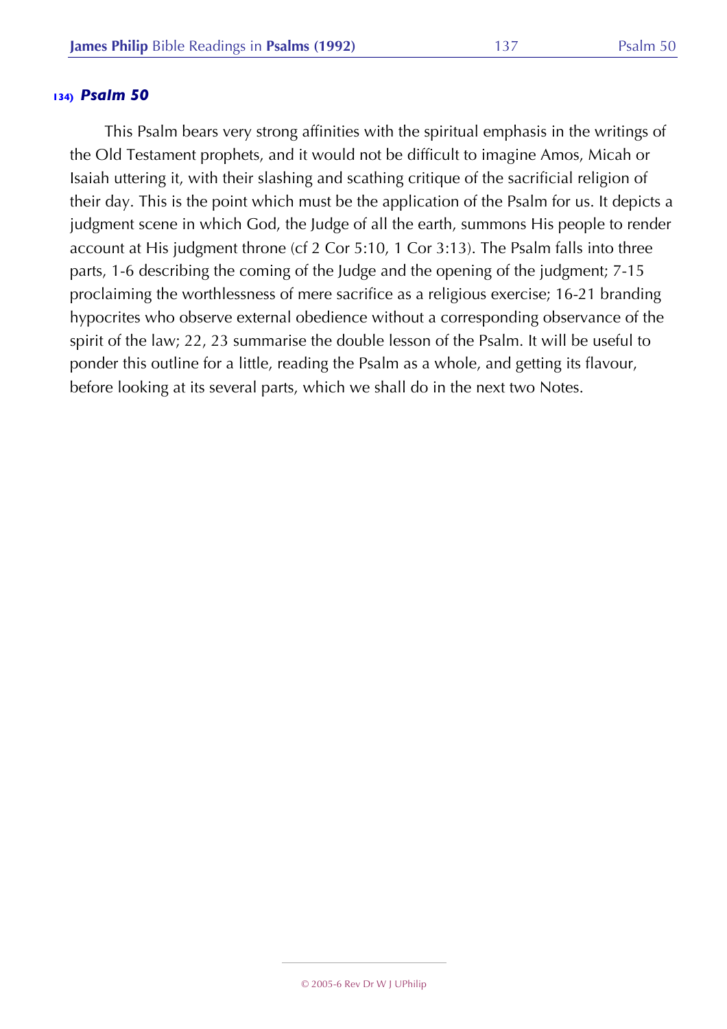### 134) *Psalm 50*

This Psalm bears very strong affinities with the spiritual emphasis in the writings of the Old Testament prophets, and it would not be difficult to imagine Amos, Micah or Isaiah uttering it, with their slashing and scathing critique of the sacrificial religion of their day. This is the point which must be the application of the Psalm for us. It depicts a judgment scene in which God, the Judge of all the earth, summons His people to render account at His judgment throne (cf 2 Cor 5:10, 1 Cor 3:13). The Psalm falls into three parts, 1-6 describing the coming of the Judge and the opening of the judgment; 7-15 proclaiming the worthlessness of mere sacrifice as a religious exercise; 16-21 branding hypocrites who observe external obedience without a corresponding observance of the spirit of the law; 22, 23 summarise the double lesson of the Psalm. It will be useful to ponder this outline for a little, reading the Psalm as a whole, and getting its flavour, before looking at its several parts, which we shall do in the next two Notes.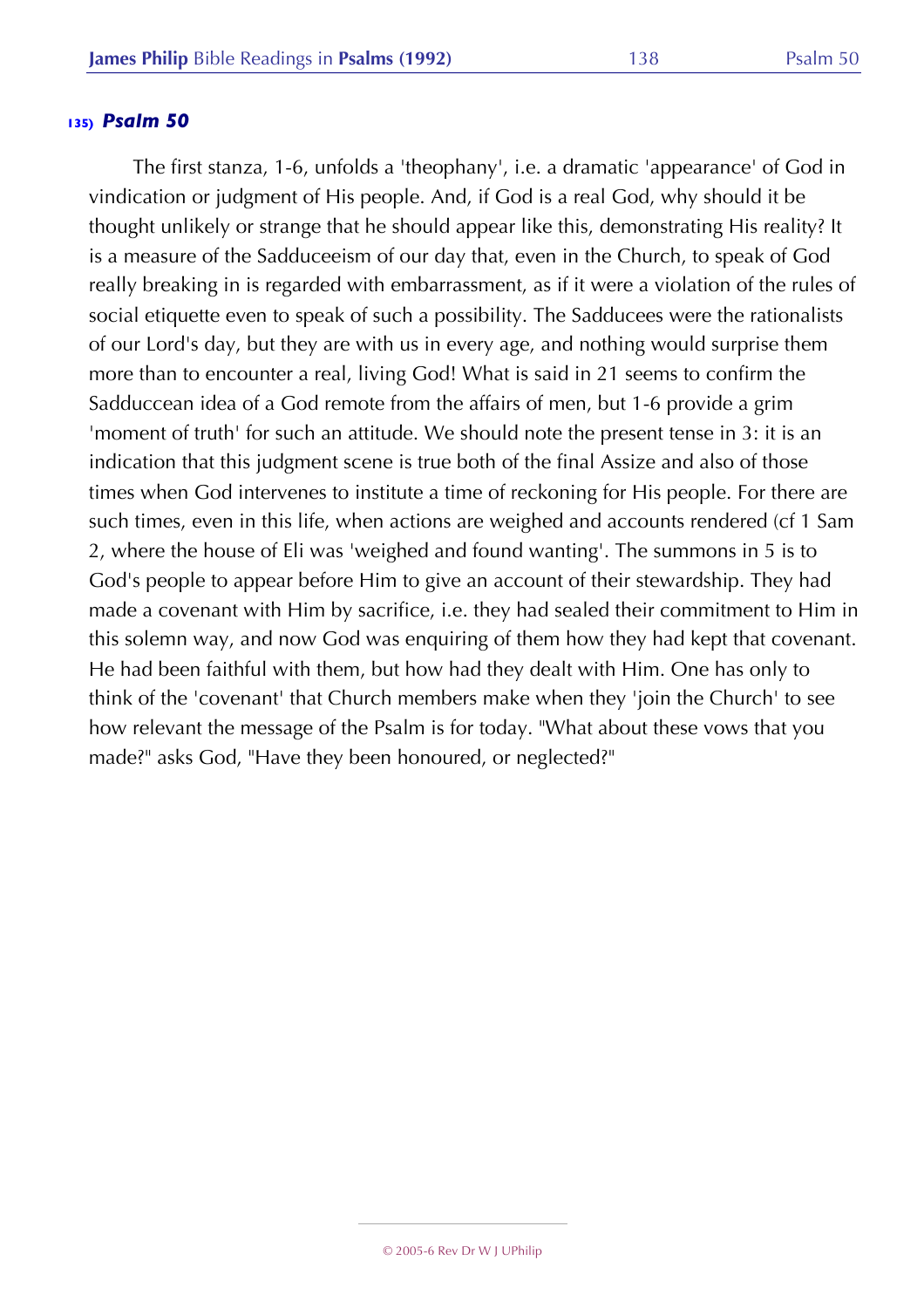### 135) *Psalm 50*

The first stanza, 1-6, unfolds a 'theophany', i.e. a dramatic 'appearance' of God in vindication or judgment of His people. And, if God is a real God, why should it be thought unlikely or strange that he should appear like this, demonstrating His reality? It is a measure of the Sadduceeism of our day that, even in the Church, to speak of God really breaking in is regarded with embarrassment, as if it were a violation of the rules of social etiquette even to speak of such a possibility. The Sadducees were the rationalists of our Lord's day, but they are with us in every age, and nothing would surprise them more than to encounter a real, living God! What is said in 21 seems to confirm the Sadduccean idea of a God remote from the affairs of men, but 1-6 provide a grim 'moment of truth' for such an attitude. We should note the present tense in 3: it is an indication that this judgment scene is true both of the final Assize and also of those times when God intervenes to institute a time of reckoning for His people. For there are such times, even in this life, when actions are weighed and accounts rendered (cf 1 Sam 2, where the house of Eli was 'weighed and found wanting'. The summons in 5 is to God's people to appear before Him to give an account of their stewardship. They had made a covenant with Him by sacrifice, i.e. they had sealed their commitment to Him in this solemn way, and now God was enquiring of them how they had kept that covenant. He had been faithful with them, but how had they dealt with Him. One has only to think of the 'covenant' that Church members make when they 'join the Church' to see how relevant the message of the Psalm is for today. "What about these vows that you made?" asks God, "Have they been honoured, or neglected?"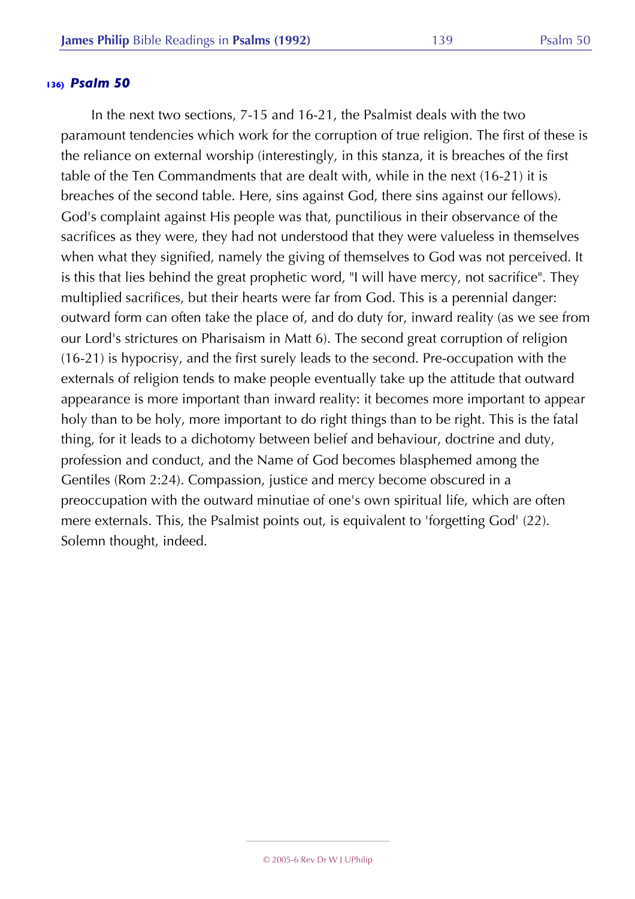### 136) *Psalm 50*

In the next two sections, 7-15 and 16-21, the Psalmist deals with the two paramount tendencies which work for the corruption of true religion. The first of these is the reliance on external worship (interestingly, in this stanza, it is breaches of the first table of the Ten Commandments that are dealt with, while in the next (16-21) it is breaches of the second table. Here, sins against God, there sins against our fellows). God's complaint against His people was that, punctilious in their observance of the sacrifices as they were, they had not understood that they were valueless in themselves when what they signified, namely the giving of themselves to God was not perceived. It is this that lies behind the great prophetic word, "I will have mercy, not sacrifice". They multiplied sacrifices, but their hearts were far from God. This is a perennial danger: outward form can often take the place of, and do duty for, inward reality (as we see from our Lord's strictures on Pharisaism in Matt 6). The second great corruption of religion (16-21) is hypocrisy, and the first surely leads to the second. Pre-occupation with the externals of religion tends to make people eventually take up the attitude that outward appearance is more important than inward reality: it becomes more important to appear holy than to be holy, more important to do right things than to be right. This is the fatal thing, for it leads to a dichotomy between belief and behaviour, doctrine and duty, profession and conduct, and the Name of God becomes blasphemed among the Gentiles (Rom 2:24). Compassion, justice and mercy become obscured in a preoccupation with the outward minutiae of one's own spiritual life, which are often mere externals. This, the Psalmist points out, is equivalent to 'forgetting God' (22). Solemn thought, indeed.